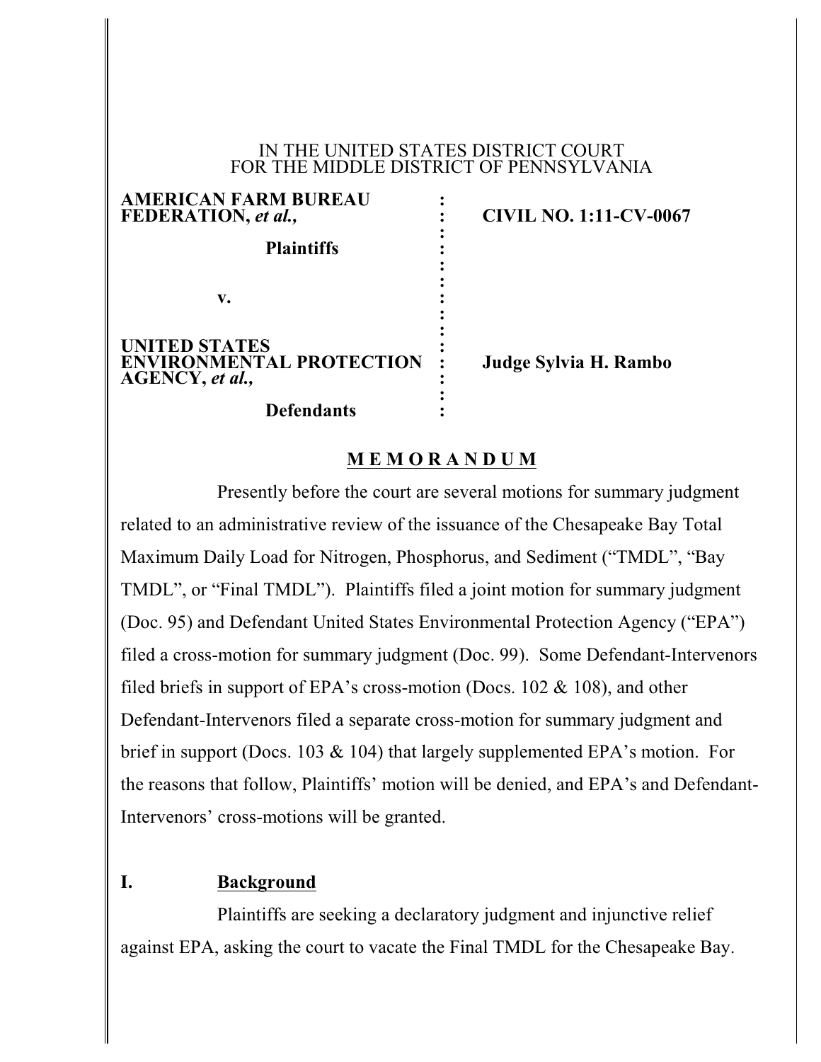IN THE UNITED STATES DISTRICT COURT
FOR THE MIDDLE DISTRICT OF PENNSYLVANIA

| | | |
|---|---|---|
| **AMERICAN FARM BUREAU FEDERATION, *et al.,*** | : | **CIVIL NO. 1:11-CV-0067** |
| **Plaintiffs** | : | |
| **v.** | : | |
| **UNITED STATES ENVIRONMENTAL PROTECTION AGENCY, *et al.,*** | : | **Judge Sylvia H. Rambo** |
| **Defendants** | : | |

## M E M O R A N D U M

Presently before the court are several motions for summary judgment related to an administrative review of the issuance of the Chesapeake Bay Total Maximum Daily Load for Nitrogen, Phosphorus, and Sediment ("TMDL", "Bay TMDL", or "Final TMDL"). Plaintiffs filed a joint motion for summary judgment (Doc. 95) and Defendant United States Environmental Protection Agency ("EPA") filed a cross-motion for summary judgment (Doc. 99). Some Defendant-Intervenors filed briefs in support of EPA's cross-motion (Docs. 102 & 108), and other Defendant-Intervenors filed a separate cross-motion for summary judgment and brief in support (Docs. 103 & 104) that largely supplemented EPA's motion. For the reasons that follow, Plaintiffs' motion will be denied, and EPA's and Defendant-Intervenors' cross-motions will be granted.

## I. Background

Plaintiffs are seeking a declaratory judgment and injunctive relief against EPA, asking the court to vacate the Final TMDL for the Chesapeake Bay.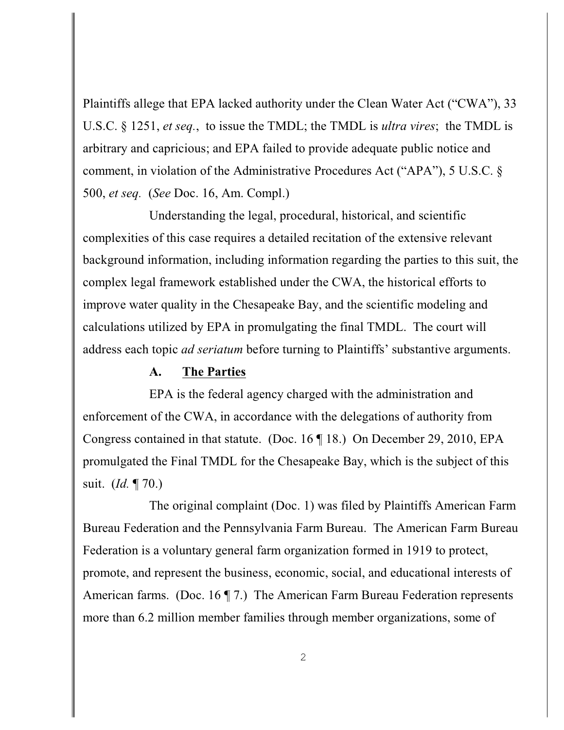Plaintiffs allege that EPA lacked authority under the Clean Water Act ("CWA"), 33 U.S.C. § 1251, *et seq.*, to issue the TMDL; the TMDL is *ultra vires*; the TMDL is arbitrary and capricious; and EPA failed to provide adequate public notice and comment, in violation of the Administrative Procedures Act ("APA"), 5 U.S.C. § 500, *et seq.* (*See* Doc. 16, Am. Compl.)

Understanding the legal, procedural, historical, and scientific complexities of this case requires a detailed recitation of the extensive relevant background information, including information regarding the parties to this suit, the complex legal framework established under the CWA, the historical efforts to improve water quality in the Chesapeake Bay, and the scientific modeling and calculations utilized by EPA in promulgating the final TMDL. The court will address each topic *ad seriatum* before turning to Plaintiffs' substantive arguments.

### A. The Parties

EPA is the federal agency charged with the administration and enforcement of the CWA, in accordance with the delegations of authority from Congress contained in that statute. (Doc. 16 ¶ 18.) On December 29, 2010, EPA promulgated the Final TMDL for the Chesapeake Bay, which is the subject of this suit. (*Id.* ¶ 70.)

The original complaint (Doc. 1) was filed by Plaintiffs American Farm Bureau Federation and the Pennsylvania Farm Bureau. The American Farm Bureau Federation is a voluntary general farm organization formed in 1919 to protect, promote, and represent the business, economic, social, and educational interests of American farms. (Doc. 16 ¶ 7.) The American Farm Bureau Federation represents more than 6.2 million member families through member organizations, some of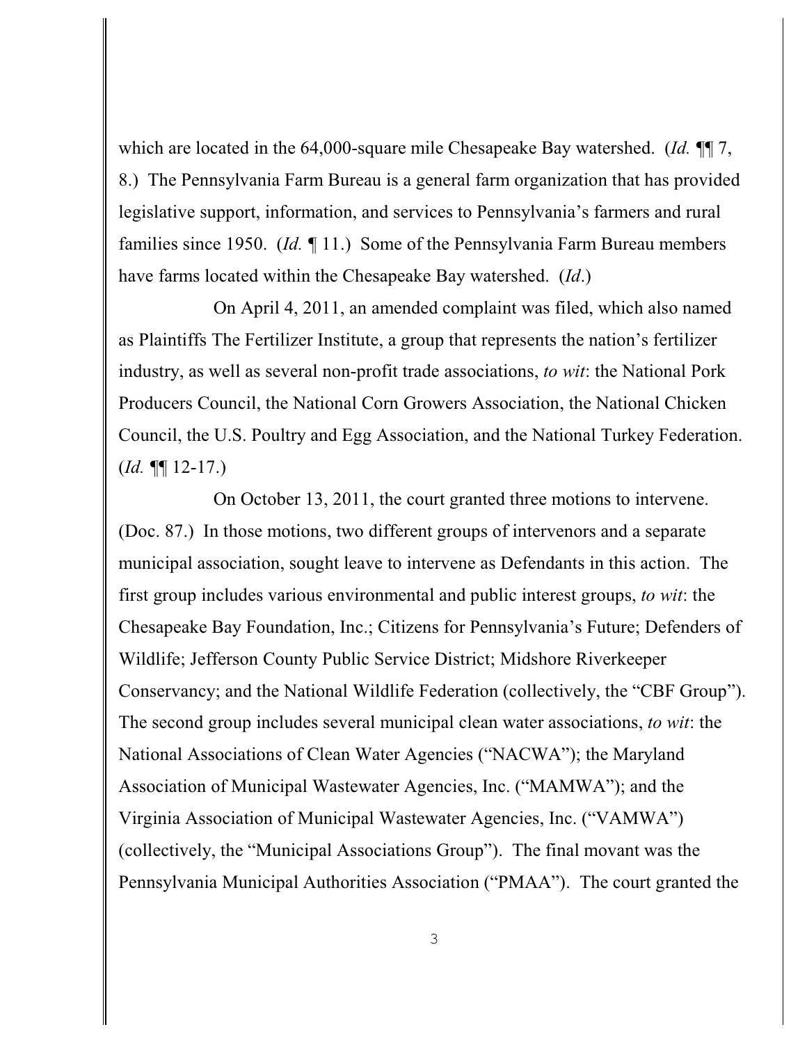which are located in the 64,000-square mile Chesapeake Bay watershed. (*Id.* ¶¶ 7, 8.) The Pennsylvania Farm Bureau is a general farm organization that has provided legislative support, information, and services to Pennsylvania's farmers and rural families since 1950. (*Id.* ¶ 11.) Some of the Pennsylvania Farm Bureau members have farms located within the Chesapeake Bay watershed. (*Id*.)

On April 4, 2011, an amended complaint was filed, which also named as Plaintiffs The Fertilizer Institute, a group that represents the nation's fertilizer industry, as well as several non-profit trade associations, *to wit*: the National Pork Producers Council, the National Corn Growers Association, the National Chicken Council, the U.S. Poultry and Egg Association, and the National Turkey Federation. (*Id.* ¶¶ 12-17.)

On October 13, 2011, the court granted three motions to intervene. (Doc. 87.) In those motions, two different groups of intervenors and a separate municipal association, sought leave to intervene as Defendants in this action. The first group includes various environmental and public interest groups, *to wit*: the Chesapeake Bay Foundation, Inc.; Citizens for Pennsylvania's Future; Defenders of Wildlife; Jefferson County Public Service District; Midshore Riverkeeper Conservancy; and the National Wildlife Federation (collectively, the "CBF Group"). The second group includes several municipal clean water associations, *to wit*: the National Associations of Clean Water Agencies ("NACWA"); the Maryland Association of Municipal Wastewater Agencies, Inc. ("MAMWA"); and the Virginia Association of Municipal Wastewater Agencies, Inc. ("VAMWA") (collectively, the "Municipal Associations Group"). The final movant was the Pennsylvania Municipal Authorities Association ("PMAA"). The court granted the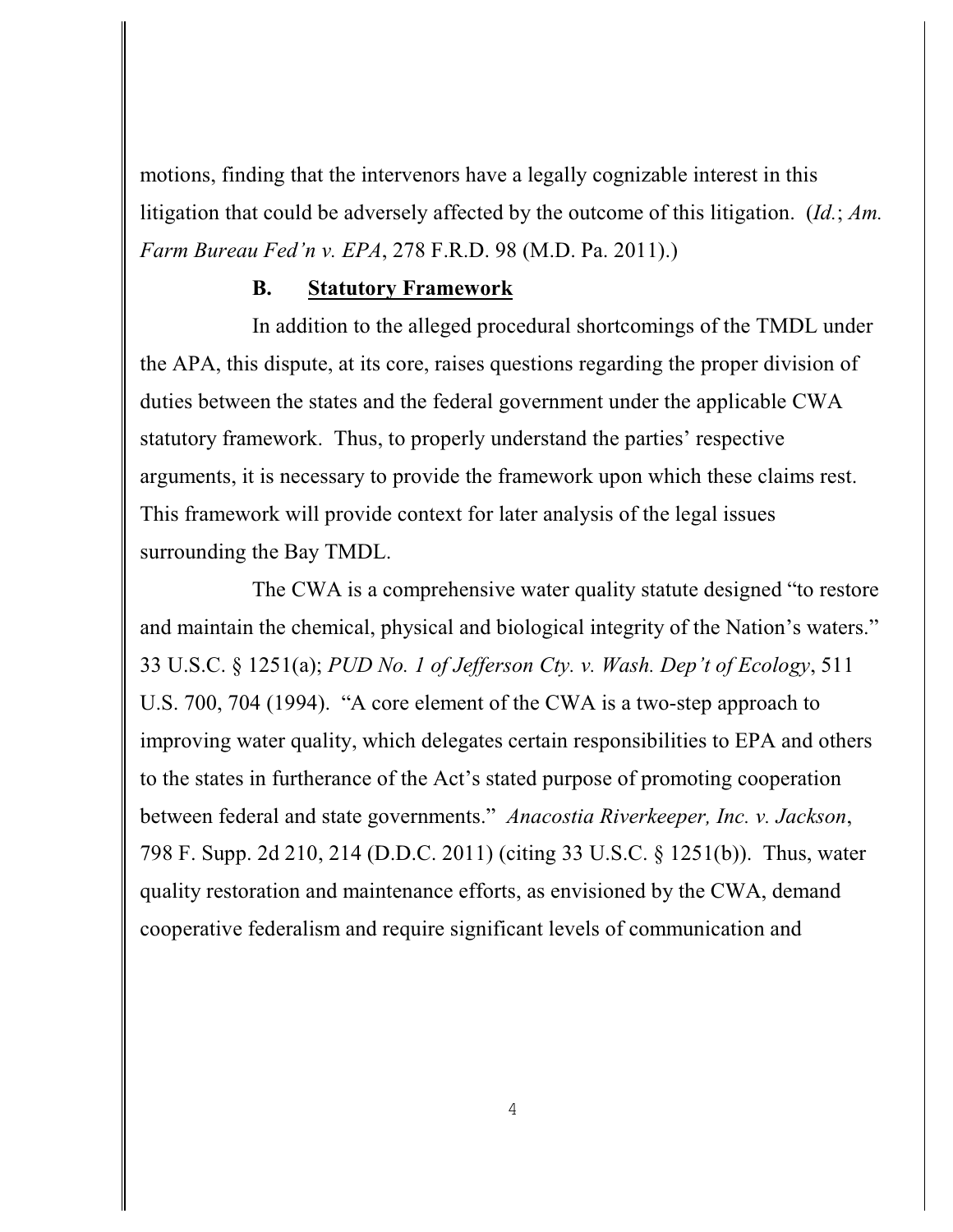motions, finding that the intervenors have a legally cognizable interest in this litigation that could be adversely affected by the outcome of this litigation. (*Id.*; *Am. Farm Bureau Fed'n v. EPA*, 278 F.R.D. 98 (M.D. Pa. 2011).)

### B. Statutory Framework

In addition to the alleged procedural shortcomings of the TMDL under the APA, this dispute, at its core, raises questions regarding the proper division of duties between the states and the federal government under the applicable CWA statutory framework. Thus, to properly understand the parties' respective arguments, it is necessary to provide the framework upon which these claims rest. This framework will provide context for later analysis of the legal issues surrounding the Bay TMDL.

The CWA is a comprehensive water quality statute designed "to restore and maintain the chemical, physical and biological integrity of the Nation's waters." 33 U.S.C. § 1251(a); *PUD No. 1 of Jefferson Cty. v. Wash. Dep't of Ecology*, 511 U.S. 700, 704 (1994). "A core element of the CWA is a two-step approach to improving water quality, which delegates certain responsibilities to EPA and others to the states in furtherance of the Act's stated purpose of promoting cooperation between federal and state governments." *Anacostia Riverkeeper, Inc. v. Jackson*, 798 F. Supp. 2d 210, 214 (D.D.C. 2011) (citing 33 U.S.C. § 1251(b)). Thus, water quality restoration and maintenance efforts, as envisioned by the CWA, demand cooperative federalism and require significant levels of communication and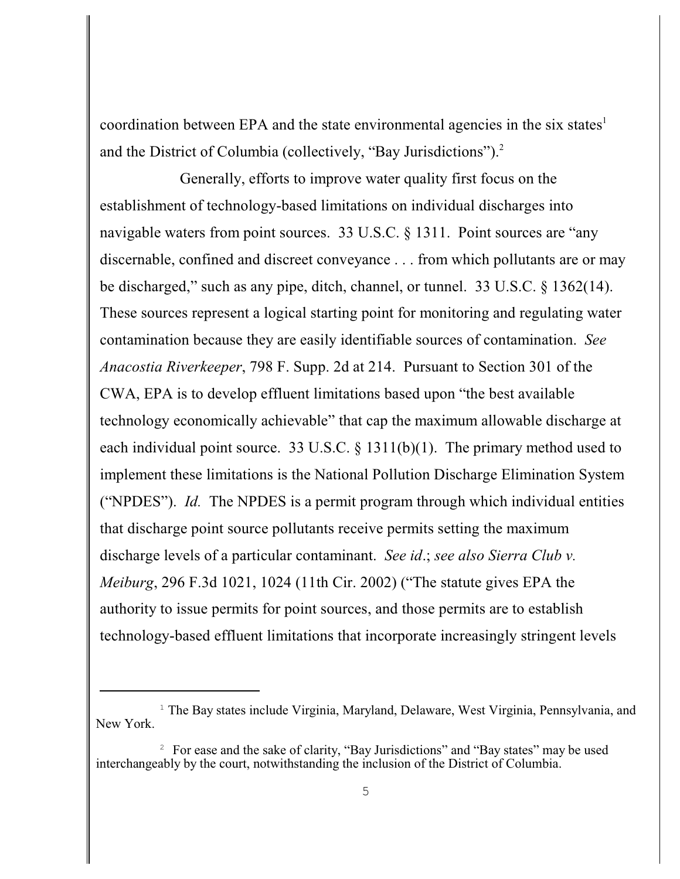coordination between EPA and the state environmental agencies in the six states[1] and the District of Columbia (collectively, "Bay Jurisdictions").[2]

Generally, efforts to improve water quality first focus on the establishment of technology-based limitations on individual discharges into navigable waters from point sources. 33 U.S.C. § 1311. Point sources are "any discernable, confined and discreet conveyance . . . from which pollutants are or may be discharged," such as any pipe, ditch, channel, or tunnel. 33 U.S.C. § 1362(14). These sources represent a logical starting point for monitoring and regulating water contamination because they are easily identifiable sources of contamination. *See Anacostia Riverkeeper*, 798 F. Supp. 2d at 214. Pursuant to Section 301 of the CWA, EPA is to develop effluent limitations based upon "the best available technology economically achievable" that cap the maximum allowable discharge at each individual point source. 33 U.S.C. § 1311(b)(1). The primary method used to implement these limitations is the National Pollution Discharge Elimination System ("NPDES"). *Id.* The NPDES is a permit program through which individual entities that discharge point source pollutants receive permits setting the maximum discharge levels of a particular contaminant. *See id*.; *see also Sierra Club v. Meiburg*, 296 F.3d 1021, 1024 (11th Cir. 2002) ("The statute gives EPA the authority to issue permits for point sources, and those permits are to establish technology-based effluent limitations that incorporate increasingly stringent levels

---

[1] The Bay states include Virginia, Maryland, Delaware, West Virginia, Pennsylvania, and New York.

[2] For ease and the sake of clarity, "Bay Jurisdictions" and "Bay states" may be used interchangeably by the court, notwithstanding the inclusion of the District of Columbia.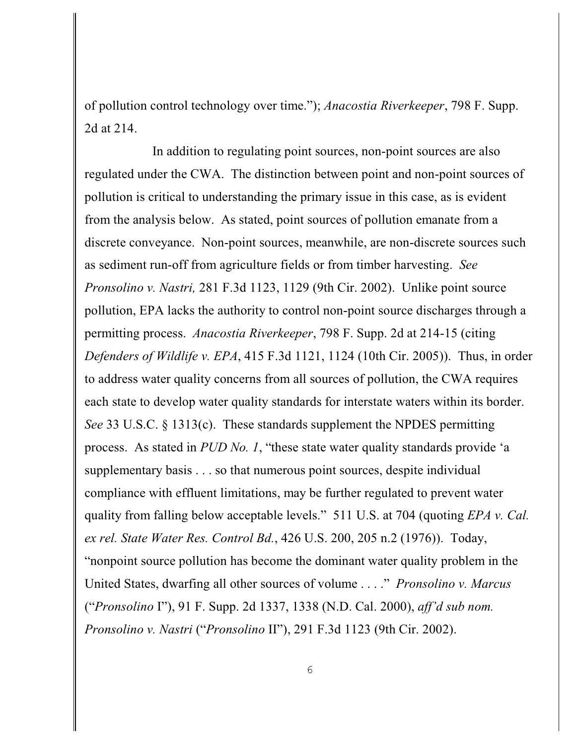of pollution control technology over time."); *Anacostia Riverkeeper*, 798 F. Supp. 2d at 214.

In addition to regulating point sources, non-point sources are also regulated under the CWA. The distinction between point and non-point sources of pollution is critical to understanding the primary issue in this case, as is evident from the analysis below. As stated, point sources of pollution emanate from a discrete conveyance. Non-point sources, meanwhile, are non-discrete sources such as sediment run-off from agriculture fields or from timber harvesting. *See Pronsolino v. Nastri,* 281 F.3d 1123, 1129 (9th Cir. 2002). Unlike point source pollution, EPA lacks the authority to control non-point source discharges through a permitting process. *Anacostia Riverkeeper*, 798 F. Supp. 2d at 214-15 (citing *Defenders of Wildlife v. EPA*, 415 F.3d 1121, 1124 (10th Cir. 2005)). Thus, in order to address water quality concerns from all sources of pollution, the CWA requires each state to develop water quality standards for interstate waters within its border. *See* 33 U.S.C. § 1313(c). These standards supplement the NPDES permitting process. As stated in *PUD No. 1*, "these state water quality standards provide 'a supplementary basis . . . so that numerous point sources, despite individual compliance with effluent limitations, may be further regulated to prevent water quality from falling below acceptable levels." 511 U.S. at 704 (quoting *EPA v. Cal. ex rel. State Water Res. Control Bd.*, 426 U.S. 200, 205 n.2 (1976)). Today, "nonpoint source pollution has become the dominant water quality problem in the United States, dwarfing all other sources of volume . . . ." *Pronsolino v. Marcus* ("*Pronsolino* I"), 91 F. Supp. 2d 1337, 1338 (N.D. Cal. 2000), *aff'd sub nom. Pronsolino v. Nastri* ("*Pronsolino* II"), 291 F.3d 1123 (9th Cir. 2002).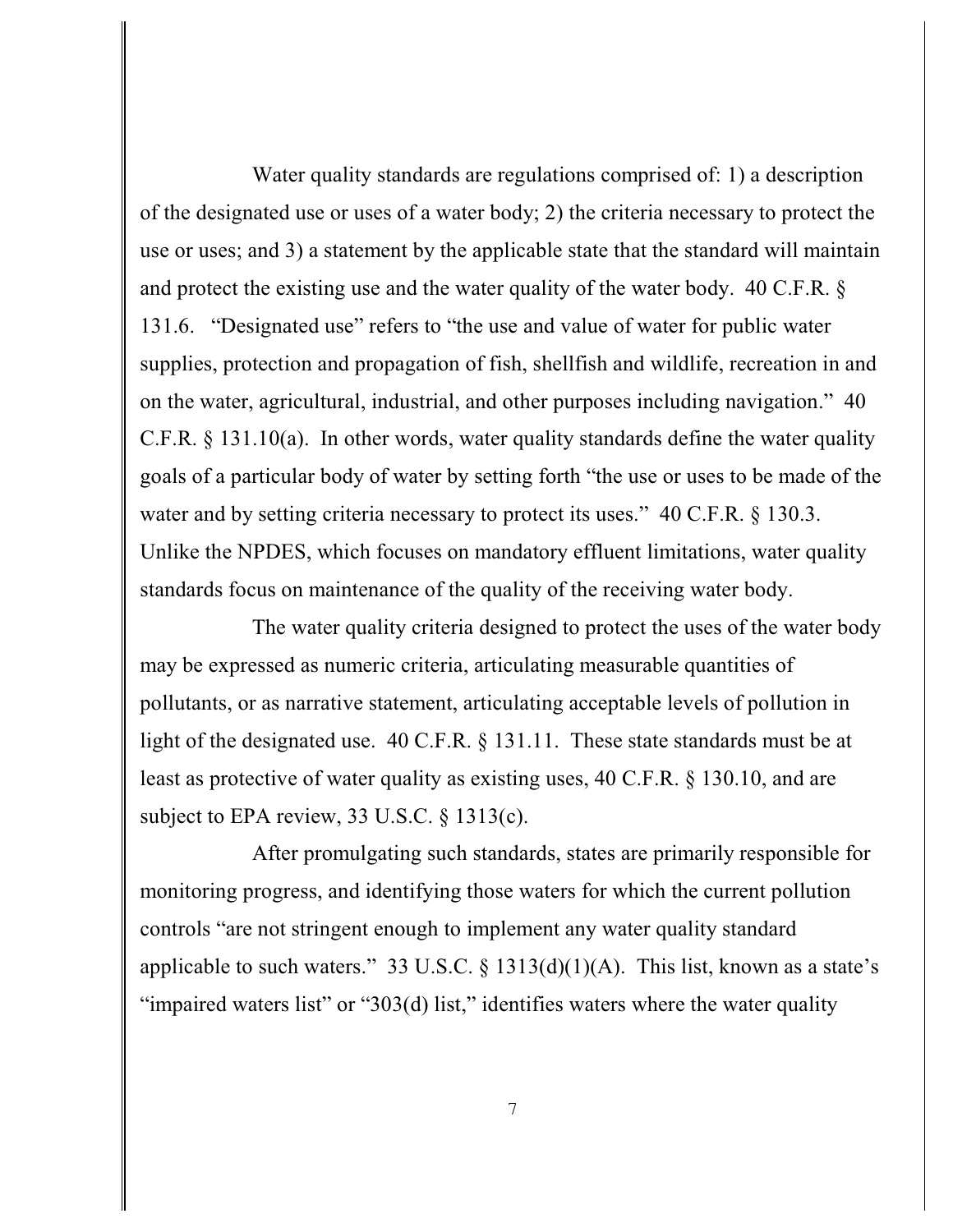Water quality standards are regulations comprised of: 1) a description of the designated use or uses of a water body; 2) the criteria necessary to protect the use or uses; and 3) a statement by the applicable state that the standard will maintain and protect the existing use and the water quality of the water body. 40 C.F.R. § 131.6. "Designated use" refers to "the use and value of water for public water supplies, protection and propagation of fish, shellfish and wildlife, recreation in and on the water, agricultural, industrial, and other purposes including navigation." 40 C.F.R. § 131.10(a). In other words, water quality standards define the water quality goals of a particular body of water by setting forth "the use or uses to be made of the water and by setting criteria necessary to protect its uses." 40 C.F.R. § 130.3. Unlike the NPDES, which focuses on mandatory effluent limitations, water quality standards focus on maintenance of the quality of the receiving water body.

The water quality criteria designed to protect the uses of the water body may be expressed as numeric criteria, articulating measurable quantities of pollutants, or as narrative statement, articulating acceptable levels of pollution in light of the designated use. 40 C.F.R. § 131.11. These state standards must be at least as protective of water quality as existing uses, 40 C.F.R. § 130.10, and are subject to EPA review, 33 U.S.C. § 1313(c).

After promulgating such standards, states are primarily responsible for monitoring progress, and identifying those waters for which the current pollution controls "are not stringent enough to implement any water quality standard applicable to such waters." 33 U.S.C. § 1313(d)(1)(A). This list, known as a state's "impaired waters list" or "303(d) list," identifies waters where the water quality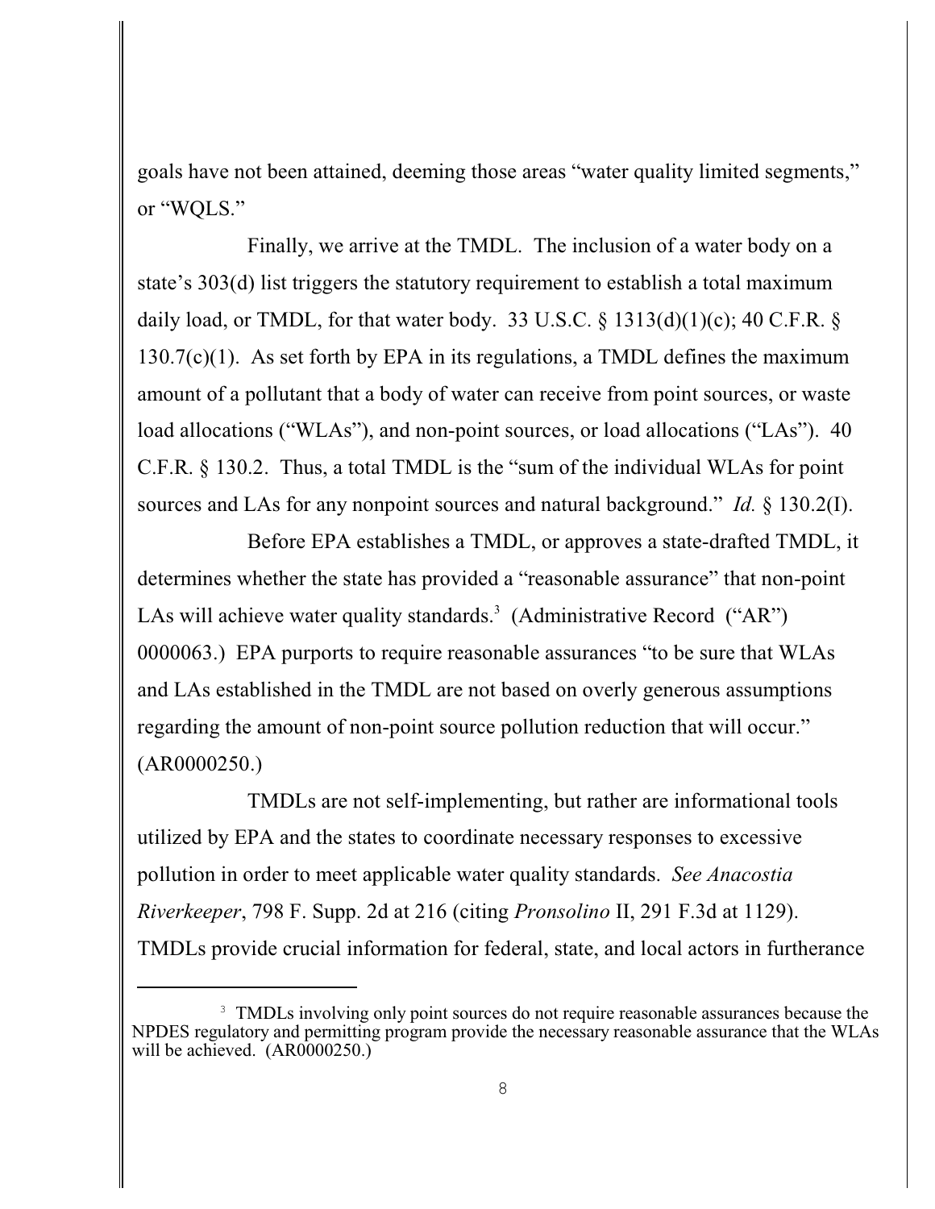goals have not been attained, deeming those areas "water quality limited segments," or "WQLS."

Finally, we arrive at the TMDL. The inclusion of a water body on a state's 303(d) list triggers the statutory requirement to establish a total maximum daily load, or TMDL, for that water body. 33 U.S.C. § 1313(d)(1)(c); 40 C.F.R. § 130.7(c)(1). As set forth by EPA in its regulations, a TMDL defines the maximum amount of a pollutant that a body of water can receive from point sources, or waste load allocations ("WLAs"), and non-point sources, or load allocations ("LAs"). 40 C.F.R. § 130.2. Thus, a total TMDL is the "sum of the individual WLAs for point sources and LAs for any nonpoint sources and natural background." *Id.* § 130.2(I).

Before EPA establishes a TMDL, or approves a state-drafted TMDL, it determines whether the state has provided a "reasonable assurance" that non-point LAs will achieve water quality standards.[3] (Administrative Record ("AR") 0000063.) EPA purports to require reasonable assurances "to be sure that WLAs and LAs established in the TMDL are not based on overly generous assumptions regarding the amount of non-point source pollution reduction that will occur." (AR0000250.)

TMDLs are not self-implementing, but rather are informational tools utilized by EPA and the states to coordinate necessary responses to excessive pollution in order to meet applicable water quality standards. *See Anacostia Riverkeeper*, 798 F. Supp. 2d at 216 (citing *Pronsolino* II, 291 F.3d at 1129). TMDLs provide crucial information for federal, state, and local actors in furtherance

[3] TMDLs involving only point sources do not require reasonable assurances because the NPDES regulatory and permitting program provide the necessary reasonable assurance that the WLAs will be achieved. (AR0000250.)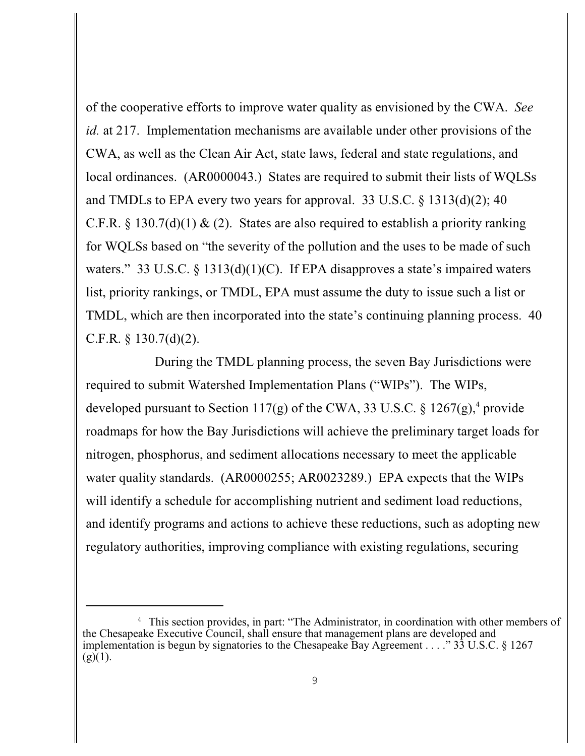of the cooperative efforts to improve water quality as envisioned by the CWA. *See id.* at 217. Implementation mechanisms are available under other provisions of the CWA, as well as the Clean Air Act, state laws, federal and state regulations, and local ordinances. (AR0000043.) States are required to submit their lists of WQLSs and TMDLs to EPA every two years for approval. 33 U.S.C. § 1313(d)(2); 40 C.F.R. § 130.7(d)(1) & (2). States are also required to establish a priority ranking for WQLSs based on "the severity of the pollution and the uses to be made of such waters." 33 U.S.C. § 1313(d)(1)(C). If EPA disapproves a state's impaired waters list, priority rankings, or TMDL, EPA must assume the duty to issue such a list or TMDL, which are then incorporated into the state's continuing planning process. 40 C.F.R. § 130.7(d)(2).

During the TMDL planning process, the seven Bay Jurisdictions were required to submit Watershed Implementation Plans ("WIPs"). The WIPs, developed pursuant to Section 117(g) of the CWA, 33 U.S.C. § 1267(g),[4] provide roadmaps for how the Bay Jurisdictions will achieve the preliminary target loads for nitrogen, phosphorus, and sediment allocations necessary to meet the applicable water quality standards. (AR0000255; AR0023289.) EPA expects that the WIPs will identify a schedule for accomplishing nutrient and sediment load reductions, and identify programs and actions to achieve these reductions, such as adopting new regulatory authorities, improving compliance with existing regulations, securing

---

[4] This section provides, in part: "The Administrator, in coordination with other members of the Chesapeake Executive Council, shall ensure that management plans are developed and implementation is begun by signatories to the Chesapeake Bay Agreement . . . ." 33 U.S.C. § 1267 (g)(1).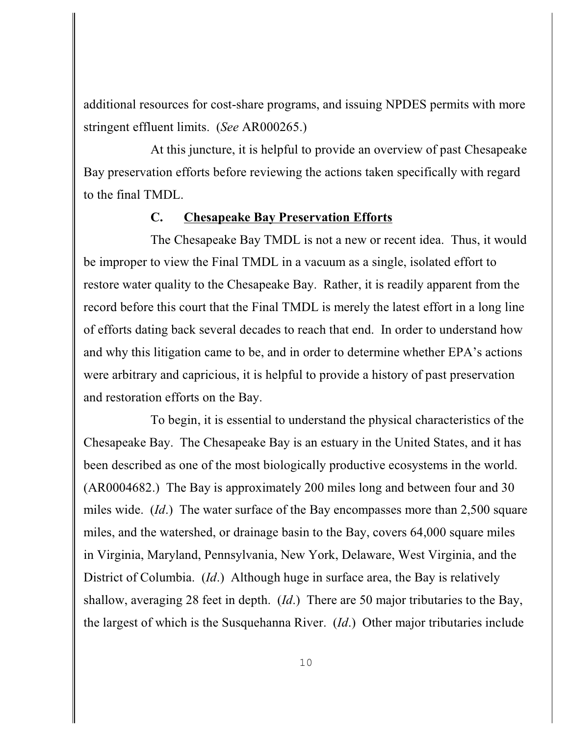additional resources for cost-share programs, and issuing NPDES permits with more stringent effluent limits. (*See* AR000265.)

At this juncture, it is helpful to provide an overview of past Chesapeake Bay preservation efforts before reviewing the actions taken specifically with regard to the final TMDL.

### C. Chesapeake Bay Preservation Efforts

The Chesapeake Bay TMDL is not a new or recent idea. Thus, it would be improper to view the Final TMDL in a vacuum as a single, isolated effort to restore water quality to the Chesapeake Bay. Rather, it is readily apparent from the record before this court that the Final TMDL is merely the latest effort in a long line of efforts dating back several decades to reach that end. In order to understand how and why this litigation came to be, and in order to determine whether EPA's actions were arbitrary and capricious, it is helpful to provide a history of past preservation and restoration efforts on the Bay.

To begin, it is essential to understand the physical characteristics of the Chesapeake Bay. The Chesapeake Bay is an estuary in the United States, and it has been described as one of the most biologically productive ecosystems in the world. (AR0004682.) The Bay is approximately 200 miles long and between four and 30 miles wide. (*Id*.) The water surface of the Bay encompasses more than 2,500 square miles, and the watershed, or drainage basin to the Bay, covers 64,000 square miles in Virginia, Maryland, Pennsylvania, New York, Delaware, West Virginia, and the District of Columbia. (*Id*.) Although huge in surface area, the Bay is relatively shallow, averaging 28 feet in depth. (*Id*.) There are 50 major tributaries to the Bay, the largest of which is the Susquehanna River. (*Id*.) Other major tributaries include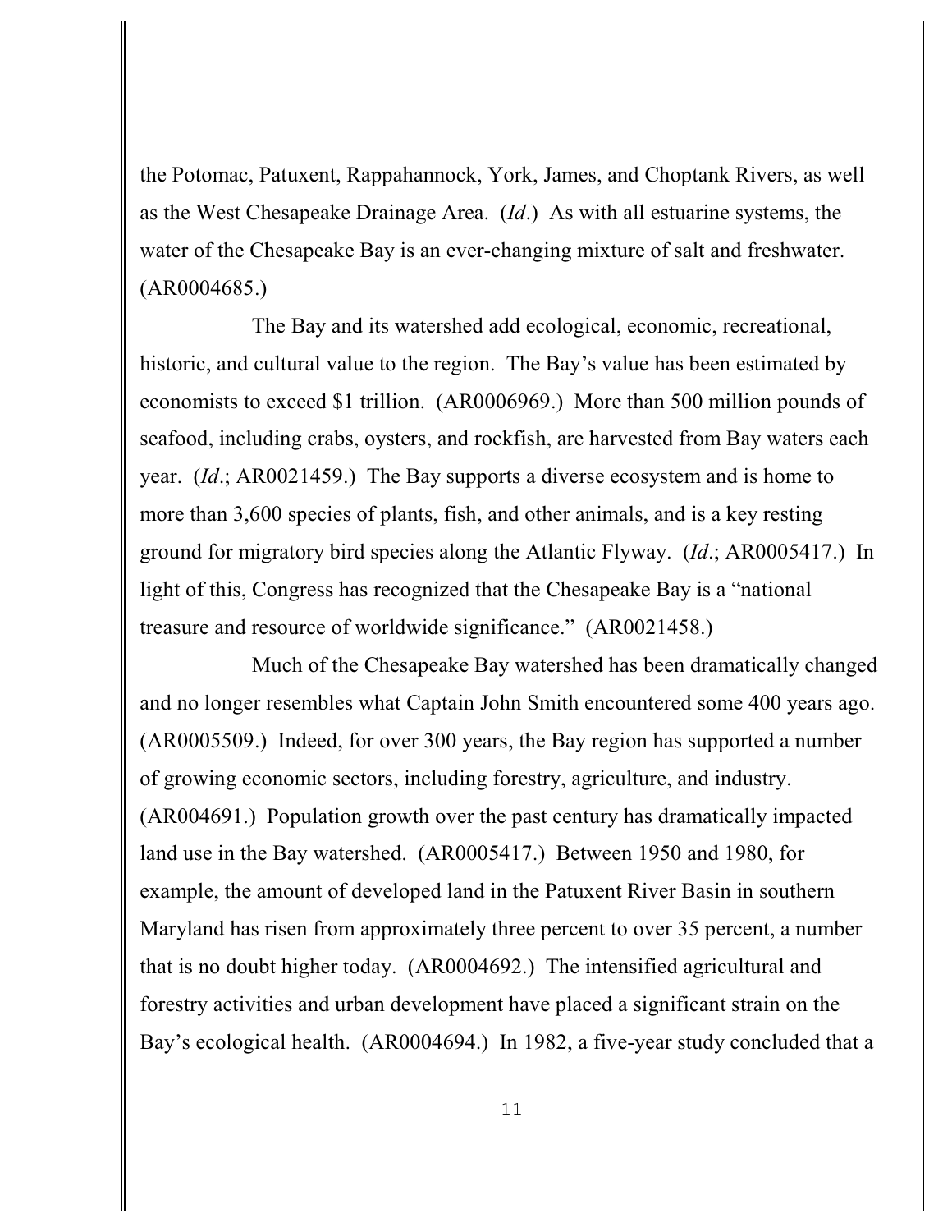the Potomac, Patuxent, Rappahannock, York, James, and Choptank Rivers, as well as the West Chesapeake Drainage Area. (*Id*.) As with all estuarine systems, the water of the Chesapeake Bay is an ever-changing mixture of salt and freshwater. (AR0004685.)

The Bay and its watershed add ecological, economic, recreational, historic, and cultural value to the region. The Bay's value has been estimated by economists to exceed $1 trillion. (AR0006969.) More than 500 million pounds of seafood, including crabs, oysters, and rockfish, are harvested from Bay waters each year. (*Id*.; AR0021459.) The Bay supports a diverse ecosystem and is home to more than 3,600 species of plants, fish, and other animals, and is a key resting ground for migratory bird species along the Atlantic Flyway. (*Id*.; AR0005417.) In light of this, Congress has recognized that the Chesapeake Bay is a "national treasure and resource of worldwide significance." (AR0021458.)

Much of the Chesapeake Bay watershed has been dramatically changed and no longer resembles what Captain John Smith encountered some 400 years ago. (AR0005509.) Indeed, for over 300 years, the Bay region has supported a number of growing economic sectors, including forestry, agriculture, and industry. (AR004691.) Population growth over the past century has dramatically impacted land use in the Bay watershed. (AR0005417.) Between 1950 and 1980, for example, the amount of developed land in the Patuxent River Basin in southern Maryland has risen from approximately three percent to over 35 percent, a number that is no doubt higher today. (AR0004692.) The intensified agricultural and forestry activities and urban development have placed a significant strain on the Bay's ecological health. (AR0004694.) In 1982, a five-year study concluded that a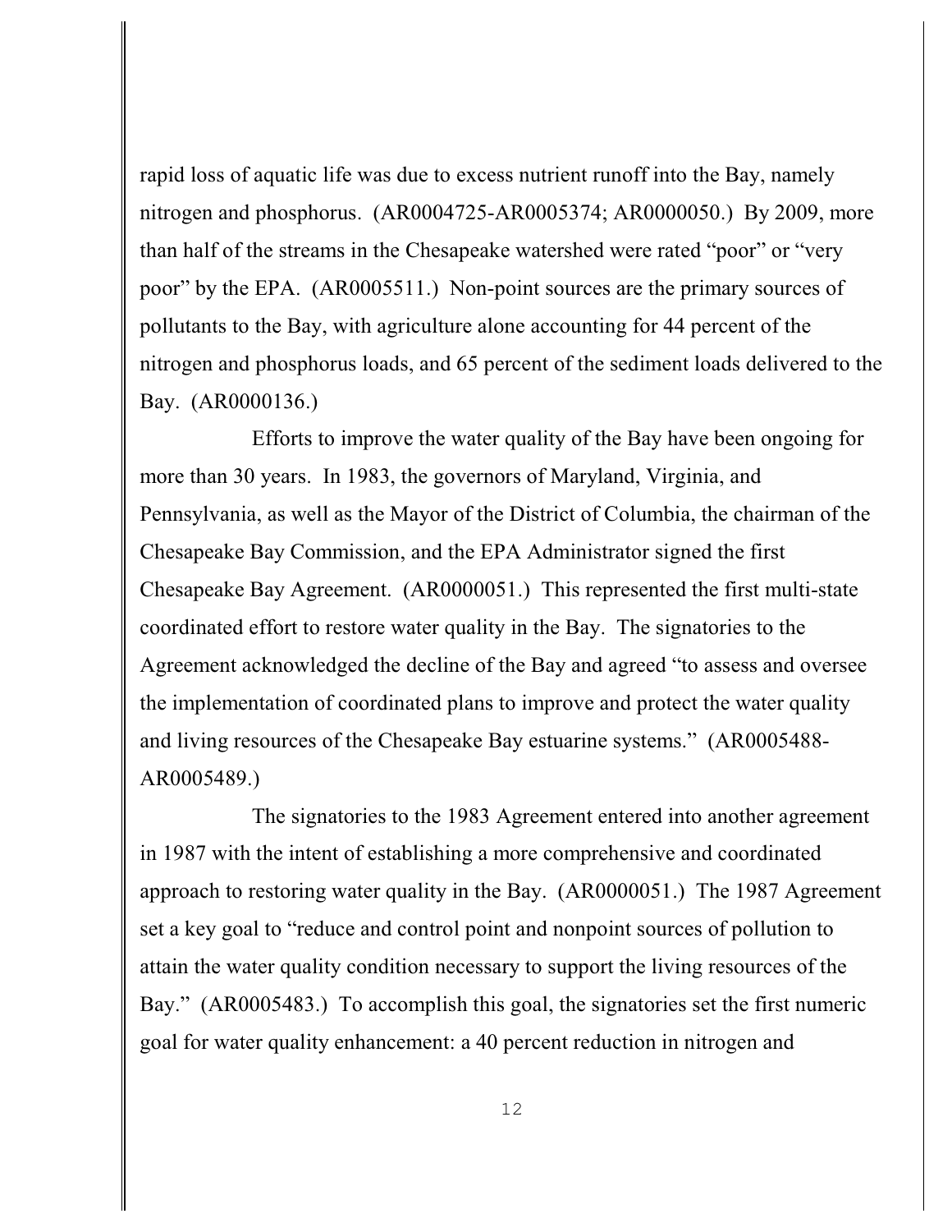rapid loss of aquatic life was due to excess nutrient runoff into the Bay, namely nitrogen and phosphorus. (AR0004725-AR0005374; AR0000050.) By 2009, more than half of the streams in the Chesapeake watershed were rated "poor" or "very poor" by the EPA. (AR0005511.) Non-point sources are the primary sources of pollutants to the Bay, with agriculture alone accounting for 44 percent of the nitrogen and phosphorus loads, and 65 percent of the sediment loads delivered to the Bay. (AR0000136.)

Efforts to improve the water quality of the Bay have been ongoing for more than 30 years. In 1983, the governors of Maryland, Virginia, and Pennsylvania, as well as the Mayor of the District of Columbia, the chairman of the Chesapeake Bay Commission, and the EPA Administrator signed the first Chesapeake Bay Agreement. (AR0000051.) This represented the first multi-state coordinated effort to restore water quality in the Bay. The signatories to the Agreement acknowledged the decline of the Bay and agreed "to assess and oversee the implementation of coordinated plans to improve and protect the water quality and living resources of the Chesapeake Bay estuarine systems." (AR0005488-AR0005489.)

The signatories to the 1983 Agreement entered into another agreement in 1987 with the intent of establishing a more comprehensive and coordinated approach to restoring water quality in the Bay. (AR0000051.) The 1987 Agreement set a key goal to "reduce and control point and nonpoint sources of pollution to attain the water quality condition necessary to support the living resources of the Bay." (AR0005483.) To accomplish this goal, the signatories set the first numeric goal for water quality enhancement: a 40 percent reduction in nitrogen and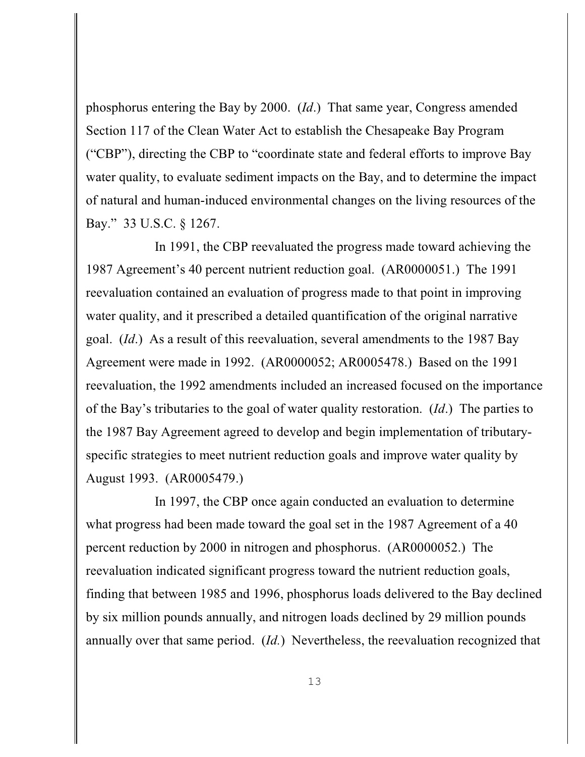phosphorus entering the Bay by 2000. (*Id*.) That same year, Congress amended Section 117 of the Clean Water Act to establish the Chesapeake Bay Program ("CBP"), directing the CBP to "coordinate state and federal efforts to improve Bay water quality, to evaluate sediment impacts on the Bay, and to determine the impact of natural and human-induced environmental changes on the living resources of the Bay." 33 U.S.C. § 1267.

In 1991, the CBP reevaluated the progress made toward achieving the 1987 Agreement's 40 percent nutrient reduction goal. (AR0000051.) The 1991 reevaluation contained an evaluation of progress made to that point in improving water quality, and it prescribed a detailed quantification of the original narrative goal. (*Id*.) As a result of this reevaluation, several amendments to the 1987 Bay Agreement were made in 1992. (AR0000052; AR0005478.) Based on the 1991 reevaluation, the 1992 amendments included an increased focused on the importance of the Bay's tributaries to the goal of water quality restoration. (*Id*.) The parties to the 1987 Bay Agreement agreed to develop and begin implementation of tributary-specific strategies to meet nutrient reduction goals and improve water quality by August 1993. (AR0005479.)

In 1997, the CBP once again conducted an evaluation to determine what progress had been made toward the goal set in the 1987 Agreement of a 40 percent reduction by 2000 in nitrogen and phosphorus. (AR0000052.) The reevaluation indicated significant progress toward the nutrient reduction goals, finding that between 1985 and 1996, phosphorus loads delivered to the Bay declined by six million pounds annually, and nitrogen loads declined by 29 million pounds annually over that same period. (*Id.*) Nevertheless, the reevaluation recognized that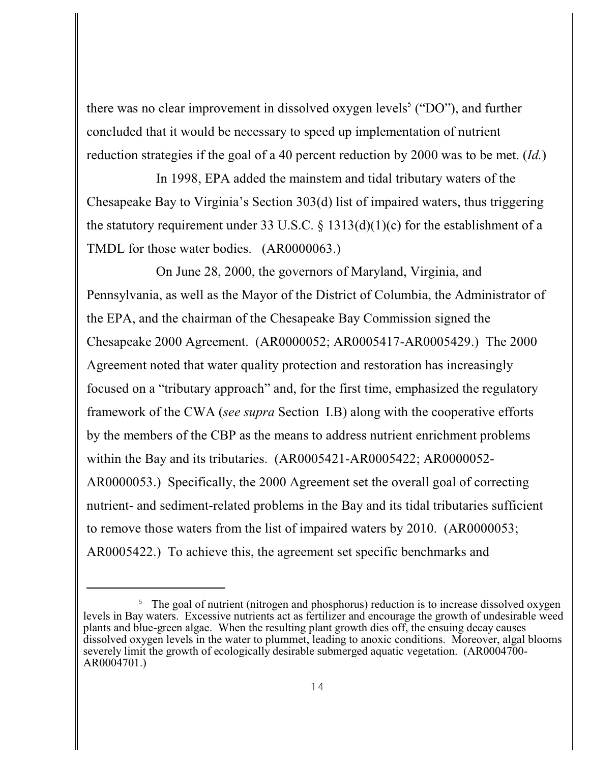there was no clear improvement in dissolved oxygen levels[5] ("DO"), and further concluded that it would be necessary to speed up implementation of nutrient reduction strategies if the goal of a 40 percent reduction by 2000 was to be met. (*Id.*)

In 1998, EPA added the mainstem and tidal tributary waters of the Chesapeake Bay to Virginia's Section 303(d) list of impaired waters, thus triggering the statutory requirement under 33 U.S.C. § 1313(d)(1)(c) for the establishment of a TMDL for those water bodies. (AR0000063.)

On June 28, 2000, the governors of Maryland, Virginia, and Pennsylvania, as well as the Mayor of the District of Columbia, the Administrator of the EPA, and the chairman of the Chesapeake Bay Commission signed the Chesapeake 2000 Agreement. (AR0000052; AR0005417-AR0005429.) The 2000 Agreement noted that water quality protection and restoration has increasingly focused on a "tributary approach" and, for the first time, emphasized the regulatory framework of the CWA (*see supra* Section I.B) along with the cooperative efforts by the members of the CBP as the means to address nutrient enrichment problems within the Bay and its tributaries. (AR0005421-AR0005422; AR0000052-AR0000053.) Specifically, the 2000 Agreement set the overall goal of correcting nutrient- and sediment-related problems in the Bay and its tidal tributaries sufficient to remove those waters from the list of impaired waters by 2010. (AR0000053; AR0005422.) To achieve this, the agreement set specific benchmarks and

---

[5] The goal of nutrient (nitrogen and phosphorus) reduction is to increase dissolved oxygen levels in Bay waters. Excessive nutrients act as fertilizer and encourage the growth of undesirable weed plants and blue-green algae. When the resulting plant growth dies off, the ensuing decay causes dissolved oxygen levels in the water to plummet, leading to anoxic conditions. Moreover, algal blooms severely limit the growth of ecologically desirable submerged aquatic vegetation. (AR0004700-AR0004701.)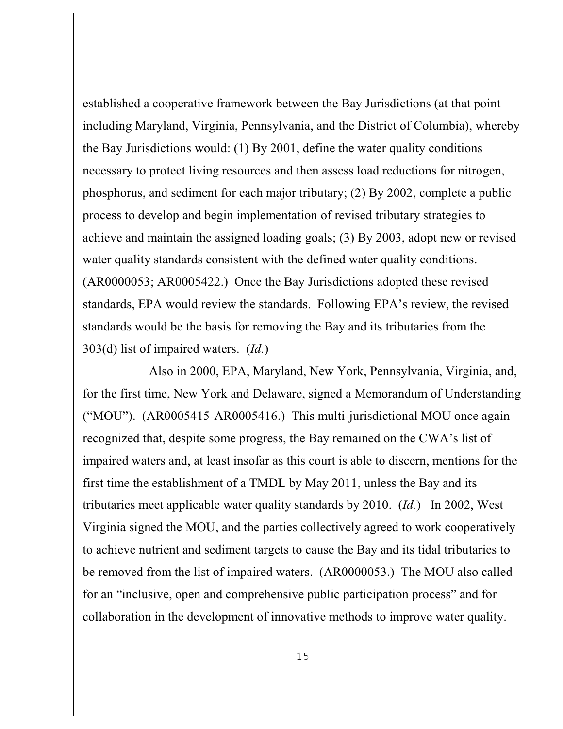established a cooperative framework between the Bay Jurisdictions (at that point including Maryland, Virginia, Pennsylvania, and the District of Columbia), whereby the Bay Jurisdictions would: (1) By 2001, define the water quality conditions necessary to protect living resources and then assess load reductions for nitrogen, phosphorus, and sediment for each major tributary; (2) By 2002, complete a public process to develop and begin implementation of revised tributary strategies to achieve and maintain the assigned loading goals; (3) By 2003, adopt new or revised water quality standards consistent with the defined water quality conditions. (AR0000053; AR0005422.) Once the Bay Jurisdictions adopted these revised standards, EPA would review the standards. Following EPA's review, the revised standards would be the basis for removing the Bay and its tributaries from the 303(d) list of impaired waters. (*Id.*)

Also in 2000, EPA, Maryland, New York, Pennsylvania, Virginia, and, for the first time, New York and Delaware, signed a Memorandum of Understanding ("MOU"). (AR0005415-AR0005416.) This multi-jurisdictional MOU once again recognized that, despite some progress, the Bay remained on the CWA's list of impaired waters and, at least insofar as this court is able to discern, mentions for the first time the establishment of a TMDL by May 2011, unless the Bay and its tributaries meet applicable water quality standards by 2010. (*Id.*) In 2002, West Virginia signed the MOU, and the parties collectively agreed to work cooperatively to achieve nutrient and sediment targets to cause the Bay and its tidal tributaries to be removed from the list of impaired waters. (AR0000053.) The MOU also called for an "inclusive, open and comprehensive public participation process" and for collaboration in the development of innovative methods to improve water quality.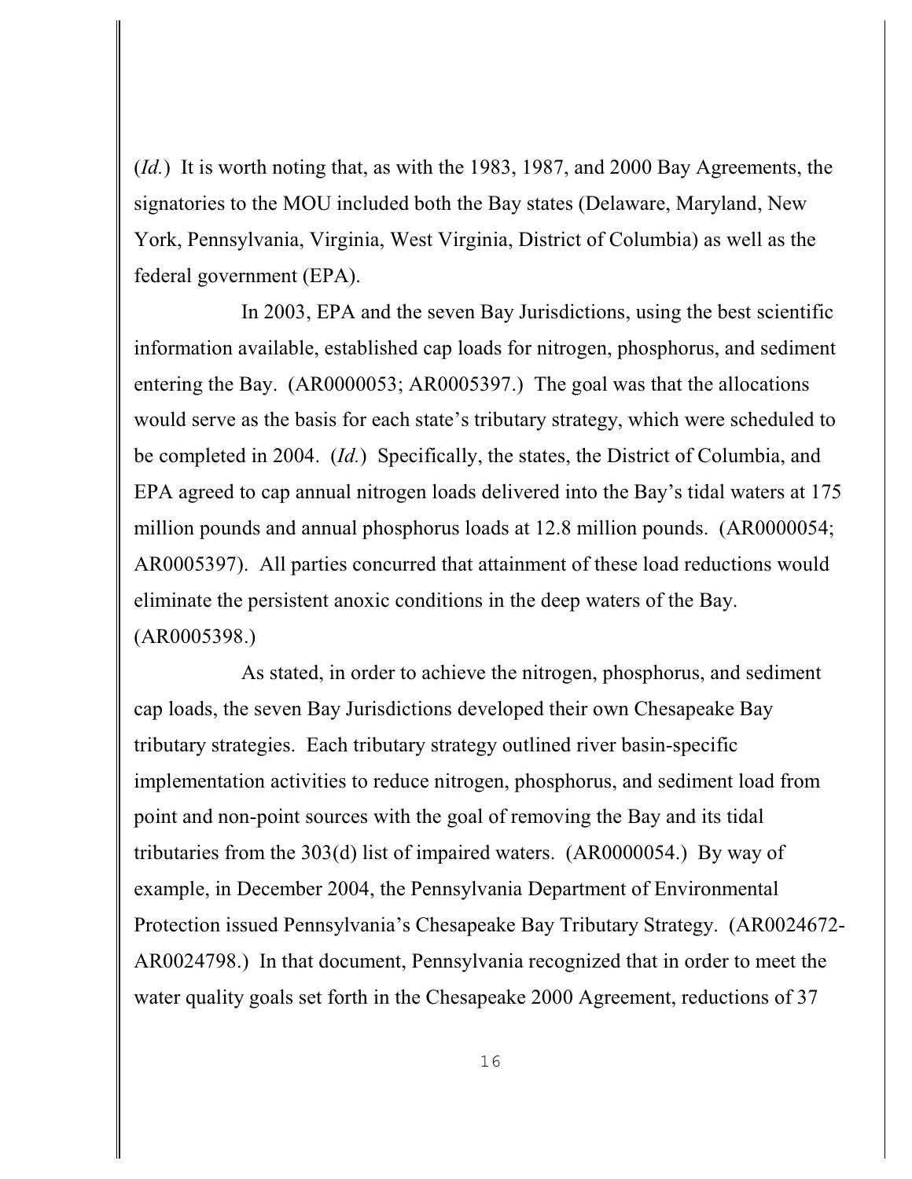(*Id.*) It is worth noting that, as with the 1983, 1987, and 2000 Bay Agreements, the signatories to the MOU included both the Bay states (Delaware, Maryland, New York, Pennsylvania, Virginia, West Virginia, District of Columbia) as well as the federal government (EPA).

In 2003, EPA and the seven Bay Jurisdictions, using the best scientific information available, established cap loads for nitrogen, phosphorus, and sediment entering the Bay. (AR0000053; AR0005397.) The goal was that the allocations would serve as the basis for each state's tributary strategy, which were scheduled to be completed in 2004. (*Id.*) Specifically, the states, the District of Columbia, and EPA agreed to cap annual nitrogen loads delivered into the Bay's tidal waters at 175 million pounds and annual phosphorus loads at 12.8 million pounds. (AR0000054; AR0005397). All parties concurred that attainment of these load reductions would eliminate the persistent anoxic conditions in the deep waters of the Bay. (AR0005398.)

As stated, in order to achieve the nitrogen, phosphorus, and sediment cap loads, the seven Bay Jurisdictions developed their own Chesapeake Bay tributary strategies. Each tributary strategy outlined river basin-specific implementation activities to reduce nitrogen, phosphorus, and sediment load from point and non-point sources with the goal of removing the Bay and its tidal tributaries from the 303(d) list of impaired waters. (AR0000054.) By way of example, in December 2004, the Pennsylvania Department of Environmental Protection issued Pennsylvania's Chesapeake Bay Tributary Strategy. (AR0024672-AR0024798.) In that document, Pennsylvania recognized that in order to meet the water quality goals set forth in the Chesapeake 2000 Agreement, reductions of 37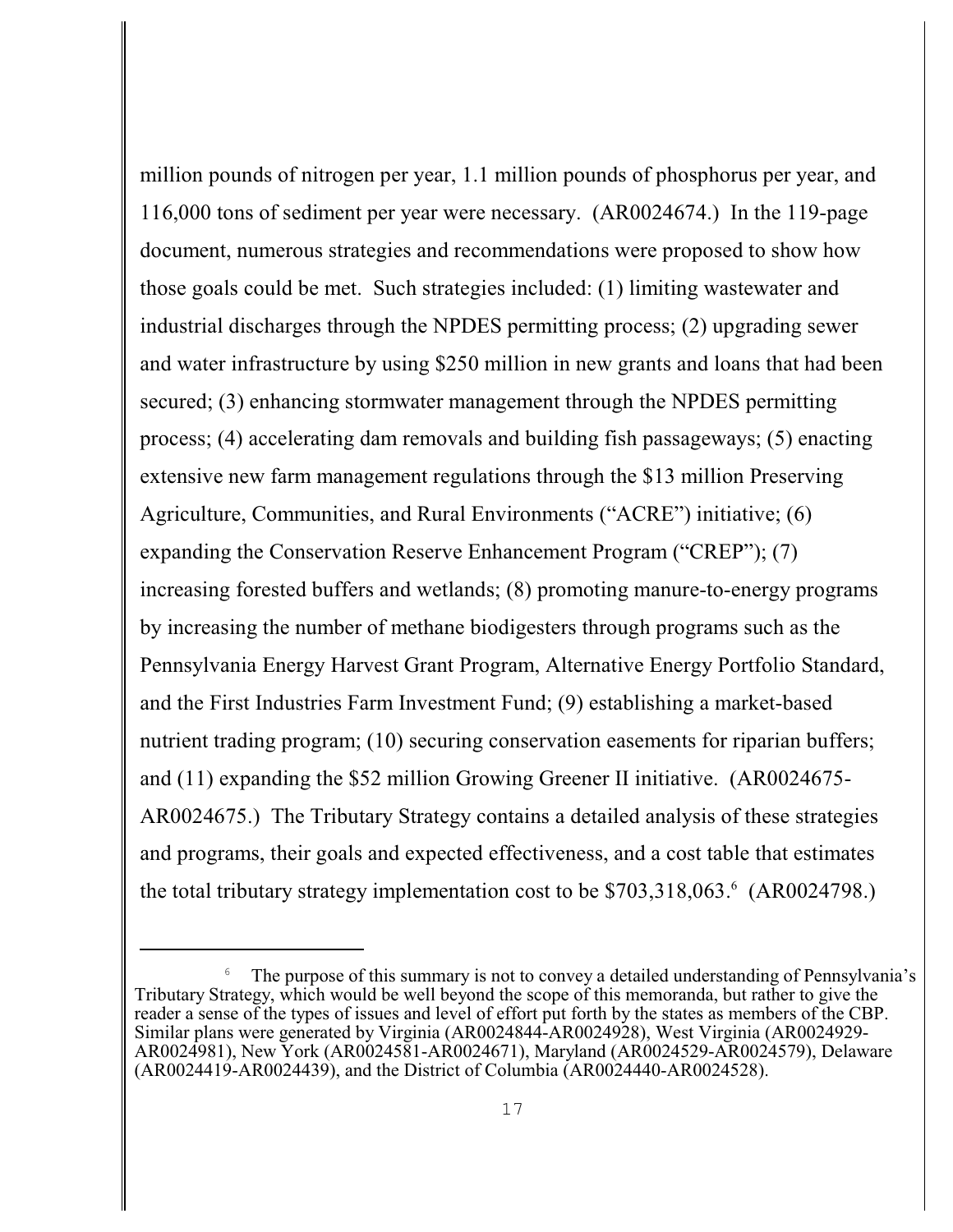million pounds of nitrogen per year, 1.1 million pounds of phosphorus per year, and 116,000 tons of sediment per year were necessary. (AR0024674.) In the 119-page document, numerous strategies and recommendations were proposed to show how those goals could be met. Such strategies included: (1) limiting wastewater and industrial discharges through the NPDES permitting process; (2) upgrading sewer and water infrastructure by using $250 million in new grants and loans that had been secured; (3) enhancing stormwater management through the NPDES permitting process; (4) accelerating dam removals and building fish passageways; (5) enacting extensive new farm management regulations through the $13 million Preserving Agriculture, Communities, and Rural Environments ("ACRE") initiative; (6) expanding the Conservation Reserve Enhancement Program ("CREP"); (7) increasing forested buffers and wetlands; (8) promoting manure-to-energy programs by increasing the number of methane biodigesters through programs such as the Pennsylvania Energy Harvest Grant Program, Alternative Energy Portfolio Standard, and the First Industries Farm Investment Fund; (9) establishing a market-based nutrient trading program; (10) securing conservation easements for riparian buffers; and (11) expanding the $52 million Growing Greener II initiative. (AR0024675-AR0024675.) The Tributary Strategy contains a detailed analysis of these strategies and programs, their goals and expected effectiveness, and a cost table that estimates the total tributary strategy implementation cost to be $703,318,063.[6] (AR0024798.)

[6] The purpose of this summary is not to convey a detailed understanding of Pennsylvania's Tributary Strategy, which would be well beyond the scope of this memoranda, but rather to give the reader a sense of the types of issues and level of effort put forth by the states as members of the CBP. Similar plans were generated by Virginia (AR0024844-AR0024928), West Virginia (AR0024929-AR0024981), New York (AR0024581-AR0024671), Maryland (AR0024529-AR0024579), Delaware (AR0024419-AR0024439), and the District of Columbia (AR0024440-AR0024528).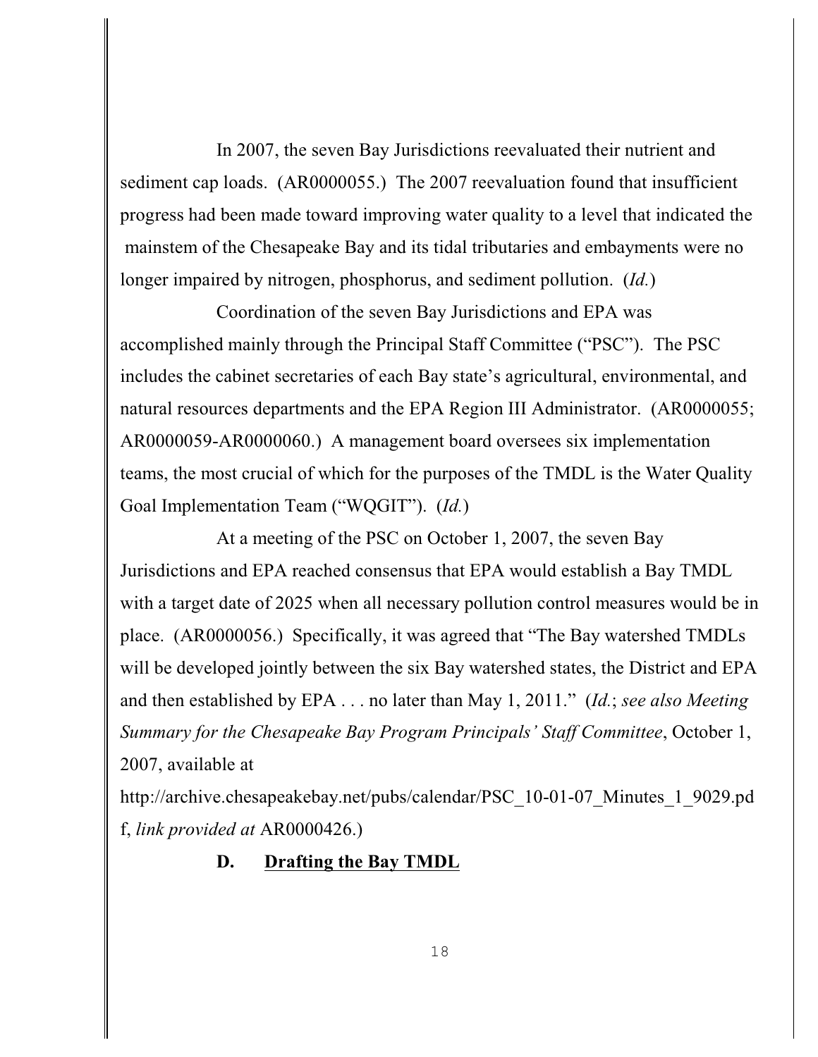In 2007, the seven Bay Jurisdictions reevaluated their nutrient and sediment cap loads. (AR0000055.) The 2007 reevaluation found that insufficient progress had been made toward improving water quality to a level that indicated the mainstem of the Chesapeake Bay and its tidal tributaries and embayments were no longer impaired by nitrogen, phosphorus, and sediment pollution. (*Id.*)

Coordination of the seven Bay Jurisdictions and EPA was accomplished mainly through the Principal Staff Committee ("PSC"). The PSC includes the cabinet secretaries of each Bay state's agricultural, environmental, and natural resources departments and the EPA Region III Administrator. (AR0000055; AR0000059-AR0000060.) A management board oversees six implementation teams, the most crucial of which for the purposes of the TMDL is the Water Quality Goal Implementation Team ("WQGIT"). (*Id.*)

At a meeting of the PSC on October 1, 2007, the seven Bay Jurisdictions and EPA reached consensus that EPA would establish a Bay TMDL with a target date of 2025 when all necessary pollution control measures would be in place. (AR0000056.) Specifically, it was agreed that "The Bay watershed TMDLs will be developed jointly between the six Bay watershed states, the District and EPA and then established by EPA . . . no later than May 1, 2011." (*Id.*; *see also Meeting Summary for the Chesapeake Bay Program Principals' Staff Committee*, October 1, 2007, available at http://archive.chesapeakebay.net/pubs/calendar/PSC_10-01-07_Minutes_1_9029.pdf, *link provided at* AR0000426.)

### D. <u>Drafting the Bay TMDL</u>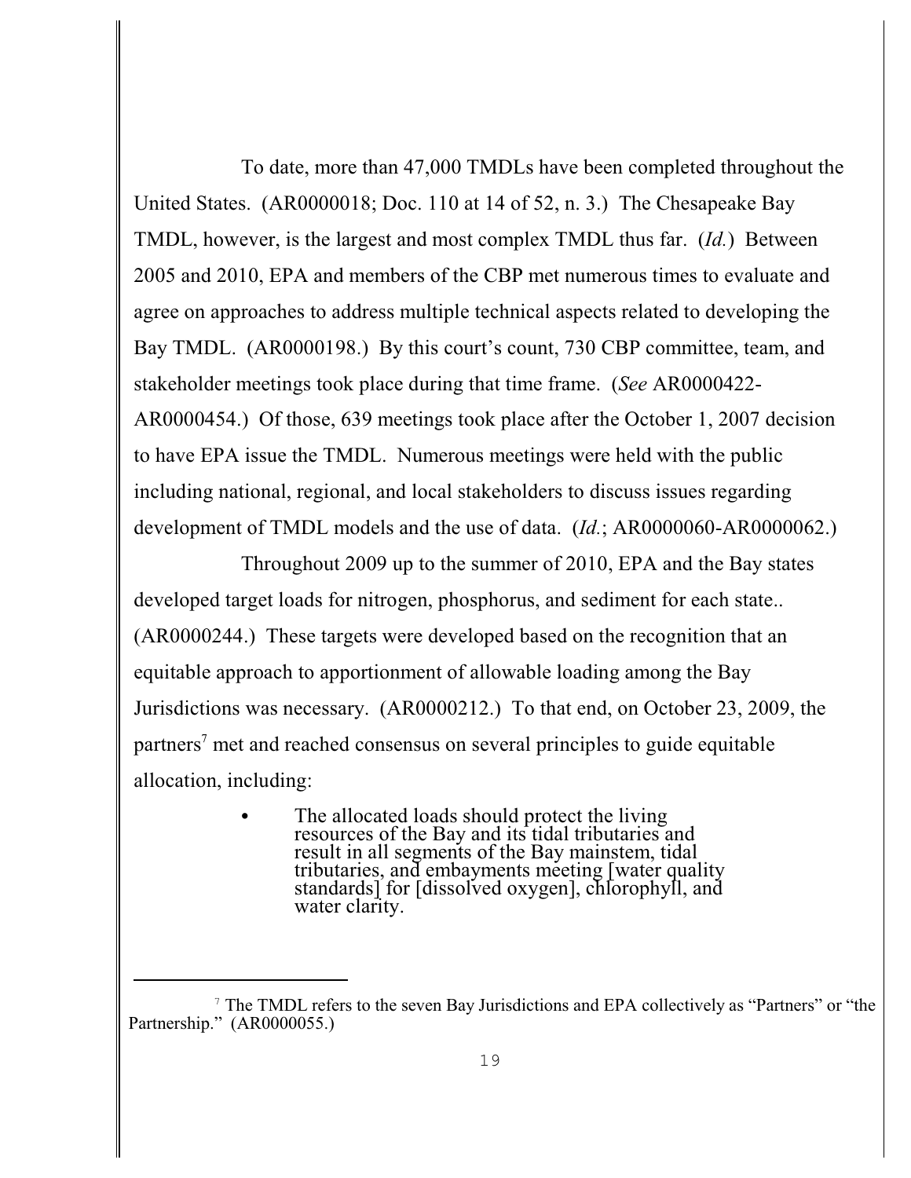To date, more than 47,000 TMDLs have been completed throughout the United States. (AR0000018; Doc. 110 at 14 of 52, n. 3.) The Chesapeake Bay TMDL, however, is the largest and most complex TMDL thus far. (*Id.*) Between 2005 and 2010, EPA and members of the CBP met numerous times to evaluate and agree on approaches to address multiple technical aspects related to developing the Bay TMDL. (AR0000198.) By this court's count, 730 CBP committee, team, and stakeholder meetings took place during that time frame. (*See* AR0000422-AR0000454.) Of those, 639 meetings took place after the October 1, 2007 decision to have EPA issue the TMDL. Numerous meetings were held with the public including national, regional, and local stakeholders to discuss issues regarding development of TMDL models and the use of data. (*Id.*; AR0000060-AR0000062.)

Throughout 2009 up to the summer of 2010, EPA and the Bay states developed target loads for nitrogen, phosphorus, and sediment for each state.. (AR0000244.) These targets were developed based on the recognition that an equitable approach to apportionment of allowable loading among the Bay Jurisdictions was necessary. (AR0000212.) To that end, on October 23, 2009, the partners[7] met and reached consensus on several principles to guide equitable allocation, including:

- The allocated loads should protect the living resources of the Bay and its tidal tributaries and result in all segments of the Bay mainstem, tidal tributaries, and embayments meeting [water quality standards] for [dissolved oxygen], chlorophyll, and water clarity.

[7] The TMDL refers to the seven Bay Jurisdictions and EPA collectively as "Partners" or "the Partnership." (AR0000055.)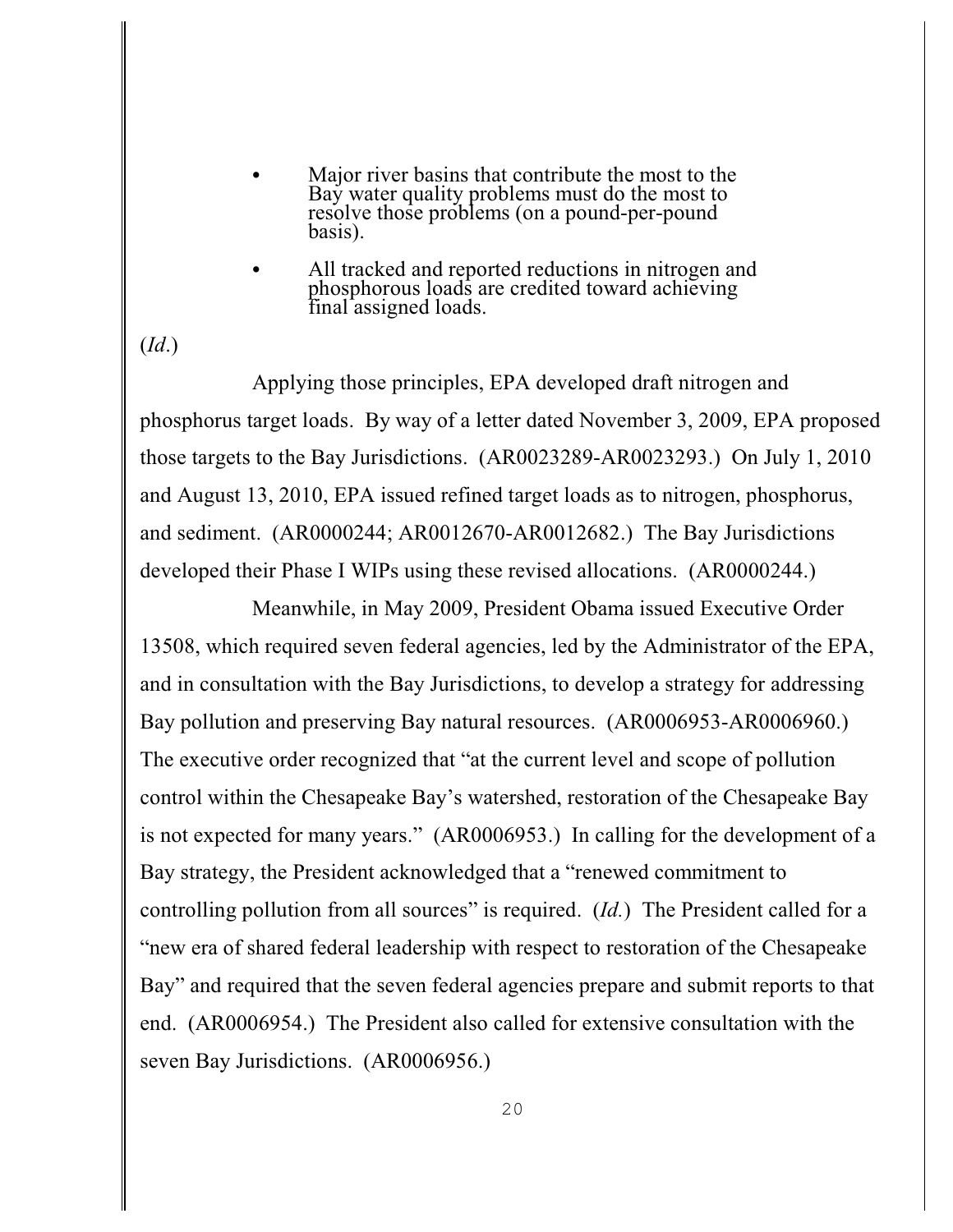- Major river basins that contribute the most to the Bay water quality problems must do the most to resolve those problems (on a pound-per-pound basis).
- All tracked and reported reductions in nitrogen and phosphorous loads are credited toward achieving final assigned loads.

(*Id*.)

Applying those principles, EPA developed draft nitrogen and phosphorus target loads. By way of a letter dated November 3, 2009, EPA proposed those targets to the Bay Jurisdictions. (AR0023289-AR0023293.) On July 1, 2010 and August 13, 2010, EPA issued refined target loads as to nitrogen, phosphorus, and sediment. (AR0000244; AR0012670-AR0012682.) The Bay Jurisdictions developed their Phase I WIPs using these revised allocations. (AR0000244.)

Meanwhile, in May 2009, President Obama issued Executive Order 13508, which required seven federal agencies, led by the Administrator of the EPA, and in consultation with the Bay Jurisdictions, to develop a strategy for addressing Bay pollution and preserving Bay natural resources. (AR0006953-AR0006960.) The executive order recognized that "at the current level and scope of pollution control within the Chesapeake Bay's watershed, restoration of the Chesapeake Bay is not expected for many years." (AR0006953.) In calling for the development of a Bay strategy, the President acknowledged that a "renewed commitment to controlling pollution from all sources" is required. (*Id.*) The President called for a "new era of shared federal leadership with respect to restoration of the Chesapeake Bay" and required that the seven federal agencies prepare and submit reports to that end. (AR0006954.) The President also called for extensive consultation with the seven Bay Jurisdictions. (AR0006956.)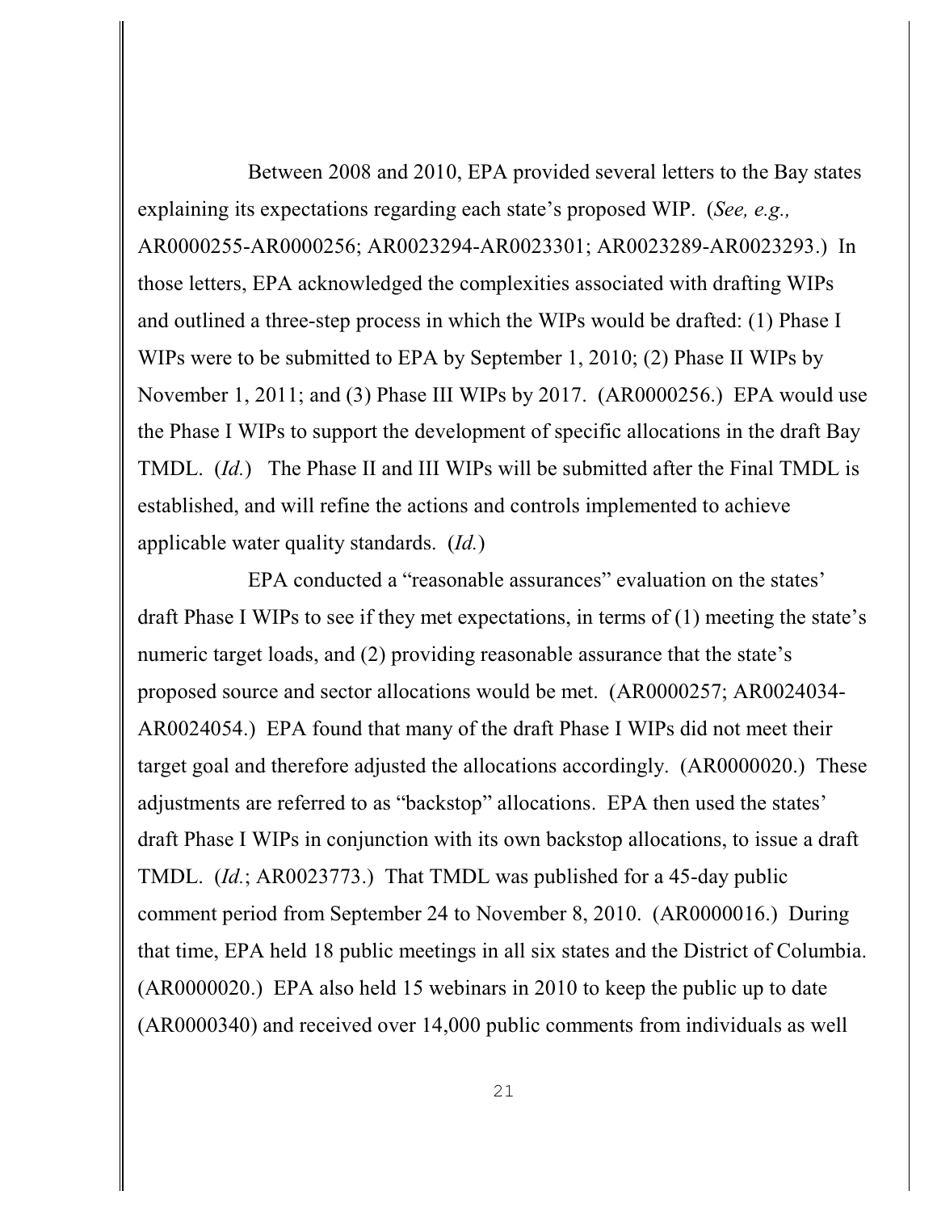Between 2008 and 2010, EPA provided several letters to the Bay states explaining its expectations regarding each state's proposed WIP. (*See, e.g.,* AR0000255-AR0000256; AR0023294-AR0023301; AR0023289-AR0023293.) In those letters, EPA acknowledged the complexities associated with drafting WIPs and outlined a three-step process in which the WIPs would be drafted: (1) Phase I WIPs were to be submitted to EPA by September 1, 2010; (2) Phase II WIPs by November 1, 2011; and (3) Phase III WIPs by 2017. (AR0000256.) EPA would use the Phase I WIPs to support the development of specific allocations in the draft Bay TMDL. (*Id.*) The Phase II and III WIPs will be submitted after the Final TMDL is established, and will refine the actions and controls implemented to achieve applicable water quality standards. (*Id.*)

EPA conducted a "reasonable assurances" evaluation on the states' draft Phase I WIPs to see if they met expectations, in terms of (1) meeting the state's numeric target loads, and (2) providing reasonable assurance that the state's proposed source and sector allocations would be met. (AR0000257; AR0024034-AR0024054.) EPA found that many of the draft Phase I WIPs did not meet their target goal and therefore adjusted the allocations accordingly. (AR0000020.) These adjustments are referred to as "backstop" allocations. EPA then used the states' draft Phase I WIPs in conjunction with its own backstop allocations, to issue a draft TMDL. (*Id.*; AR0023773.) That TMDL was published for a 45-day public comment period from September 24 to November 8, 2010. (AR0000016.) During that time, EPA held 18 public meetings in all six states and the District of Columbia. (AR0000020.) EPA also held 15 webinars in 2010 to keep the public up to date (AR0000340) and received over 14,000 public comments from individuals as well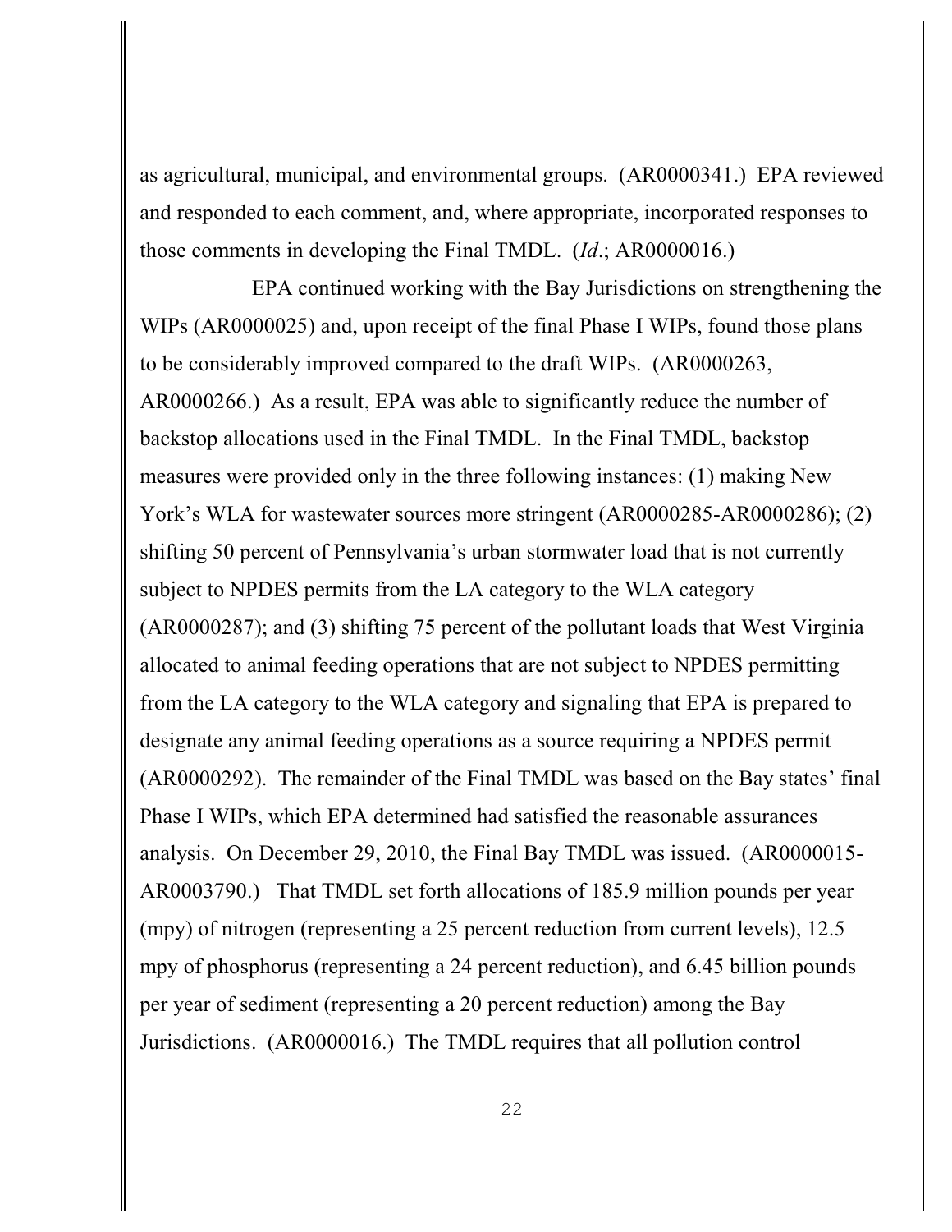as agricultural, municipal, and environmental groups. (AR0000341.) EPA reviewed and responded to each comment, and, where appropriate, incorporated responses to those comments in developing the Final TMDL. (*Id*.; AR0000016.)

EPA continued working with the Bay Jurisdictions on strengthening the WIPs (AR0000025) and, upon receipt of the final Phase I WIPs, found those plans to be considerably improved compared to the draft WIPs. (AR0000263, AR0000266.) As a result, EPA was able to significantly reduce the number of backstop allocations used in the Final TMDL. In the Final TMDL, backstop measures were provided only in the three following instances: (1) making New York's WLA for wastewater sources more stringent (AR0000285-AR0000286); (2) shifting 50 percent of Pennsylvania's urban stormwater load that is not currently subject to NPDES permits from the LA category to the WLA category (AR0000287); and (3) shifting 75 percent of the pollutant loads that West Virginia allocated to animal feeding operations that are not subject to NPDES permitting from the LA category to the WLA category and signaling that EPA is prepared to designate any animal feeding operations as a source requiring a NPDES permit (AR0000292). The remainder of the Final TMDL was based on the Bay states' final Phase I WIPs, which EPA determined had satisfied the reasonable assurances analysis. On December 29, 2010, the Final Bay TMDL was issued. (AR0000015-AR0003790.) That TMDL set forth allocations of 185.9 million pounds per year (mpy) of nitrogen (representing a 25 percent reduction from current levels), 12.5 mpy of phosphorus (representing a 24 percent reduction), and 6.45 billion pounds per year of sediment (representing a 20 percent reduction) among the Bay Jurisdictions. (AR0000016.) The TMDL requires that all pollution control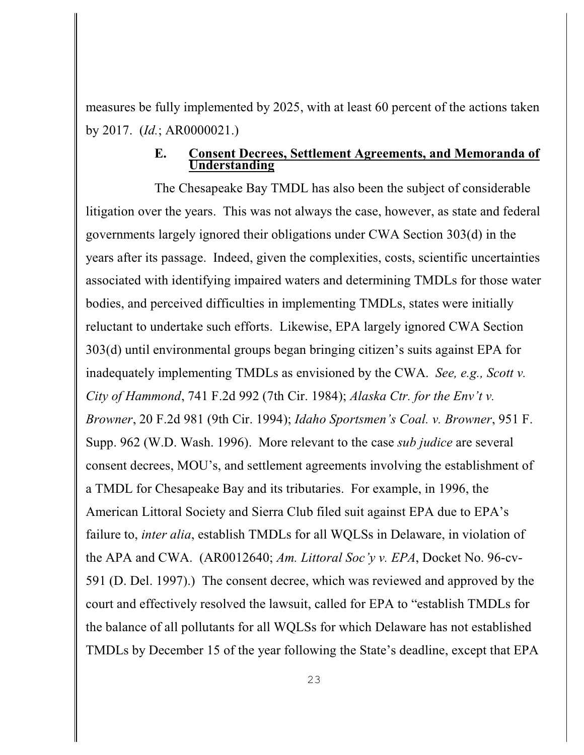measures be fully implemented by 2025, with at least 60 percent of the actions taken by 2017. (*Id.*; AR0000021.)

### E. Consent Decrees, Settlement Agreements, and Memoranda of Understanding

The Chesapeake Bay TMDL has also been the subject of considerable litigation over the years. This was not always the case, however, as state and federal governments largely ignored their obligations under CWA Section 303(d) in the years after its passage. Indeed, given the complexities, costs, scientific uncertainties associated with identifying impaired waters and determining TMDLs for those water bodies, and perceived difficulties in implementing TMDLs, states were initially reluctant to undertake such efforts. Likewise, EPA largely ignored CWA Section 303(d) until environmental groups began bringing citizen's suits against EPA for inadequately implementing TMDLs as envisioned by the CWA. *See, e.g., Scott v. City of Hammond*, 741 F.2d 992 (7th Cir. 1984); *Alaska Ctr. for the Env't v. Browner*, 20 F.2d 981 (9th Cir. 1994); *Idaho Sportsmen's Coal. v. Browner*, 951 F. Supp. 962 (W.D. Wash. 1996). More relevant to the case *sub judice* are several consent decrees, MOU's, and settlement agreements involving the establishment of a TMDL for Chesapeake Bay and its tributaries. For example, in 1996, the American Littoral Society and Sierra Club filed suit against EPA due to EPA's failure to, *inter alia*, establish TMDLs for all WQLSs in Delaware, in violation of the APA and CWA. (AR0012640; *Am. Littoral Soc'y v. EPA*, Docket No. 96-cv-591 (D. Del. 1997).) The consent decree, which was reviewed and approved by the court and effectively resolved the lawsuit, called for EPA to "establish TMDLs for the balance of all pollutants for all WQLSs for which Delaware has not established TMDLs by December 15 of the year following the State's deadline, except that EPA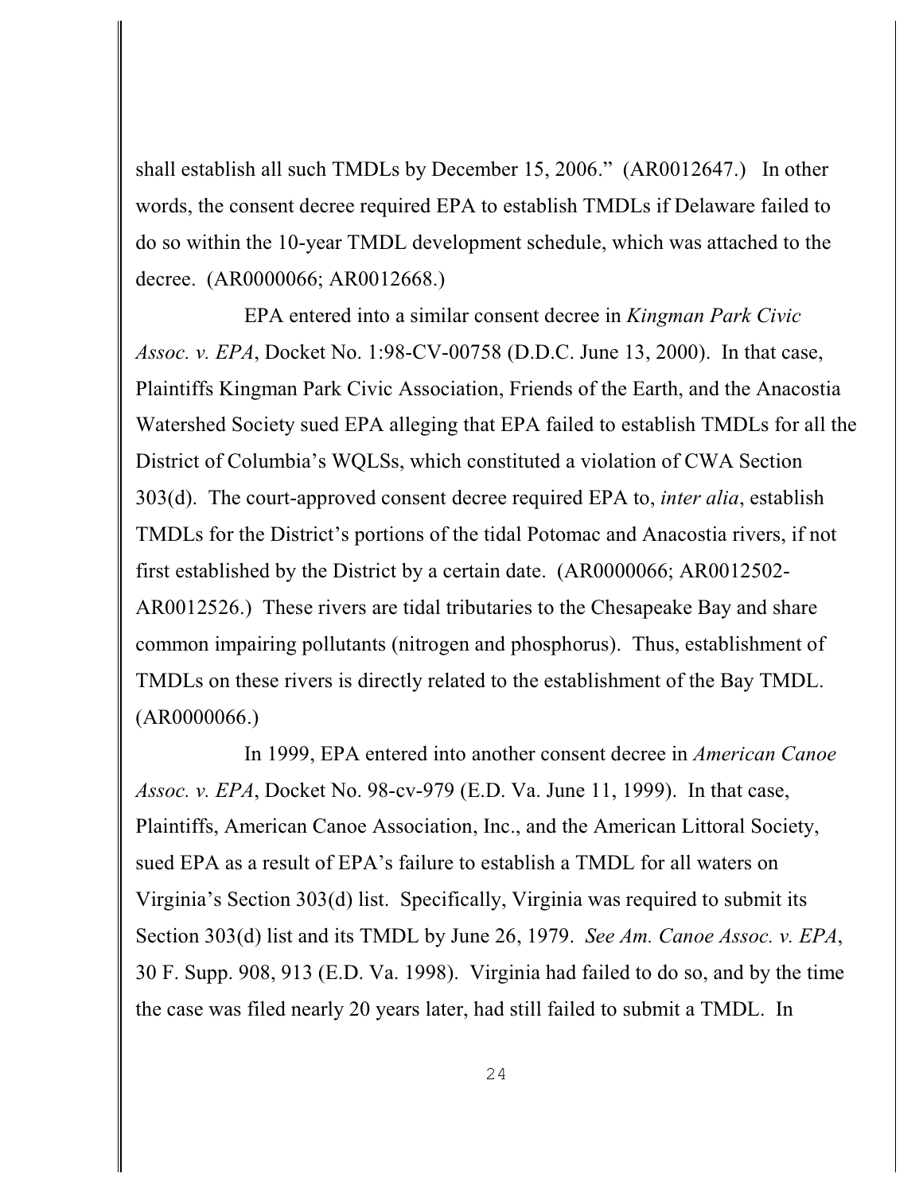shall establish all such TMDLs by December 15, 2006." (AR0012647.) In other words, the consent decree required EPA to establish TMDLs if Delaware failed to do so within the 10-year TMDL development schedule, which was attached to the decree. (AR0000066; AR0012668.)

EPA entered into a similar consent decree in *Kingman Park Civic Assoc. v. EPA*, Docket No. 1:98-CV-00758 (D.D.C. June 13, 2000). In that case, Plaintiffs Kingman Park Civic Association, Friends of the Earth, and the Anacostia Watershed Society sued EPA alleging that EPA failed to establish TMDLs for all the District of Columbia's WQLSs, which constituted a violation of CWA Section 303(d). The court-approved consent decree required EPA to, *inter alia*, establish TMDLs for the District's portions of the tidal Potomac and Anacostia rivers, if not first established by the District by a certain date. (AR0000066; AR0012502-AR0012526.) These rivers are tidal tributaries to the Chesapeake Bay and share common impairing pollutants (nitrogen and phosphorus). Thus, establishment of TMDLs on these rivers is directly related to the establishment of the Bay TMDL. (AR0000066.)

In 1999, EPA entered into another consent decree in *American Canoe Assoc. v. EPA*, Docket No. 98-cv-979 (E.D. Va. June 11, 1999). In that case, Plaintiffs, American Canoe Association, Inc., and the American Littoral Society, sued EPA as a result of EPA's failure to establish a TMDL for all waters on Virginia's Section 303(d) list. Specifically, Virginia was required to submit its Section 303(d) list and its TMDL by June 26, 1979. *See Am. Canoe Assoc. v. EPA*, 30 F. Supp. 908, 913 (E.D. Va. 1998). Virginia had failed to do so, and by the time the case was filed nearly 20 years later, had still failed to submit a TMDL. In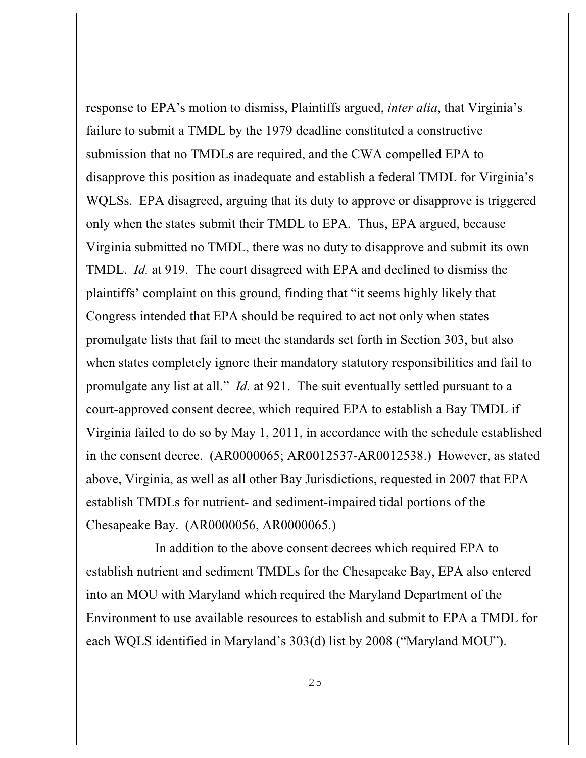response to EPA's motion to dismiss, Plaintiffs argued, *inter alia*, that Virginia's failure to submit a TMDL by the 1979 deadline constituted a constructive submission that no TMDLs are required, and the CWA compelled EPA to disapprove this position as inadequate and establish a federal TMDL for Virginia's WQLSs. EPA disagreed, arguing that its duty to approve or disapprove is triggered only when the states submit their TMDL to EPA. Thus, EPA argued, because Virginia submitted no TMDL, there was no duty to disapprove and submit its own TMDL. *Id.* at 919. The court disagreed with EPA and declined to dismiss the plaintiffs' complaint on this ground, finding that "it seems highly likely that Congress intended that EPA should be required to act not only when states promulgate lists that fail to meet the standards set forth in Section 303, but also when states completely ignore their mandatory statutory responsibilities and fail to promulgate any list at all." *Id.* at 921. The suit eventually settled pursuant to a court-approved consent decree, which required EPA to establish a Bay TMDL if Virginia failed to do so by May 1, 2011, in accordance with the schedule established in the consent decree. (AR0000065; AR0012537-AR0012538.) However, as stated above, Virginia, as well as all other Bay Jurisdictions, requested in 2007 that EPA establish TMDLs for nutrient- and sediment-impaired tidal portions of the Chesapeake Bay. (AR0000056, AR0000065.)

In addition to the above consent decrees which required EPA to establish nutrient and sediment TMDLs for the Chesapeake Bay, EPA also entered into an MOU with Maryland which required the Maryland Department of the Environment to use available resources to establish and submit to EPA a TMDL for each WQLS identified in Maryland's 303(d) list by 2008 ("Maryland MOU").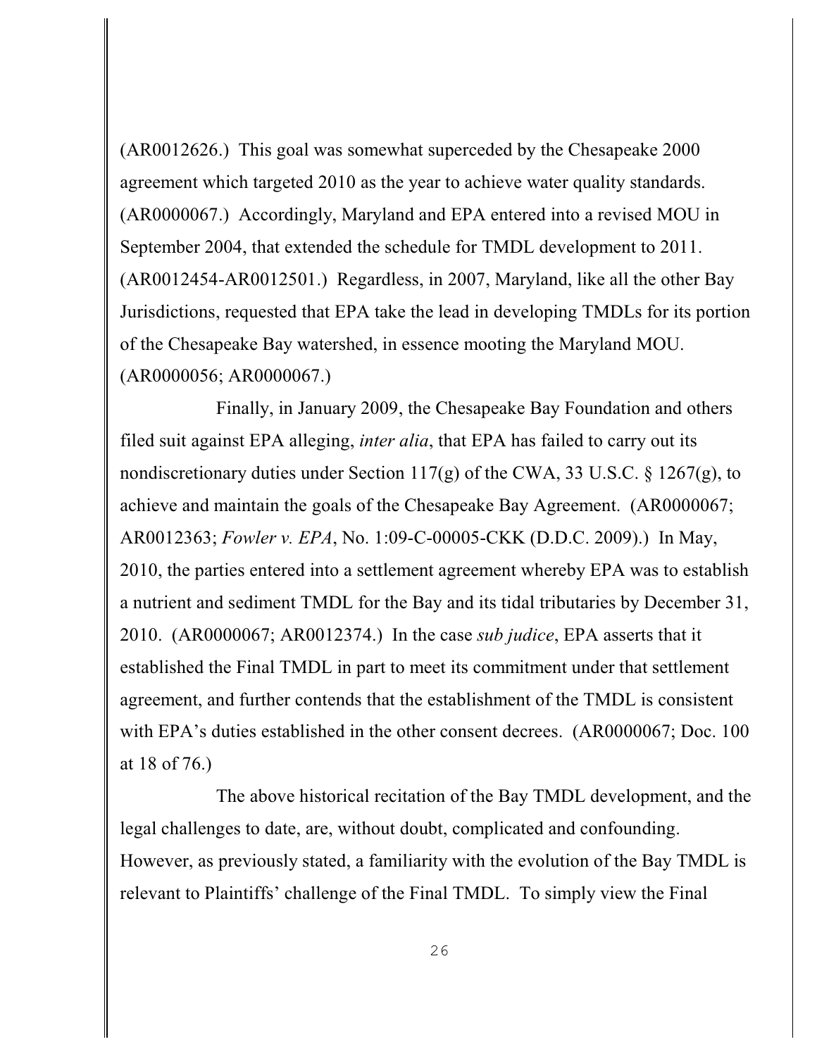(AR0012626.) This goal was somewhat superceded by the Chesapeake 2000 agreement which targeted 2010 as the year to achieve water quality standards. (AR0000067.) Accordingly, Maryland and EPA entered into a revised MOU in September 2004, that extended the schedule for TMDL development to 2011. (AR0012454-AR0012501.) Regardless, in 2007, Maryland, like all the other Bay Jurisdictions, requested that EPA take the lead in developing TMDLs for its portion of the Chesapeake Bay watershed, in essence mooting the Maryland MOU. (AR0000056; AR0000067.)

Finally, in January 2009, the Chesapeake Bay Foundation and others filed suit against EPA alleging, *inter alia*, that EPA has failed to carry out its nondiscretionary duties under Section 117(g) of the CWA, 33 U.S.C. § 1267(g), to achieve and maintain the goals of the Chesapeake Bay Agreement. (AR0000067; AR0012363; *Fowler v. EPA*, No. 1:09-C-00005-CKK (D.D.C. 2009).) In May, 2010, the parties entered into a settlement agreement whereby EPA was to establish a nutrient and sediment TMDL for the Bay and its tidal tributaries by December 31, 2010. (AR0000067; AR0012374.) In the case *sub judice*, EPA asserts that it established the Final TMDL in part to meet its commitment under that settlement agreement, and further contends that the establishment of the TMDL is consistent with EPA's duties established in the other consent decrees. (AR0000067; Doc. 100 at 18 of 76.)

The above historical recitation of the Bay TMDL development, and the legal challenges to date, are, without doubt, complicated and confounding. However, as previously stated, a familiarity with the evolution of the Bay TMDL is relevant to Plaintiffs' challenge of the Final TMDL. To simply view the Final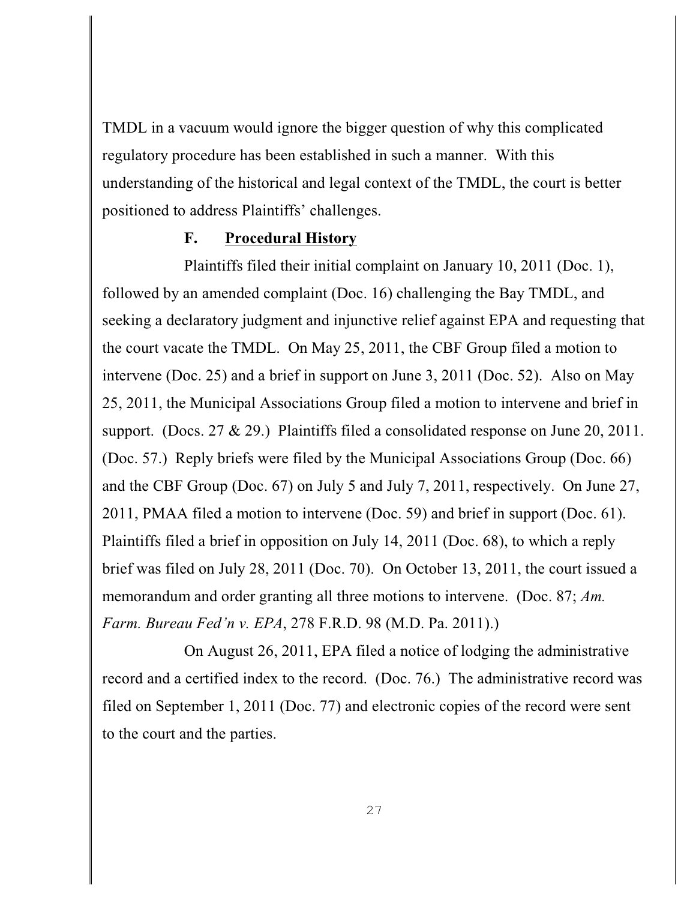TMDL in a vacuum would ignore the bigger question of why this complicated regulatory procedure has been established in such a manner. With this understanding of the historical and legal context of the TMDL, the court is better positioned to address Plaintiffs' challenges.

### F. <u>Procedural History</u>

Plaintiffs filed their initial complaint on January 10, 2011 (Doc. 1), followed by an amended complaint (Doc. 16) challenging the Bay TMDL, and seeking a declaratory judgment and injunctive relief against EPA and requesting that the court vacate the TMDL. On May 25, 2011, the CBF Group filed a motion to intervene (Doc. 25) and a brief in support on June 3, 2011 (Doc. 52). Also on May 25, 2011, the Municipal Associations Group filed a motion to intervene and brief in support. (Docs. 27 & 29.) Plaintiffs filed a consolidated response on June 20, 2011. (Doc. 57.) Reply briefs were filed by the Municipal Associations Group (Doc. 66) and the CBF Group (Doc. 67) on July 5 and July 7, 2011, respectively. On June 27, 2011, PMAA filed a motion to intervene (Doc. 59) and brief in support (Doc. 61). Plaintiffs filed a brief in opposition on July 14, 2011 (Doc. 68), to which a reply brief was filed on July 28, 2011 (Doc. 70). On October 13, 2011, the court issued a memorandum and order granting all three motions to intervene. (Doc. 87; *Am. Farm. Bureau Fed'n v. EPA*, 278 F.R.D. 98 (M.D. Pa. 2011).)

On August 26, 2011, EPA filed a notice of lodging the administrative record and a certified index to the record. (Doc. 76.) The administrative record was filed on September 1, 2011 (Doc. 77) and electronic copies of the record were sent to the court and the parties.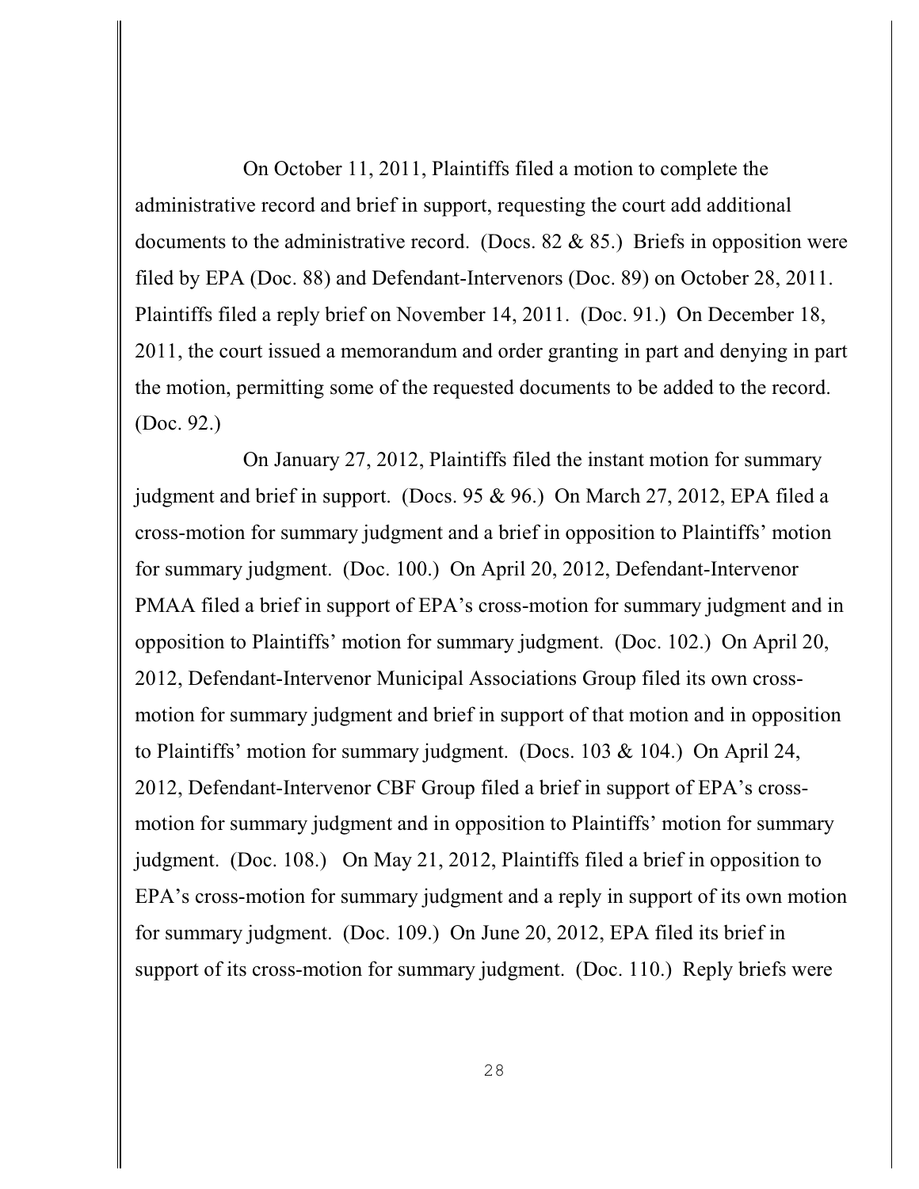On October 11, 2011, Plaintiffs filed a motion to complete the administrative record and brief in support, requesting the court add additional documents to the administrative record. (Docs. 82 & 85.) Briefs in opposition were filed by EPA (Doc. 88) and Defendant-Intervenors (Doc. 89) on October 28, 2011. Plaintiffs filed a reply brief on November 14, 2011. (Doc. 91.) On December 18, 2011, the court issued a memorandum and order granting in part and denying in part the motion, permitting some of the requested documents to be added to the record. (Doc. 92.)

On January 27, 2012, Plaintiffs filed the instant motion for summary judgment and brief in support. (Docs. 95 & 96.) On March 27, 2012, EPA filed a cross-motion for summary judgment and a brief in opposition to Plaintiffs' motion for summary judgment. (Doc. 100.) On April 20, 2012, Defendant-Intervenor PMAA filed a brief in support of EPA's cross-motion for summary judgment and in opposition to Plaintiffs' motion for summary judgment. (Doc. 102.) On April 20, 2012, Defendant-Intervenor Municipal Associations Group filed its own cross-motion for summary judgment and brief in support of that motion and in opposition to Plaintiffs' motion for summary judgment. (Docs. 103 & 104.) On April 24, 2012, Defendant-Intervenor CBF Group filed a brief in support of EPA's cross-motion for summary judgment and in opposition to Plaintiffs' motion for summary judgment. (Doc. 108.) On May 21, 2012, Plaintiffs filed a brief in opposition to EPA's cross-motion for summary judgment and a reply in support of its own motion for summary judgment. (Doc. 109.) On June 20, 2012, EPA filed its brief in support of its cross-motion for summary judgment. (Doc. 110.) Reply briefs were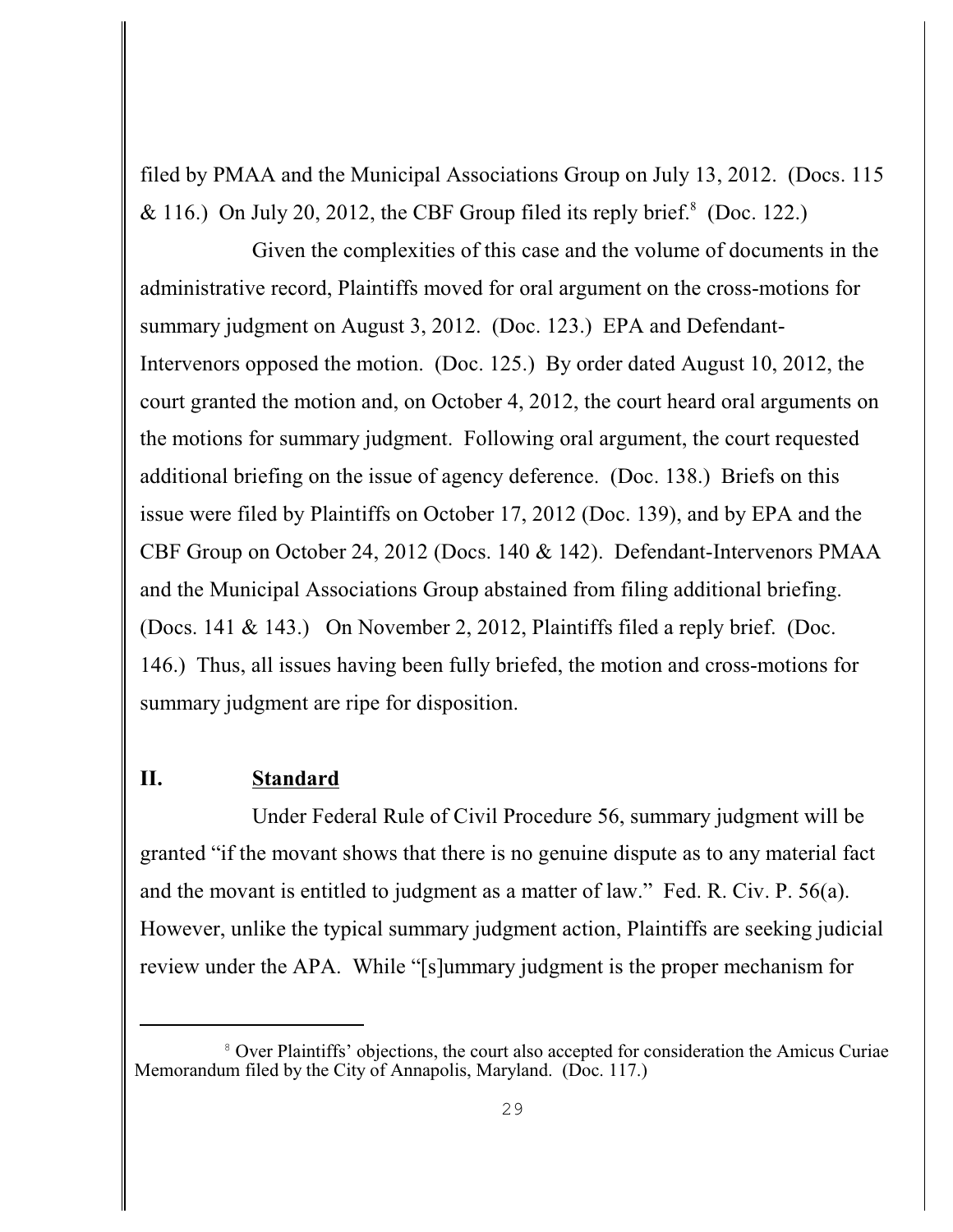filed by PMAA and the Municipal Associations Group on July 13, 2012. (Docs. 115 & 116.) On July 20, 2012, the CBF Group filed its reply brief.[8] (Doc. 122.)

Given the complexities of this case and the volume of documents in the administrative record, Plaintiffs moved for oral argument on the cross-motions for summary judgment on August 3, 2012. (Doc. 123.) EPA and Defendant-Intervenors opposed the motion. (Doc. 125.) By order dated August 10, 2012, the court granted the motion and, on October 4, 2012, the court heard oral arguments on the motions for summary judgment. Following oral argument, the court requested additional briefing on the issue of agency deference. (Doc. 138.) Briefs on this issue were filed by Plaintiffs on October 17, 2012 (Doc. 139), and by EPA and the CBF Group on October 24, 2012 (Docs. 140 & 142). Defendant-Intervenors PMAA and the Municipal Associations Group abstained from filing additional briefing. (Docs. 141 & 143.) On November 2, 2012, Plaintiffs filed a reply brief. (Doc. 146.) Thus, all issues having been fully briefed, the motion and cross-motions for summary judgment are ripe for disposition.

## II. **Standard**

Under Federal Rule of Civil Procedure 56, summary judgment will be granted "if the movant shows that there is no genuine dispute as to any material fact and the movant is entitled to judgment as a matter of law." Fed. R. Civ. P. 56(a). However, unlike the typical summary judgment action, Plaintiffs are seeking judicial review under the APA. While "[s]ummary judgment is the proper mechanism for

[8] Over Plaintiffs' objections, the court also accepted for consideration the Amicus Curiae Memorandum filed by the City of Annapolis, Maryland. (Doc. 117.)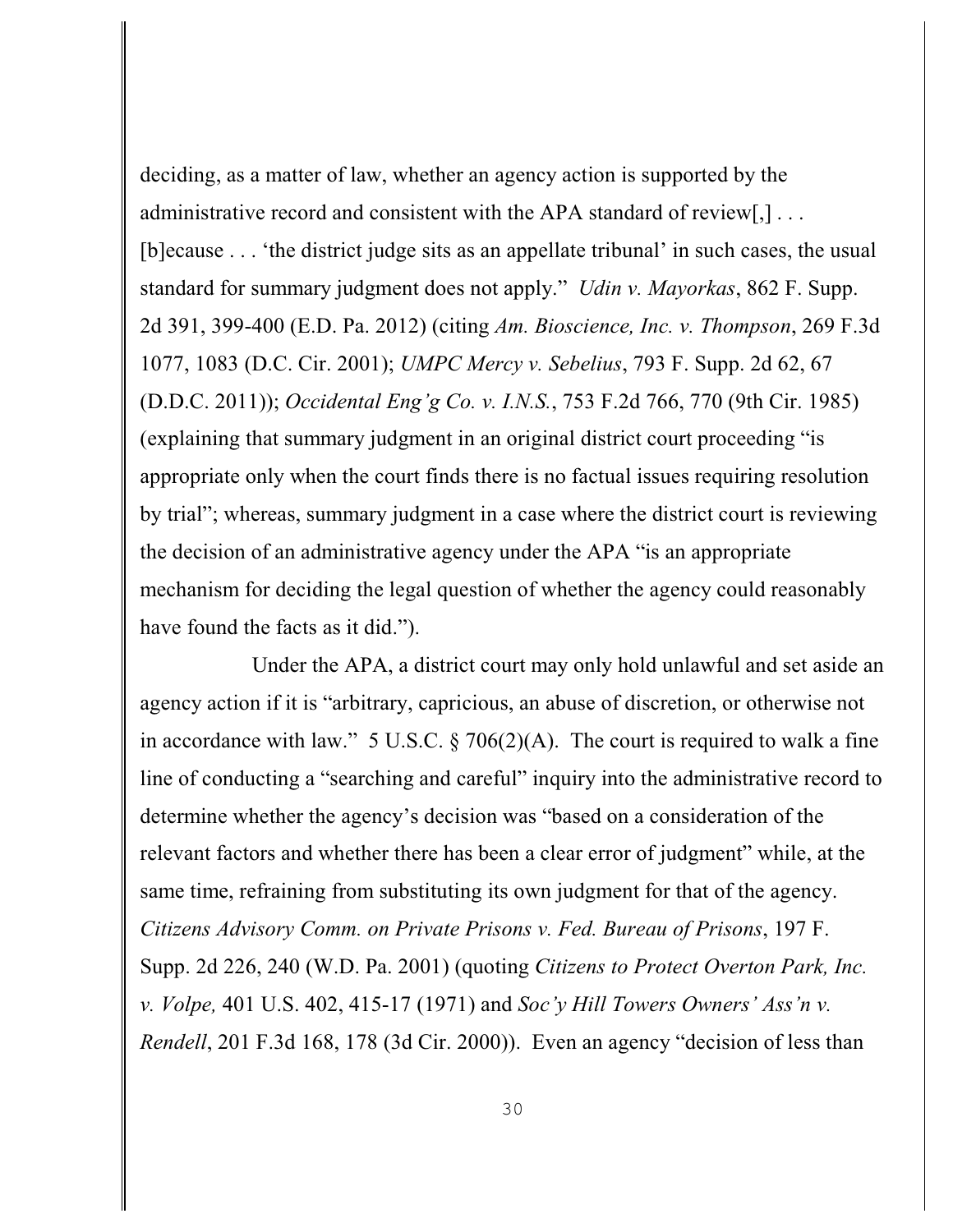deciding, as a matter of law, whether an agency action is supported by the administrative record and consistent with the APA standard of review[,] . . . [b]ecause . . . 'the district judge sits as an appellate tribunal' in such cases, the usual standard for summary judgment does not apply." *Udin v. Mayorkas*, 862 F. Supp. 2d 391, 399-400 (E.D. Pa. 2012) (citing *Am. Bioscience, Inc. v. Thompson*, 269 F.3d 1077, 1083 (D.C. Cir. 2001); *UMPC Mercy v. Sebelius*, 793 F. Supp. 2d 62, 67 (D.D.C. 2011)); *Occidental Eng'g Co. v. I.N.S.*, 753 F.2d 766, 770 (9th Cir. 1985) (explaining that summary judgment in an original district court proceeding "is appropriate only when the court finds there is no factual issues requiring resolution by trial"; whereas, summary judgment in a case where the district court is reviewing the decision of an administrative agency under the APA "is an appropriate mechanism for deciding the legal question of whether the agency could reasonably have found the facts as it did.").

Under the APA, a district court may only hold unlawful and set aside an agency action if it is "arbitrary, capricious, an abuse of discretion, or otherwise not in accordance with law." 5 U.S.C. § 706(2)(A). The court is required to walk a fine line of conducting a "searching and careful" inquiry into the administrative record to determine whether the agency's decision was "based on a consideration of the relevant factors and whether there has been a clear error of judgment" while, at the same time, refraining from substituting its own judgment for that of the agency. *Citizens Advisory Comm. on Private Prisons v. Fed. Bureau of Prisons*, 197 F. Supp. 2d 226, 240 (W.D. Pa. 2001) (quoting *Citizens to Protect Overton Park, Inc. v. Volpe,* 401 U.S. 402, 415-17 (1971) and *Soc'y Hill Towers Owners' Ass'n v. Rendell*, 201 F.3d 168, 178 (3d Cir. 2000)). Even an agency "decision of less than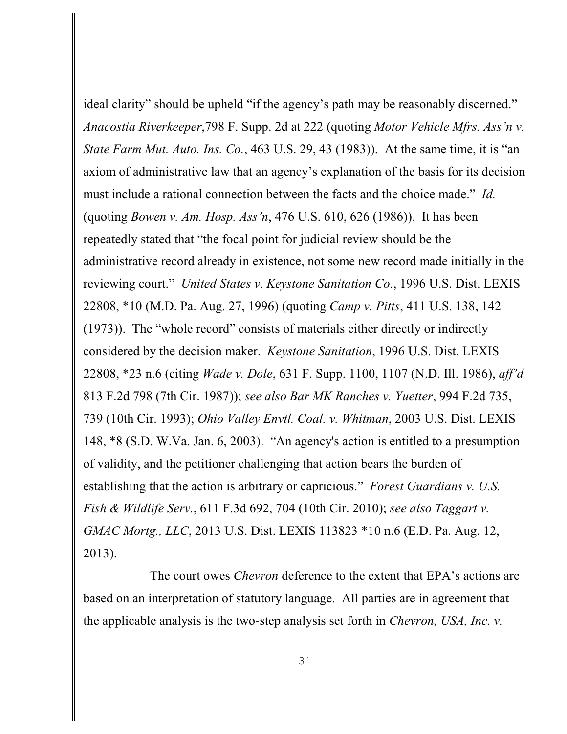ideal clarity" should be upheld "if the agency's path may be reasonably discerned." *Anacostia Riverkeeper*,798 F. Supp. 2d at 222 (quoting *Motor Vehicle Mfrs. Ass'n v. State Farm Mut. Auto. Ins. Co.*, 463 U.S. 29, 43 (1983)). At the same time, it is "an axiom of administrative law that an agency's explanation of the basis for its decision must include a rational connection between the facts and the choice made." *Id.* (quoting *Bowen v. Am. Hosp. Ass'n*, 476 U.S. 610, 626 (1986)). It has been repeatedly stated that "the focal point for judicial review should be the administrative record already in existence, not some new record made initially in the reviewing court." *United States v. Keystone Sanitation Co.*, 1996 U.S. Dist. LEXIS 22808, *10 (M.D. Pa. Aug. 27, 1996) (quoting *Camp v. Pitts*, 411 U.S. 138, 142 (1973)). The "whole record" consists of materials either directly or indirectly considered by the decision maker. *Keystone Sanitation*, 1996 U.S. Dist. LEXIS 22808, *23 n.6 (citing *Wade v. Dole*, 631 F. Supp. 1100, 1107 (N.D. Ill. 1986), *aff'd* 813 F.2d 798 (7th Cir. 1987)); *see also Bar MK Ranches v. Yuetter*, 994 F.2d 735, 739 (10th Cir. 1993); *Ohio Valley Envtl. Coal. v. Whitman*, 2003 U.S. Dist. LEXIS 148, *8 (S.D. W.Va. Jan. 6, 2003). "An agency's action is entitled to a presumption of validity, and the petitioner challenging that action bears the burden of establishing that the action is arbitrary or capricious." *Forest Guardians v. U.S. Fish & Wildlife Serv.*, 611 F.3d 692, 704 (10th Cir. 2010); *see also Taggart v. GMAC Mortg., LLC*, 2013 U.S. Dist. LEXIS 113823 *10 n.6 (E.D. Pa. Aug. 12, 2013).

The court owes *Chevron* deference to the extent that EPA's actions are based on an interpretation of statutory language. All parties are in agreement that the applicable analysis is the two-step analysis set forth in *Chevron, USA, Inc. v.*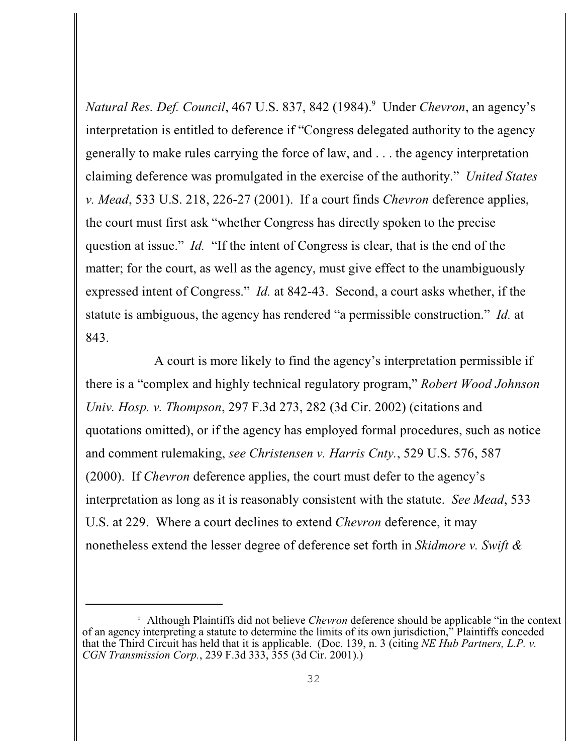*Natural Res. Def. Council*, 467 U.S. 837, 842 (1984).[9] Under *Chevron*, an agency's interpretation is entitled to deference if "Congress delegated authority to the agency generally to make rules carrying the force of law, and . . . the agency interpretation claiming deference was promulgated in the exercise of the authority." *United States v. Mead*, 533 U.S. 218, 226-27 (2001). If a court finds *Chevron* deference applies, the court must first ask "whether Congress has directly spoken to the precise question at issue." *Id.* "If the intent of Congress is clear, that is the end of the matter; for the court, as well as the agency, must give effect to the unambiguously expressed intent of Congress." *Id.* at 842-43. Second, a court asks whether, if the statute is ambiguous, the agency has rendered "a permissible construction." *Id.* at 843.

A court is more likely to find the agency's interpretation permissible if there is a "complex and highly technical regulatory program," *Robert Wood Johnson Univ. Hosp. v. Thompson*, 297 F.3d 273, 282 (3d Cir. 2002) (citations and quotations omitted), or if the agency has employed formal procedures, such as notice and comment rulemaking, *see Christensen v. Harris Cnty.*, 529 U.S. 576, 587 (2000). If *Chevron* deference applies, the court must defer to the agency's interpretation as long as it is reasonably consistent with the statute. *See Mead*, 533 U.S. at 229. Where a court declines to extend *Chevron* deference, it may nonetheless extend the lesser degree of deference set forth in *Skidmore v. Swift &*

---

[9] Although Plaintiffs did not believe *Chevron* deference should be applicable "in the context of an agency interpreting a statute to determine the limits of its own jurisdiction," Plaintiffs conceded that the Third Circuit has held that it is applicable. (Doc. 139, n. 3 (citing *NE Hub Partners, L.P. v. CGN Transmission Corp.*, 239 F.3d 333, 355 (3d Cir. 2001).)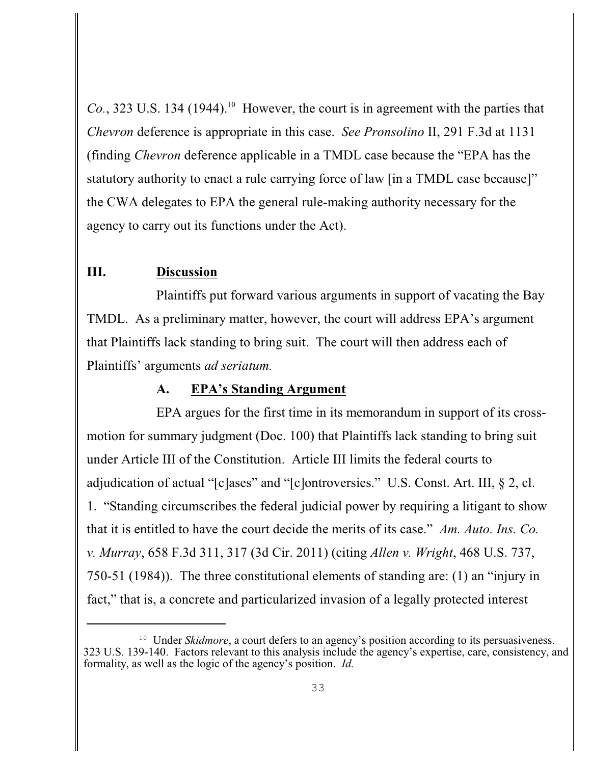*Co.*, 323 U.S. 134 (1944).[10] However, the court is in agreement with the parties that *Chevron* deference is appropriate in this case. *See Pronsolino* II, 291 F.3d at 1131 (finding *Chevron* deference applicable in a TMDL case because the "EPA has the statutory authority to enact a rule carrying force of law [in a TMDL case because]" the CWA delegates to EPA the general rule-making authority necessary for the agency to carry out its functions under the Act).

## III. Discussion

Plaintiffs put forward various arguments in support of vacating the Bay TMDL. As a preliminary matter, however, the court will address EPA's argument that Plaintiffs lack standing to bring suit. The court will then address each of Plaintiffs' arguments *ad seriatum.*

### A. EPA's Standing Argument

EPA argues for the first time in its memorandum in support of its cross-motion for summary judgment (Doc. 100) that Plaintiffs lack standing to bring suit under Article III of the Constitution. Article III limits the federal courts to adjudication of actual "[c]ases" and "[c]ontroversies." U.S. Const. Art. III, § 2, cl. 1. "Standing circumscribes the federal judicial power by requiring a litigant to show that it is entitled to have the court decide the merits of its case." *Am. Auto. Ins. Co. v. Murray*, 658 F.3d 311, 317 (3d Cir. 2011) (citing *Allen v. Wright*, 468 U.S. 737, 750-51 (1984)). The three constitutional elements of standing are: (1) an "injury in fact," that is, a concrete and particularized invasion of a legally protected interest

[10] Under *Skidmore*, a court defers to an agency's position according to its persuasiveness. 323 U.S. 139-140. Factors relevant to this analysis include the agency's expertise, care, consistency, and formality, as well as the logic of the agency's position. *Id.*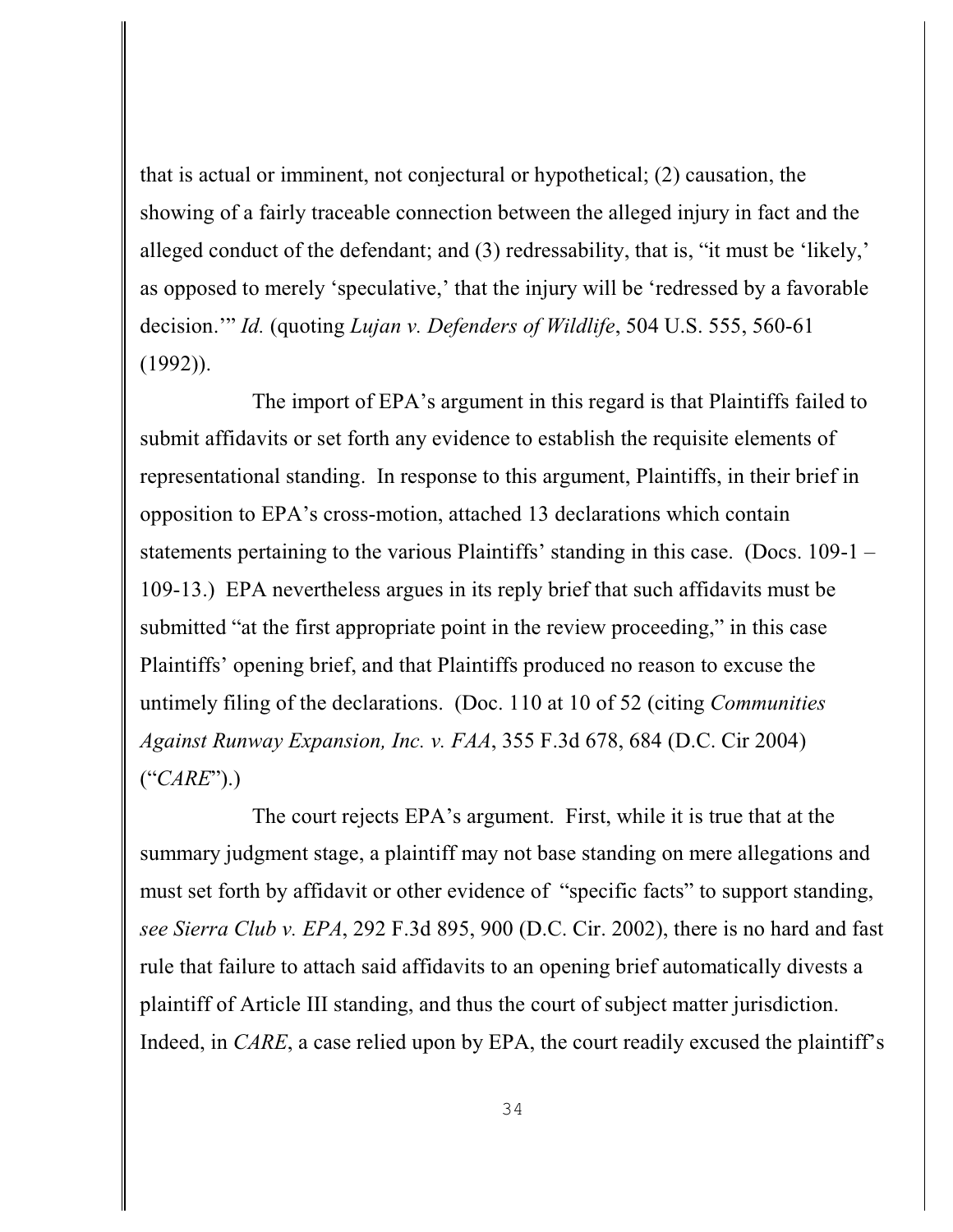that is actual or imminent, not conjectural or hypothetical; (2) causation, the showing of a fairly traceable connection between the alleged injury in fact and the alleged conduct of the defendant; and (3) redressability, that is, "it must be 'likely,' as opposed to merely 'speculative,' that the injury will be 'redressed by a favorable decision.'" *Id.* (quoting *Lujan v. Defenders of Wildlife*, 504 U.S. 555, 560-61 (1992)).

The import of EPA's argument in this regard is that Plaintiffs failed to submit affidavits or set forth any evidence to establish the requisite elements of representational standing. In response to this argument, Plaintiffs, in their brief in opposition to EPA's cross-motion, attached 13 declarations which contain statements pertaining to the various Plaintiffs' standing in this case. (Docs. 109-1 – 109-13.) EPA nevertheless argues in its reply brief that such affidavits must be submitted "at the first appropriate point in the review proceeding," in this case Plaintiffs' opening brief, and that Plaintiffs produced no reason to excuse the untimely filing of the declarations. (Doc. 110 at 10 of 52 (citing *Communities Against Runway Expansion, Inc. v. FAA*, 355 F.3d 678, 684 (D.C. Cir 2004) ("*CARE*").)

The court rejects EPA's argument. First, while it is true that at the summary judgment stage, a plaintiff may not base standing on mere allegations and must set forth by affidavit or other evidence of "specific facts" to support standing, *see Sierra Club v. EPA*, 292 F.3d 895, 900 (D.C. Cir. 2002), there is no hard and fast rule that failure to attach said affidavits to an opening brief automatically divests a plaintiff of Article III standing, and thus the court of subject matter jurisdiction. Indeed, in *CARE*, a case relied upon by EPA, the court readily excused the plaintiff's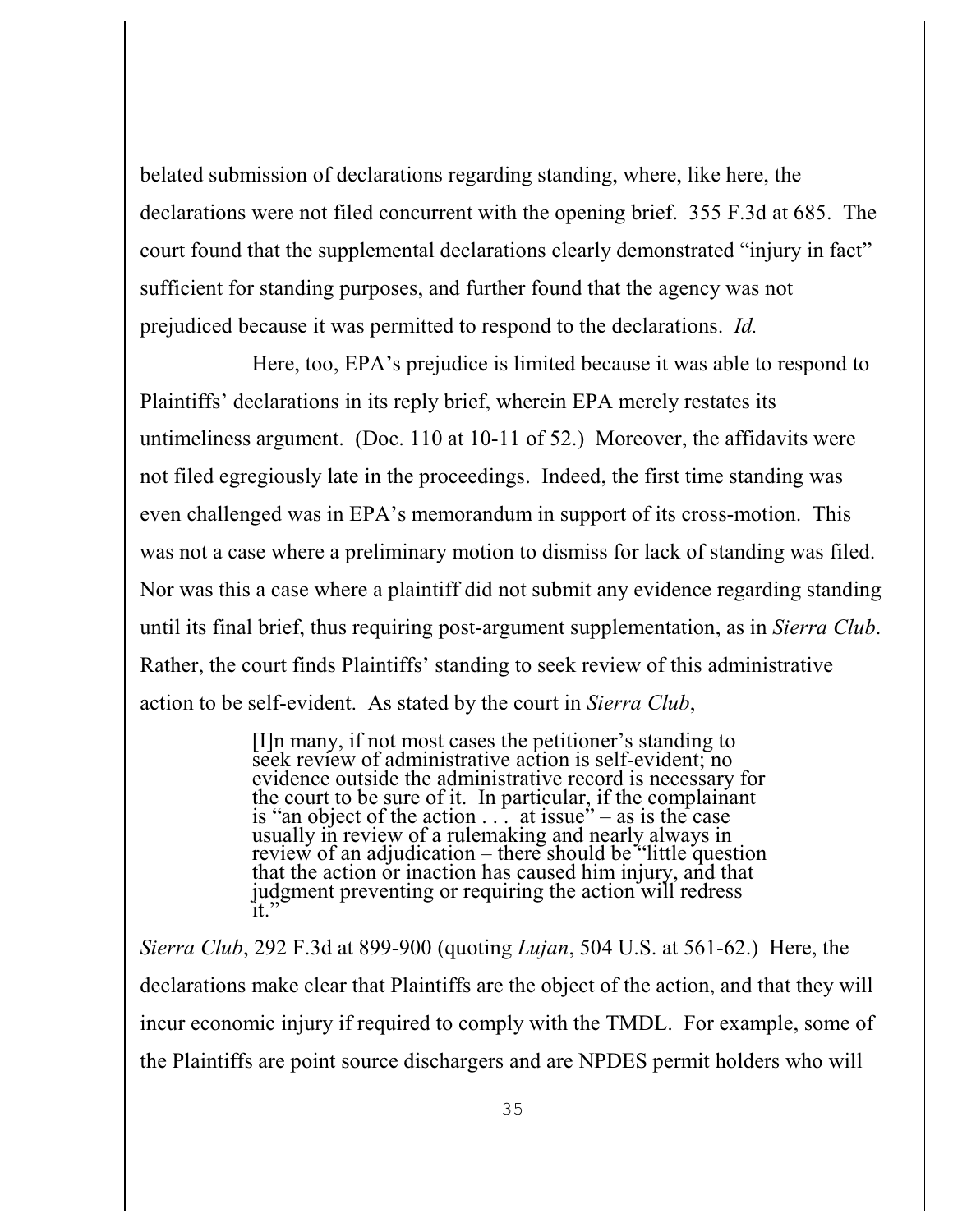belated submission of declarations regarding standing, where, like here, the declarations were not filed concurrent with the opening brief. 355 F.3d at 685. The court found that the supplemental declarations clearly demonstrated "injury in fact" sufficient for standing purposes, and further found that the agency was not prejudiced because it was permitted to respond to the declarations. *Id.*

Here, too, EPA's prejudice is limited because it was able to respond to Plaintiffs' declarations in its reply brief, wherein EPA merely restates its untimeliness argument. (Doc. 110 at 10-11 of 52.) Moreover, the affidavits were not filed egregiously late in the proceedings. Indeed, the first time standing was even challenged was in EPA's memorandum in support of its cross-motion. This was not a case where a preliminary motion to dismiss for lack of standing was filed. Nor was this a case where a plaintiff did not submit any evidence regarding standing until its final brief, thus requiring post-argument supplementation, as in *Sierra Club*. Rather, the court finds Plaintiffs' standing to seek review of this administrative action to be self-evident. As stated by the court in *Sierra Club*,

> [I]n many, if not most cases the petitioner's standing to seek review of administrative action is self-evident; no evidence outside the administrative record is necessary for the court to be sure of it. In particular, if the complainant is "an object of the action . . . at issue" – as is the case usually in review of a rulemaking and nearly always in review of an adjudication – there should be "little question that the action or inaction has caused him injury, and that judgment preventing or requiring the action will redress it."

*Sierra Club*, 292 F.3d at 899-900 (quoting *Lujan*, 504 U.S. at 561-62.) Here, the declarations make clear that Plaintiffs are the object of the action, and that they will incur economic injury if required to comply with the TMDL. For example, some of the Plaintiffs are point source dischargers and are NPDES permit holders who will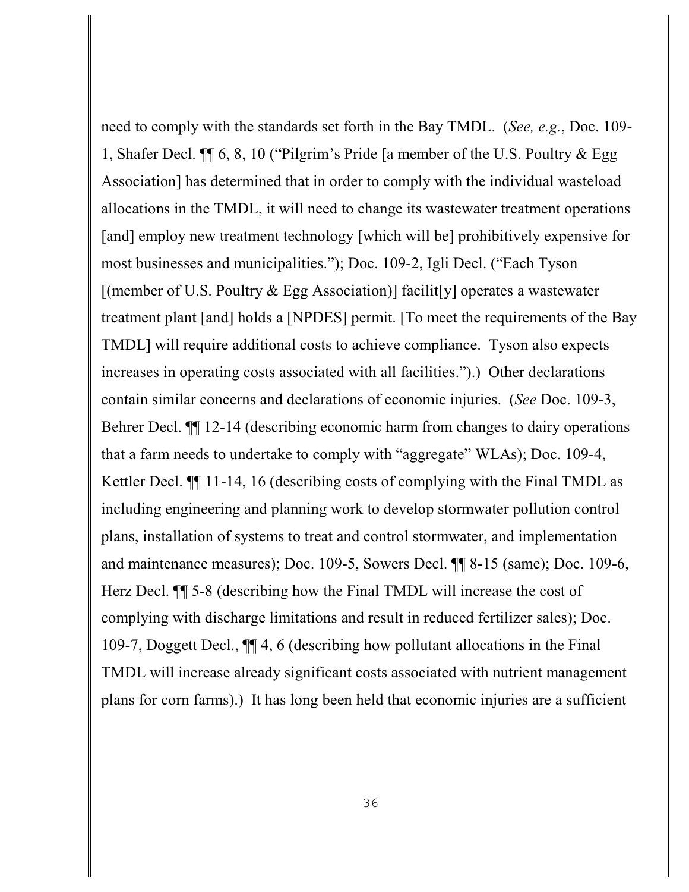need to comply with the standards set forth in the Bay TMDL. (*See, e.g.*, Doc. 109-1, Shafer Decl. ¶¶ 6, 8, 10 ("Pilgrim's Pride [a member of the U.S. Poultry & Egg Association] has determined that in order to comply with the individual wasteload allocations in the TMDL, it will need to change its wastewater treatment operations [and] employ new treatment technology [which will be] prohibitively expensive for most businesses and municipalities."); Doc. 109-2, Igli Decl. ("Each Tyson [(member of U.S. Poultry & Egg Association)] facilit[y] operates a wastewater treatment plant [and] holds a [NPDES] permit. [To meet the requirements of the Bay TMDL] will require additional costs to achieve compliance. Tyson also expects increases in operating costs associated with all facilities.").) Other declarations contain similar concerns and declarations of economic injuries. (*See* Doc. 109-3, Behrer Decl. ¶¶ 12-14 (describing economic harm from changes to dairy operations that a farm needs to undertake to comply with "aggregate" WLAs); Doc. 109-4, Kettler Decl. ¶¶ 11-14, 16 (describing costs of complying with the Final TMDL as including engineering and planning work to develop stormwater pollution control plans, installation of systems to treat and control stormwater, and implementation and maintenance measures); Doc. 109-5, Sowers Decl. ¶¶ 8-15 (same); Doc. 109-6, Herz Decl. ¶¶ 5-8 (describing how the Final TMDL will increase the cost of complying with discharge limitations and result in reduced fertilizer sales); Doc. 109-7, Doggett Decl., ¶¶ 4, 6 (describing how pollutant allocations in the Final TMDL will increase already significant costs associated with nutrient management plans for corn farms).) It has long been held that economic injuries are a sufficient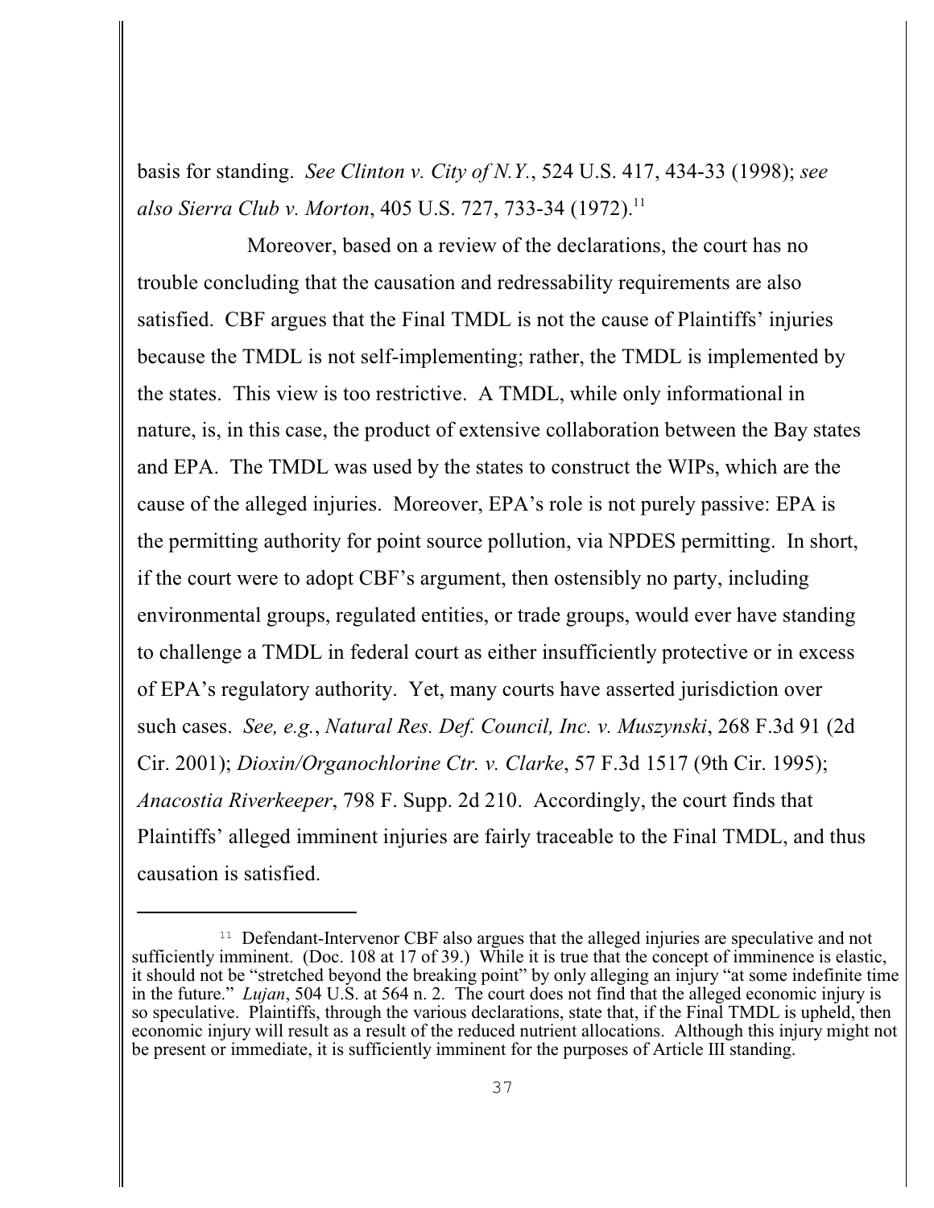basis for standing. *See Clinton v. City of N.Y.*, 524 U.S. 417, 434-33 (1998); *see also Sierra Club v. Morton*, 405 U.S. 727, 733-34 (1972).[11]

Moreover, based on a review of the declarations, the court has no trouble concluding that the causation and redressability requirements are also satisfied. CBF argues that the Final TMDL is not the cause of Plaintiffs' injuries because the TMDL is not self-implementing; rather, the TMDL is implemented by the states. This view is too restrictive. A TMDL, while only informational in nature, is, in this case, the product of extensive collaboration between the Bay states and EPA. The TMDL was used by the states to construct the WIPs, which are the cause of the alleged injuries. Moreover, EPA's role is not purely passive: EPA is the permitting authority for point source pollution, via NPDES permitting. In short, if the court were to adopt CBF's argument, then ostensibly no party, including environmental groups, regulated entities, or trade groups, would ever have standing to challenge a TMDL in federal court as either insufficiently protective or in excess of EPA's regulatory authority. Yet, many courts have asserted jurisdiction over such cases. *See, e.g.*, *Natural Res. Def. Council, Inc. v. Muszynski*, 268 F.3d 91 (2d Cir. 2001); *Dioxin/Organochlorine Ctr. v. Clarke*, 57 F.3d 1517 (9th Cir. 1995); *Anacostia Riverkeeper*, 798 F. Supp. 2d 210. Accordingly, the court finds that Plaintiffs' alleged imminent injuries are fairly traceable to the Final TMDL, and thus causation is satisfied.

---

[11] Defendant-Intervenor CBF also argues that the alleged injuries are speculative and not sufficiently imminent. (Doc. 108 at 17 of 39.) While it is true that the concept of imminence is elastic, it should not be "stretched beyond the breaking point" by only alleging an injury "at some indefinite time in the future." *Lujan*, 504 U.S. at 564 n. 2. The court does not find that the alleged economic injury is so speculative. Plaintiffs, through the various declarations, state that, if the Final TMDL is upheld, then economic injury will result as a result of the reduced nutrient allocations. Although this injury might not be present or immediate, it is sufficiently imminent for the purposes of Article III standing.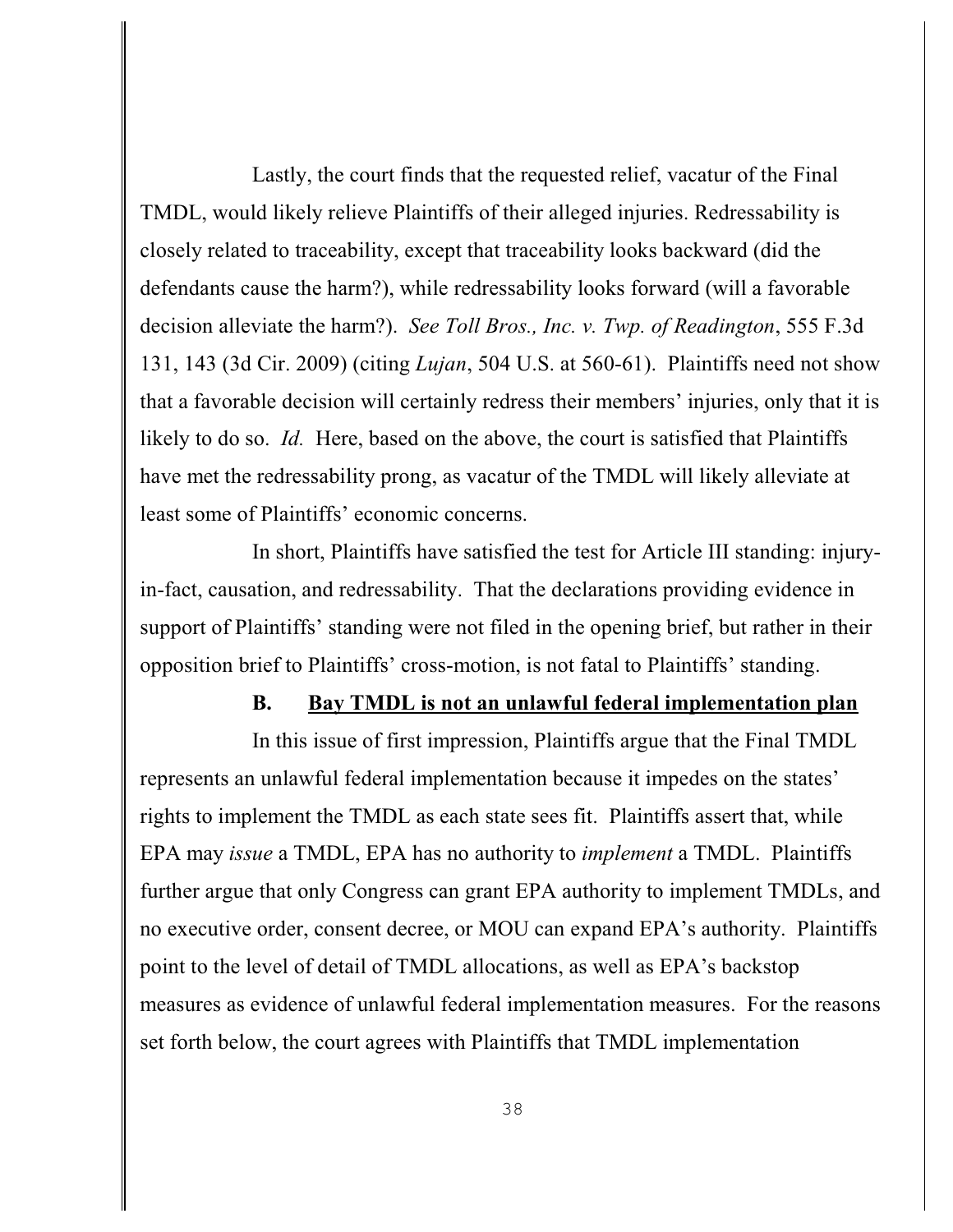Lastly, the court finds that the requested relief, vacatur of the Final TMDL, would likely relieve Plaintiffs of their alleged injuries. Redressability is closely related to traceability, except that traceability looks backward (did the defendants cause the harm?), while redressability looks forward (will a favorable decision alleviate the harm?). *See Toll Bros., Inc. v. Twp. of Readington*, 555 F.3d 131, 143 (3d Cir. 2009) (citing *Lujan*, 504 U.S. at 560-61). Plaintiffs need not show that a favorable decision will certainly redress their members' injuries, only that it is likely to do so. *Id.* Here, based on the above, the court is satisfied that Plaintiffs have met the redressability prong, as vacatur of the TMDL will likely alleviate at least some of Plaintiffs' economic concerns.

In short, Plaintiffs have satisfied the test for Article III standing: injury-in-fact, causation, and redressability. That the declarations providing evidence in support of Plaintiffs' standing were not filed in the opening brief, but rather in their opposition brief to Plaintiffs' cross-motion, is not fatal to Plaintiffs' standing.

### B. Bay TMDL is not an unlawful federal implementation plan

In this issue of first impression, Plaintiffs argue that the Final TMDL represents an unlawful federal implementation because it impedes on the states' rights to implement the TMDL as each state sees fit. Plaintiffs assert that, while EPA may *issue* a TMDL, EPA has no authority to *implement* a TMDL. Plaintiffs further argue that only Congress can grant EPA authority to implement TMDLs, and no executive order, consent decree, or MOU can expand EPA's authority. Plaintiffs point to the level of detail of TMDL allocations, as well as EPA's backstop measures as evidence of unlawful federal implementation measures. For the reasons set forth below, the court agrees with Plaintiffs that TMDL implementation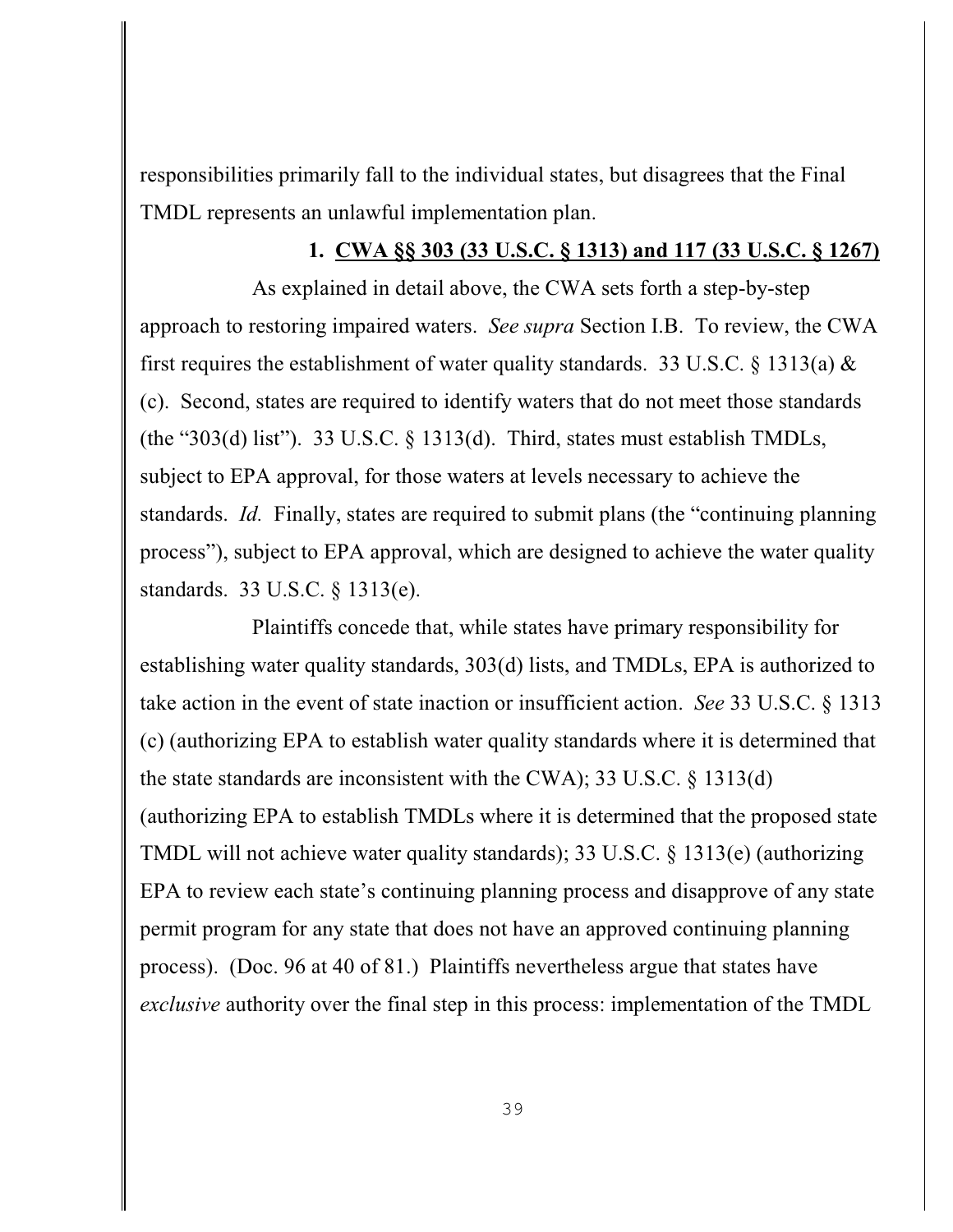responsibilities primarily fall to the individual states, but disagrees that the Final TMDL represents an unlawful implementation plan.

### 1. CWA §§ 303 (33 U.S.C. § 1313) and 117 (33 U.S.C. § 1267)

As explained in detail above, the CWA sets forth a step-by-step approach to restoring impaired waters. *See supra* Section I.B. To review, the CWA first requires the establishment of water quality standards. 33 U.S.C. § 1313(a) & (c). Second, states are required to identify waters that do not meet those standards (the "303(d) list"). 33 U.S.C. § 1313(d). Third, states must establish TMDLs, subject to EPA approval, for those waters at levels necessary to achieve the standards. *Id.* Finally, states are required to submit plans (the "continuing planning process"), subject to EPA approval, which are designed to achieve the water quality standards. 33 U.S.C. § 1313(e).

Plaintiffs concede that, while states have primary responsibility for establishing water quality standards, 303(d) lists, and TMDLs, EPA is authorized to take action in the event of state inaction or insufficient action. *See* 33 U.S.C. § 1313 (c) (authorizing EPA to establish water quality standards where it is determined that the state standards are inconsistent with the CWA); 33 U.S.C. § 1313(d) (authorizing EPA to establish TMDLs where it is determined that the proposed state TMDL will not achieve water quality standards); 33 U.S.C. § 1313(e) (authorizing EPA to review each state's continuing planning process and disapprove of any state permit program for any state that does not have an approved continuing planning process). (Doc. 96 at 40 of 81.) Plaintiffs nevertheless argue that states have *exclusive* authority over the final step in this process: implementation of the TMDL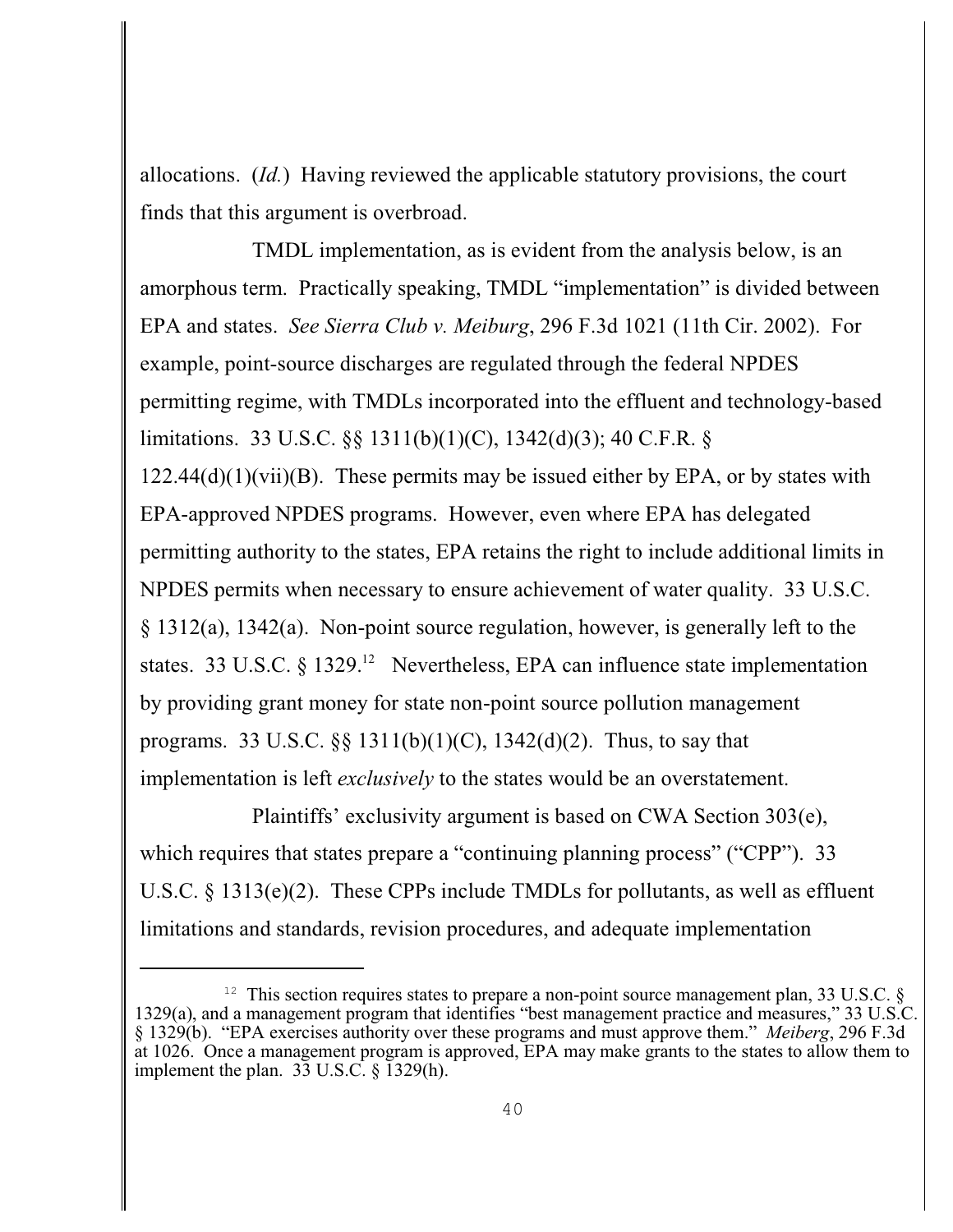allocations. (*Id.*) Having reviewed the applicable statutory provisions, the court finds that this argument is overbroad.

TMDL implementation, as is evident from the analysis below, is an amorphous term. Practically speaking, TMDL "implementation" is divided between EPA and states. *See Sierra Club v. Meiburg*, 296 F.3d 1021 (11th Cir. 2002). For example, point-source discharges are regulated through the federal NPDES permitting regime, with TMDLs incorporated into the effluent and technology-based limitations. 33 U.S.C. §§ 1311(b)(1)(C), 1342(d)(3); 40 C.F.R. § 122.44(d)(1)(vii)(B). These permits may be issued either by EPA, or by states with EPA-approved NPDES programs. However, even where EPA has delegated permitting authority to the states, EPA retains the right to include additional limits in NPDES permits when necessary to ensure achievement of water quality. 33 U.S.C. § 1312(a), 1342(a). Non-point source regulation, however, is generally left to the states. 33 U.S.C. § 1329.[12] Nevertheless, EPA can influence state implementation by providing grant money for state non-point source pollution management programs. 33 U.S.C. §§ 1311(b)(1)(C), 1342(d)(2). Thus, to say that implementation is left *exclusively* to the states would be an overstatement.

Plaintiffs' exclusivity argument is based on CWA Section 303(e), which requires that states prepare a "continuing planning process" ("CPP"). 33 U.S.C. § 1313(e)(2). These CPPs include TMDLs for pollutants, as well as effluent limitations and standards, revision procedures, and adequate implementation

---

[12] This section requires states to prepare a non-point source management plan, 33 U.S.C. § 1329(a), and a management program that identifies "best management practice and measures," 33 U.S.C. § 1329(b). "EPA exercises authority over these programs and must approve them." *Meiberg*, 296 F.3d at 1026. Once a management program is approved, EPA may make grants to the states to allow them to implement the plan. 33 U.S.C. § 1329(h).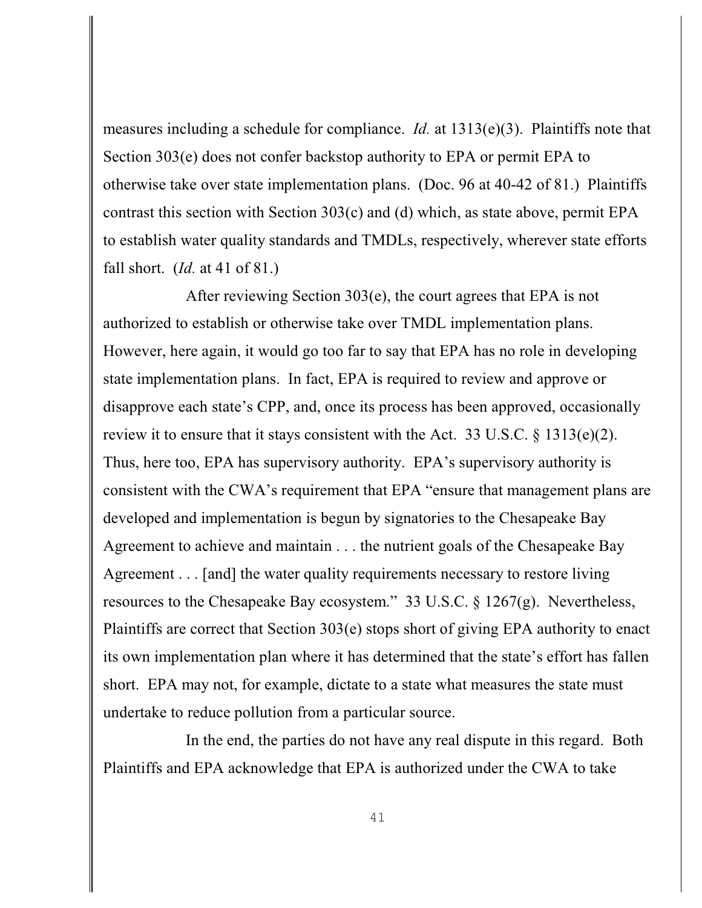measures including a schedule for compliance. *Id.* at 1313(e)(3). Plaintiffs note that Section 303(e) does not confer backstop authority to EPA or permit EPA to otherwise take over state implementation plans. (Doc. 96 at 40-42 of 81.) Plaintiffs contrast this section with Section 303(c) and (d) which, as state above, permit EPA to establish water quality standards and TMDLs, respectively, wherever state efforts fall short. (*Id.* at 41 of 81.)

After reviewing Section 303(e), the court agrees that EPA is not authorized to establish or otherwise take over TMDL implementation plans. However, here again, it would go too far to say that EPA has no role in developing state implementation plans. In fact, EPA is required to review and approve or disapprove each state's CPP, and, once its process has been approved, occasionally review it to ensure that it stays consistent with the Act. 33 U.S.C. § 1313(e)(2). Thus, here too, EPA has supervisory authority. EPA's supervisory authority is consistent with the CWA's requirement that EPA "ensure that management plans are developed and implementation is begun by signatories to the Chesapeake Bay Agreement to achieve and maintain . . . the nutrient goals of the Chesapeake Bay Agreement . . . [and] the water quality requirements necessary to restore living resources to the Chesapeake Bay ecosystem." 33 U.S.C. § 1267(g). Nevertheless, Plaintiffs are correct that Section 303(e) stops short of giving EPA authority to enact its own implementation plan where it has determined that the state's effort has fallen short. EPA may not, for example, dictate to a state what measures the state must undertake to reduce pollution from a particular source.

In the end, the parties do not have any real dispute in this regard. Both Plaintiffs and EPA acknowledge that EPA is authorized under the CWA to take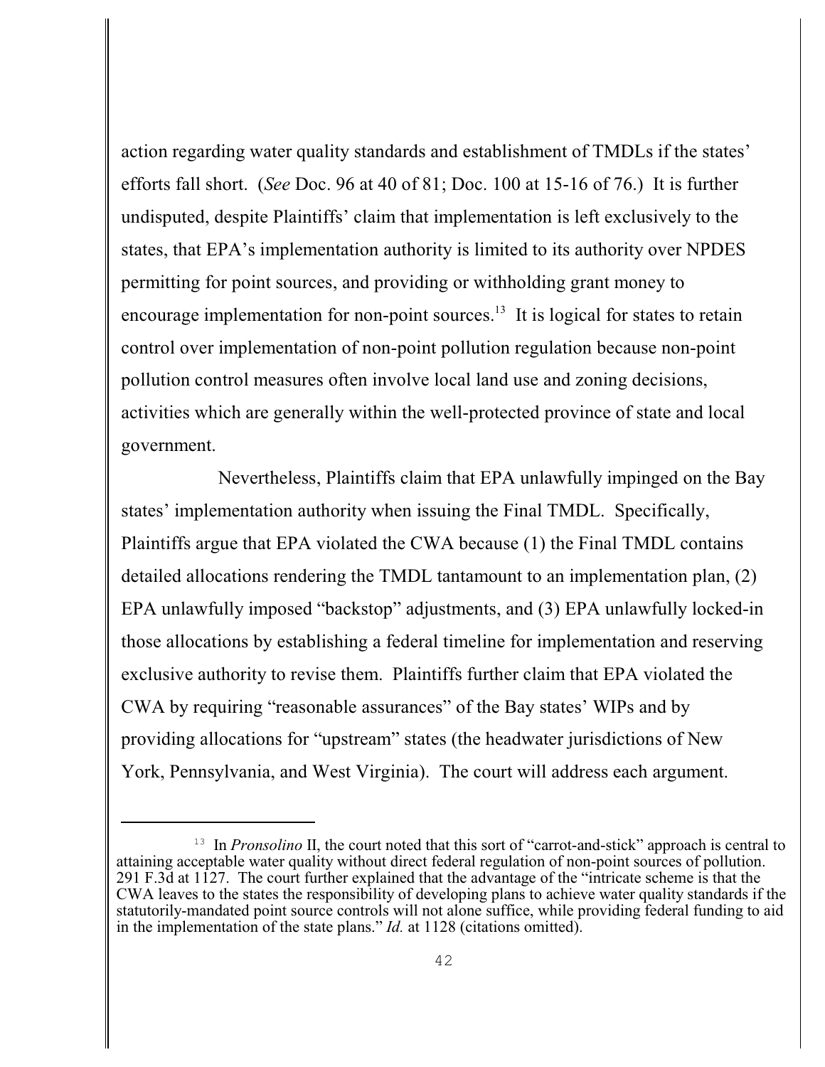action regarding water quality standards and establishment of TMDLs if the states' efforts fall short. (*See* Doc. 96 at 40 of 81; Doc. 100 at 15-16 of 76.) It is further undisputed, despite Plaintiffs' claim that implementation is left exclusively to the states, that EPA's implementation authority is limited to its authority over NPDES permitting for point sources, and providing or withholding grant money to encourage implementation for non-point sources.[13] It is logical for states to retain control over implementation of non-point pollution regulation because non-point pollution control measures often involve local land use and zoning decisions, activities which are generally within the well-protected province of state and local government.

Nevertheless, Plaintiffs claim that EPA unlawfully impinged on the Bay states' implementation authority when issuing the Final TMDL. Specifically, Plaintiffs argue that EPA violated the CWA because (1) the Final TMDL contains detailed allocations rendering the TMDL tantamount to an implementation plan, (2) EPA unlawfully imposed "backstop" adjustments, and (3) EPA unlawfully locked-in those allocations by establishing a federal timeline for implementation and reserving exclusive authority to revise them. Plaintiffs further claim that EPA violated the CWA by requiring "reasonable assurances" of the Bay states' WIPs and by providing allocations for "upstream" states (the headwater jurisdictions of New York, Pennsylvania, and West Virginia). The court will address each argument.

---

[13] In *Pronsolino* II, the court noted that this sort of "carrot-and-stick" approach is central to attaining acceptable water quality without direct federal regulation of non-point sources of pollution. 291 F.3d at 1127. The court further explained that the advantage of the "intricate scheme is that the CWA leaves to the states the responsibility of developing plans to achieve water quality standards if the statutorily-mandated point source controls will not alone suffice, while providing federal funding to aid in the implementation of the state plans." *Id.* at 1128 (citations omitted).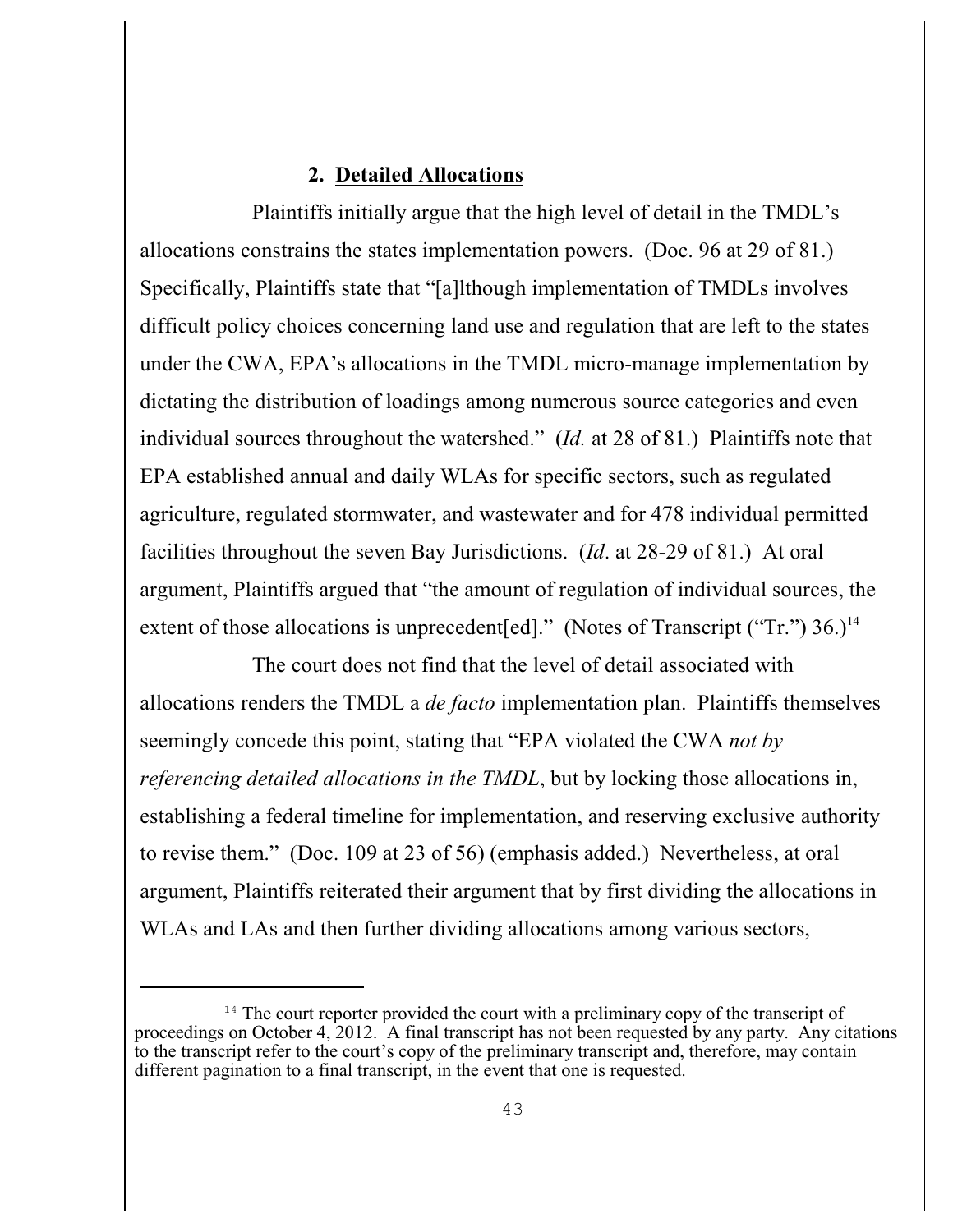### 2. Detailed Allocations

Plaintiffs initially argue that the high level of detail in the TMDL's allocations constrains the states implementation powers. (Doc. 96 at 29 of 81.) Specifically, Plaintiffs state that "[a]lthough implementation of TMDLs involves difficult policy choices concerning land use and regulation that are left to the states under the CWA, EPA's allocations in the TMDL micro-manage implementation by dictating the distribution of loadings among numerous source categories and even individual sources throughout the watershed." (*Id.* at 28 of 81.) Plaintiffs note that EPA established annual and daily WLAs for specific sectors, such as regulated agriculture, regulated stormwater, and wastewater and for 478 individual permitted facilities throughout the seven Bay Jurisdictions. (*Id*. at 28-29 of 81.) At oral argument, Plaintiffs argued that "the amount of regulation of individual sources, the extent of those allocations is unprecedent[ed]." (Notes of Transcript ("Tr.") 36.)[14]

The court does not find that the level of detail associated with allocations renders the TMDL a *de facto* implementation plan. Plaintiffs themselves seemingly concede this point, stating that "EPA violated the CWA *not by referencing detailed allocations in the TMDL*, but by locking those allocations in, establishing a federal timeline for implementation, and reserving exclusive authority to revise them." (Doc. 109 at 23 of 56) (emphasis added.) Nevertheless, at oral argument, Plaintiffs reiterated their argument that by first dividing the allocations in WLAs and LAs and then further dividing allocations among various sectors,

---

[14] The court reporter provided the court with a preliminary copy of the transcript of proceedings on October 4, 2012. A final transcript has not been requested by any party. Any citations to the transcript refer to the court's copy of the preliminary transcript and, therefore, may contain different pagination to a final transcript, in the event that one is requested.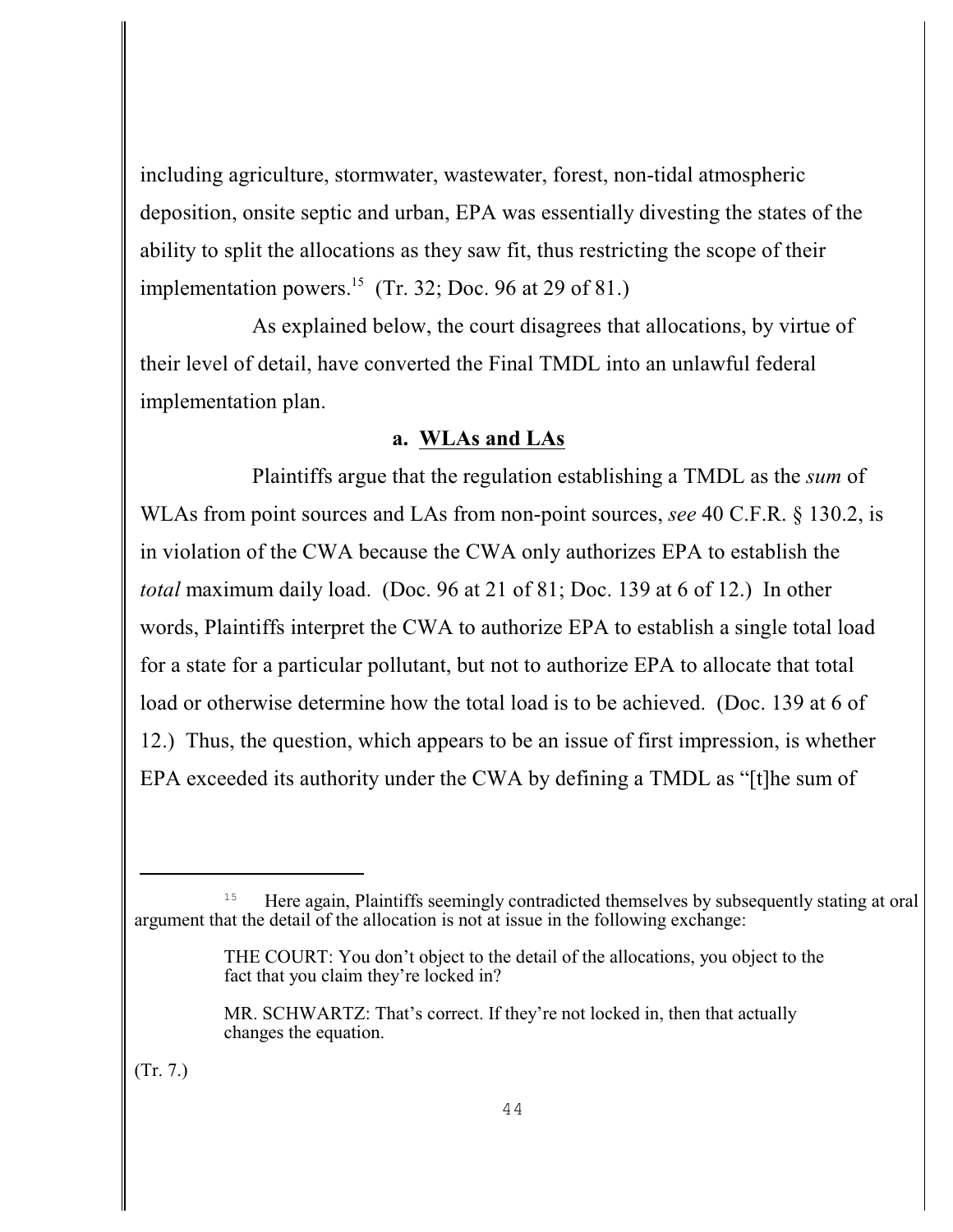including agriculture, stormwater, wastewater, forest, non-tidal atmospheric deposition, onsite septic and urban, EPA was essentially divesting the states of the ability to split the allocations as they saw fit, thus restricting the scope of their implementation powers.[15] (Tr. 32; Doc. 96 at 29 of 81.)

As explained below, the court disagrees that allocations, by virtue of their level of detail, have converted the Final TMDL into an unlawful federal implementation plan.

**a. <u>WLAs and LAs</u>**

Plaintiffs argue that the regulation establishing a TMDL as the *sum* of WLAs from point sources and LAs from non-point sources, *see* 40 C.F.R. § 130.2, is in violation of the CWA because the CWA only authorizes EPA to establish the *total* maximum daily load. (Doc. 96 at 21 of 81; Doc. 139 at 6 of 12.) In other words, Plaintiffs interpret the CWA to authorize EPA to establish a single total load for a state for a particular pollutant, but not to authorize EPA to allocate that total load or otherwise determine how the total load is to be achieved. (Doc. 139 at 6 of 12.) Thus, the question, which appears to be an issue of first impression, is whether EPA exceeded its authority under the CWA by defining a TMDL as "[t]he sum of

---

[15] Here again, Plaintiffs seemingly contradicted themselves by subsequently stating at oral argument that the detail of the allocation is not at issue in the following exchange:

> THE COURT: You don't object to the detail of the allocations, you object to the fact that you claim they're locked in?
>
> MR. SCHWARTZ: That's correct. If they're not locked in, then that actually changes the equation.

(Tr. 7.)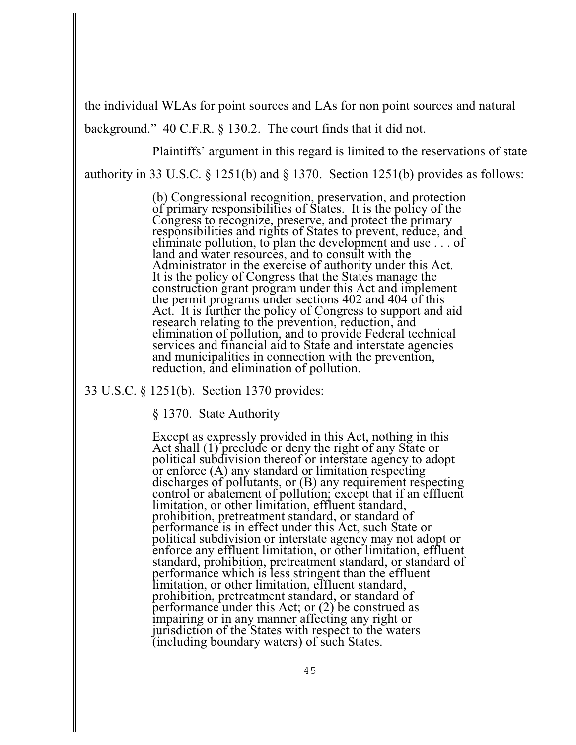the individual WLAs for point sources and LAs for non point sources and natural background." 40 C.F.R. § 130.2. The court finds that it did not.

Plaintiffs' argument in this regard is limited to the reservations of state authority in 33 U.S.C. § 1251(b) and § 1370. Section 1251(b) provides as follows:

> (b) Congressional recognition, preservation, and protection of primary responsibilities of States. It is the policy of the Congress to recognize, preserve, and protect the primary responsibilities and rights of States to prevent, reduce, and eliminate pollution, to plan the development and use . . . of land and water resources, and to consult with the Administrator in the exercise of authority under this Act. It is the policy of Congress that the States manage the construction grant program under this Act and implement the permit programs under sections 402 and 404 of this Act. It is further the policy of Congress to support and aid research relating to the prevention, reduction, and elimination of pollution, and to provide Federal technical services and financial aid to State and interstate agencies and municipalities in connection with the prevention, reduction, and elimination of pollution.

33 U.S.C. § 1251(b). Section 1370 provides:

> § 1370. State Authority
>
> Except as expressly provided in this Act, nothing in this Act shall (1) preclude or deny the right of any State or political subdivision thereof or interstate agency to adopt or enforce (A) any standard or limitation respecting discharges of pollutants, or (B) any requirement respecting control or abatement of pollution; except that if an effluent limitation, or other limitation, effluent standard, prohibition, pretreatment standard, or standard of performance is in effect under this Act, such State or political subdivision or interstate agency may not adopt or enforce any effluent limitation, or other limitation, effluent standard, prohibition, pretreatment standard, or standard of performance which is less stringent than the effluent limitation, or other limitation, effluent standard, prohibition, pretreatment standard, or standard of performance under this Act; or (2) be construed as impairing or in any manner affecting any right or jurisdiction of the States with respect to the waters (including boundary waters) of such States.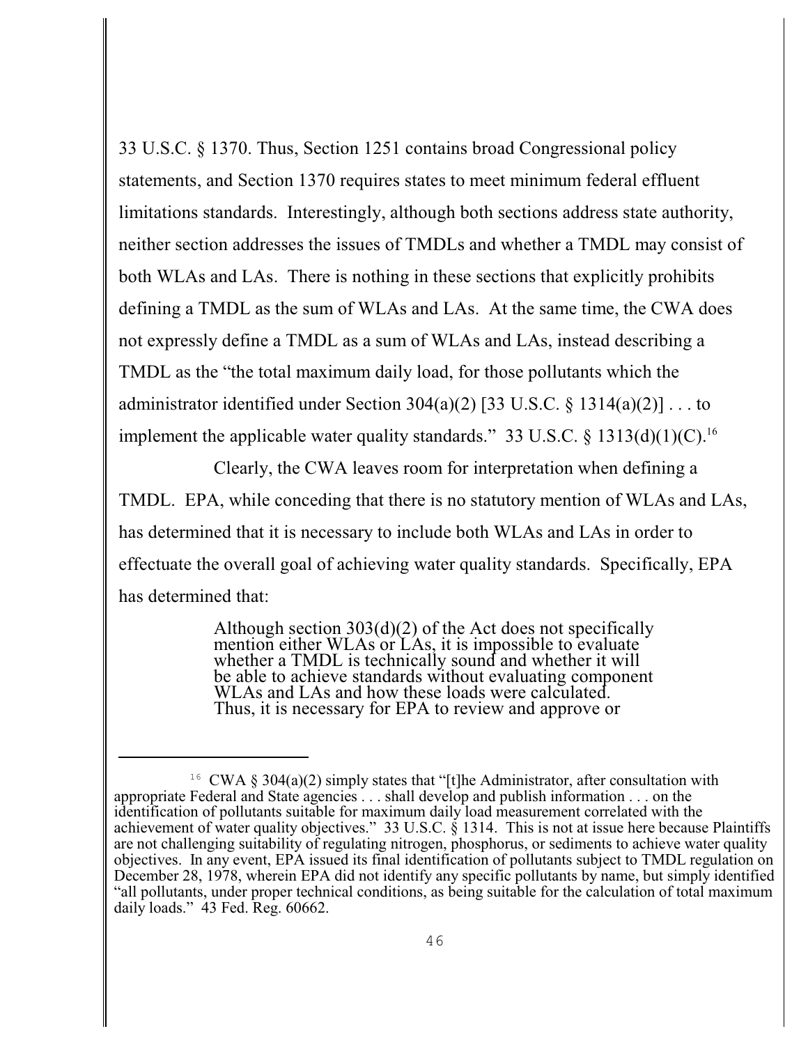33 U.S.C. § 1370. Thus, Section 1251 contains broad Congressional policy statements, and Section 1370 requires states to meet minimum federal effluent limitations standards. Interestingly, although both sections address state authority, neither section addresses the issues of TMDLs and whether a TMDL may consist of both WLAs and LAs. There is nothing in these sections that explicitly prohibits defining a TMDL as the sum of WLAs and LAs. At the same time, the CWA does not expressly define a TMDL as a sum of WLAs and LAs, instead describing a TMDL as the "the total maximum daily load, for those pollutants which the administrator identified under Section 304(a)(2) [33 U.S.C. § 1314(a)(2)] . . . to implement the applicable water quality standards." 33 U.S.C. § 1313(d)(1)(C).[16]

Clearly, the CWA leaves room for interpretation when defining a TMDL. EPA, while conceding that there is no statutory mention of WLAs and LAs, has determined that it is necessary to include both WLAs and LAs in order to effectuate the overall goal of achieving water quality standards. Specifically, EPA has determined that:

> Although section 303(d)(2) of the Act does not specifically mention either WLAs or LAs, it is impossible to evaluate whether a TMDL is technically sound and whether it will be able to achieve standards without evaluating component WLAs and LAs and how these loads were calculated. Thus, it is necessary for EPA to review and approve or

---

[16] CWA § 304(a)(2) simply states that "[t]he Administrator, after consultation with appropriate Federal and State agencies . . . shall develop and publish information . . . on the identification of pollutants suitable for maximum daily load measurement correlated with the achievement of water quality objectives." 33 U.S.C. § 1314. This is not at issue here because Plaintiffs are not challenging suitability of regulating nitrogen, phosphorus, or sediments to achieve water quality objectives. In any event, EPA issued its final identification of pollutants subject to TMDL regulation on December 28, 1978, wherein EPA did not identify any specific pollutants by name, but simply identified "all pollutants, under proper technical conditions, as being suitable for the calculation of total maximum daily loads." 43 Fed. Reg. 60662.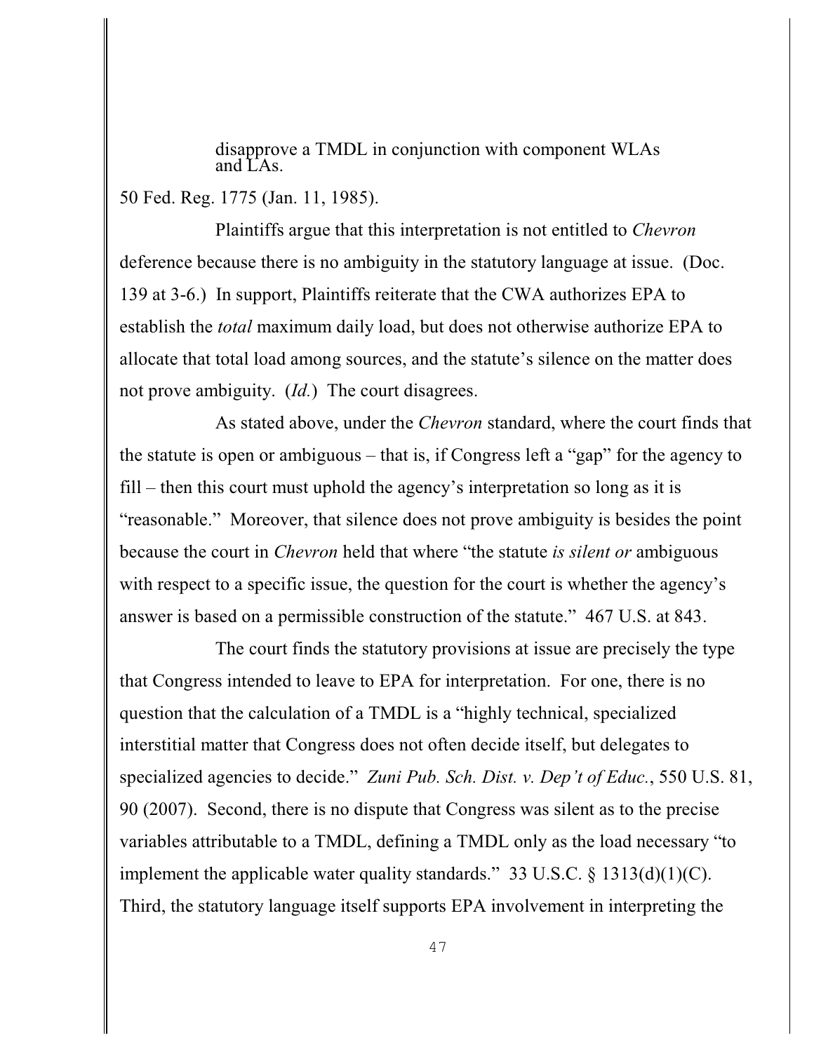> disapprove a TMDL in conjunction with component WLAs and LAs.

50 Fed. Reg. 1775 (Jan. 11, 1985).

Plaintiffs argue that this interpretation is not entitled to *Chevron* deference because there is no ambiguity in the statutory language at issue. (Doc. 139 at 3-6.) In support, Plaintiffs reiterate that the CWA authorizes EPA to establish the *total* maximum daily load, but does not otherwise authorize EPA to allocate that total load among sources, and the statute's silence on the matter does not prove ambiguity. (*Id.*) The court disagrees.

As stated above, under the *Chevron* standard, where the court finds that the statute is open or ambiguous – that is, if Congress left a "gap" for the agency to fill – then this court must uphold the agency's interpretation so long as it is "reasonable." Moreover, that silence does not prove ambiguity is besides the point because the court in *Chevron* held that where "the statute *is silent or* ambiguous with respect to a specific issue, the question for the court is whether the agency's answer is based on a permissible construction of the statute." 467 U.S. at 843.

The court finds the statutory provisions at issue are precisely the type that Congress intended to leave to EPA for interpretation. For one, there is no question that the calculation of a TMDL is a "highly technical, specialized interstitial matter that Congress does not often decide itself, but delegates to specialized agencies to decide." *Zuni Pub. Sch. Dist. v. Dep't of Educ.*, 550 U.S. 81, 90 (2007). Second, there is no dispute that Congress was silent as to the precise variables attributable to a TMDL, defining a TMDL only as the load necessary "to implement the applicable water quality standards." 33 U.S.C. § 1313(d)(1)(C). Third, the statutory language itself supports EPA involvement in interpreting the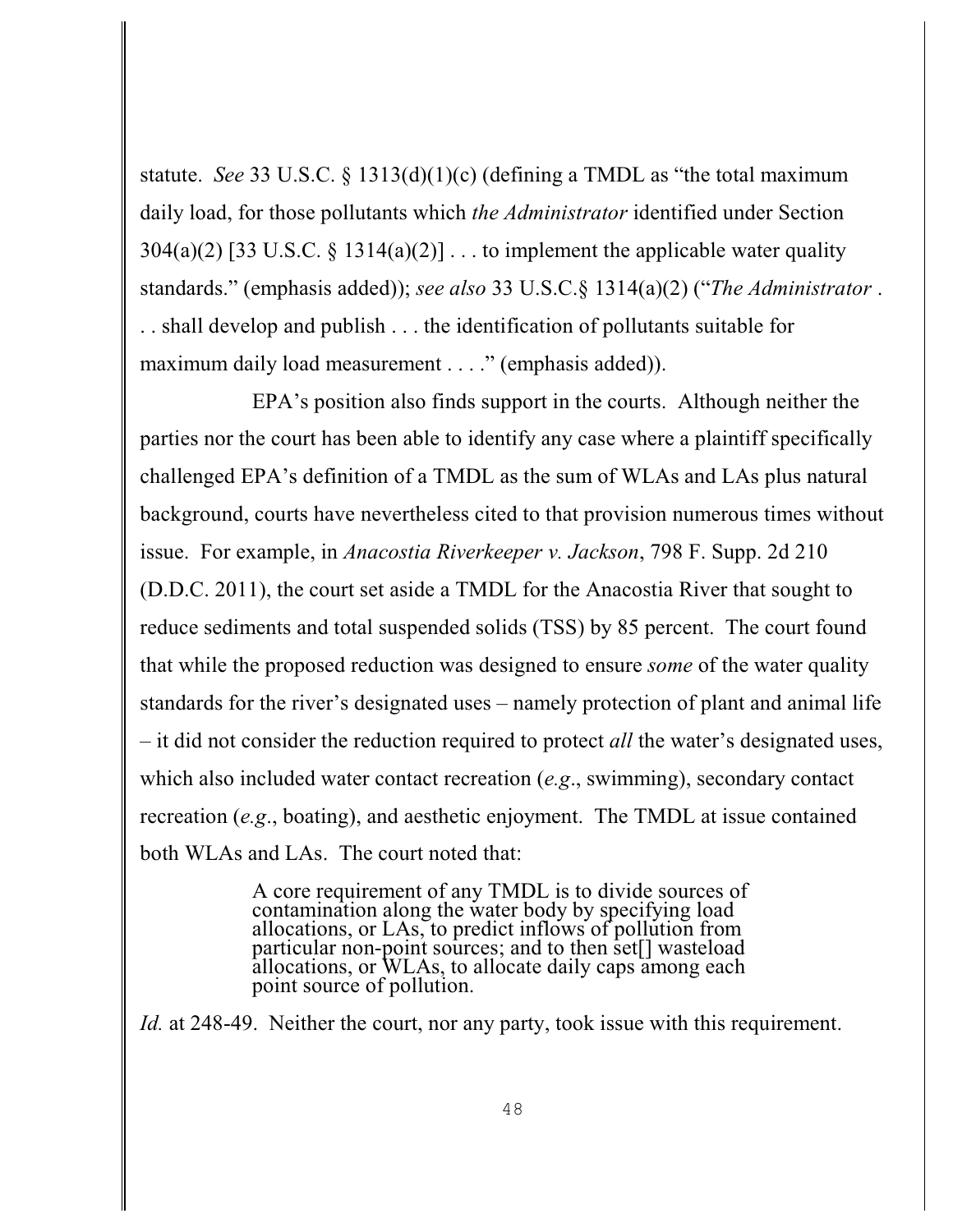statute. *See* 33 U.S.C. § 1313(d)(1)(c) (defining a TMDL as "the total maximum daily load, for those pollutants which *the Administrator* identified under Section 304(a)(2) [33 U.S.C. § 1314(a)(2)] . . . to implement the applicable water quality standards." (emphasis added)); *see also* 33 U.S.C.§ 1314(a)(2) ("*The Administrator* . . . shall develop and publish . . . the identification of pollutants suitable for maximum daily load measurement . . . ." (emphasis added)).

EPA's position also finds support in the courts. Although neither the parties nor the court has been able to identify any case where a plaintiff specifically challenged EPA's definition of a TMDL as the sum of WLAs and LAs plus natural background, courts have nevertheless cited to that provision numerous times without issue. For example, in *Anacostia Riverkeeper v. Jackson*, 798 F. Supp. 2d 210 (D.D.C. 2011), the court set aside a TMDL for the Anacostia River that sought to reduce sediments and total suspended solids (TSS) by 85 percent. The court found that while the proposed reduction was designed to ensure *some* of the water quality standards for the river's designated uses – namely protection of plant and animal life – it did not consider the reduction required to protect *all* the water's designated uses, which also included water contact recreation (*e.g*., swimming), secondary contact recreation (*e.g*., boating), and aesthetic enjoyment. The TMDL at issue contained both WLAs and LAs. The court noted that:

> A core requirement of any TMDL is to divide sources of contamination along the water body by specifying load allocations, or LAs, to predict inflows of pollution from particular non-point sources; and to then set[] wasteload allocations, or WLAs, to allocate daily caps among each point source of pollution.

*Id.* at 248-49. Neither the court, nor any party, took issue with this requirement.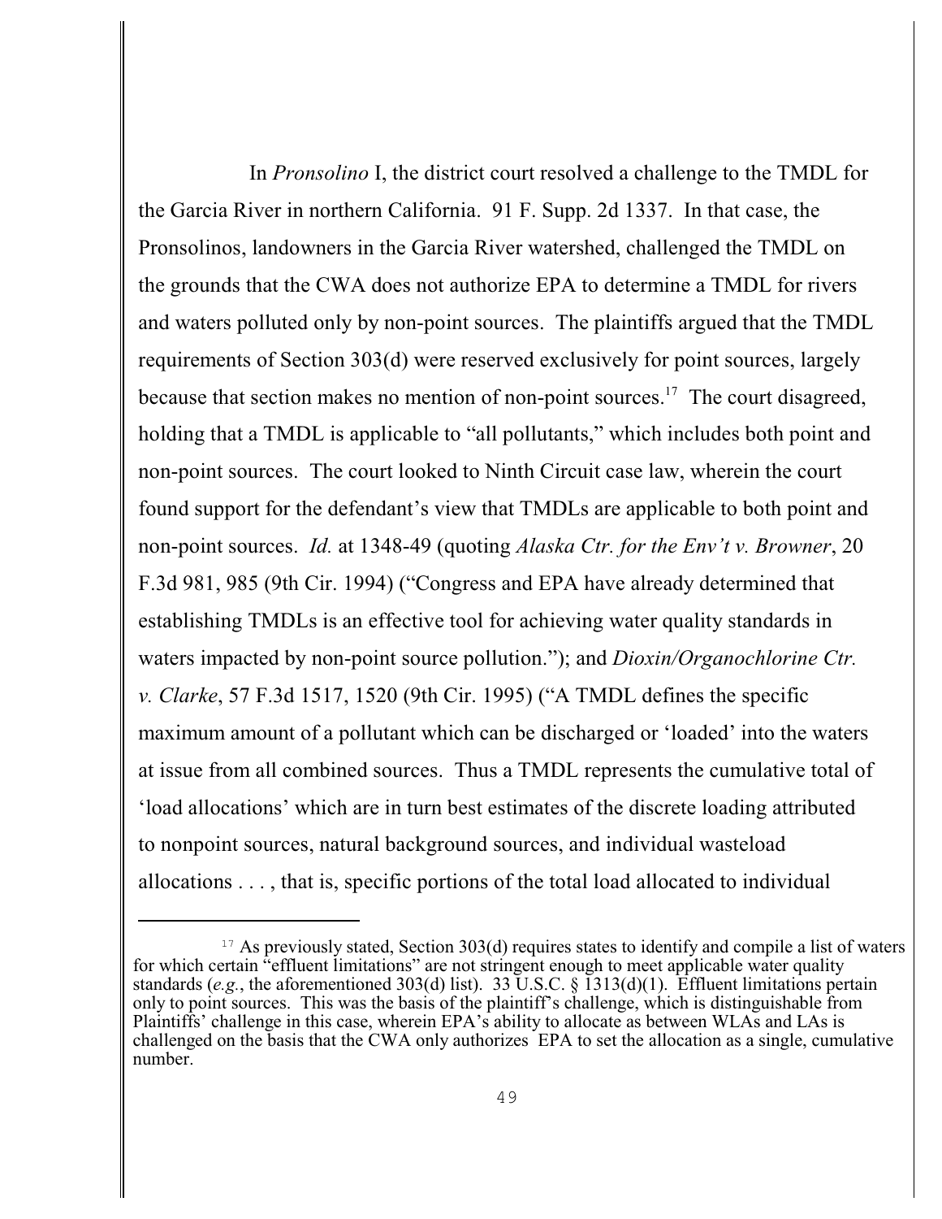In *Pronsolino* I, the district court resolved a challenge to the TMDL for the Garcia River in northern California. 91 F. Supp. 2d 1337. In that case, the Pronsolinos, landowners in the Garcia River watershed, challenged the TMDL on the grounds that the CWA does not authorize EPA to determine a TMDL for rivers and waters polluted only by non-point sources. The plaintiffs argued that the TMDL requirements of Section 303(d) were reserved exclusively for point sources, largely because that section makes no mention of non-point sources.[17] The court disagreed, holding that a TMDL is applicable to "all pollutants," which includes both point and non-point sources. The court looked to Ninth Circuit case law, wherein the court found support for the defendant's view that TMDLs are applicable to both point and non-point sources. *Id.* at 1348-49 (quoting *Alaska Ctr. for the Env't v. Browner*, 20 F.3d 981, 985 (9th Cir. 1994) ("Congress and EPA have already determined that establishing TMDLs is an effective tool for achieving water quality standards in waters impacted by non-point source pollution."); and *Dioxin/Organochlorine Ctr. v. Clarke*, 57 F.3d 1517, 1520 (9th Cir. 1995) ("A TMDL defines the specific maximum amount of a pollutant which can be discharged or 'loaded' into the waters at issue from all combined sources. Thus a TMDL represents the cumulative total of 'load allocations' which are in turn best estimates of the discrete loading attributed to nonpoint sources, natural background sources, and individual wasteload allocations . . . , that is, specific portions of the total load allocated to individual

---

[17] As previously stated, Section 303(d) requires states to identify and compile a list of waters for which certain "effluent limitations" are not stringent enough to meet applicable water quality standards (*e.g.*, the aforementioned 303(d) list). 33 U.S.C. § 1313(d)(1). Effluent limitations pertain only to point sources. This was the basis of the plaintiff's challenge, which is distinguishable from Plaintiffs' challenge in this case, wherein EPA's ability to allocate as between WLAs and LAs is challenged on the basis that the CWA only authorizes EPA to set the allocation as a single, cumulative number.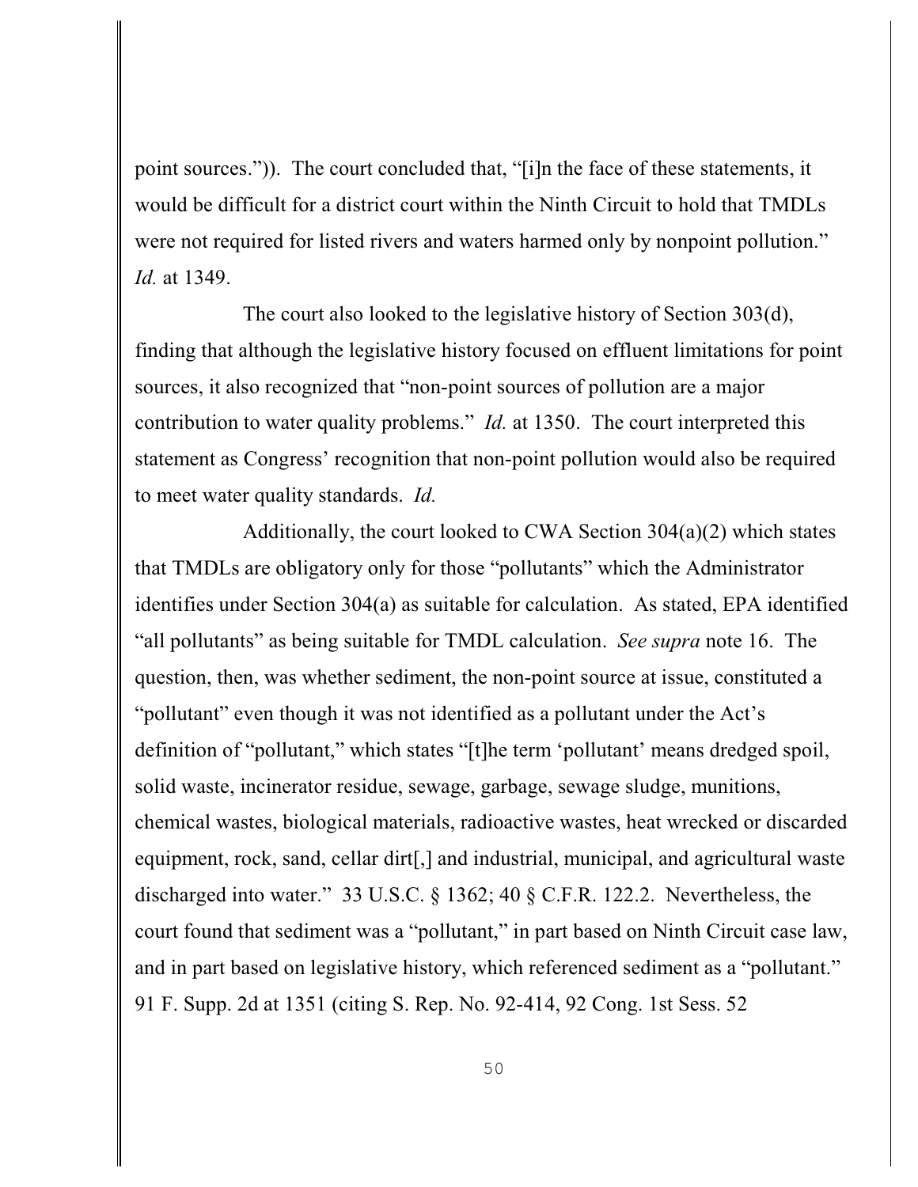point sources.")). The court concluded that, "[i]n the face of these statements, it would be difficult for a district court within the Ninth Circuit to hold that TMDLs were not required for listed rivers and waters harmed only by nonpoint pollution." *Id.* at 1349.

The court also looked to the legislative history of Section 303(d), finding that although the legislative history focused on effluent limitations for point sources, it also recognized that "non-point sources of pollution are a major contribution to water quality problems." *Id.* at 1350. The court interpreted this statement as Congress' recognition that non-point pollution would also be required to meet water quality standards. *Id.*

Additionally, the court looked to CWA Section 304(a)(2) which states that TMDLs are obligatory only for those "pollutants" which the Administrator identifies under Section 304(a) as suitable for calculation. As stated, EPA identified "all pollutants" as being suitable for TMDL calculation. *See supra* note 16. The question, then, was whether sediment, the non-point source at issue, constituted a "pollutant" even though it was not identified as a pollutant under the Act's definition of "pollutant," which states "[t]he term 'pollutant' means dredged spoil, solid waste, incinerator residue, sewage, garbage, sewage sludge, munitions, chemical wastes, biological materials, radioactive wastes, heat wrecked or discarded equipment, rock, sand, cellar dirt[,] and industrial, municipal, and agricultural waste discharged into water." 33 U.S.C. § 1362; 40 § C.F.R. 122.2. Nevertheless, the court found that sediment was a "pollutant," in part based on Ninth Circuit case law, and in part based on legislative history, which referenced sediment as a "pollutant." 91 F. Supp. 2d at 1351 (citing S. Rep. No. 92-414, 92 Cong. 1st Sess. 52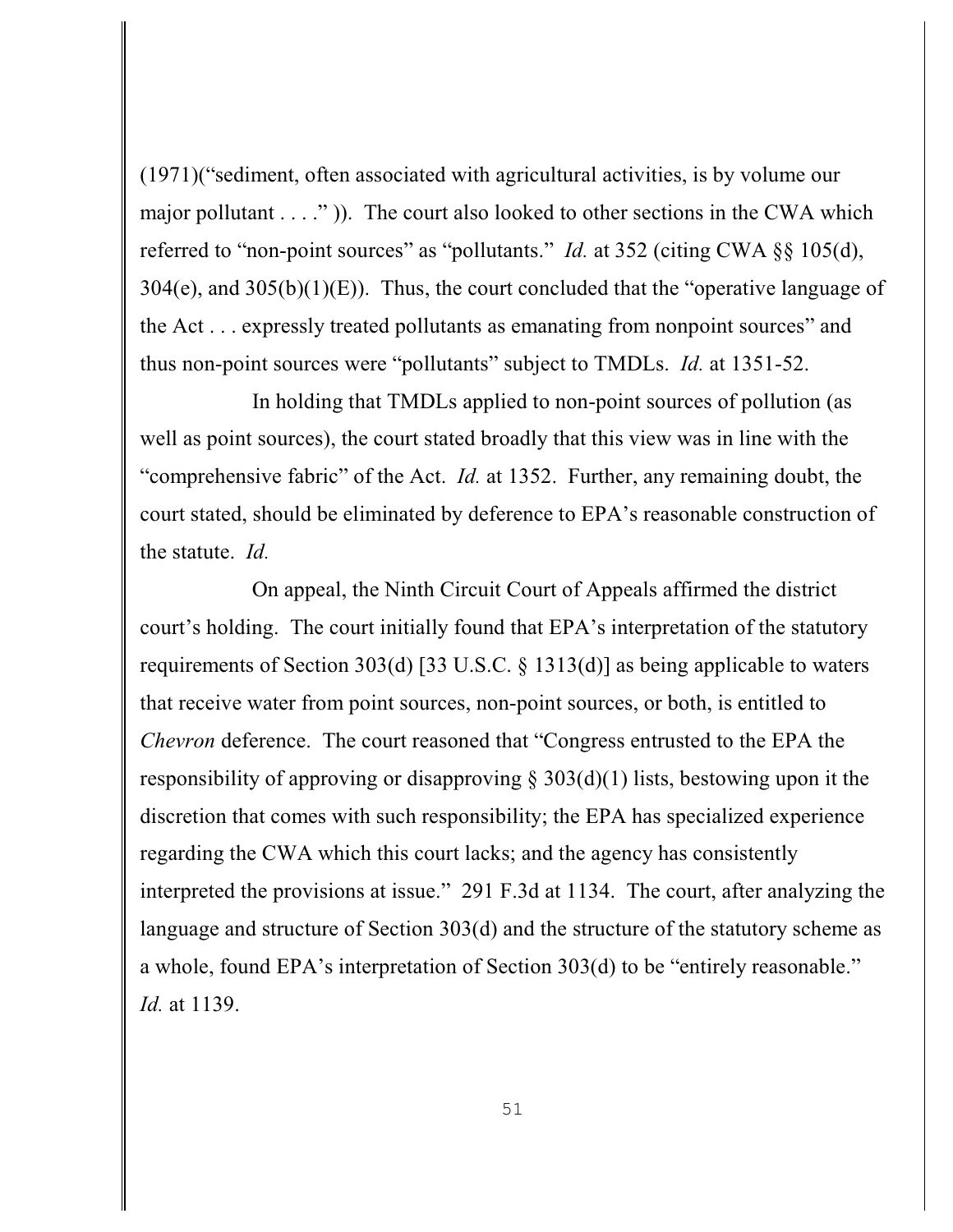(1971)("sediment, often associated with agricultural activities, is by volume our major pollutant . . . ." )). The court also looked to other sections in the CWA which referred to "non-point sources" as "pollutants." *Id.* at 352 (citing CWA §§ 105(d), 304(e), and 305(b)(1)(E)). Thus, the court concluded that the "operative language of the Act . . . expressly treated pollutants as emanating from nonpoint sources" and thus non-point sources were "pollutants" subject to TMDLs. *Id.* at 1351-52.

In holding that TMDLs applied to non-point sources of pollution (as well as point sources), the court stated broadly that this view was in line with the "comprehensive fabric" of the Act. *Id.* at 1352. Further, any remaining doubt, the court stated, should be eliminated by deference to EPA's reasonable construction of the statute. *Id.*

On appeal, the Ninth Circuit Court of Appeals affirmed the district court's holding. The court initially found that EPA's interpretation of the statutory requirements of Section 303(d) [33 U.S.C. § 1313(d)] as being applicable to waters that receive water from point sources, non-point sources, or both, is entitled to *Chevron* deference. The court reasoned that "Congress entrusted to the EPA the responsibility of approving or disapproving § 303(d)(1) lists, bestowing upon it the discretion that comes with such responsibility; the EPA has specialized experience regarding the CWA which this court lacks; and the agency has consistently interpreted the provisions at issue." 291 F.3d at 1134. The court, after analyzing the language and structure of Section 303(d) and the structure of the statutory scheme as a whole, found EPA's interpretation of Section 303(d) to be "entirely reasonable." *Id.* at 1139.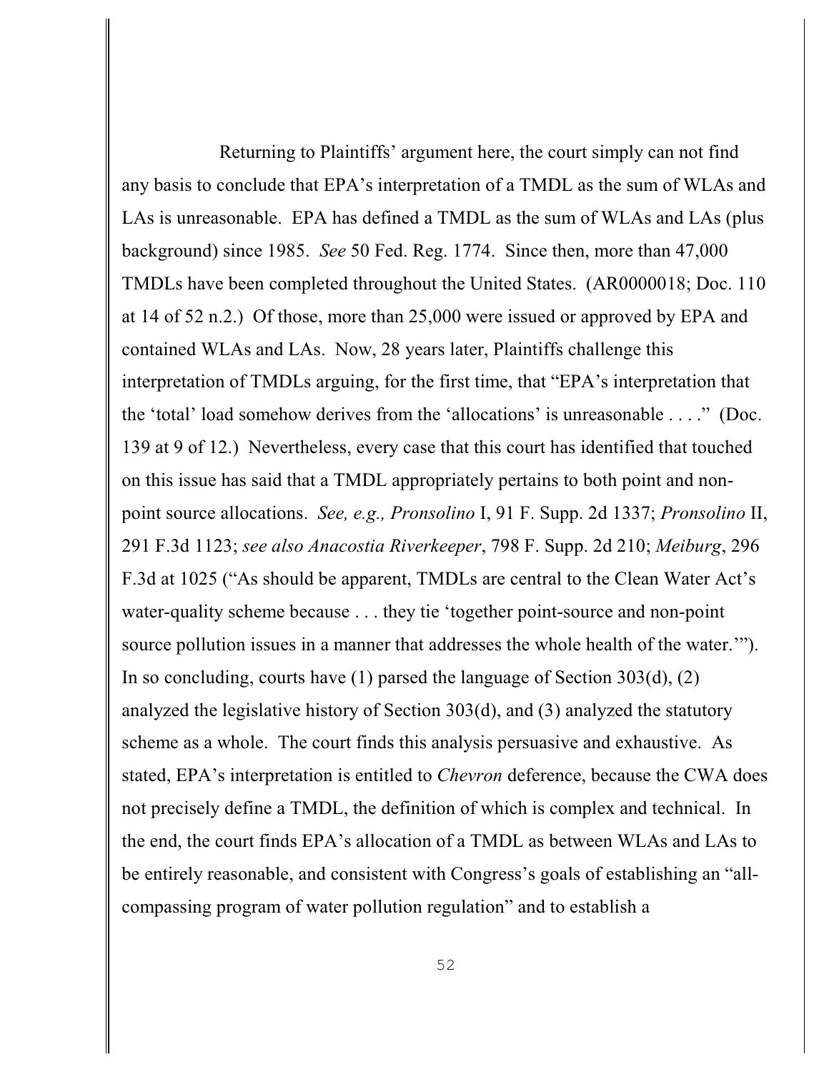Returning to Plaintiffs' argument here, the court simply can not find any basis to conclude that EPA's interpretation of a TMDL as the sum of WLAs and LAs is unreasonable. EPA has defined a TMDL as the sum of WLAs and LAs (plus background) since 1985. *See* 50 Fed. Reg. 1774. Since then, more than 47,000 TMDLs have been completed throughout the United States. (AR0000018; Doc. 110 at 14 of 52 n.2.) Of those, more than 25,000 were issued or approved by EPA and contained WLAs and LAs. Now, 28 years later, Plaintiffs challenge this interpretation of TMDLs arguing, for the first time, that "EPA's interpretation that the 'total' load somehow derives from the 'allocations' is unreasonable . . . ." (Doc. 139 at 9 of 12.) Nevertheless, every case that this court has identified that touched on this issue has said that a TMDL appropriately pertains to both point and non-point source allocations. *See, e.g., Pronsolino* I, 91 F. Supp. 2d 1337; *Pronsolino* II, 291 F.3d 1123; *see also Anacostia Riverkeeper*, 798 F. Supp. 2d 210; *Meiburg*, 296 F.3d at 1025 ("As should be apparent, TMDLs are central to the Clean Water Act's water-quality scheme because . . . they tie 'together point-source and non-point source pollution issues in a manner that addresses the whole health of the water.'"). In so concluding, courts have (1) parsed the language of Section 303(d), (2) analyzed the legislative history of Section 303(d), and (3) analyzed the statutory scheme as a whole. The court finds this analysis persuasive and exhaustive. As stated, EPA's interpretation is entitled to *Chevron* deference, because the CWA does not precisely define a TMDL, the definition of which is complex and technical. In the end, the court finds EPA's allocation of a TMDL as between WLAs and LAs to be entirely reasonable, and consistent with Congress's goals of establishing an "all-compassing program of water pollution regulation" and to establish a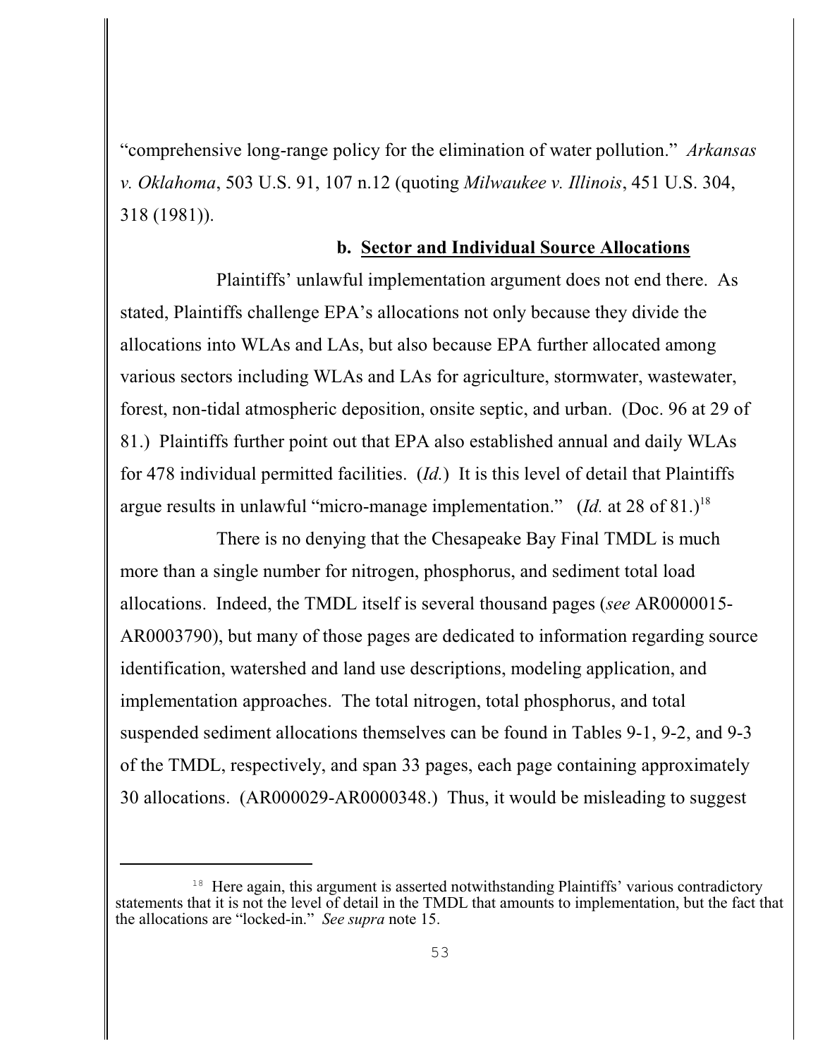"comprehensive long-range policy for the elimination of water pollution." *Arkansas v. Oklahoma*, 503 U.S. 91, 107 n.12 (quoting *Milwaukee v. Illinois*, 451 U.S. 304, 318 (1981)).

### b. Sector and Individual Source Allocations

Plaintiffs' unlawful implementation argument does not end there. As stated, Plaintiffs challenge EPA's allocations not only because they divide the allocations into WLAs and LAs, but also because EPA further allocated among various sectors including WLAs and LAs for agriculture, stormwater, wastewater, forest, non-tidal atmospheric deposition, onsite septic, and urban. (Doc. 96 at 29 of 81.) Plaintiffs further point out that EPA also established annual and daily WLAs for 478 individual permitted facilities. (*Id.*) It is this level of detail that Plaintiffs argue results in unlawful "micro-manage implementation." (*Id.* at 28 of 81.)[18]

There is no denying that the Chesapeake Bay Final TMDL is much more than a single number for nitrogen, phosphorus, and sediment total load allocations. Indeed, the TMDL itself is several thousand pages (*see* AR0000015-AR0003790), but many of those pages are dedicated to information regarding source identification, watershed and land use descriptions, modeling application, and implementation approaches. The total nitrogen, total phosphorus, and total suspended sediment allocations themselves can be found in Tables 9-1, 9-2, and 9-3 of the TMDL, respectively, and span 33 pages, each page containing approximately 30 allocations. (AR000029-AR0000348.) Thus, it would be misleading to suggest

[18] Here again, this argument is asserted notwithstanding Plaintiffs' various contradictory statements that it is not the level of detail in the TMDL that amounts to implementation, but the fact that the allocations are "locked-in." *See supra* note 15.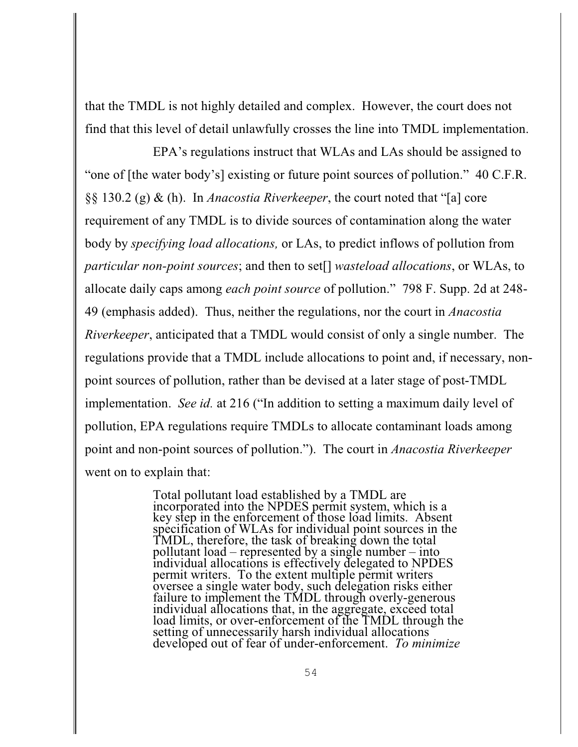that the TMDL is not highly detailed and complex. However, the court does not find that this level of detail unlawfully crosses the line into TMDL implementation.

EPA's regulations instruct that WLAs and LAs should be assigned to "one of [the water body's] existing or future point sources of pollution." 40 C.F.R. §§ 130.2 (g) & (h). In *Anacostia Riverkeeper*, the court noted that "[a] core requirement of any TMDL is to divide sources of contamination along the water body by *specifying load allocations,* or LAs, to predict inflows of pollution from *particular non-point sources*; and then to set[] *wasteload allocations*, or WLAs, to allocate daily caps among *each point source* of pollution." 798 F. Supp. 2d at 248-49 (emphasis added). Thus, neither the regulations, nor the court in *Anacostia Riverkeeper*, anticipated that a TMDL would consist of only a single number. The regulations provide that a TMDL include allocations to point and, if necessary, non-point sources of pollution, rather than be devised at a later stage of post-TMDL implementation. *See id.* at 216 ("In addition to setting a maximum daily level of pollution, EPA regulations require TMDLs to allocate contaminant loads among point and non-point sources of pollution."). The court in *Anacostia Riverkeeper* went on to explain that:

> Total pollutant load established by a TMDL are incorporated into the NPDES permit system, which is a key step in the enforcement of those load limits. Absent specification of WLAs for individual point sources in the TMDL, therefore, the task of breaking down the total pollutant load – represented by a single number – into individual allocations is effectively delegated to NPDES permit writers. To the extent multiple permit writers oversee a single water body, such delegation risks either failure to implement the TMDL through overly-generous individual allocations that, in the aggregate, exceed total load limits, or over-enforcement of the TMDL through the setting of unnecessarily harsh individual allocations developed out of fear of under-enforcement. *To minimize*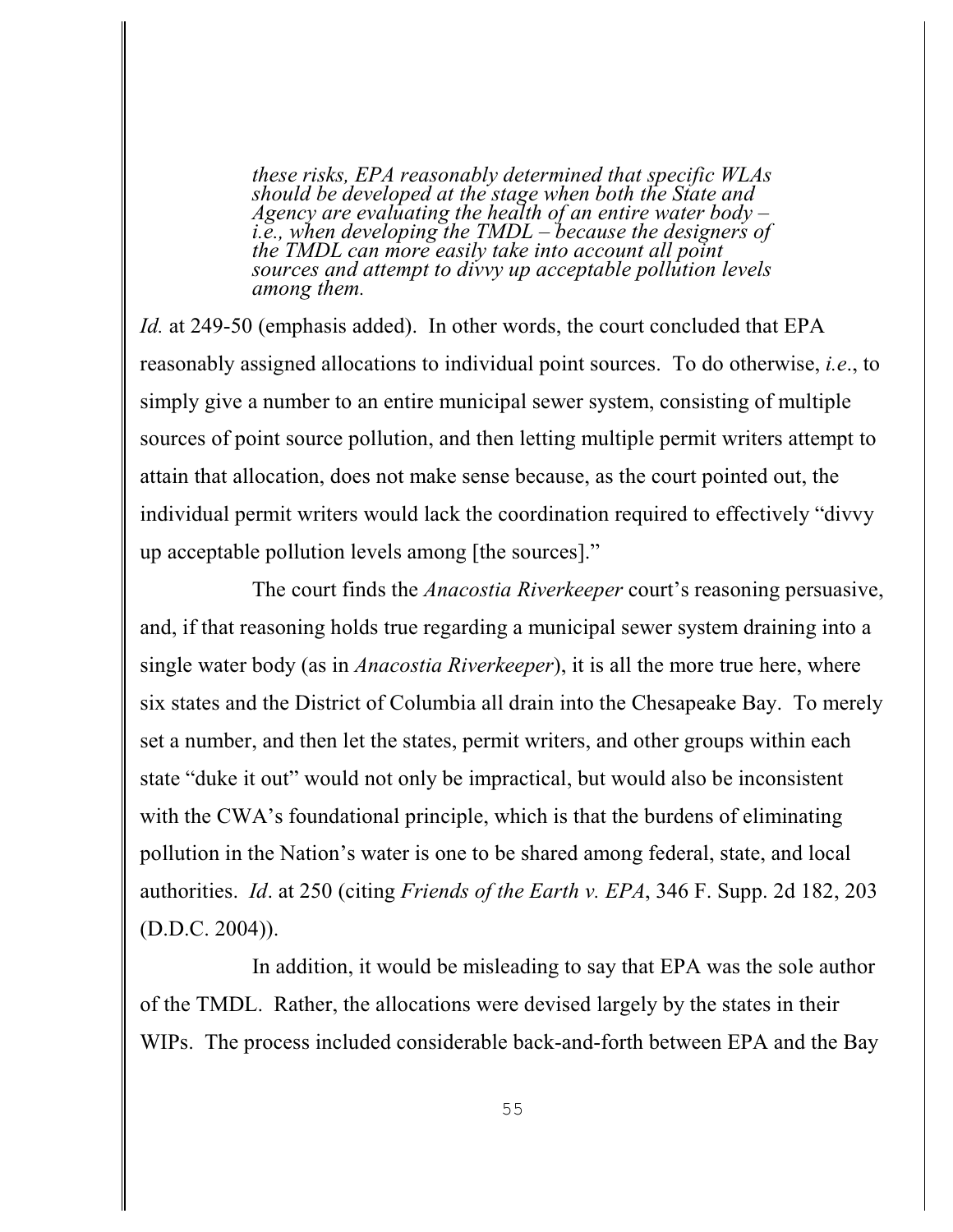> *these risks, EPA reasonably determined that specific WLAs should be developed at the stage when both the State and Agency are evaluating the health of an entire water body – i.e., when developing the TMDL – because the designers of the TMDL can more easily take into account all point sources and attempt to divvy up acceptable pollution levels among them.*

*Id.* at 249-50 (emphasis added). In other words, the court concluded that EPA reasonably assigned allocations to individual point sources. To do otherwise, *i.e.*, to simply give a number to an entire municipal sewer system, consisting of multiple sources of point source pollution, and then letting multiple permit writers attempt to attain that allocation, does not make sense because, as the court pointed out, the individual permit writers would lack the coordination required to effectively "divvy up acceptable pollution levels among [the sources]."

The court finds the *Anacostia Riverkeeper* court's reasoning persuasive, and, if that reasoning holds true regarding a municipal sewer system draining into a single water body (as in *Anacostia Riverkeeper*), it is all the more true here, where six states and the District of Columbia all drain into the Chesapeake Bay. To merely set a number, and then let the states, permit writers, and other groups within each state "duke it out" would not only be impractical, but would also be inconsistent with the CWA's foundational principle, which is that the burdens of eliminating pollution in the Nation's water is one to be shared among federal, state, and local authorities. *Id*. at 250 (citing *Friends of the Earth v. EPA*, 346 F. Supp. 2d 182, 203 (D.D.C. 2004)).

In addition, it would be misleading to say that EPA was the sole author of the TMDL. Rather, the allocations were devised largely by the states in their WIPs. The process included considerable back-and-forth between EPA and the Bay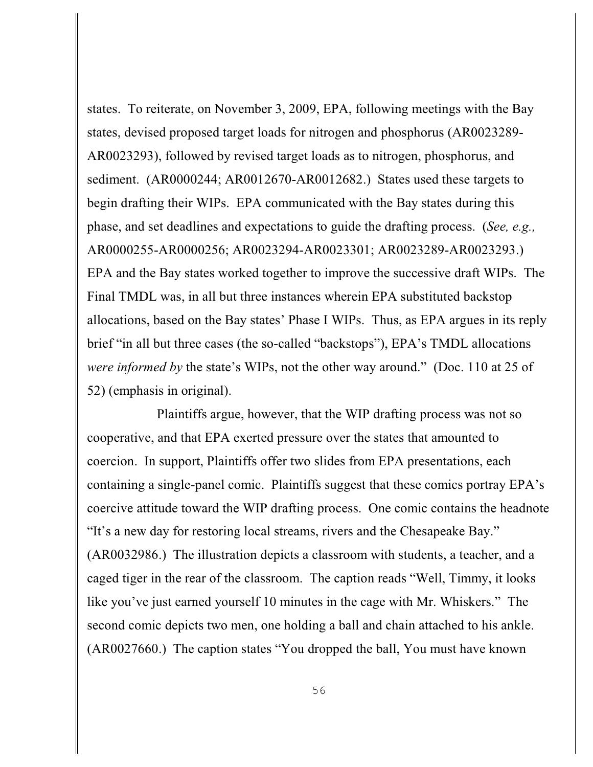states. To reiterate, on November 3, 2009, EPA, following meetings with the Bay states, devised proposed target loads for nitrogen and phosphorus (AR0023289-AR0023293), followed by revised target loads as to nitrogen, phosphorus, and sediment. (AR0000244; AR0012670-AR0012682.) States used these targets to begin drafting their WIPs. EPA communicated with the Bay states during this phase, and set deadlines and expectations to guide the drafting process. (*See, e.g.,* AR0000255-AR0000256; AR0023294-AR0023301; AR0023289-AR0023293.) EPA and the Bay states worked together to improve the successive draft WIPs. The Final TMDL was, in all but three instances wherein EPA substituted backstop allocations, based on the Bay states' Phase I WIPs. Thus, as EPA argues in its reply brief "in all but three cases (the so-called "backstops"), EPA's TMDL allocations *were informed by* the state's WIPs, not the other way around." (Doc. 110 at 25 of 52) (emphasis in original).

Plaintiffs argue, however, that the WIP drafting process was not so cooperative, and that EPA exerted pressure over the states that amounted to coercion. In support, Plaintiffs offer two slides from EPA presentations, each containing a single-panel comic. Plaintiffs suggest that these comics portray EPA's coercive attitude toward the WIP drafting process. One comic contains the headnote "It's a new day for restoring local streams, rivers and the Chesapeake Bay." (AR0032986.) The illustration depicts a classroom with students, a teacher, and a caged tiger in the rear of the classroom. The caption reads "Well, Timmy, it looks like you've just earned yourself 10 minutes in the cage with Mr. Whiskers." The second comic depicts two men, one holding a ball and chain attached to his ankle. (AR0027660.) The caption states "You dropped the ball, You must have known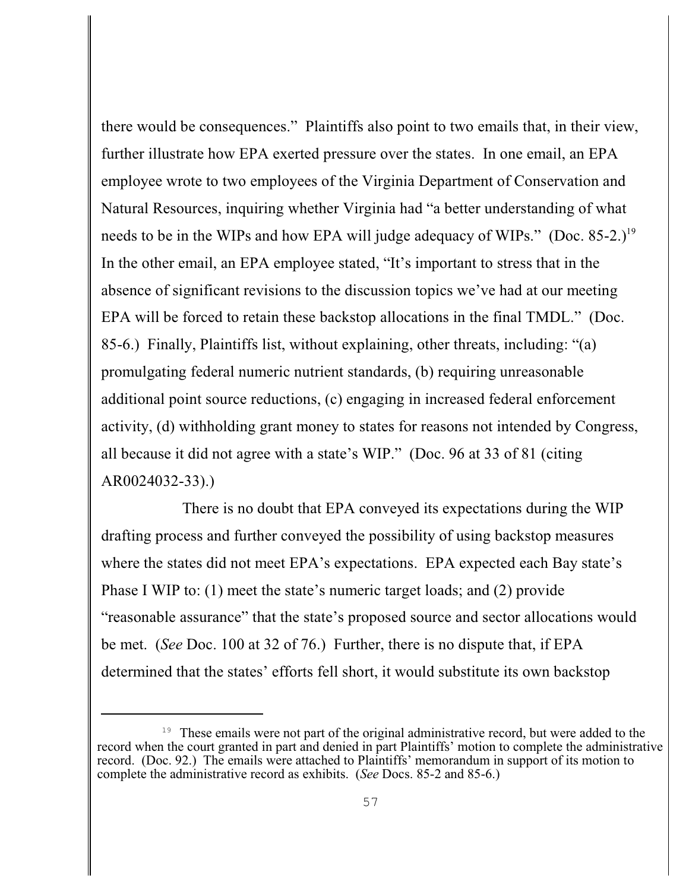there would be consequences." Plaintiffs also point to two emails that, in their view, further illustrate how EPA exerted pressure over the states. In one email, an EPA employee wrote to two employees of the Virginia Department of Conservation and Natural Resources, inquiring whether Virginia had "a better understanding of what needs to be in the WIPs and how EPA will judge adequacy of WIPs." (Doc. 85-2.)[19] In the other email, an EPA employee stated, "It's important to stress that in the absence of significant revisions to the discussion topics we've had at our meeting EPA will be forced to retain these backstop allocations in the final TMDL." (Doc. 85-6.) Finally, Plaintiffs list, without explaining, other threats, including: "(a) promulgating federal numeric nutrient standards, (b) requiring unreasonable additional point source reductions, (c) engaging in increased federal enforcement activity, (d) withholding grant money to states for reasons not intended by Congress, all because it did not agree with a state's WIP." (Doc. 96 at 33 of 81 (citing AR0024032-33).)

There is no doubt that EPA conveyed its expectations during the WIP drafting process and further conveyed the possibility of using backstop measures where the states did not meet EPA's expectations. EPA expected each Bay state's Phase I WIP to: (1) meet the state's numeric target loads; and (2) provide "reasonable assurance" that the state's proposed source and sector allocations would be met. (*See* Doc. 100 at 32 of 76.) Further, there is no dispute that, if EPA determined that the states' efforts fell short, it would substitute its own backstop

---

[19] These emails were not part of the original administrative record, but were added to the record when the court granted in part and denied in part Plaintiffs' motion to complete the administrative record. (Doc. 92.) The emails were attached to Plaintiffs' memorandum in support of its motion to complete the administrative record as exhibits. (*See* Docs. 85-2 and 85-6.)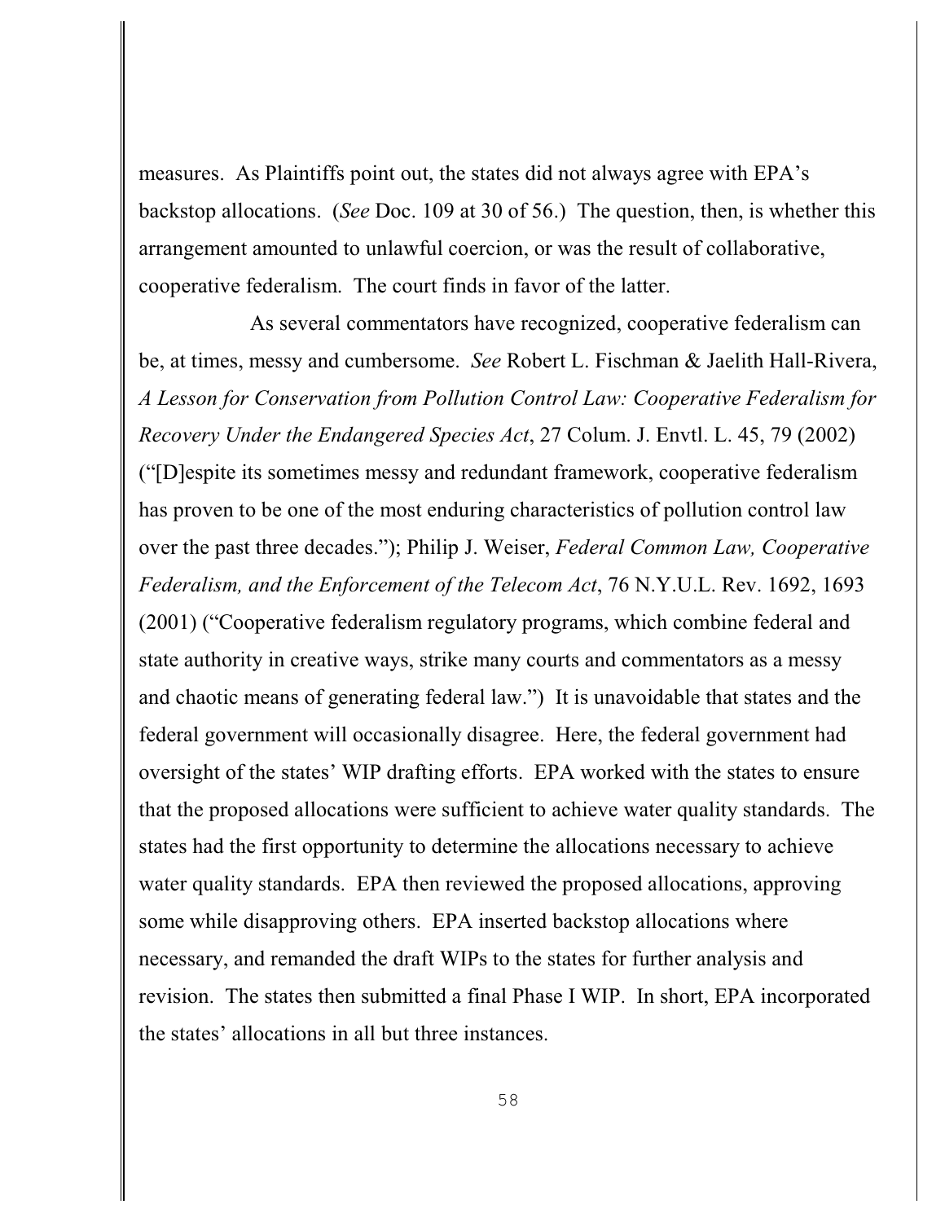measures. As Plaintiffs point out, the states did not always agree with EPA's backstop allocations. (*See* Doc. 109 at 30 of 56.) The question, then, is whether this arrangement amounted to unlawful coercion, or was the result of collaborative, cooperative federalism. The court finds in favor of the latter.

As several commentators have recognized, cooperative federalism can be, at times, messy and cumbersome. *See* Robert L. Fischman & Jaelith Hall-Rivera, *A Lesson for Conservation from Pollution Control Law: Cooperative Federalism for Recovery Under the Endangered Species Act*, 27 Colum. J. Envtl. L. 45, 79 (2002) ("[D]espite its sometimes messy and redundant framework, cooperative federalism has proven to be one of the most enduring characteristics of pollution control law over the past three decades."); Philip J. Weiser, *Federal Common Law, Cooperative Federalism, and the Enforcement of the Telecom Act*, 76 N.Y.U.L. Rev. 1692, 1693 (2001) ("Cooperative federalism regulatory programs, which combine federal and state authority in creative ways, strike many courts and commentators as a messy and chaotic means of generating federal law.") It is unavoidable that states and the federal government will occasionally disagree. Here, the federal government had oversight of the states' WIP drafting efforts. EPA worked with the states to ensure that the proposed allocations were sufficient to achieve water quality standards. The states had the first opportunity to determine the allocations necessary to achieve water quality standards. EPA then reviewed the proposed allocations, approving some while disapproving others. EPA inserted backstop allocations where necessary, and remanded the draft WIPs to the states for further analysis and revision. The states then submitted a final Phase I WIP. In short, EPA incorporated the states' allocations in all but three instances.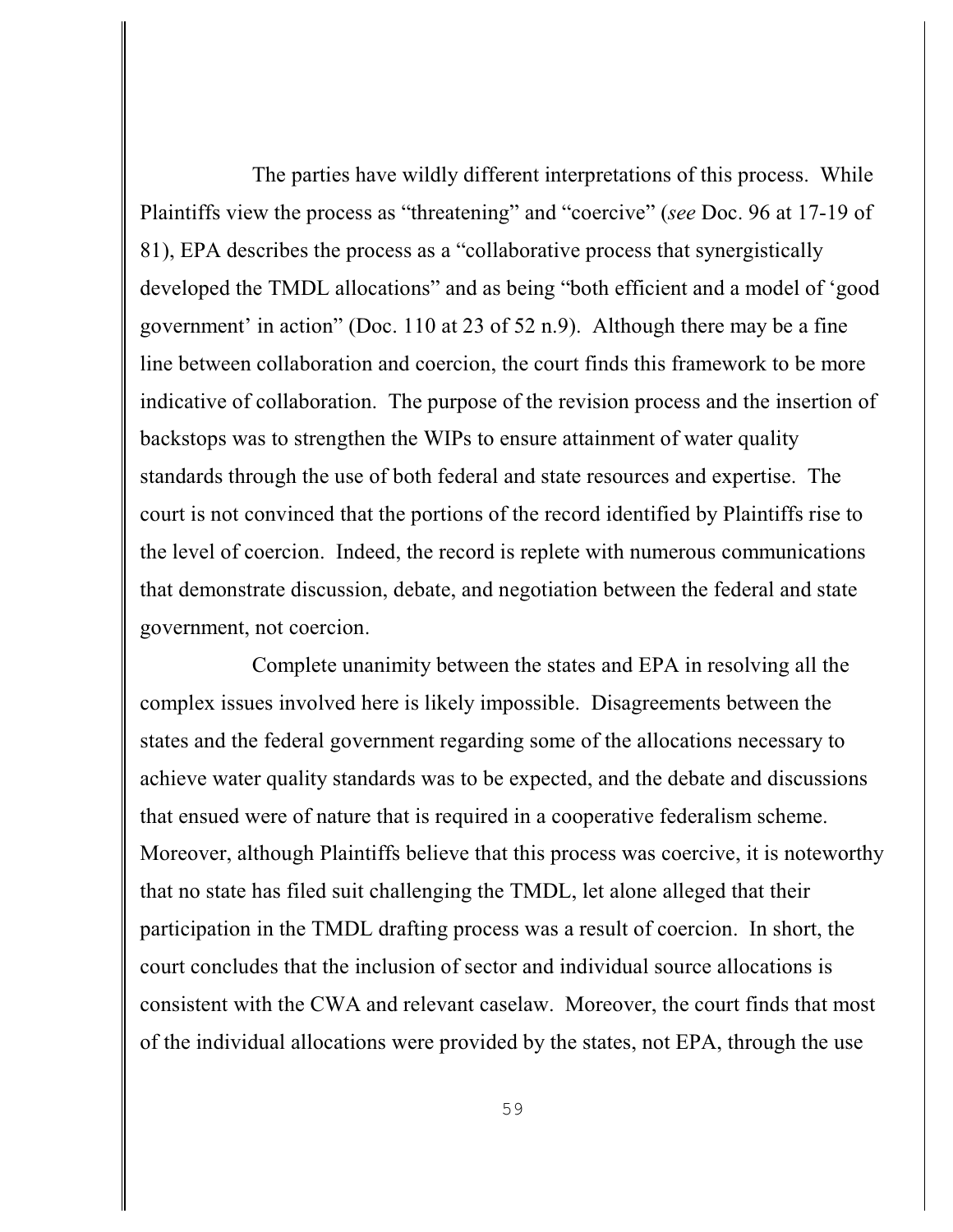The parties have wildly different interpretations of this process. While Plaintiffs view the process as "threatening" and "coercive" (*see* Doc. 96 at 17-19 of 81), EPA describes the process as a "collaborative process that synergistically developed the TMDL allocations" and as being "both efficient and a model of 'good government' in action" (Doc. 110 at 23 of 52 n.9). Although there may be a fine line between collaboration and coercion, the court finds this framework to be more indicative of collaboration. The purpose of the revision process and the insertion of backstops was to strengthen the WIPs to ensure attainment of water quality standards through the use of both federal and state resources and expertise. The court is not convinced that the portions of the record identified by Plaintiffs rise to the level of coercion. Indeed, the record is replete with numerous communications that demonstrate discussion, debate, and negotiation between the federal and state government, not coercion.

Complete unanimity between the states and EPA in resolving all the complex issues involved here is likely impossible. Disagreements between the states and the federal government regarding some of the allocations necessary to achieve water quality standards was to be expected, and the debate and discussions that ensued were of nature that is required in a cooperative federalism scheme. Moreover, although Plaintiffs believe that this process was coercive, it is noteworthy that no state has filed suit challenging the TMDL, let alone alleged that their participation in the TMDL drafting process was a result of coercion. In short, the court concludes that the inclusion of sector and individual source allocations is consistent with the CWA and relevant caselaw. Moreover, the court finds that most of the individual allocations were provided by the states, not EPA, through the use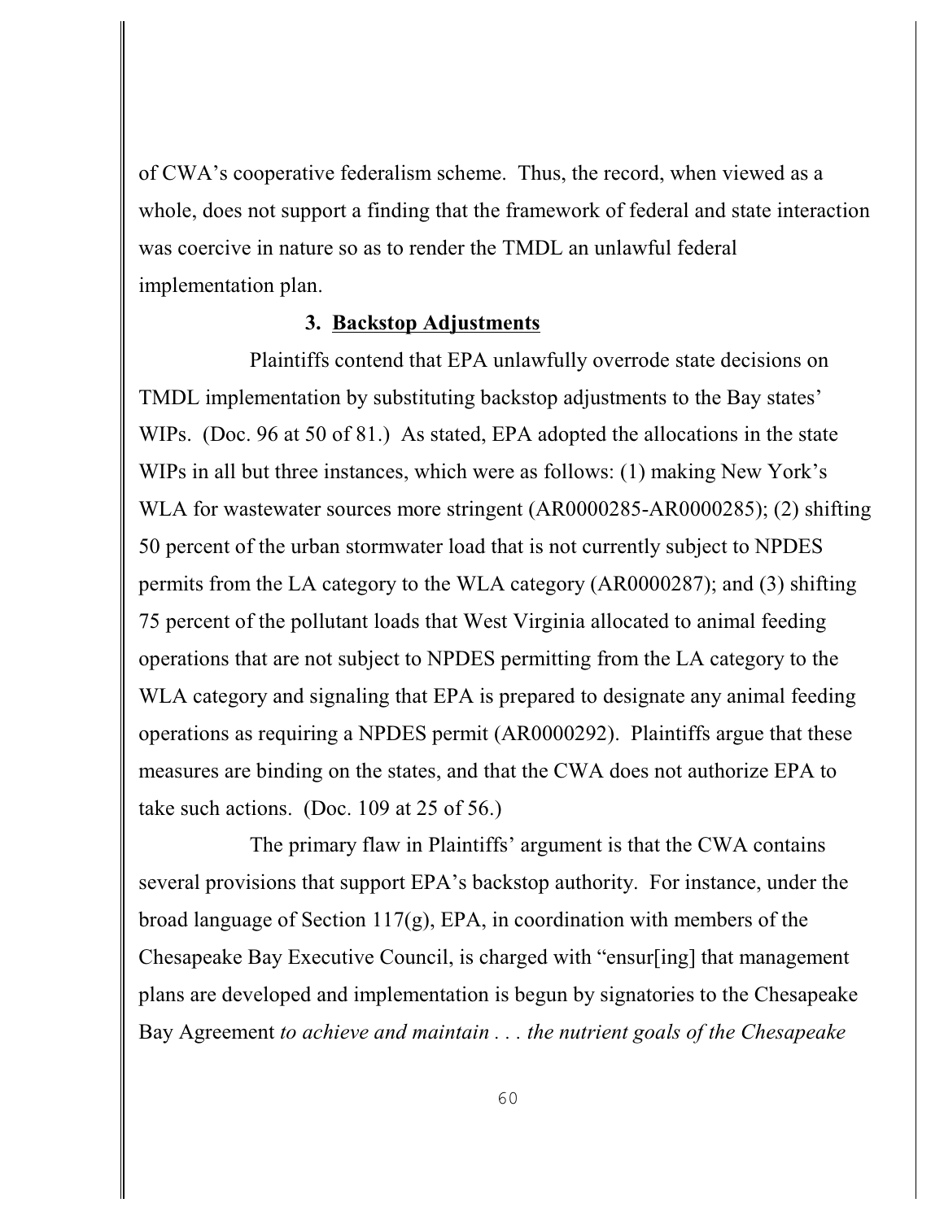of CWA's cooperative federalism scheme. Thus, the record, when viewed as a whole, does not support a finding that the framework of federal and state interaction was coercive in nature so as to render the TMDL an unlawful federal implementation plan.

### 3. Backstop Adjustments

Plaintiffs contend that EPA unlawfully overrode state decisions on TMDL implementation by substituting backstop adjustments to the Bay states' WIPs. (Doc. 96 at 50 of 81.) As stated, EPA adopted the allocations in the state WIPs in all but three instances, which were as follows: (1) making New York's WLA for wastewater sources more stringent (AR0000285-AR0000285); (2) shifting 50 percent of the urban stormwater load that is not currently subject to NPDES permits from the LA category to the WLA category (AR0000287); and (3) shifting 75 percent of the pollutant loads that West Virginia allocated to animal feeding operations that are not subject to NPDES permitting from the LA category to the WLA category and signaling that EPA is prepared to designate any animal feeding operations as requiring a NPDES permit (AR0000292). Plaintiffs argue that these measures are binding on the states, and that the CWA does not authorize EPA to take such actions. (Doc. 109 at 25 of 56.)

The primary flaw in Plaintiffs' argument is that the CWA contains several provisions that support EPA's backstop authority. For instance, under the broad language of Section 117(g), EPA, in coordination with members of the Chesapeake Bay Executive Council, is charged with "ensur[ing] that management plans are developed and implementation is begun by signatories to the Chesapeake Bay Agreement *to achieve and maintain . . . the nutrient goals of the Chesapeake*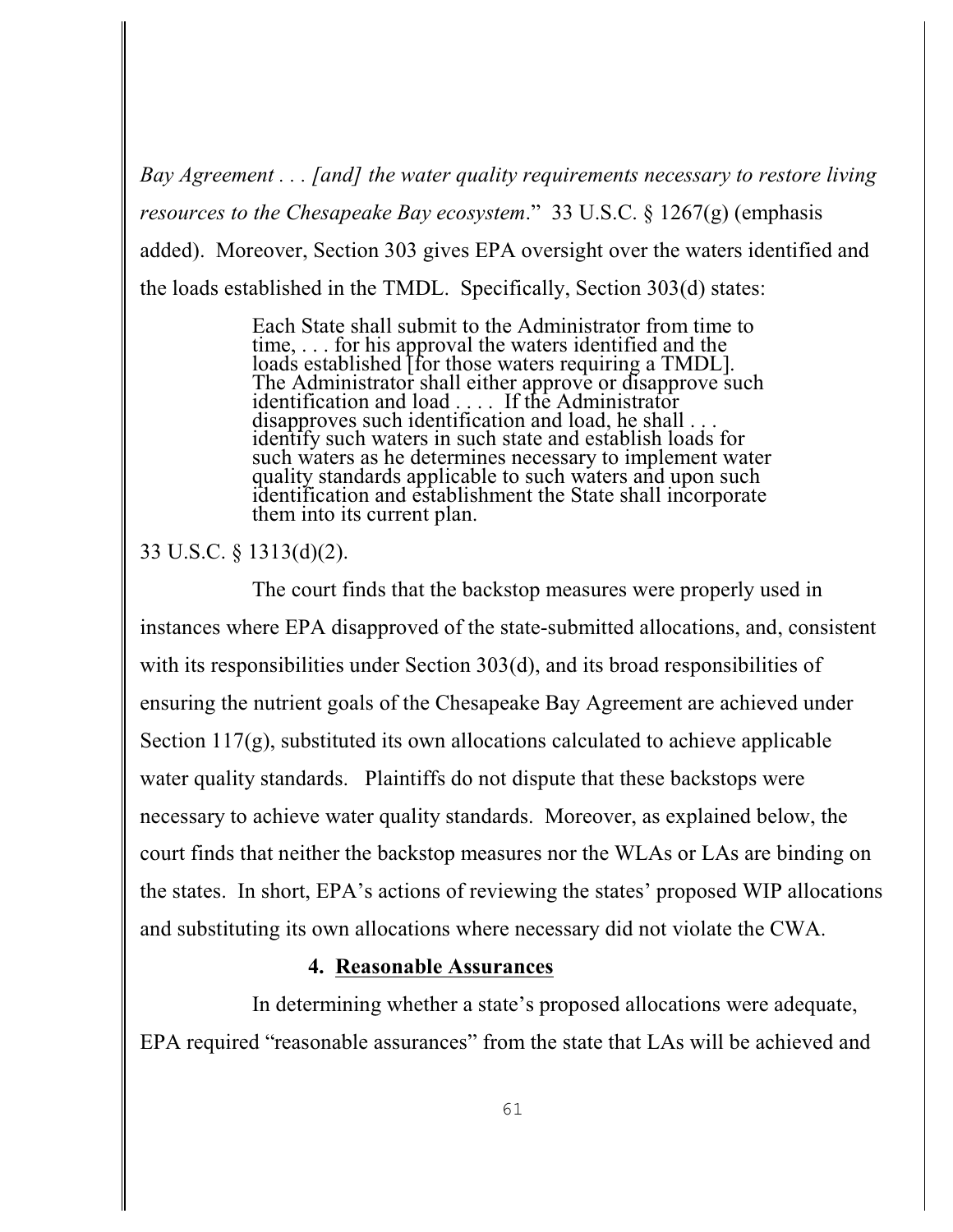*Bay Agreement . . . [and] the water quality requirements necessary to restore living resources to the Chesapeake Bay ecosystem*." 33 U.S.C. § 1267(g) (emphasis added). Moreover, Section 303 gives EPA oversight over the waters identified and the loads established in the TMDL. Specifically, Section 303(d) states:

> Each State shall submit to the Administrator from time to time, . . . for his approval the waters identified and the loads established [for those waters requiring a TMDL]. The Administrator shall either approve or disapprove such identification and load . . . . If the Administrator disapproves such identification and load, he shall . . . identify such waters in such state and establish loads for such waters as he determines necessary to implement water quality standards applicable to such waters and upon such identification and establishment the State shall incorporate them into its current plan.

33 U.S.C. § 1313(d)(2).

The court finds that the backstop measures were properly used in instances where EPA disapproved of the state-submitted allocations, and, consistent with its responsibilities under Section 303(d), and its broad responsibilities of ensuring the nutrient goals of the Chesapeake Bay Agreement are achieved under Section 117(g), substituted its own allocations calculated to achieve applicable water quality standards. Plaintiffs do not dispute that these backstops were necessary to achieve water quality standards. Moreover, as explained below, the court finds that neither the backstop measures nor the WLAs or LAs are binding on the states. In short, EPA's actions of reviewing the states' proposed WIP allocations and substituting its own allocations where necessary did not violate the CWA.

#### 4. Reasonable Assurances

In determining whether a state's proposed allocations were adequate, EPA required "reasonable assurances" from the state that LAs will be achieved and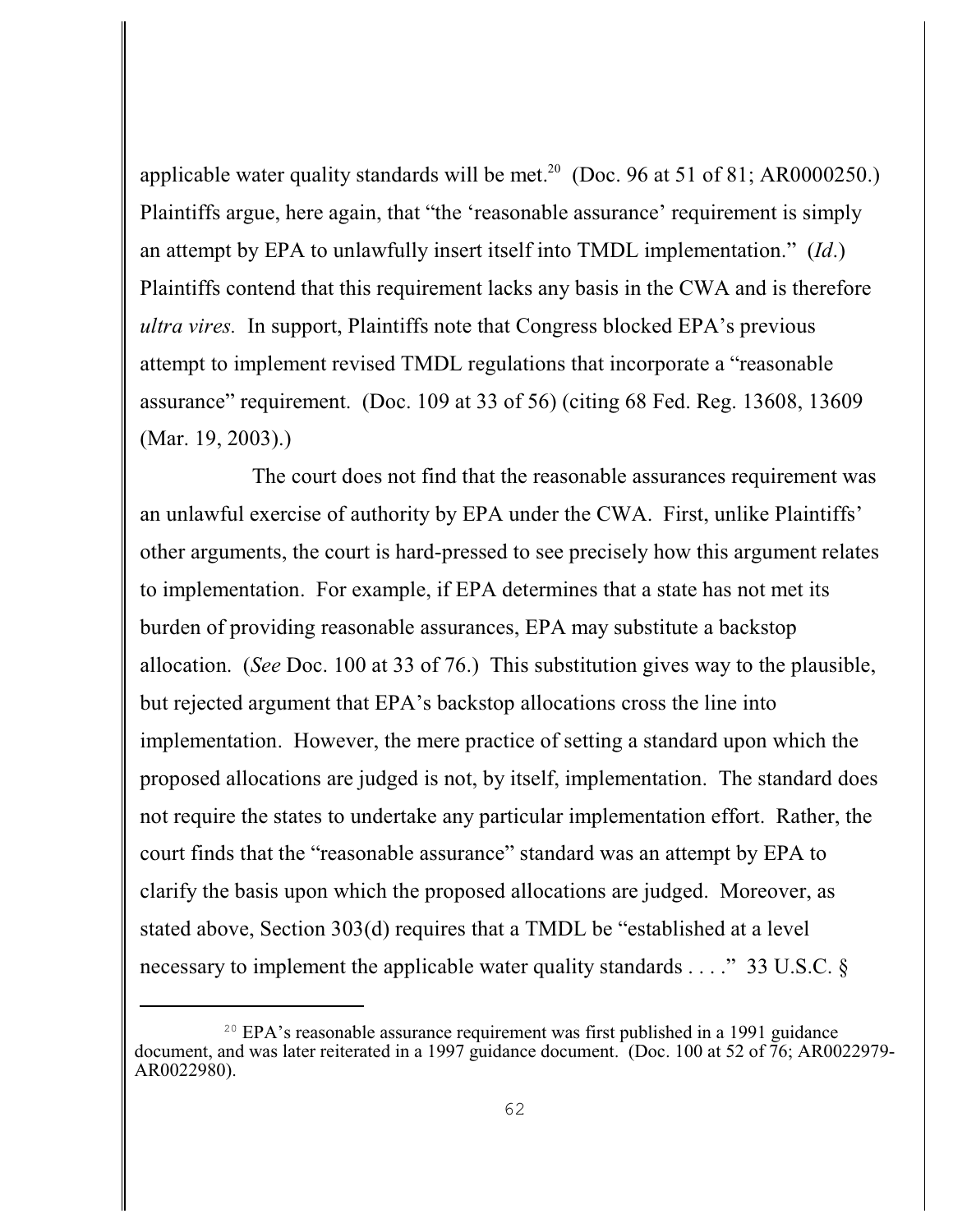applicable water quality standards will be met.[20] (Doc. 96 at 51 of 81; AR0000250.) Plaintiffs argue, here again, that "the 'reasonable assurance' requirement is simply an attempt by EPA to unlawfully insert itself into TMDL implementation." (*Id*.) Plaintiffs contend that this requirement lacks any basis in the CWA and is therefore *ultra vires.* In support, Plaintiffs note that Congress blocked EPA's previous attempt to implement revised TMDL regulations that incorporate a "reasonable assurance" requirement. (Doc. 109 at 33 of 56) (citing 68 Fed. Reg. 13608, 13609 (Mar. 19, 2003).)

The court does not find that the reasonable assurances requirement was an unlawful exercise of authority by EPA under the CWA. First, unlike Plaintiffs' other arguments, the court is hard-pressed to see precisely how this argument relates to implementation. For example, if EPA determines that a state has not met its burden of providing reasonable assurances, EPA may substitute a backstop allocation. (*See* Doc. 100 at 33 of 76.) This substitution gives way to the plausible, but rejected argument that EPA's backstop allocations cross the line into implementation. However, the mere practice of setting a standard upon which the proposed allocations are judged is not, by itself, implementation. The standard does not require the states to undertake any particular implementation effort. Rather, the court finds that the "reasonable assurance" standard was an attempt by EPA to clarify the basis upon which the proposed allocations are judged. Moreover, as stated above, Section 303(d) requires that a TMDL be "established at a level necessary to implement the applicable water quality standards . . . ." 33 U.S.C. §

[20] EPA's reasonable assurance requirement was first published in a 1991 guidance document, and was later reiterated in a 1997 guidance document. (Doc. 100 at 52 of 76; AR0022979-AR0022980).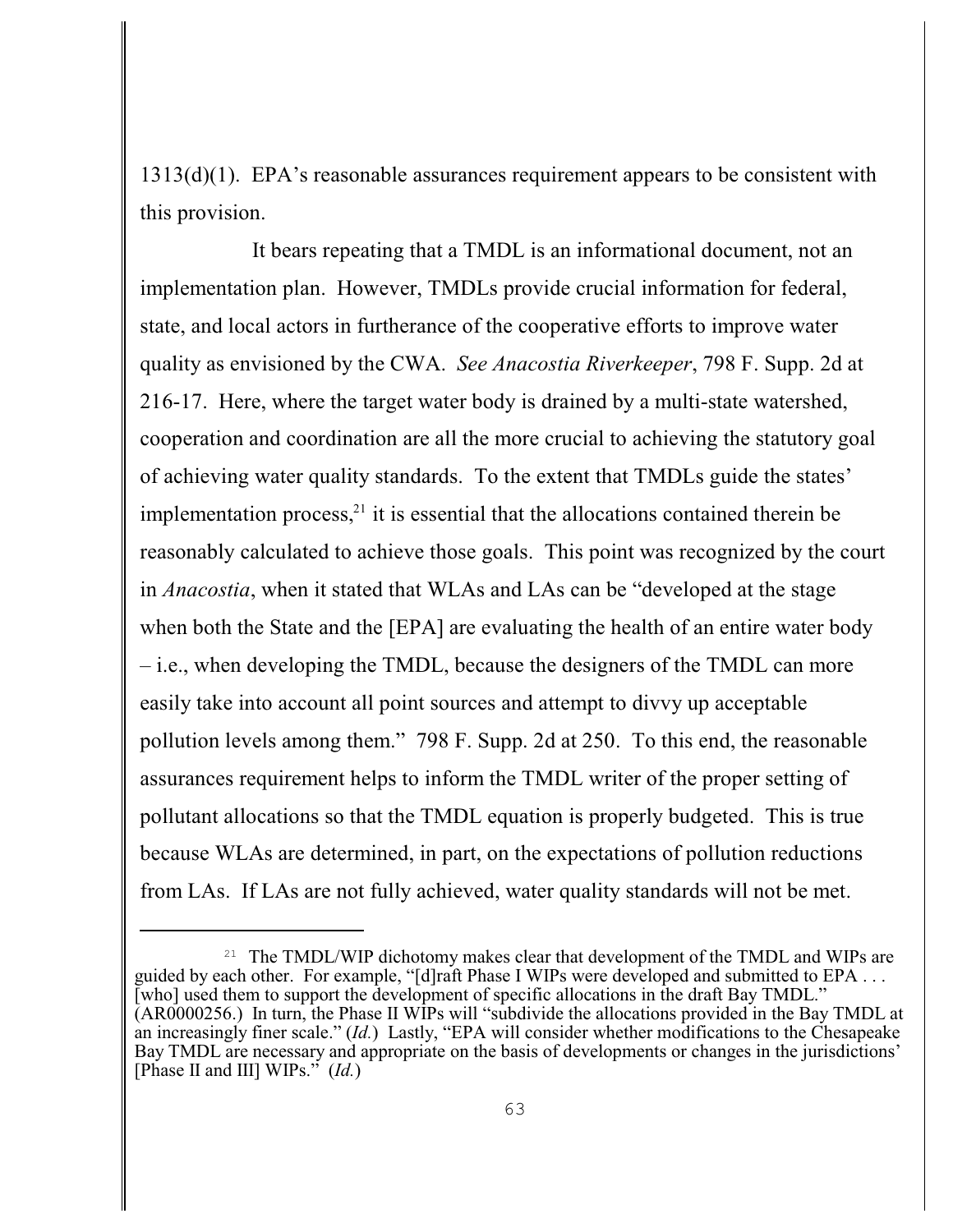1313(d)(1). EPA's reasonable assurances requirement appears to be consistent with this provision.

It bears repeating that a TMDL is an informational document, not an implementation plan. However, TMDLs provide crucial information for federal, state, and local actors in furtherance of the cooperative efforts to improve water quality as envisioned by the CWA. *See Anacostia Riverkeeper*, 798 F. Supp. 2d at 216-17. Here, where the target water body is drained by a multi-state watershed, cooperation and coordination are all the more crucial to achieving the statutory goal of achieving water quality standards. To the extent that TMDLs guide the states' implementation process,[21] it is essential that the allocations contained therein be reasonably calculated to achieve those goals. This point was recognized by the court in *Anacostia*, when it stated that WLAs and LAs can be "developed at the stage when both the State and the [EPA] are evaluating the health of an entire water body – i.e., when developing the TMDL, because the designers of the TMDL can more easily take into account all point sources and attempt to divvy up acceptable pollution levels among them." 798 F. Supp. 2d at 250. To this end, the reasonable assurances requirement helps to inform the TMDL writer of the proper setting of pollutant allocations so that the TMDL equation is properly budgeted. This is true because WLAs are determined, in part, on the expectations of pollution reductions from LAs. If LAs are not fully achieved, water quality standards will not be met.

---

[21] The TMDL/WIP dichotomy makes clear that development of the TMDL and WIPs are guided by each other. For example, "[d]raft Phase I WIPs were developed and submitted to EPA . . . [who] used them to support the development of specific allocations in the draft Bay TMDL." (AR0000256.) In turn, the Phase II WIPs will "subdivide the allocations provided in the Bay TMDL at an increasingly finer scale." (*Id.*) Lastly, "EPA will consider whether modifications to the Chesapeake Bay TMDL are necessary and appropriate on the basis of developments or changes in the jurisdictions' [Phase II and III] WIPs." (*Id.*)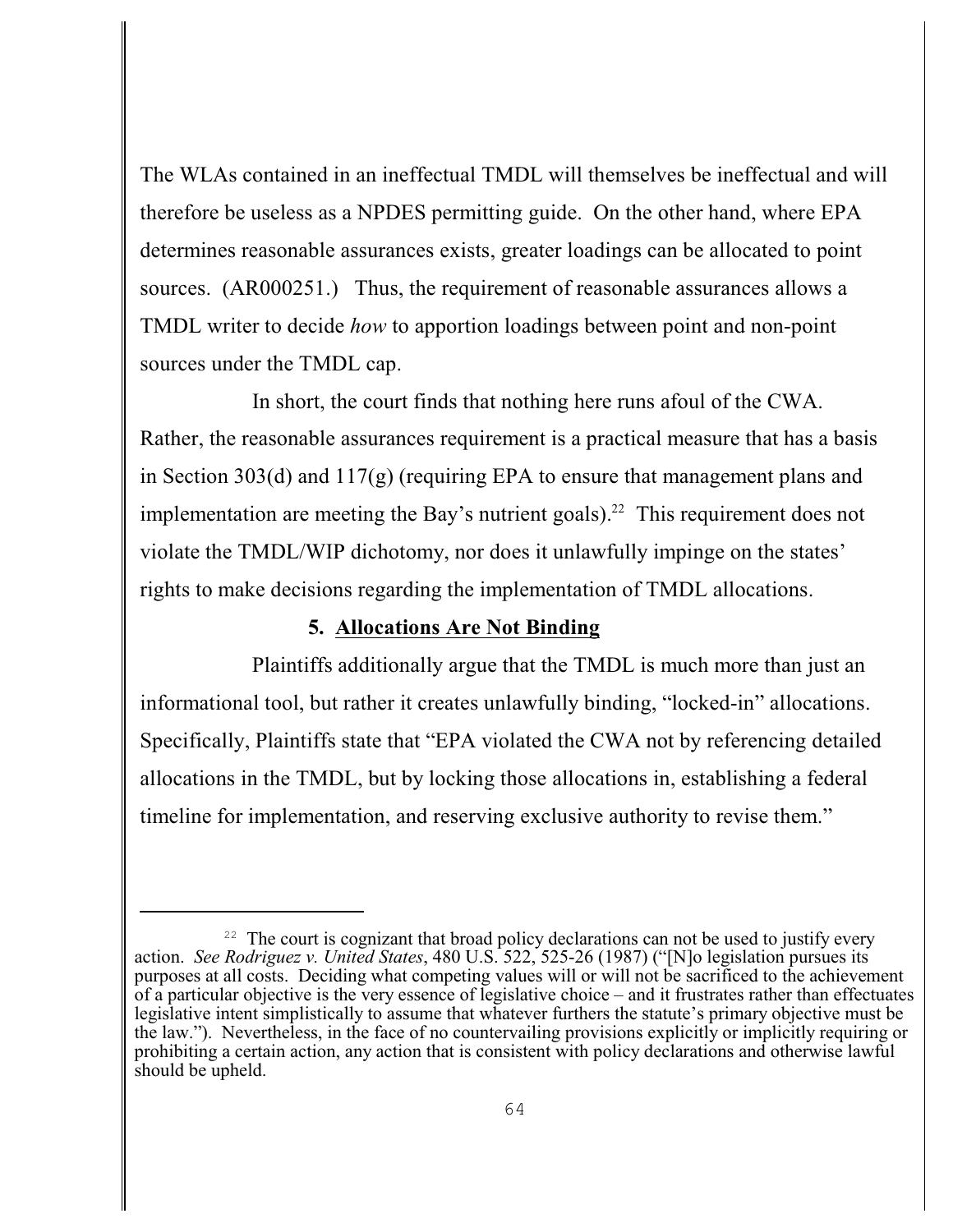The WLAs contained in an ineffectual TMDL will themselves be ineffectual and will therefore be useless as a NPDES permitting guide. On the other hand, where EPA determines reasonable assurances exists, greater loadings can be allocated to point sources. (AR000251.) Thus, the requirement of reasonable assurances allows a TMDL writer to decide *how* to apportion loadings between point and non-point sources under the TMDL cap.

In short, the court finds that nothing here runs afoul of the CWA. Rather, the reasonable assurances requirement is a practical measure that has a basis in Section 303(d) and 117(g) (requiring EPA to ensure that management plans and implementation are meeting the Bay's nutrient goals).[22] This requirement does not violate the TMDL/WIP dichotomy, nor does it unlawfully impinge on the states' rights to make decisions regarding the implementation of TMDL allocations.

**5. Allocations Are Not Binding**

Plaintiffs additionally argue that the TMDL is much more than just an informational tool, but rather it creates unlawfully binding, "locked-in" allocations. Specifically, Plaintiffs state that "EPA violated the CWA not by referencing detailed allocations in the TMDL, but by locking those allocations in, establishing a federal timeline for implementation, and reserving exclusive authority to revise them."

---

[22] The court is cognizant that broad policy declarations can not be used to justify every action. *See Rodriguez v. United States*, 480 U.S. 522, 525-26 (1987) ("[N]o legislation pursues its purposes at all costs. Deciding what competing values will or will not be sacrificed to the achievement of a particular objective is the very essence of legislative choice – and it frustrates rather than effectuates legislative intent simplistically to assume that whatever furthers the statute's primary objective must be the law."). Nevertheless, in the face of no countervailing provisions explicitly or implicitly requiring or prohibiting a certain action, any action that is consistent with policy declarations and otherwise lawful should be upheld.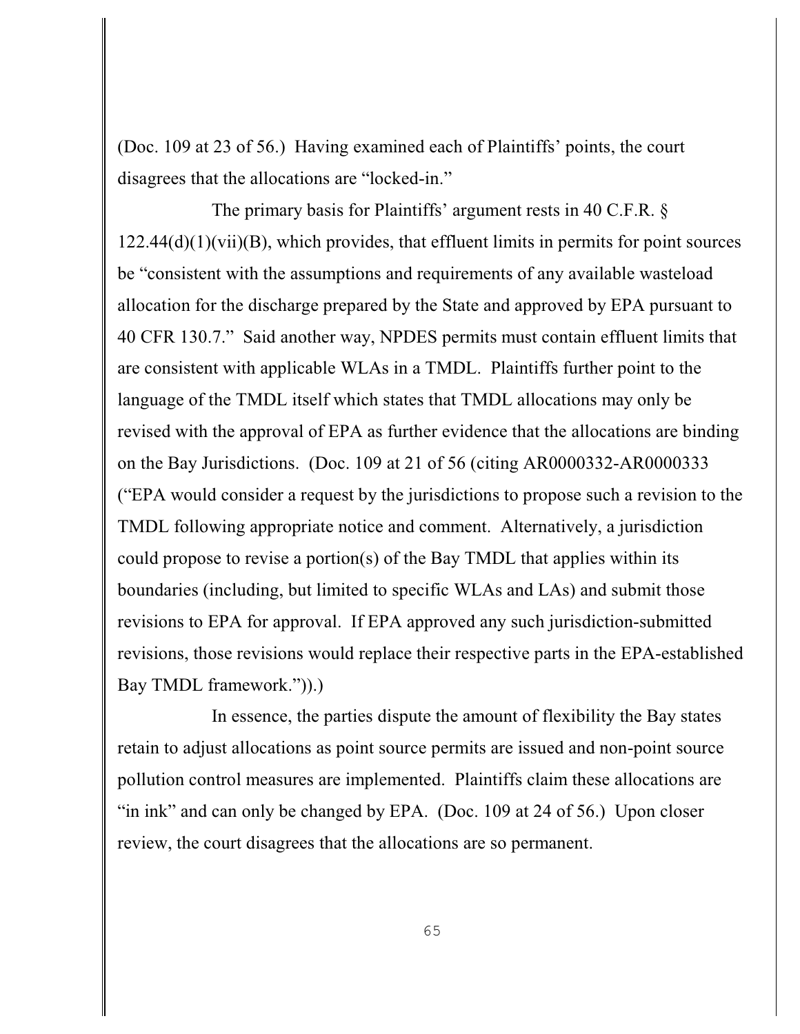(Doc. 109 at 23 of 56.) Having examined each of Plaintiffs' points, the court disagrees that the allocations are "locked-in."

The primary basis for Plaintiffs' argument rests in 40 C.F.R. § 122.44(d)(1)(vii)(B), which provides, that effluent limits in permits for point sources be "consistent with the assumptions and requirements of any available wasteload allocation for the discharge prepared by the State and approved by EPA pursuant to 40 CFR 130.7." Said another way, NPDES permits must contain effluent limits that are consistent with applicable WLAs in a TMDL. Plaintiffs further point to the language of the TMDL itself which states that TMDL allocations may only be revised with the approval of EPA as further evidence that the allocations are binding on the Bay Jurisdictions. (Doc. 109 at 21 of 56 (citing AR0000332-AR0000333 ("EPA would consider a request by the jurisdictions to propose such a revision to the TMDL following appropriate notice and comment. Alternatively, a jurisdiction could propose to revise a portion(s) of the Bay TMDL that applies within its boundaries (including, but limited to specific WLAs and LAs) and submit those revisions to EPA for approval. If EPA approved any such jurisdiction-submitted revisions, those revisions would replace their respective parts in the EPA-established Bay TMDL framework.")).)

In essence, the parties dispute the amount of flexibility the Bay states retain to adjust allocations as point source permits are issued and non-point source pollution control measures are implemented. Plaintiffs claim these allocations are "in ink" and can only be changed by EPA. (Doc. 109 at 24 of 56.) Upon closer review, the court disagrees that the allocations are so permanent.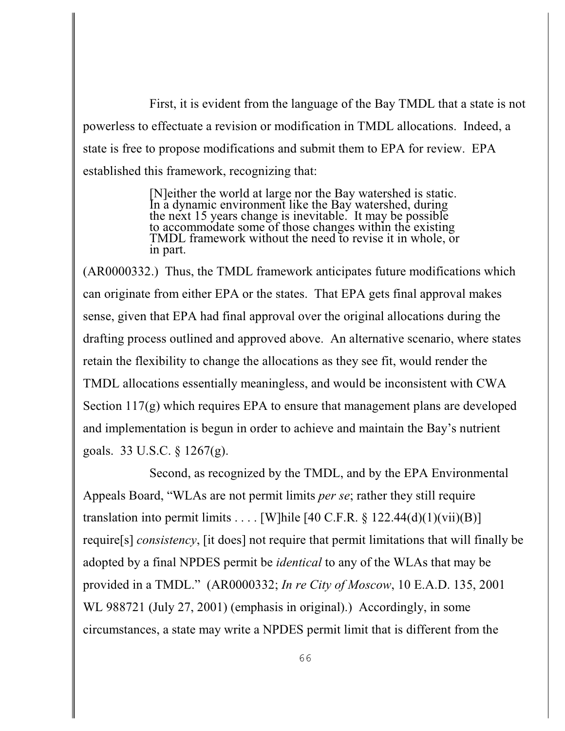First, it is evident from the language of the Bay TMDL that a state is not powerless to effectuate a revision or modification in TMDL allocations. Indeed, a state is free to propose modifications and submit them to EPA for review. EPA established this framework, recognizing that:

> [N]either the world at large nor the Bay watershed is static. In a dynamic environment like the Bay watershed, during the next 15 years change is inevitable. It may be possible to accommodate some of those changes within the existing TMDL framework without the need to revise it in whole, or in part.

(AR0000332.) Thus, the TMDL framework anticipates future modifications which can originate from either EPA or the states. That EPA gets final approval makes sense, given that EPA had final approval over the original allocations during the drafting process outlined and approved above. An alternative scenario, where states retain the flexibility to change the allocations as they see fit, would render the TMDL allocations essentially meaningless, and would be inconsistent with CWA Section 117(g) which requires EPA to ensure that management plans are developed and implementation is begun in order to achieve and maintain the Bay's nutrient goals. 33 U.S.C. § 1267(g).

Second, as recognized by the TMDL, and by the EPA Environmental Appeals Board, "WLAs are not permit limits *per se*; rather they still require translation into permit limits . . . . [W]hile [40 C.F.R. § 122.44(d)(1)(vii)(B)] require[s] *consistency*, [it does] not require that permit limitations that will finally be adopted by a final NPDES permit be *identical* to any of the WLAs that may be provided in a TMDL." (AR0000332; *In re City of Moscow*, 10 E.A.D. 135, 2001 WL 988721 (July 27, 2001) (emphasis in original).) Accordingly, in some circumstances, a state may write a NPDES permit limit that is different from the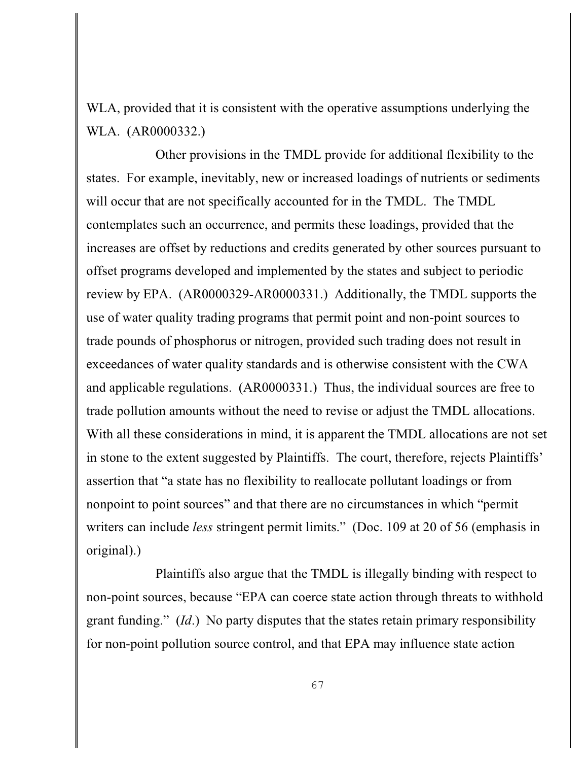WLA, provided that it is consistent with the operative assumptions underlying the WLA. (AR0000332.)

Other provisions in the TMDL provide for additional flexibility to the states. For example, inevitably, new or increased loadings of nutrients or sediments will occur that are not specifically accounted for in the TMDL. The TMDL contemplates such an occurrence, and permits these loadings, provided that the increases are offset by reductions and credits generated by other sources pursuant to offset programs developed and implemented by the states and subject to periodic review by EPA. (AR0000329-AR0000331.) Additionally, the TMDL supports the use of water quality trading programs that permit point and non-point sources to trade pounds of phosphorus or nitrogen, provided such trading does not result in exceedances of water quality standards and is otherwise consistent with the CWA and applicable regulations. (AR0000331.) Thus, the individual sources are free to trade pollution amounts without the need to revise or adjust the TMDL allocations. With all these considerations in mind, it is apparent the TMDL allocations are not set in stone to the extent suggested by Plaintiffs. The court, therefore, rejects Plaintiffs' assertion that "a state has no flexibility to reallocate pollutant loadings or from nonpoint to point sources" and that there are no circumstances in which "permit writers can include *less* stringent permit limits." (Doc. 109 at 20 of 56 (emphasis in original).)

Plaintiffs also argue that the TMDL is illegally binding with respect to non-point sources, because "EPA can coerce state action through threats to withhold grant funding." (*Id*.) No party disputes that the states retain primary responsibility for non-point pollution source control, and that EPA may influence state action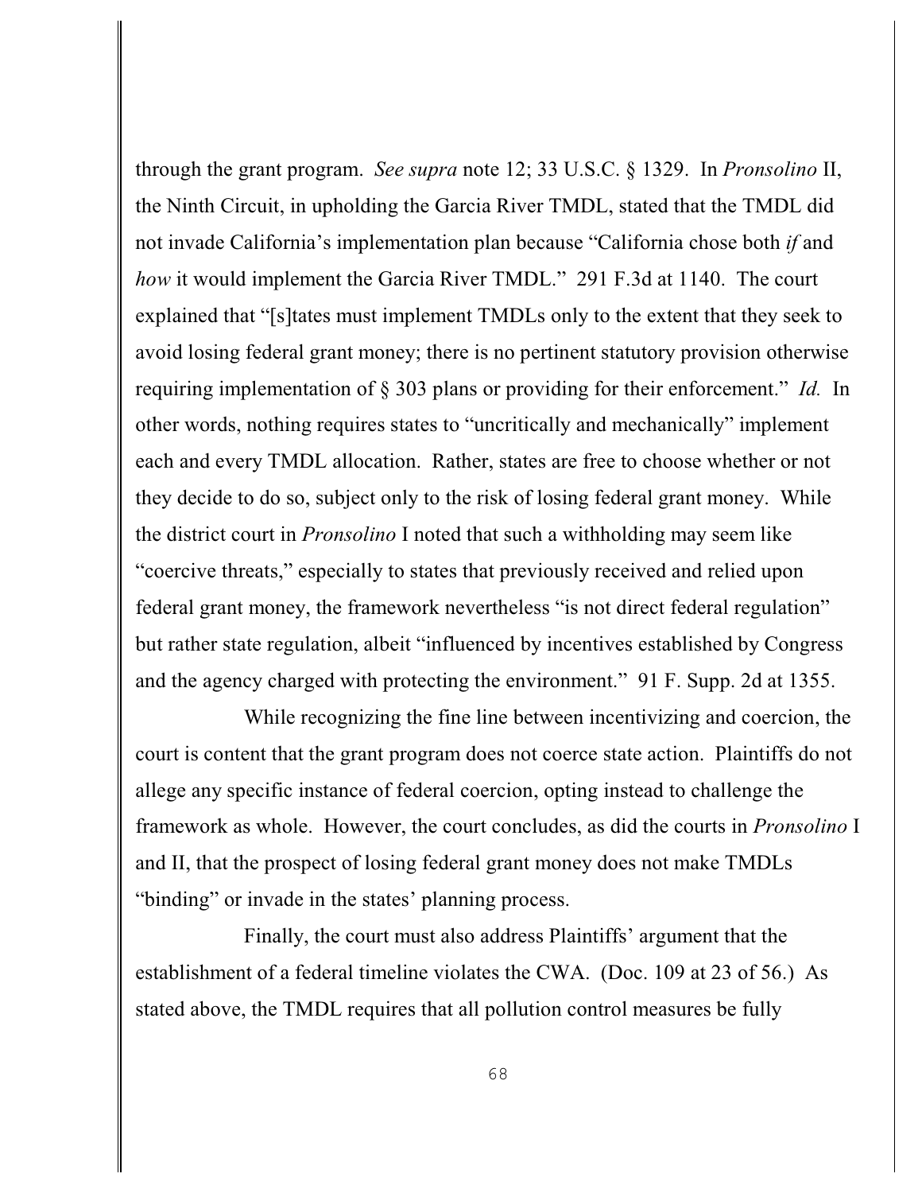through the grant program. *See supra* note 12; 33 U.S.C. § 1329. In *Pronsolino* II, the Ninth Circuit, in upholding the Garcia River TMDL, stated that the TMDL did not invade California's implementation plan because "California chose both *if* and *how* it would implement the Garcia River TMDL." 291 F.3d at 1140. The court explained that "[s]tates must implement TMDLs only to the extent that they seek to avoid losing federal grant money; there is no pertinent statutory provision otherwise requiring implementation of § 303 plans or providing for their enforcement." *Id.* In other words, nothing requires states to "uncritically and mechanically" implement each and every TMDL allocation. Rather, states are free to choose whether or not they decide to do so, subject only to the risk of losing federal grant money. While the district court in *Pronsolino* I noted that such a withholding may seem like "coercive threats," especially to states that previously received and relied upon federal grant money, the framework nevertheless "is not direct federal regulation" but rather state regulation, albeit "influenced by incentives established by Congress and the agency charged with protecting the environment." 91 F. Supp. 2d at 1355.

While recognizing the fine line between incentivizing and coercion, the court is content that the grant program does not coerce state action. Plaintiffs do not allege any specific instance of federal coercion, opting instead to challenge the framework as whole. However, the court concludes, as did the courts in *Pronsolino* I and II, that the prospect of losing federal grant money does not make TMDLs "binding" or invade in the states' planning process.

Finally, the court must also address Plaintiffs' argument that the establishment of a federal timeline violates the CWA. (Doc. 109 at 23 of 56.) As stated above, the TMDL requires that all pollution control measures be fully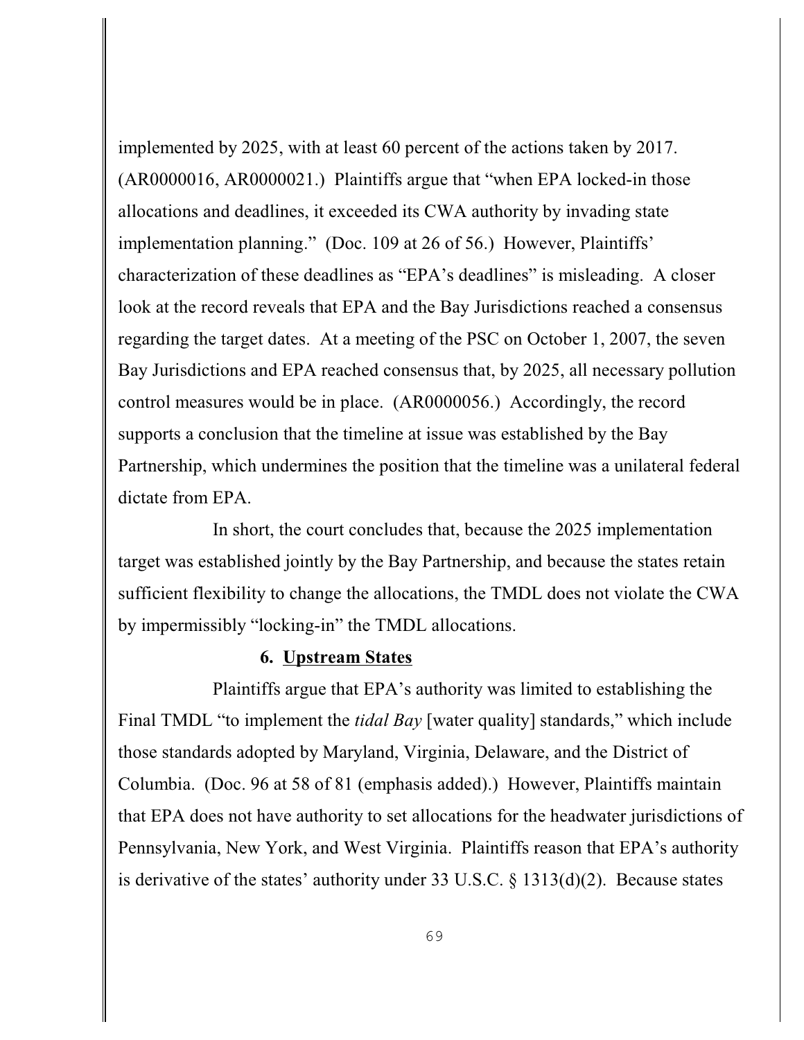implemented by 2025, with at least 60 percent of the actions taken by 2017. (AR0000016, AR0000021.) Plaintiffs argue that "when EPA locked-in those allocations and deadlines, it exceeded its CWA authority by invading state implementation planning." (Doc. 109 at 26 of 56.) However, Plaintiffs' characterization of these deadlines as "EPA's deadlines" is misleading. A closer look at the record reveals that EPA and the Bay Jurisdictions reached a consensus regarding the target dates. At a meeting of the PSC on October 1, 2007, the seven Bay Jurisdictions and EPA reached consensus that, by 2025, all necessary pollution control measures would be in place. (AR0000056.) Accordingly, the record supports a conclusion that the timeline at issue was established by the Bay Partnership, which undermines the position that the timeline was a unilateral federal dictate from EPA.

In short, the court concludes that, because the 2025 implementation target was established jointly by the Bay Partnership, and because the states retain sufficient flexibility to change the allocations, the TMDL does not violate the CWA by impermissibly "locking-in" the TMDL allocations.

#### 6. Upstream States

Plaintiffs argue that EPA's authority was limited to establishing the Final TMDL "to implement the *tidal Bay* [water quality] standards," which include those standards adopted by Maryland, Virginia, Delaware, and the District of Columbia. (Doc. 96 at 58 of 81 (emphasis added).) However, Plaintiffs maintain that EPA does not have authority to set allocations for the headwater jurisdictions of Pennsylvania, New York, and West Virginia. Plaintiffs reason that EPA's authority is derivative of the states' authority under 33 U.S.C. § 1313(d)(2). Because states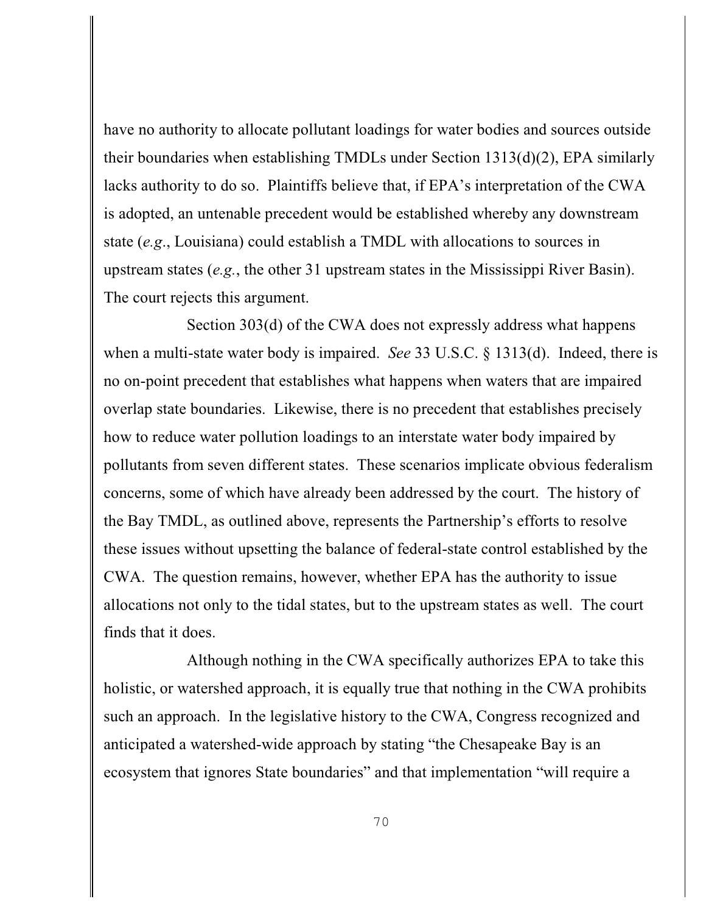have no authority to allocate pollutant loadings for water bodies and sources outside their boundaries when establishing TMDLs under Section 1313(d)(2), EPA similarly lacks authority to do so. Plaintiffs believe that, if EPA's interpretation of the CWA is adopted, an untenable precedent would be established whereby any downstream state (*e.g*., Louisiana) could establish a TMDL with allocations to sources in upstream states (*e.g.*, the other 31 upstream states in the Mississippi River Basin). The court rejects this argument.

Section 303(d) of the CWA does not expressly address what happens when a multi-state water body is impaired. *See* 33 U.S.C. § 1313(d). Indeed, there is no on-point precedent that establishes what happens when waters that are impaired overlap state boundaries. Likewise, there is no precedent that establishes precisely how to reduce water pollution loadings to an interstate water body impaired by pollutants from seven different states. These scenarios implicate obvious federalism concerns, some of which have already been addressed by the court. The history of the Bay TMDL, as outlined above, represents the Partnership's efforts to resolve these issues without upsetting the balance of federal-state control established by the CWA. The question remains, however, whether EPA has the authority to issue allocations not only to the tidal states, but to the upstream states as well. The court finds that it does.

Although nothing in the CWA specifically authorizes EPA to take this holistic, or watershed approach, it is equally true that nothing in the CWA prohibits such an approach. In the legislative history to the CWA, Congress recognized and anticipated a watershed-wide approach by stating "the Chesapeake Bay is an ecosystem that ignores State boundaries" and that implementation "will require a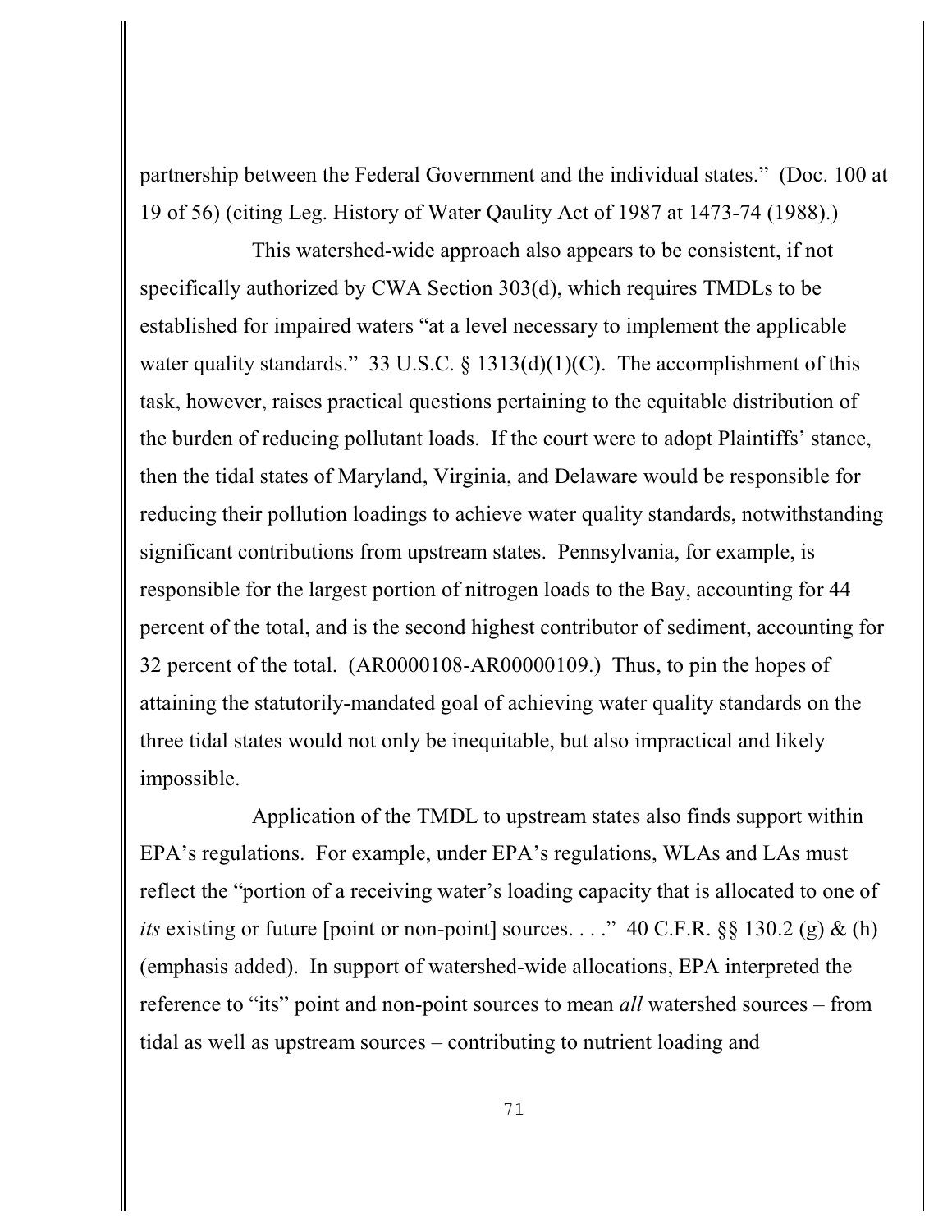partnership between the Federal Government and the individual states." (Doc. 100 at 19 of 56) (citing Leg. History of Water Qaulity Act of 1987 at 1473-74 (1988).)

This watershed-wide approach also appears to be consistent, if not specifically authorized by CWA Section 303(d), which requires TMDLs to be established for impaired waters "at a level necessary to implement the applicable water quality standards." 33 U.S.C. § 1313(d)(1)(C). The accomplishment of this task, however, raises practical questions pertaining to the equitable distribution of the burden of reducing pollutant loads. If the court were to adopt Plaintiffs' stance, then the tidal states of Maryland, Virginia, and Delaware would be responsible for reducing their pollution loadings to achieve water quality standards, notwithstanding significant contributions from upstream states. Pennsylvania, for example, is responsible for the largest portion of nitrogen loads to the Bay, accounting for 44 percent of the total, and is the second highest contributor of sediment, accounting for 32 percent of the total. (AR0000108-AR00000109.) Thus, to pin the hopes of attaining the statutorily-mandated goal of achieving water quality standards on the three tidal states would not only be inequitable, but also impractical and likely impossible.

Application of the TMDL to upstream states also finds support within EPA's regulations. For example, under EPA's regulations, WLAs and LAs must reflect the "portion of a receiving water's loading capacity that is allocated to one of *its* existing or future [point or non-point] sources. . . ." 40 C.F.R. §§ 130.2 (g) & (h) (emphasis added). In support of watershed-wide allocations, EPA interpreted the reference to "its" point and non-point sources to mean *all* watershed sources – from tidal as well as upstream sources – contributing to nutrient loading and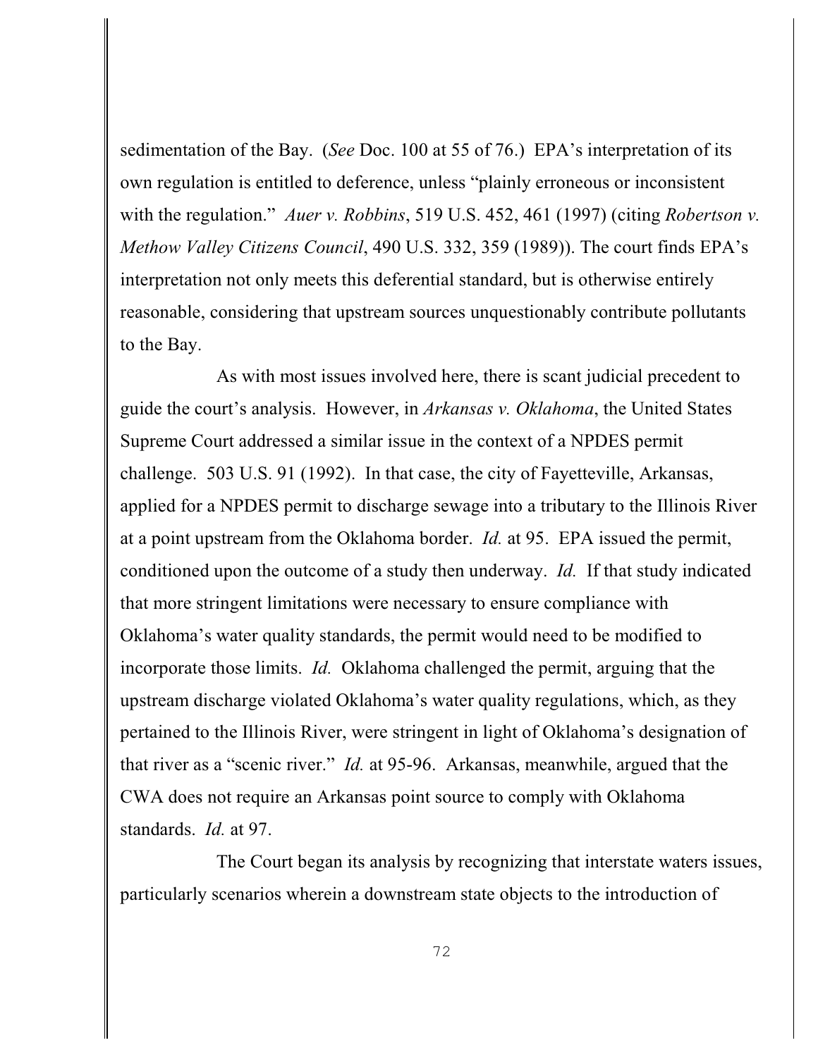sedimentation of the Bay. (*See* Doc. 100 at 55 of 76.) EPA's interpretation of its own regulation is entitled to deference, unless "plainly erroneous or inconsistent with the regulation." *Auer v. Robbins*, 519 U.S. 452, 461 (1997) (citing *Robertson v. Methow Valley Citizens Council*, 490 U.S. 332, 359 (1989)). The court finds EPA's interpretation not only meets this deferential standard, but is otherwise entirely reasonable, considering that upstream sources unquestionably contribute pollutants to the Bay.

As with most issues involved here, there is scant judicial precedent to guide the court's analysis. However, in *Arkansas v. Oklahoma*, the United States Supreme Court addressed a similar issue in the context of a NPDES permit challenge. 503 U.S. 91 (1992). In that case, the city of Fayetteville, Arkansas, applied for a NPDES permit to discharge sewage into a tributary to the Illinois River at a point upstream from the Oklahoma border. *Id.* at 95. EPA issued the permit, conditioned upon the outcome of a study then underway. *Id.* If that study indicated that more stringent limitations were necessary to ensure compliance with Oklahoma's water quality standards, the permit would need to be modified to incorporate those limits. *Id.* Oklahoma challenged the permit, arguing that the upstream discharge violated Oklahoma's water quality regulations, which, as they pertained to the Illinois River, were stringent in light of Oklahoma's designation of that river as a "scenic river." *Id.* at 95-96. Arkansas, meanwhile, argued that the CWA does not require an Arkansas point source to comply with Oklahoma standards. *Id.* at 97.

The Court began its analysis by recognizing that interstate waters issues, particularly scenarios wherein a downstream state objects to the introduction of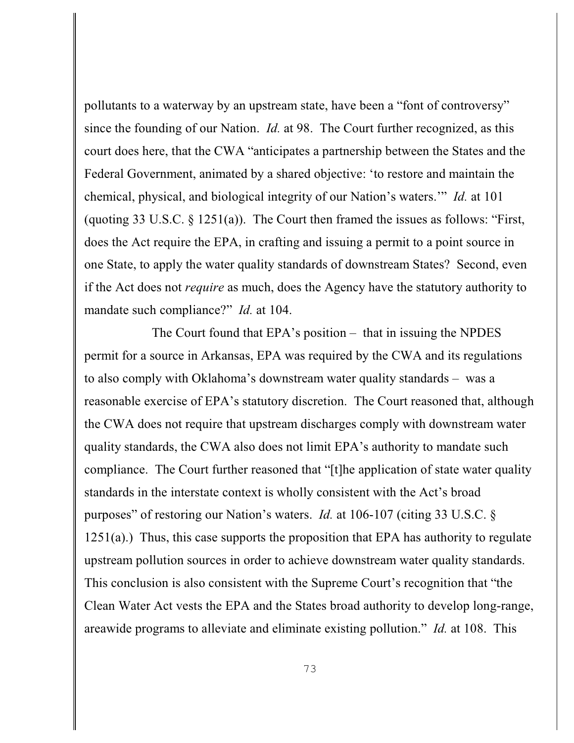pollutants to a waterway by an upstream state, have been a "font of controversy" since the founding of our Nation. *Id.* at 98. The Court further recognized, as this court does here, that the CWA "anticipates a partnership between the States and the Federal Government, animated by a shared objective: 'to restore and maintain the chemical, physical, and biological integrity of our Nation's waters.'" *Id.* at 101 (quoting 33 U.S.C. § 1251(a)). The Court then framed the issues as follows: "First, does the Act require the EPA, in crafting and issuing a permit to a point source in one State, to apply the water quality standards of downstream States? Second, even if the Act does not *require* as much, does the Agency have the statutory authority to mandate such compliance?" *Id.* at 104.

The Court found that EPA's position – that in issuing the NPDES permit for a source in Arkansas, EPA was required by the CWA and its regulations to also comply with Oklahoma's downstream water quality standards – was a reasonable exercise of EPA's statutory discretion. The Court reasoned that, although the CWA does not require that upstream discharges comply with downstream water quality standards, the CWA also does not limit EPA's authority to mandate such compliance. The Court further reasoned that "[t]he application of state water quality standards in the interstate context is wholly consistent with the Act's broad purposes" of restoring our Nation's waters. *Id.* at 106-107 (citing 33 U.S.C. § 1251(a).) Thus, this case supports the proposition that EPA has authority to regulate upstream pollution sources in order to achieve downstream water quality standards. This conclusion is also consistent with the Supreme Court's recognition that "the Clean Water Act vests the EPA and the States broad authority to develop long-range, areawide programs to alleviate and eliminate existing pollution." *Id.* at 108. This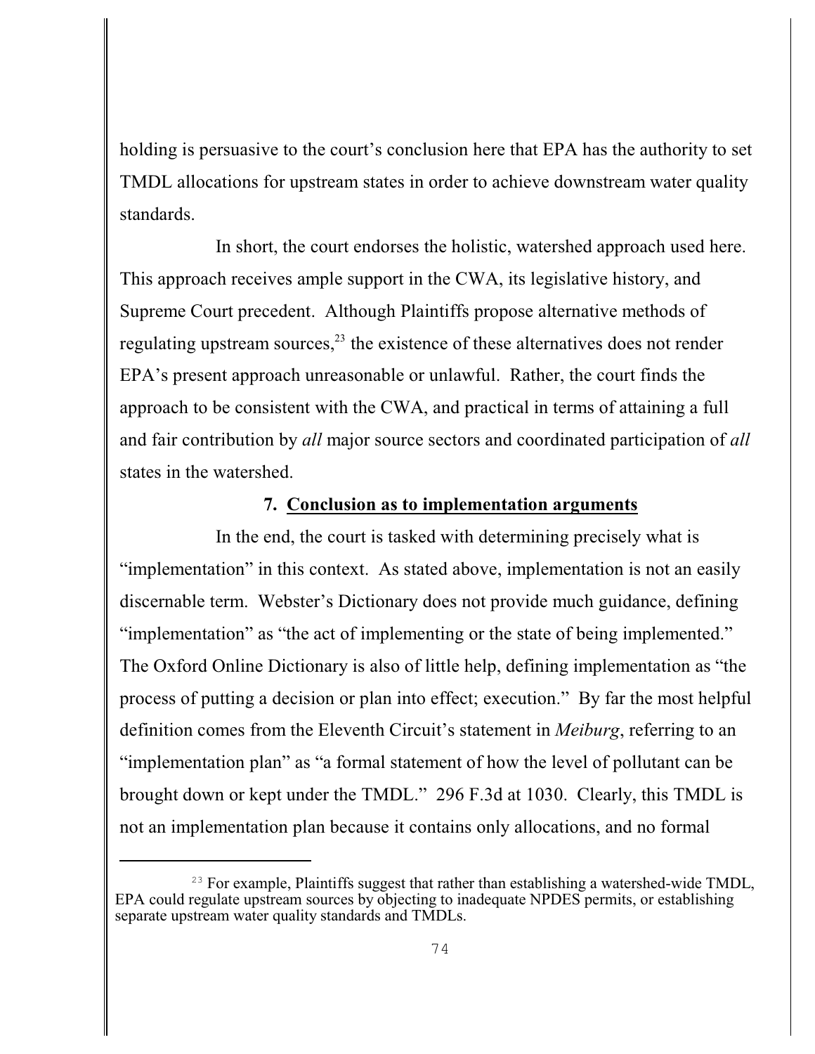holding is persuasive to the court's conclusion here that EPA has the authority to set TMDL allocations for upstream states in order to achieve downstream water quality standards.

In short, the court endorses the holistic, watershed approach used here. This approach receives ample support in the CWA, its legislative history, and Supreme Court precedent. Although Plaintiffs propose alternative methods of regulating upstream sources,[23] the existence of these alternatives does not render EPA's present approach unreasonable or unlawful. Rather, the court finds the approach to be consistent with the CWA, and practical in terms of attaining a full and fair contribution by *all* major source sectors and coordinated participation of *all* states in the watershed.

### 7. Conclusion as to implementation arguments

In the end, the court is tasked with determining precisely what is "implementation" in this context. As stated above, implementation is not an easily discernable term. Webster's Dictionary does not provide much guidance, defining "implementation" as "the act of implementing or the state of being implemented." The Oxford Online Dictionary is also of little help, defining implementation as "the process of putting a decision or plan into effect; execution." By far the most helpful definition comes from the Eleventh Circuit's statement in *Meiburg*, referring to an "implementation plan" as "a formal statement of how the level of pollutant can be brought down or kept under the TMDL." 296 F.3d at 1030. Clearly, this TMDL is not an implementation plan because it contains only allocations, and no formal

---

[23] For example, Plaintiffs suggest that rather than establishing a watershed-wide TMDL, EPA could regulate upstream sources by objecting to inadequate NPDES permits, or establishing separate upstream water quality standards and TMDLs.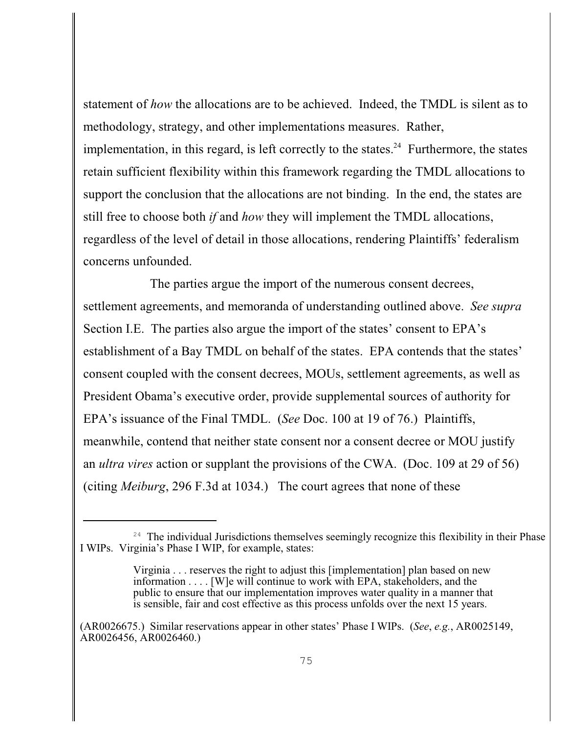statement of *how* the allocations are to be achieved. Indeed, the TMDL is silent as to methodology, strategy, and other implementations measures. Rather, implementation, in this regard, is left correctly to the states.[24] Furthermore, the states retain sufficient flexibility within this framework regarding the TMDL allocations to support the conclusion that the allocations are not binding. In the end, the states are still free to choose both *if* and *how* they will implement the TMDL allocations, regardless of the level of detail in those allocations, rendering Plaintiffs' federalism concerns unfounded.

The parties argue the import of the numerous consent decrees, settlement agreements, and memoranda of understanding outlined above. *See supra* Section I.E. The parties also argue the import of the states' consent to EPA's establishment of a Bay TMDL on behalf of the states. EPA contends that the states' consent coupled with the consent decrees, MOUs, settlement agreements, as well as President Obama's executive order, provide supplemental sources of authority for EPA's issuance of the Final TMDL. (*See* Doc. 100 at 19 of 76.) Plaintiffs, meanwhile, contend that neither state consent nor a consent decree or MOU justify an *ultra vires* action or supplant the provisions of the CWA. (Doc. 109 at 29 of 56) (citing *Meiburg*, 296 F.3d at 1034.) The court agrees that none of these

---

[24] The individual Jurisdictions themselves seemingly recognize this flexibility in their Phase I WIPs. Virginia's Phase I WIP, for example, states:

> Virginia . . . reserves the right to adjust this [implementation] plan based on new information . . . . [W]e will continue to work with EPA, stakeholders, and the public to ensure that our implementation improves water quality in a manner that is sensible, fair and cost effective as this process unfolds over the next 15 years.

(AR0026675.) Similar reservations appear in other states' Phase I WIPs. (*See*, *e.g.*, AR0025149, AR0026456, AR0026460.)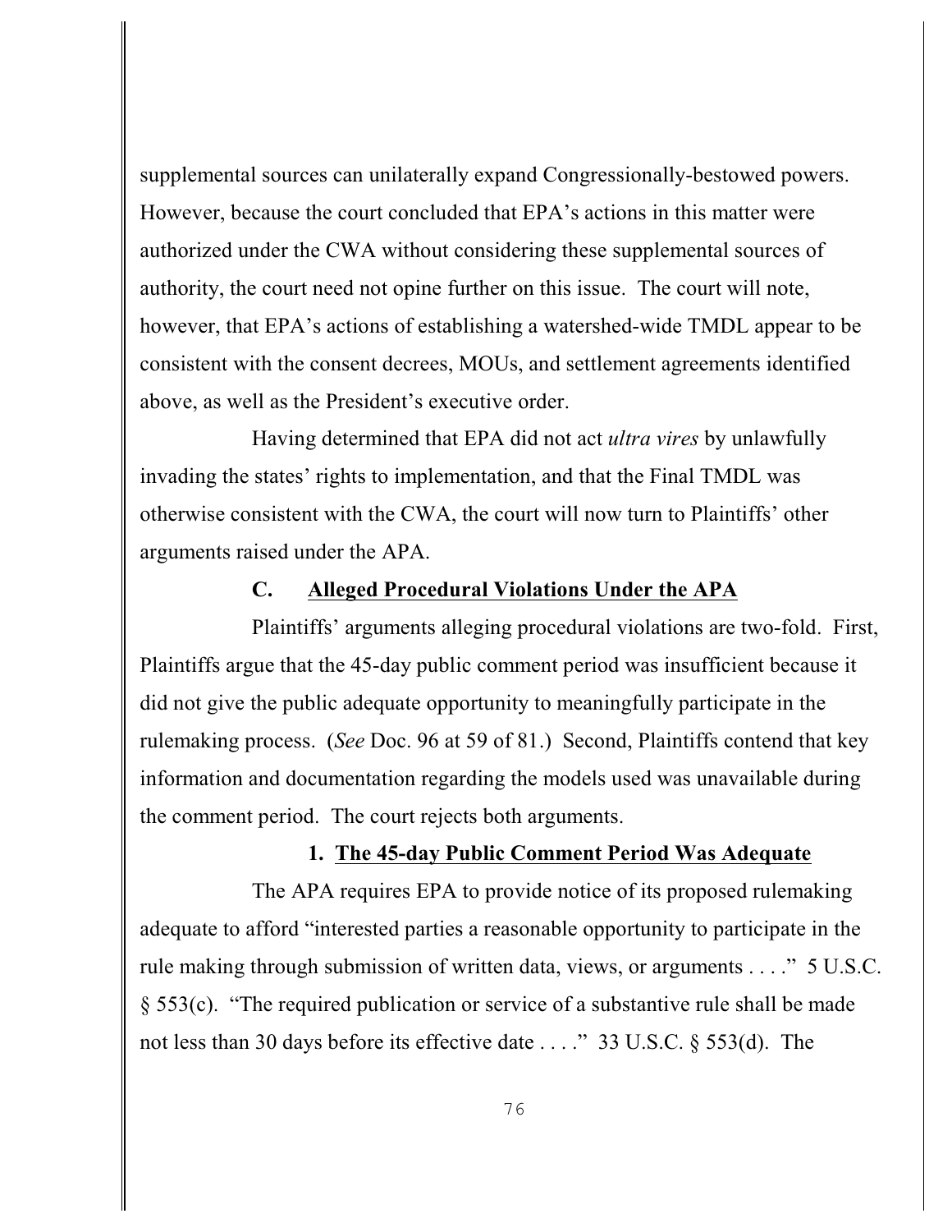supplemental sources can unilaterally expand Congressionally-bestowed powers. However, because the court concluded that EPA's actions in this matter were authorized under the CWA without considering these supplemental sources of authority, the court need not opine further on this issue. The court will note, however, that EPA's actions of establishing a watershed-wide TMDL appear to be consistent with the consent decrees, MOUs, and settlement agreements identified above, as well as the President's executive order.

Having determined that EPA did not act *ultra vires* by unlawfully invading the states' rights to implementation, and that the Final TMDL was otherwise consistent with the CWA, the court will now turn to Plaintiffs' other arguments raised under the APA.

### C. Alleged Procedural Violations Under the APA

Plaintiffs' arguments alleging procedural violations are two-fold. First, Plaintiffs argue that the 45-day public comment period was insufficient because it did not give the public adequate opportunity to meaningfully participate in the rulemaking process. (*See* Doc. 96 at 59 of 81.) Second, Plaintiffs contend that key information and documentation regarding the models used was unavailable during the comment period. The court rejects both arguments.

#### 1. The 45-day Public Comment Period Was Adequate

The APA requires EPA to provide notice of its proposed rulemaking adequate to afford "interested parties a reasonable opportunity to participate in the rule making through submission of written data, views, or arguments . . . ." 5 U.S.C. § 553(c). "The required publication or service of a substantive rule shall be made not less than 30 days before its effective date . . . ." 33 U.S.C. § 553(d). The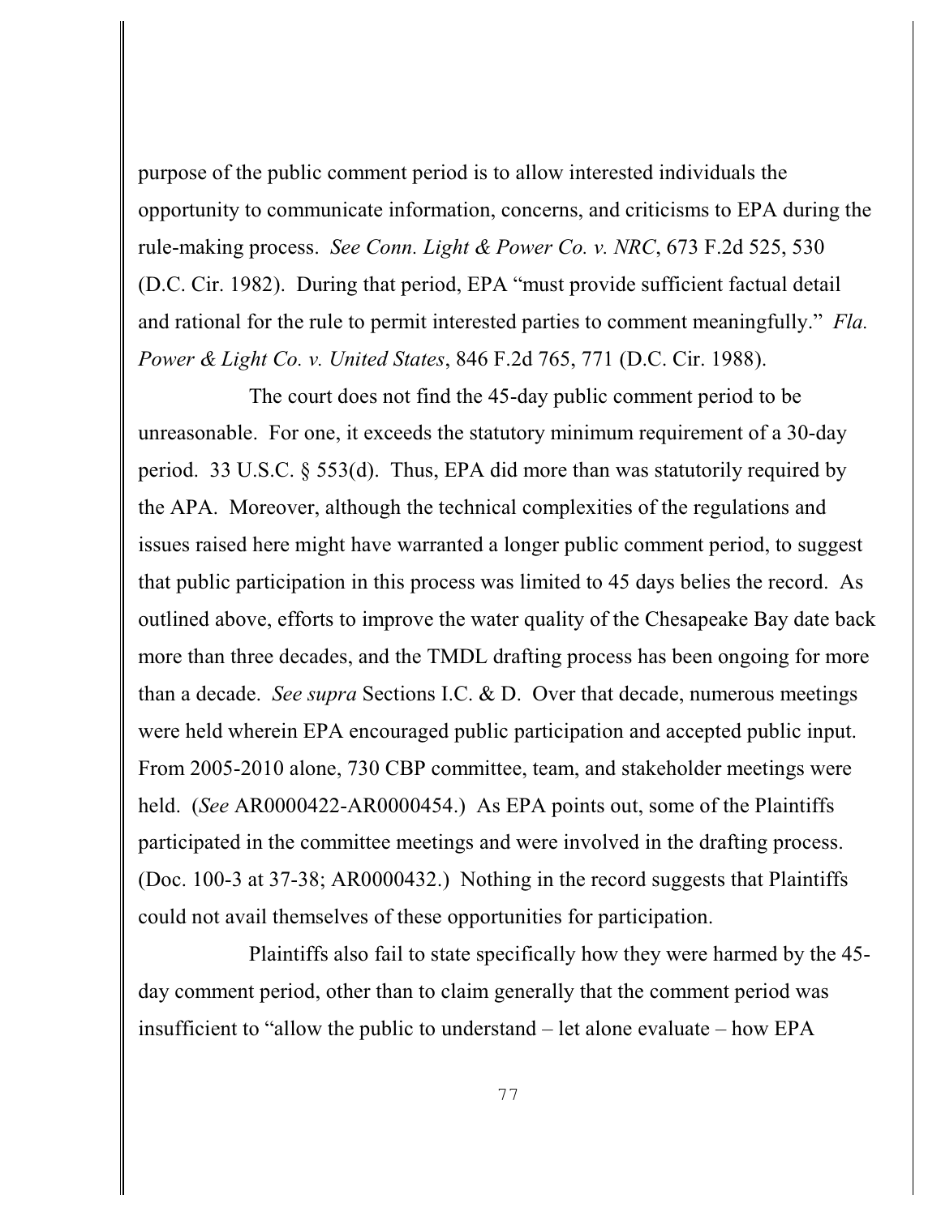purpose of the public comment period is to allow interested individuals the opportunity to communicate information, concerns, and criticisms to EPA during the rule-making process. *See Conn. Light & Power Co. v. NRC*, 673 F.2d 525, 530 (D.C. Cir. 1982). During that period, EPA "must provide sufficient factual detail and rational for the rule to permit interested parties to comment meaningfully." *Fla. Power & Light Co. v. United States*, 846 F.2d 765, 771 (D.C. Cir. 1988).

The court does not find the 45-day public comment period to be unreasonable. For one, it exceeds the statutory minimum requirement of a 30-day period. 33 U.S.C. § 553(d). Thus, EPA did more than was statutorily required by the APA. Moreover, although the technical complexities of the regulations and issues raised here might have warranted a longer public comment period, to suggest that public participation in this process was limited to 45 days belies the record. As outlined above, efforts to improve the water quality of the Chesapeake Bay date back more than three decades, and the TMDL drafting process has been ongoing for more than a decade. *See supra* Sections I.C. & D. Over that decade, numerous meetings were held wherein EPA encouraged public participation and accepted public input. From 2005-2010 alone, 730 CBP committee, team, and stakeholder meetings were held. (*See* AR0000422-AR0000454.) As EPA points out, some of the Plaintiffs participated in the committee meetings and were involved in the drafting process. (Doc. 100-3 at 37-38; AR0000432.) Nothing in the record suggests that Plaintiffs could not avail themselves of these opportunities for participation.

Plaintiffs also fail to state specifically how they were harmed by the 45-day comment period, other than to claim generally that the comment period was insufficient to "allow the public to understand – let alone evaluate – how EPA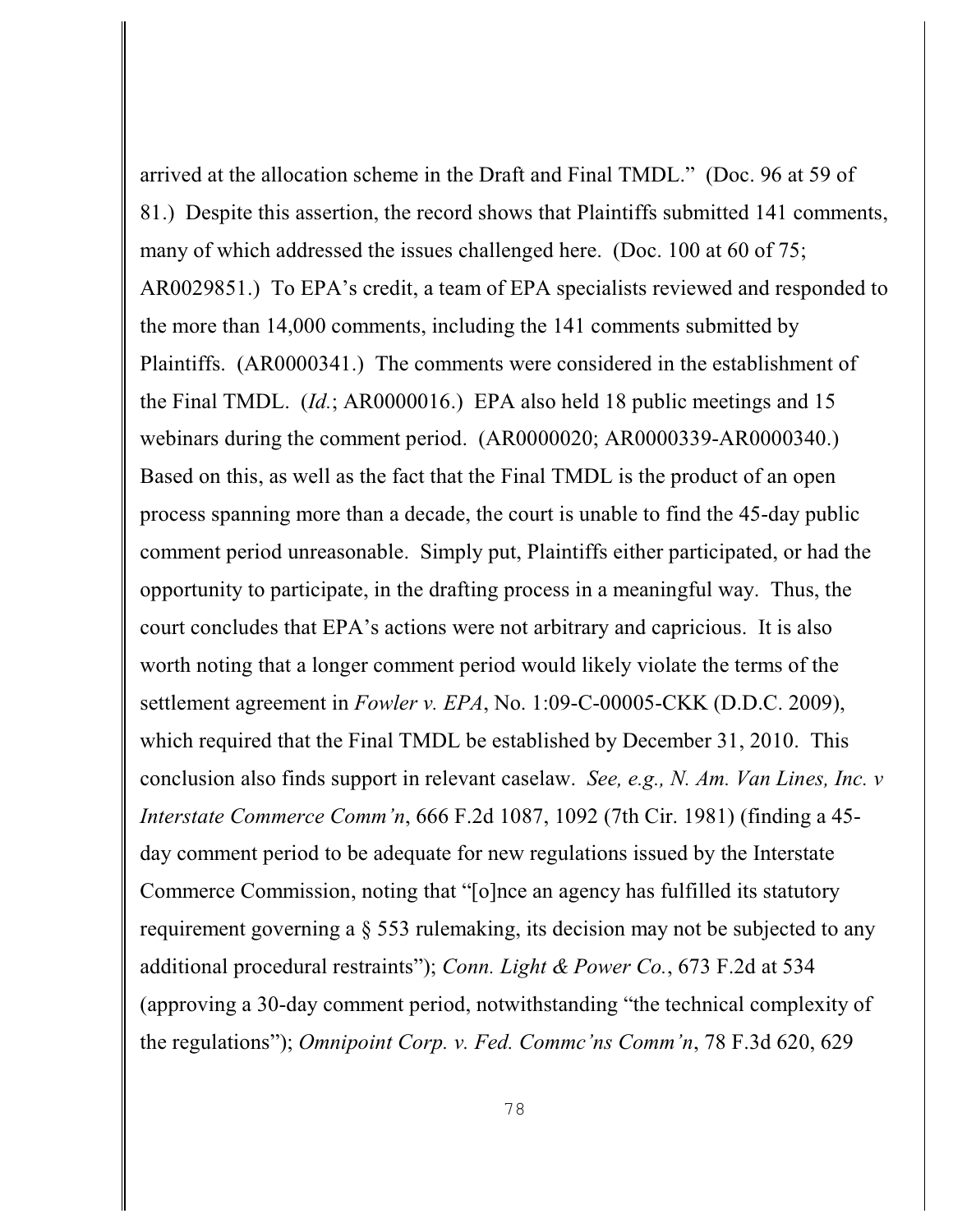arrived at the allocation scheme in the Draft and Final TMDL." (Doc. 96 at 59 of 81.) Despite this assertion, the record shows that Plaintiffs submitted 141 comments, many of which addressed the issues challenged here. (Doc. 100 at 60 of 75; AR0029851.) To EPA's credit, a team of EPA specialists reviewed and responded to the more than 14,000 comments, including the 141 comments submitted by Plaintiffs. (AR0000341.) The comments were considered in the establishment of the Final TMDL. (*Id.*; AR0000016.) EPA also held 18 public meetings and 15 webinars during the comment period. (AR0000020; AR0000339-AR0000340.) Based on this, as well as the fact that the Final TMDL is the product of an open process spanning more than a decade, the court is unable to find the 45-day public comment period unreasonable. Simply put, Plaintiffs either participated, or had the opportunity to participate, in the drafting process in a meaningful way. Thus, the court concludes that EPA's actions were not arbitrary and capricious. It is also worth noting that a longer comment period would likely violate the terms of the settlement agreement in *Fowler v. EPA*, No. 1:09-C-00005-CKK (D.D.C. 2009), which required that the Final TMDL be established by December 31, 2010. This conclusion also finds support in relevant caselaw. *See, e.g., N. Am. Van Lines, Inc. v Interstate Commerce Comm'n*, 666 F.2d 1087, 1092 (7th Cir. 1981) (finding a 45-day comment period to be adequate for new regulations issued by the Interstate Commerce Commission, noting that "[o]nce an agency has fulfilled its statutory requirement governing a § 553 rulemaking, its decision may not be subjected to any additional procedural restraints"); *Conn. Light & Power Co.*, 673 F.2d at 534 (approving a 30-day comment period, notwithstanding "the technical complexity of the regulations"); *Omnipoint Corp. v. Fed. Commc'ns Comm'n*, 78 F.3d 620, 629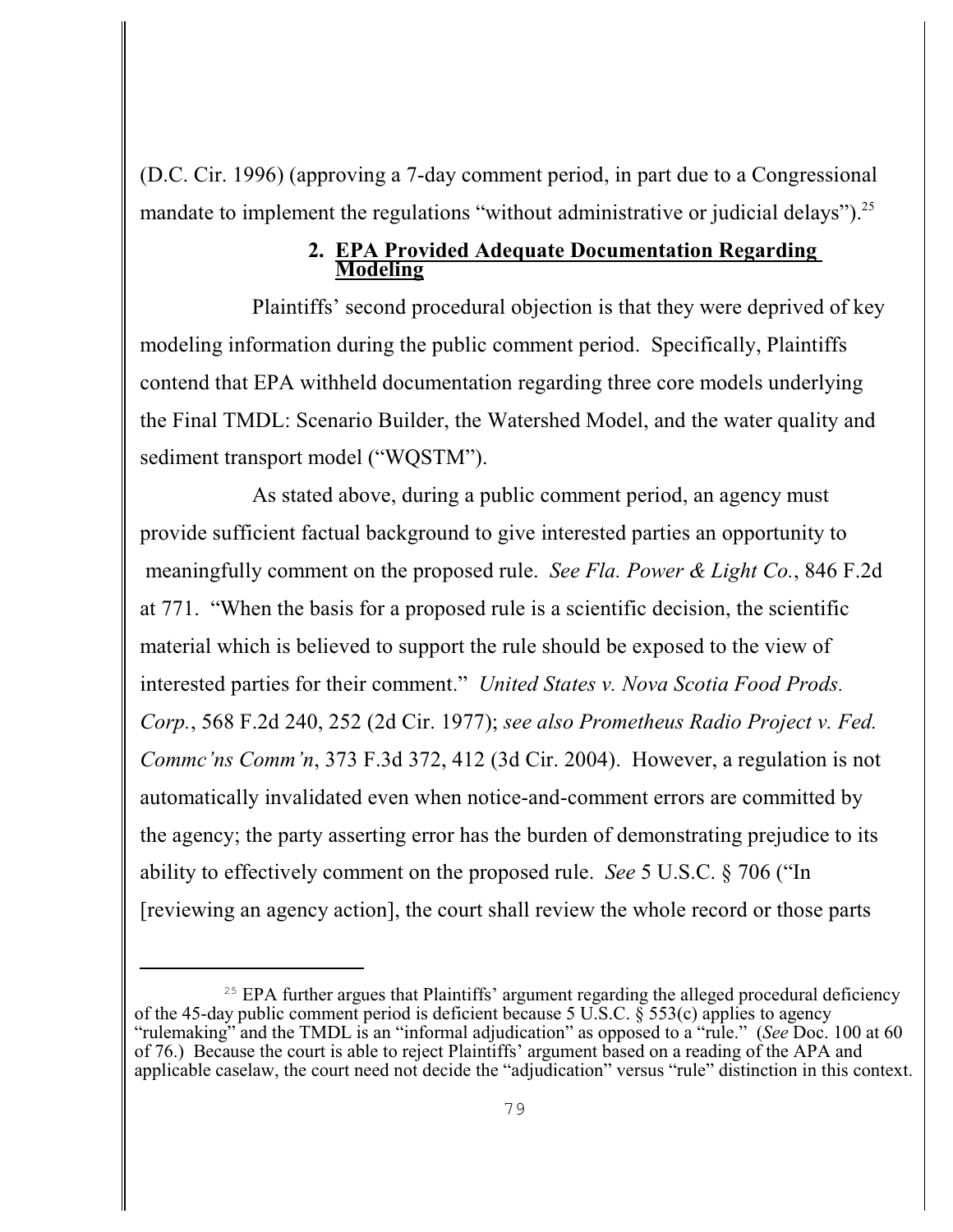(D.C. Cir. 1996) (approving a 7-day comment period, in part due to a Congressional mandate to implement the regulations "without administrative or judicial delays").[25]

### 2. EPA Provided Adequate Documentation Regarding Modeling

Plaintiffs' second procedural objection is that they were deprived of key modeling information during the public comment period. Specifically, Plaintiffs contend that EPA withheld documentation regarding three core models underlying the Final TMDL: Scenario Builder, the Watershed Model, and the water quality and sediment transport model ("WQSTM").

As stated above, during a public comment period, an agency must provide sufficient factual background to give interested parties an opportunity to meaningfully comment on the proposed rule. *See Fla. Power & Light Co.*, 846 F.2d at 771. "When the basis for a proposed rule is a scientific decision, the scientific material which is believed to support the rule should be exposed to the view of interested parties for their comment." *United States v. Nova Scotia Food Prods. Corp.*, 568 F.2d 240, 252 (2d Cir. 1977); *see also Prometheus Radio Project v. Fed. Commc'ns Comm'n*, 373 F.3d 372, 412 (3d Cir. 2004). However, a regulation is not automatically invalidated even when notice-and-comment errors are committed by the agency; the party asserting error has the burden of demonstrating prejudice to its ability to effectively comment on the proposed rule. *See* 5 U.S.C. § 706 ("In [reviewing an agency action], the court shall review the whole record or those parts

---

[25] EPA further argues that Plaintiffs' argument regarding the alleged procedural deficiency of the 45-day public comment period is deficient because 5 U.S.C. § 553(c) applies to agency "rulemaking" and the TMDL is an "informal adjudication" as opposed to a "rule." (*See* Doc. 100 at 60 of 76.) Because the court is able to reject Plaintiffs' argument based on a reading of the APA and applicable caselaw, the court need not decide the "adjudication" versus "rule" distinction in this context.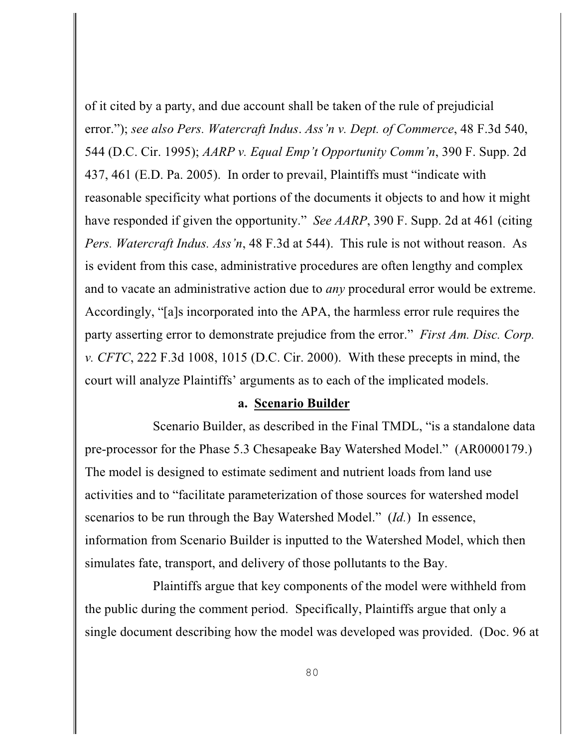of it cited by a party, and due account shall be taken of the rule of prejudicial error."); *see also Pers. Watercraft Indus. Ass'n v. Dept. of Commerce*, 48 F.3d 540, 544 (D.C. Cir. 1995); *AARP v. Equal Emp't Opportunity Comm'n*, 390 F. Supp. 2d 437, 461 (E.D. Pa. 2005). In order to prevail, Plaintiffs must "indicate with reasonable specificity what portions of the documents it objects to and how it might have responded if given the opportunity." *See AARP*, 390 F. Supp. 2d at 461 (citing *Pers. Watercraft Indus. Ass'n*, 48 F.3d at 544). This rule is not without reason. As is evident from this case, administrative procedures are often lengthy and complex and to vacate an administrative action due to *any* procedural error would be extreme. Accordingly, "[a]s incorporated into the APA, the harmless error rule requires the party asserting error to demonstrate prejudice from the error." *First Am. Disc. Corp. v. CFTC*, 222 F.3d 1008, 1015 (D.C. Cir. 2000). With these precepts in mind, the court will analyze Plaintiffs' arguments as to each of the implicated models.

**a. Scenario Builder**

Scenario Builder, as described in the Final TMDL, "is a standalone data pre-processor for the Phase 5.3 Chesapeake Bay Watershed Model." (AR0000179.) The model is designed to estimate sediment and nutrient loads from land use activities and to "facilitate parameterization of those sources for watershed model scenarios to be run through the Bay Watershed Model." (*Id.*) In essence, information from Scenario Builder is inputted to the Watershed Model, which then simulates fate, transport, and delivery of those pollutants to the Bay.

Plaintiffs argue that key components of the model were withheld from the public during the comment period. Specifically, Plaintiffs argue that only a single document describing how the model was developed was provided. (Doc. 96 at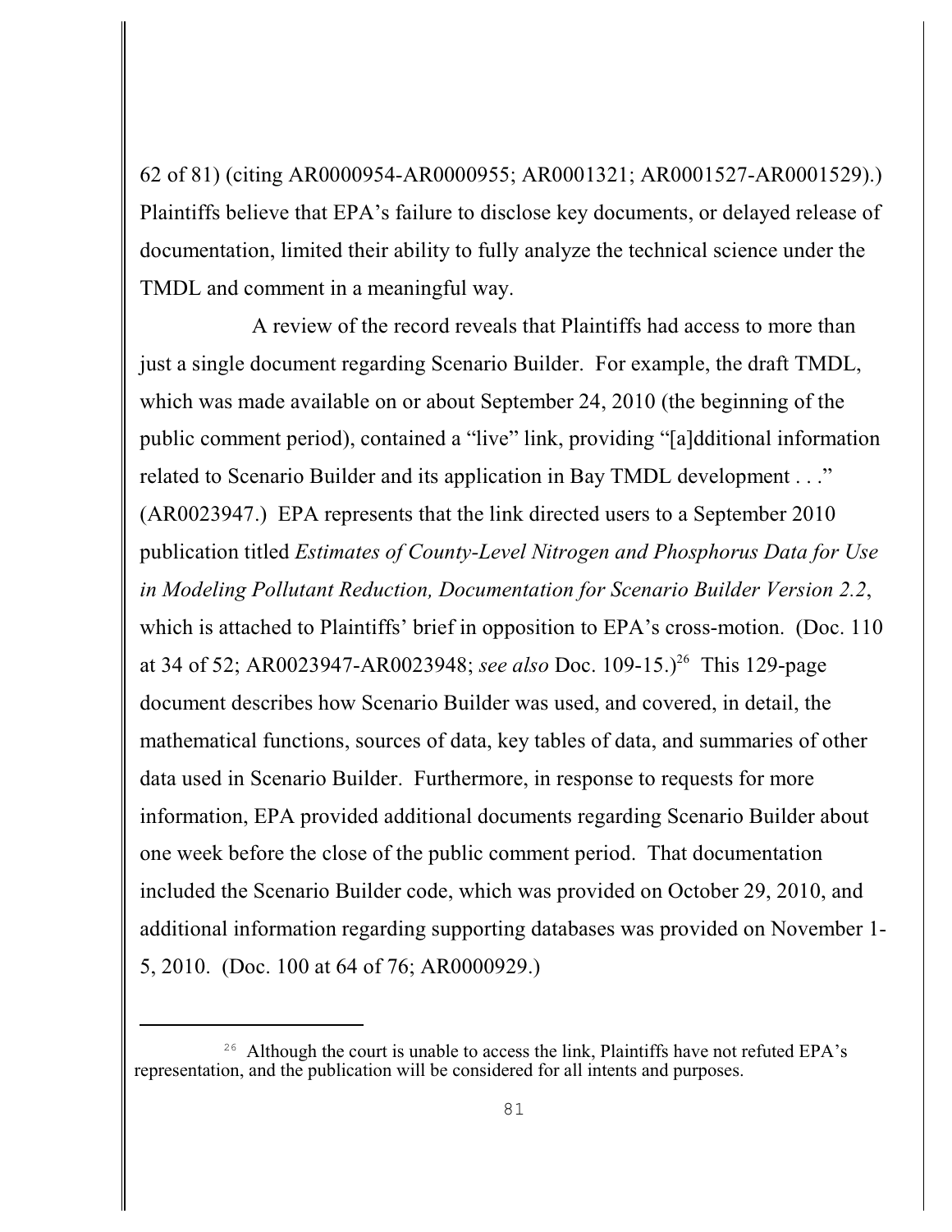62 of 81) (citing AR0000954-AR0000955; AR0001321; AR0001527-AR0001529).) Plaintiffs believe that EPA's failure to disclose key documents, or delayed release of documentation, limited their ability to fully analyze the technical science under the TMDL and comment in a meaningful way.

A review of the record reveals that Plaintiffs had access to more than just a single document regarding Scenario Builder. For example, the draft TMDL, which was made available on or about September 24, 2010 (the beginning of the public comment period), contained a "live" link, providing "[a]dditional information related to Scenario Builder and its application in Bay TMDL development . . ." (AR0023947.) EPA represents that the link directed users to a September 2010 publication titled *Estimates of County-Level Nitrogen and Phosphorus Data for Use in Modeling Pollutant Reduction, Documentation for Scenario Builder Version 2.2*, which is attached to Plaintiffs' brief in opposition to EPA's cross-motion. (Doc. 110 at 34 of 52; AR0023947-AR0023948; *see also* Doc. 109-15.)[26] This 129-page document describes how Scenario Builder was used, and covered, in detail, the mathematical functions, sources of data, key tables of data, and summaries of other data used in Scenario Builder. Furthermore, in response to requests for more information, EPA provided additional documents regarding Scenario Builder about one week before the close of the public comment period. That documentation included the Scenario Builder code, which was provided on October 29, 2010, and additional information regarding supporting databases was provided on November 1-5, 2010. (Doc. 100 at 64 of 76; AR0000929.)

---

[26] Although the court is unable to access the link, Plaintiffs have not refuted EPA's representation, and the publication will be considered for all intents and purposes.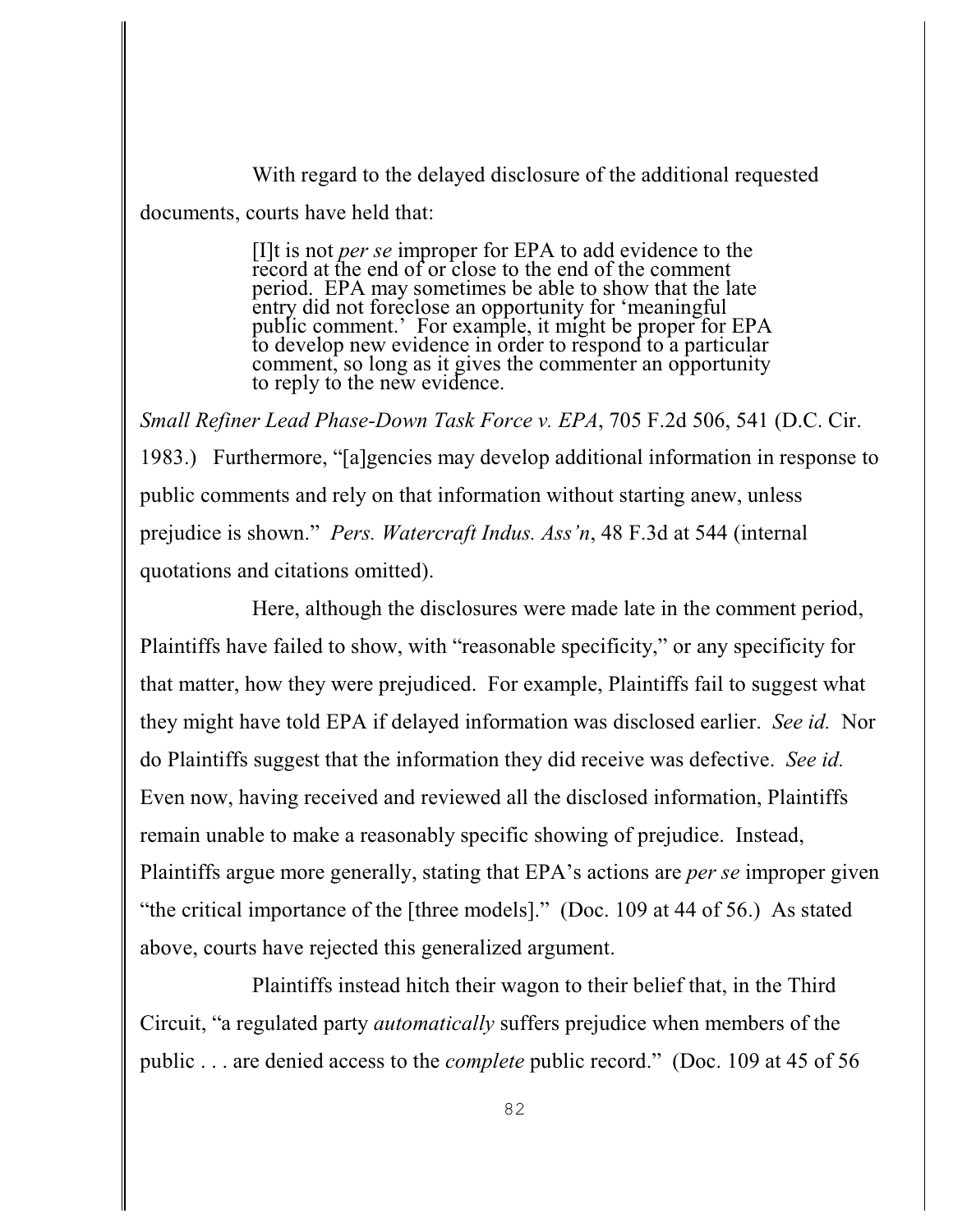With regard to the delayed disclosure of the additional requested documents, courts have held that:

> [I]t is not *per se* improper for EPA to add evidence to the record at the end of or close to the end of the comment period. EPA may sometimes be able to show that the late entry did not foreclose an opportunity for 'meaningful public comment.' For example, it might be proper for EPA to develop new evidence in order to respond to a particular comment, so long as it gives the commenter an opportunity to reply to the new evidence.

*Small Refiner Lead Phase-Down Task Force v. EPA*, 705 F.2d 506, 541 (D.C. Cir. 1983.) Furthermore, "[a]gencies may develop additional information in response to public comments and rely on that information without starting anew, unless prejudice is shown." *Pers. Watercraft Indus. Ass'n*, 48 F.3d at 544 (internal quotations and citations omitted).

Here, although the disclosures were made late in the comment period, Plaintiffs have failed to show, with "reasonable specificity," or any specificity for that matter, how they were prejudiced. For example, Plaintiffs fail to suggest what they might have told EPA if delayed information was disclosed earlier. *See id.* Nor do Plaintiffs suggest that the information they did receive was defective. *See id.* Even now, having received and reviewed all the disclosed information, Plaintiffs remain unable to make a reasonably specific showing of prejudice. Instead, Plaintiffs argue more generally, stating that EPA's actions are *per se* improper given "the critical importance of the [three models]." (Doc. 109 at 44 of 56.) As stated above, courts have rejected this generalized argument.

Plaintiffs instead hitch their wagon to their belief that, in the Third Circuit, "a regulated party *automatically* suffers prejudice when members of the public . . . are denied access to the *complete* public record." (Doc. 109 at 45 of 56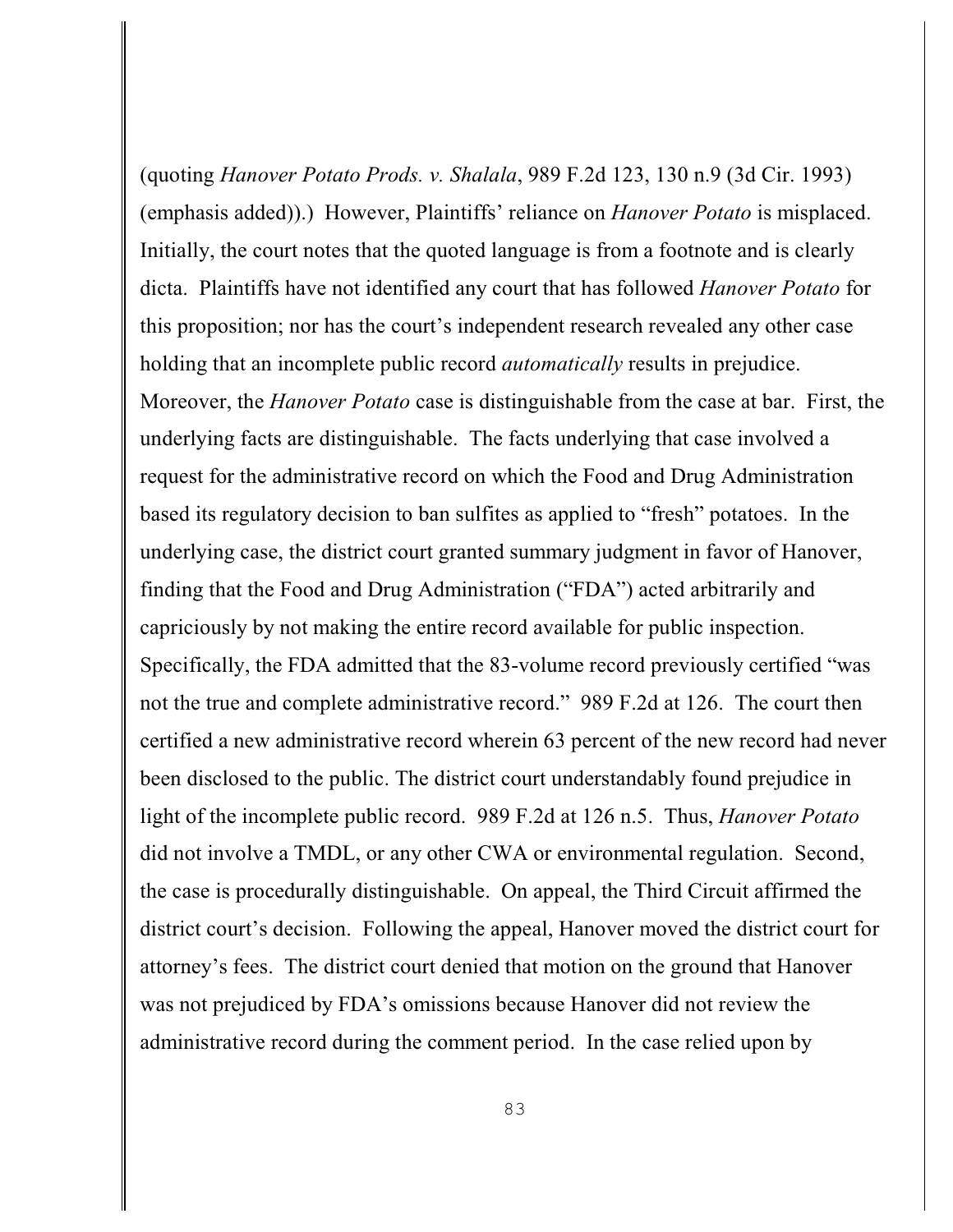(quoting *Hanover Potato Prods. v. Shalala*, 989 F.2d 123, 130 n.9 (3d Cir. 1993) (emphasis added)).) However, Plaintiffs' reliance on *Hanover Potato* is misplaced. Initially, the court notes that the quoted language is from a footnote and is clearly dicta. Plaintiffs have not identified any court that has followed *Hanover Potato* for this proposition; nor has the court's independent research revealed any other case holding that an incomplete public record *automatically* results in prejudice. Moreover, the *Hanover Potato* case is distinguishable from the case at bar. First, the underlying facts are distinguishable. The facts underlying that case involved a request for the administrative record on which the Food and Drug Administration based its regulatory decision to ban sulfites as applied to "fresh" potatoes. In the underlying case, the district court granted summary judgment in favor of Hanover, finding that the Food and Drug Administration ("FDA") acted arbitrarily and capriciously by not making the entire record available for public inspection. Specifically, the FDA admitted that the 83-volume record previously certified "was not the true and complete administrative record." 989 F.2d at 126. The court then certified a new administrative record wherein 63 percent of the new record had never been disclosed to the public. The district court understandably found prejudice in light of the incomplete public record. 989 F.2d at 126 n.5. Thus, *Hanover Potato* did not involve a TMDL, or any other CWA or environmental regulation. Second, the case is procedurally distinguishable. On appeal, the Third Circuit affirmed the district court's decision. Following the appeal, Hanover moved the district court for attorney's fees. The district court denied that motion on the ground that Hanover was not prejudiced by FDA's omissions because Hanover did not review the administrative record during the comment period. In the case relied upon by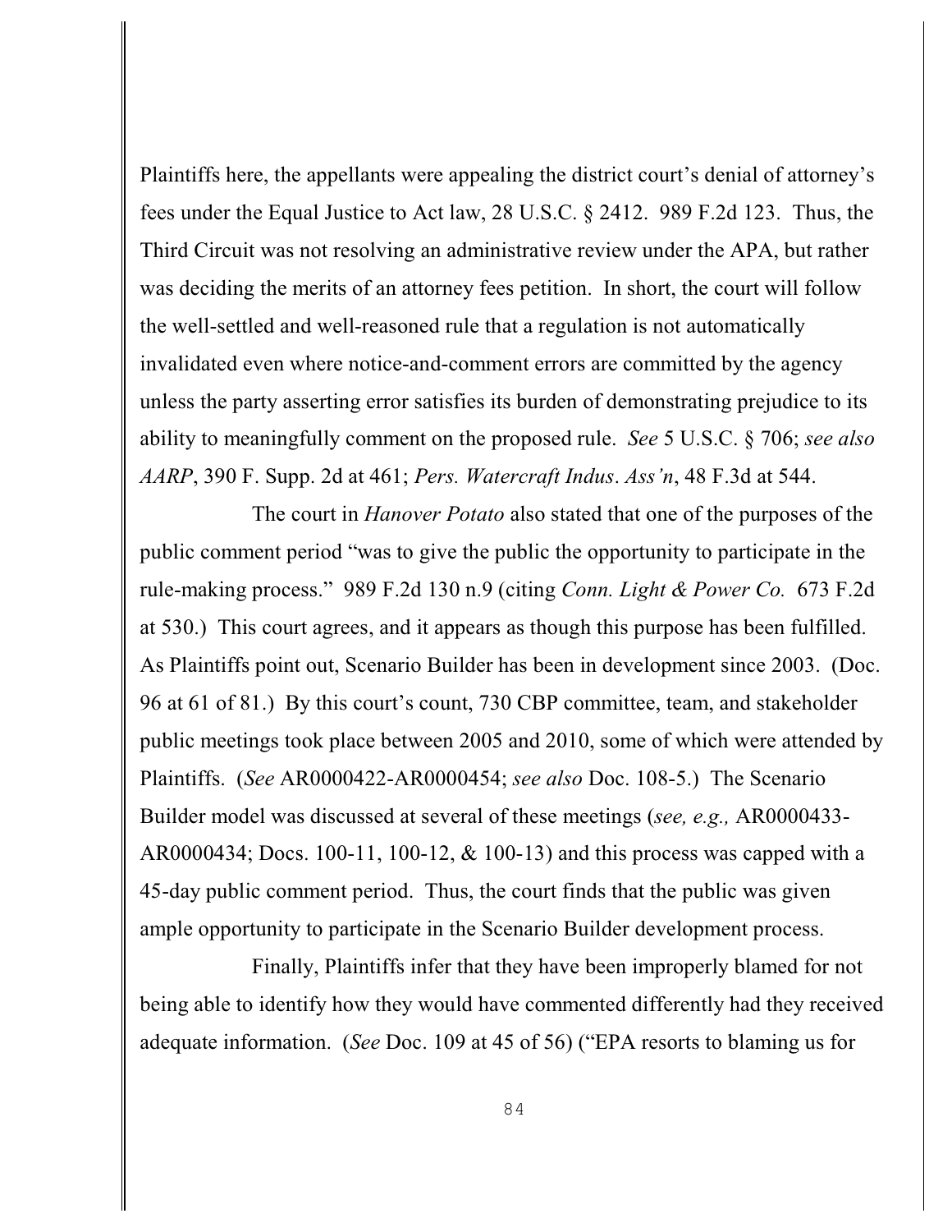Plaintiffs here, the appellants were appealing the district court's denial of attorney's fees under the Equal Justice to Act law, 28 U.S.C. § 2412. 989 F.2d 123. Thus, the Third Circuit was not resolving an administrative review under the APA, but rather was deciding the merits of an attorney fees petition. In short, the court will follow the well-settled and well-reasoned rule that a regulation is not automatically invalidated even where notice-and-comment errors are committed by the agency unless the party asserting error satisfies its burden of demonstrating prejudice to its ability to meaningfully comment on the proposed rule. *See* 5 U.S.C. § 706; *see also AARP*, 390 F. Supp. 2d at 461; *Pers. Watercraft Indus. Ass'n*, 48 F.3d at 544.

The court in *Hanover Potato* also stated that one of the purposes of the public comment period "was to give the public the opportunity to participate in the rule-making process." 989 F.2d 130 n.9 (citing *Conn. Light & Power Co.* 673 F.2d at 530.) This court agrees, and it appears as though this purpose has been fulfilled. As Plaintiffs point out, Scenario Builder has been in development since 2003. (Doc. 96 at 61 of 81.) By this court's count, 730 CBP committee, team, and stakeholder public meetings took place between 2005 and 2010, some of which were attended by Plaintiffs. (*See* AR0000422-AR0000454; *see also* Doc. 108-5.) The Scenario Builder model was discussed at several of these meetings (*see, e.g.,* AR0000433-AR0000434; Docs. 100-11, 100-12, & 100-13) and this process was capped with a 45-day public comment period. Thus, the court finds that the public was given ample opportunity to participate in the Scenario Builder development process.

Finally, Plaintiffs infer that they have been improperly blamed for not being able to identify how they would have commented differently had they received adequate information. (*See* Doc. 109 at 45 of 56) ("EPA resorts to blaming us for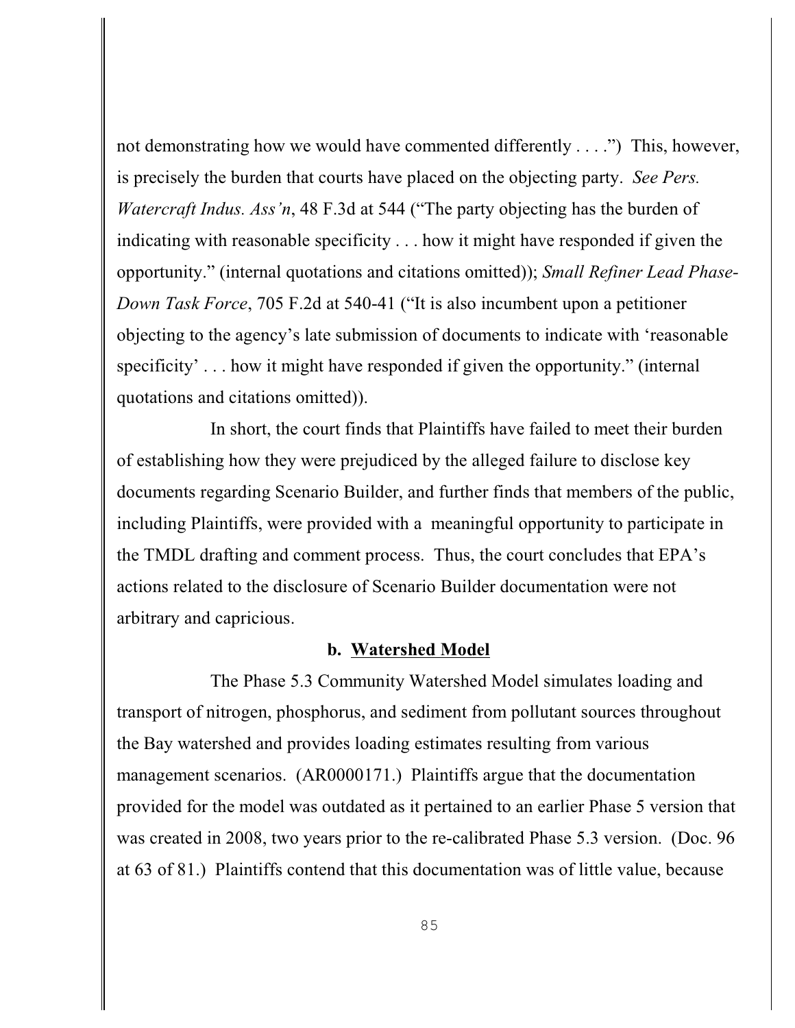not demonstrating how we would have commented differently . . . .") This, however, is precisely the burden that courts have placed on the objecting party. *See Pers. Watercraft Indus. Ass'n*, 48 F.3d at 544 ("The party objecting has the burden of indicating with reasonable specificity . . . how it might have responded if given the opportunity." (internal quotations and citations omitted)); *Small Refiner Lead Phase-Down Task Force*, 705 F.2d at 540-41 ("It is also incumbent upon a petitioner objecting to the agency's late submission of documents to indicate with 'reasonable specificity' . . . how it might have responded if given the opportunity." (internal quotations and citations omitted)).

In short, the court finds that Plaintiffs have failed to meet their burden of establishing how they were prejudiced by the alleged failure to disclose key documents regarding Scenario Builder, and further finds that members of the public, including Plaintiffs, were provided with a meaningful opportunity to participate in the TMDL drafting and comment process. Thus, the court concludes that EPA's actions related to the disclosure of Scenario Builder documentation were not arbitrary and capricious.

**b. Watershed Model**

The Phase 5.3 Community Watershed Model simulates loading and transport of nitrogen, phosphorus, and sediment from pollutant sources throughout the Bay watershed and provides loading estimates resulting from various management scenarios. (AR0000171.) Plaintiffs argue that the documentation provided for the model was outdated as it pertained to an earlier Phase 5 version that was created in 2008, two years prior to the re-calibrated Phase 5.3 version. (Doc. 96 at 63 of 81.) Plaintiffs contend that this documentation was of little value, because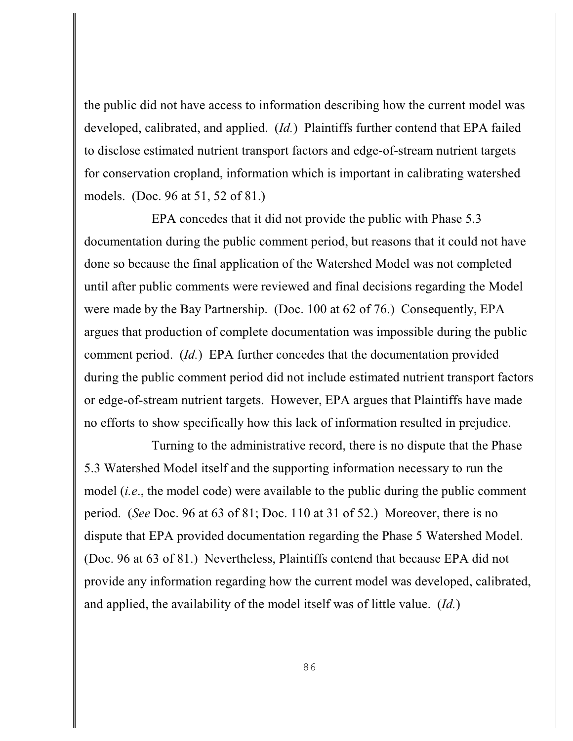the public did not have access to information describing how the current model was developed, calibrated, and applied. (*Id.*) Plaintiffs further contend that EPA failed to disclose estimated nutrient transport factors and edge-of-stream nutrient targets for conservation cropland, information which is important in calibrating watershed models. (Doc. 96 at 51, 52 of 81.)

EPA concedes that it did not provide the public with Phase 5.3 documentation during the public comment period, but reasons that it could not have done so because the final application of the Watershed Model was not completed until after public comments were reviewed and final decisions regarding the Model were made by the Bay Partnership. (Doc. 100 at 62 of 76.) Consequently, EPA argues that production of complete documentation was impossible during the public comment period. (*Id.*) EPA further concedes that the documentation provided during the public comment period did not include estimated nutrient transport factors or edge-of-stream nutrient targets. However, EPA argues that Plaintiffs have made no efforts to show specifically how this lack of information resulted in prejudice.

Turning to the administrative record, there is no dispute that the Phase 5.3 Watershed Model itself and the supporting information necessary to run the model (*i.e*., the model code) were available to the public during the public comment period. (*See* Doc. 96 at 63 of 81; Doc. 110 at 31 of 52.) Moreover, there is no dispute that EPA provided documentation regarding the Phase 5 Watershed Model. (Doc. 96 at 63 of 81.) Nevertheless, Plaintiffs contend that because EPA did not provide any information regarding how the current model was developed, calibrated, and applied, the availability of the model itself was of little value. (*Id.*)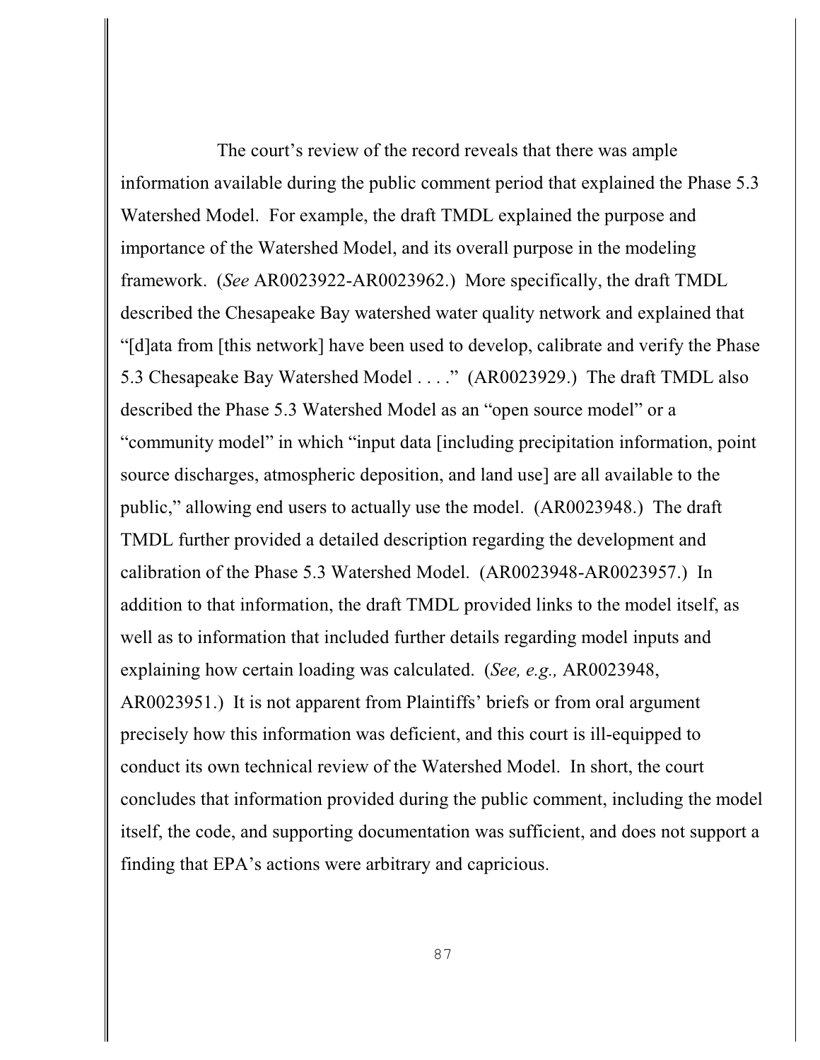The court's review of the record reveals that there was ample information available during the public comment period that explained the Phase 5.3 Watershed Model. For example, the draft TMDL explained the purpose and importance of the Watershed Model, and its overall purpose in the modeling framework. (*See* AR0023922-AR0023962.) More specifically, the draft TMDL described the Chesapeake Bay watershed water quality network and explained that "[d]ata from [this network] have been used to develop, calibrate and verify the Phase 5.3 Chesapeake Bay Watershed Model . . . ." (AR0023929.) The draft TMDL also described the Phase 5.3 Watershed Model as an "open source model" or a "community model" in which "input data [including precipitation information, point source discharges, atmospheric deposition, and land use] are all available to the public," allowing end users to actually use the model. (AR0023948.) The draft TMDL further provided a detailed description regarding the development and calibration of the Phase 5.3 Watershed Model. (AR0023948-AR0023957.) In addition to that information, the draft TMDL provided links to the model itself, as well as to information that included further details regarding model inputs and explaining how certain loading was calculated. (*See, e.g.,* AR0023948, AR0023951.) It is not apparent from Plaintiffs' briefs or from oral argument precisely how this information was deficient, and this court is ill-equipped to conduct its own technical review of the Watershed Model. In short, the court concludes that information provided during the public comment, including the model itself, the code, and supporting documentation was sufficient, and does not support a finding that EPA's actions were arbitrary and capricious.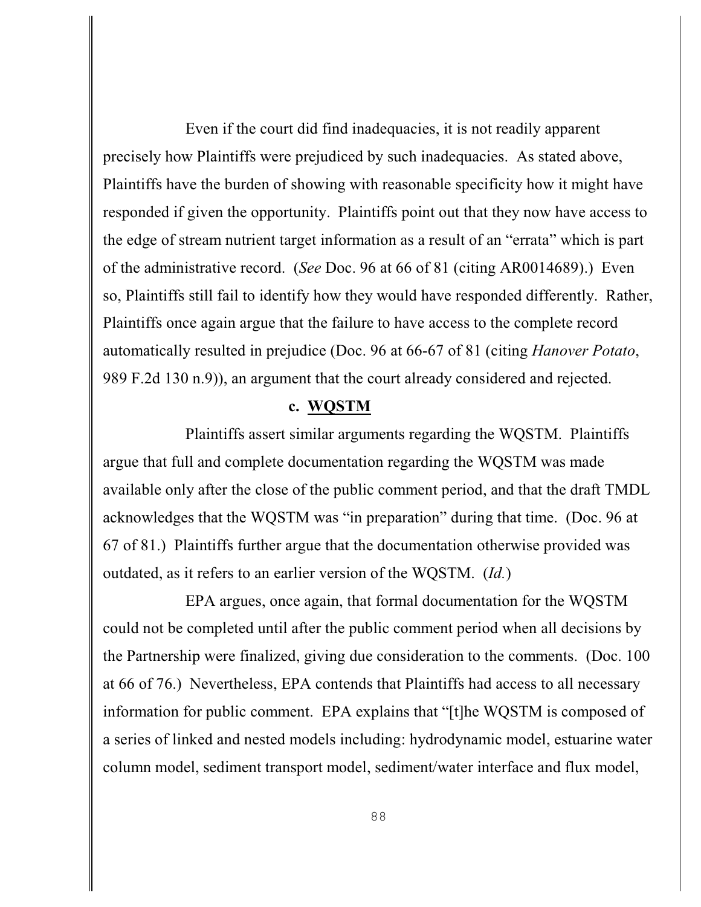Even if the court did find inadequacies, it is not readily apparent precisely how Plaintiffs were prejudiced by such inadequacies. As stated above, Plaintiffs have the burden of showing with reasonable specificity how it might have responded if given the opportunity. Plaintiffs point out that they now have access to the edge of stream nutrient target information as a result of an "errata" which is part of the administrative record. (*See* Doc. 96 at 66 of 81 (citing AR0014689).) Even so, Plaintiffs still fail to identify how they would have responded differently. Rather, Plaintiffs once again argue that the failure to have access to the complete record automatically resulted in prejudice (Doc. 96 at 66-67 of 81 (citing *Hanover Potato*, 989 F.2d 130 n.9)), an argument that the court already considered and rejected.

**c. WQSTM**

Plaintiffs assert similar arguments regarding the WQSTM. Plaintiffs argue that full and complete documentation regarding the WQSTM was made available only after the close of the public comment period, and that the draft TMDL acknowledges that the WQSTM was "in preparation" during that time. (Doc. 96 at 67 of 81.) Plaintiffs further argue that the documentation otherwise provided was outdated, as it refers to an earlier version of the WQSTM. (*Id.*)

EPA argues, once again, that formal documentation for the WQSTM could not be completed until after the public comment period when all decisions by the Partnership were finalized, giving due consideration to the comments. (Doc. 100 at 66 of 76.) Nevertheless, EPA contends that Plaintiffs had access to all necessary information for public comment. EPA explains that "[t]he WQSTM is composed of a series of linked and nested models including: hydrodynamic model, estuarine water column model, sediment transport model, sediment/water interface and flux model,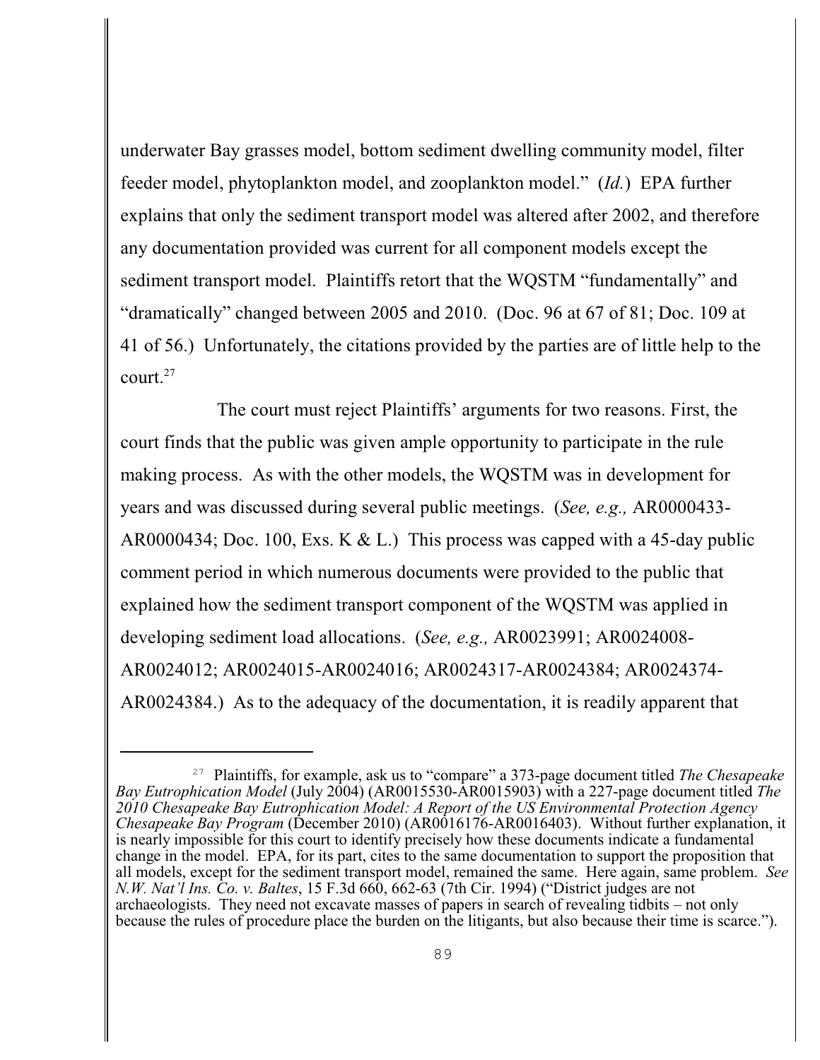underwater Bay grasses model, bottom sediment dwelling community model, filter feeder model, phytoplankton model, and zooplankton model." (*Id.*) EPA further explains that only the sediment transport model was altered after 2002, and therefore any documentation provided was current for all component models except the sediment transport model. Plaintiffs retort that the WQSTM "fundamentally" and "dramatically" changed between 2005 and 2010. (Doc. 96 at 67 of 81; Doc. 109 at 41 of 56.) Unfortunately, the citations provided by the parties are of little help to the court.[27]

The court must reject Plaintiffs' arguments for two reasons. First, the court finds that the public was given ample opportunity to participate in the rule making process. As with the other models, the WQSTM was in development for years and was discussed during several public meetings. (*See, e.g.,* AR0000433-AR0000434; Doc. 100, Exs. K & L.) This process was capped with a 45-day public comment period in which numerous documents were provided to the public that explained how the sediment transport component of the WQSTM was applied in developing sediment load allocations. (*See, e.g.,* AR0023991; AR0024008-AR0024012; AR0024015-AR0024016; AR0024317-AR0024384; AR0024374-AR0024384.) As to the adequacy of the documentation, it is readily apparent that

---

[27] Plaintiffs, for example, ask us to "compare" a 373-page document titled *The Chesapeake Bay Eutrophication Model* (July 2004) (AR0015530-AR0015903) with a 227-page document titled *The 2010 Chesapeake Bay Eutrophication Model: A Report of the US Environmental Protection Agency Chesapeake Bay Program* (December 2010) (AR0016176-AR0016403). Without further explanation, it is nearly impossible for this court to identify precisely how these documents indicate a fundamental change in the model. EPA, for its part, cites to the same documentation to support the proposition that all models, except for the sediment transport model, remained the same. Here again, same problem. *See N.W. Nat'l Ins. Co. v. Baltes*, 15 F.3d 660, 662-63 (7th Cir. 1994) ("District judges are not archaeologists. They need not excavate masses of papers in search of revealing tidbits – not only because the rules of procedure place the burden on the litigants, but also because their time is scarce.").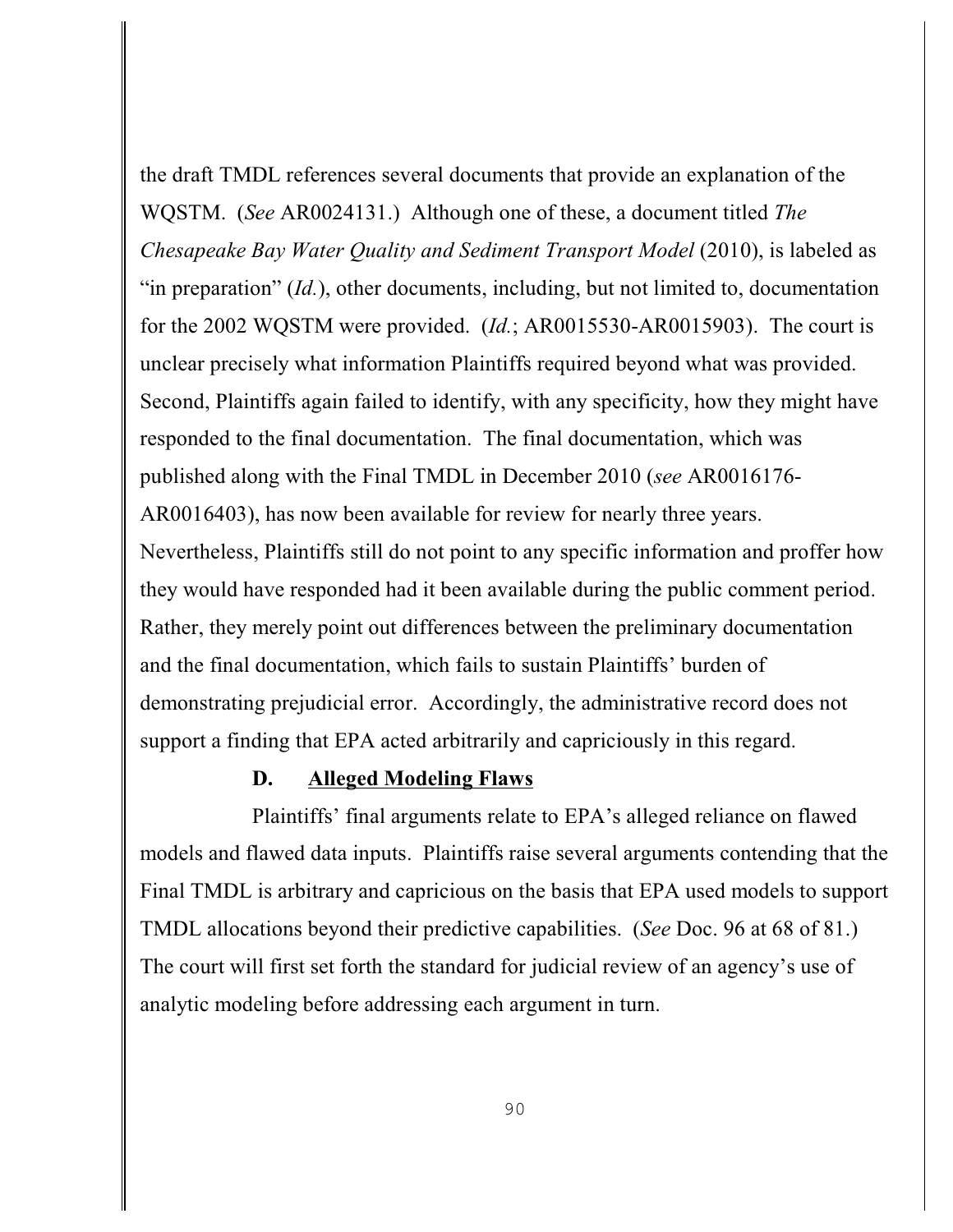the draft TMDL references several documents that provide an explanation of the WQSTM. (*See* AR0024131.) Although one of these, a document titled *The Chesapeake Bay Water Quality and Sediment Transport Model* (2010), is labeled as "in preparation" (*Id.*), other documents, including, but not limited to, documentation for the 2002 WQSTM were provided. (*Id.*; AR0015530-AR0015903). The court is unclear precisely what information Plaintiffs required beyond what was provided. Second, Plaintiffs again failed to identify, with any specificity, how they might have responded to the final documentation. The final documentation, which was published along with the Final TMDL in December 2010 (*see* AR0016176-AR0016403), has now been available for review for nearly three years. Nevertheless, Plaintiffs still do not point to any specific information and proffer how they would have responded had it been available during the public comment period. Rather, they merely point out differences between the preliminary documentation and the final documentation, which fails to sustain Plaintiffs' burden of demonstrating prejudicial error. Accordingly, the administrative record does not support a finding that EPA acted arbitrarily and capriciously in this regard.

### D. Alleged Modeling Flaws

Plaintiffs' final arguments relate to EPA's alleged reliance on flawed models and flawed data inputs. Plaintiffs raise several arguments contending that the Final TMDL is arbitrary and capricious on the basis that EPA used models to support TMDL allocations beyond their predictive capabilities. (*See* Doc. 96 at 68 of 81.) The court will first set forth the standard for judicial review of an agency's use of analytic modeling before addressing each argument in turn.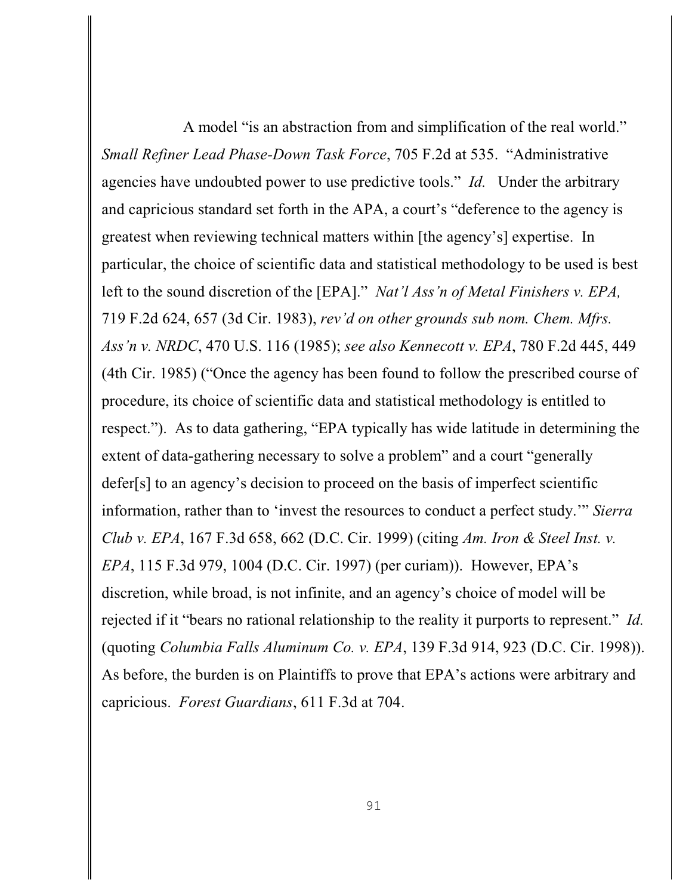A model "is an abstraction from and simplification of the real world." *Small Refiner Lead Phase-Down Task Force*, 705 F.2d at 535. "Administrative agencies have undoubted power to use predictive tools." *Id.* Under the arbitrary and capricious standard set forth in the APA, a court's "deference to the agency is greatest when reviewing technical matters within [the agency's] expertise. In particular, the choice of scientific data and statistical methodology to be used is best left to the sound discretion of the [EPA]." *Nat'l Ass'n of Metal Finishers v. EPA,* 719 F.2d 624, 657 (3d Cir. 1983), *rev'd on other grounds sub nom. Chem. Mfrs. Ass'n v. NRDC*, 470 U.S. 116 (1985); *see also Kennecott v. EPA*, 780 F.2d 445, 449 (4th Cir. 1985) ("Once the agency has been found to follow the prescribed course of procedure, its choice of scientific data and statistical methodology is entitled to respect."). As to data gathering, "EPA typically has wide latitude in determining the extent of data-gathering necessary to solve a problem" and a court "generally defer[s] to an agency's decision to proceed on the basis of imperfect scientific information, rather than to 'invest the resources to conduct a perfect study.'" *Sierra Club v. EPA*, 167 F.3d 658, 662 (D.C. Cir. 1999) (citing *Am. Iron & Steel Inst. v. EPA*, 115 F.3d 979, 1004 (D.C. Cir. 1997) (per curiam)). However, EPA's discretion, while broad, is not infinite, and an agency's choice of model will be rejected if it "bears no rational relationship to the reality it purports to represent." *Id.* (quoting *Columbia Falls Aluminum Co. v. EPA*, 139 F.3d 914, 923 (D.C. Cir. 1998)). As before, the burden is on Plaintiffs to prove that EPA's actions were arbitrary and capricious. *Forest Guardians*, 611 F.3d at 704.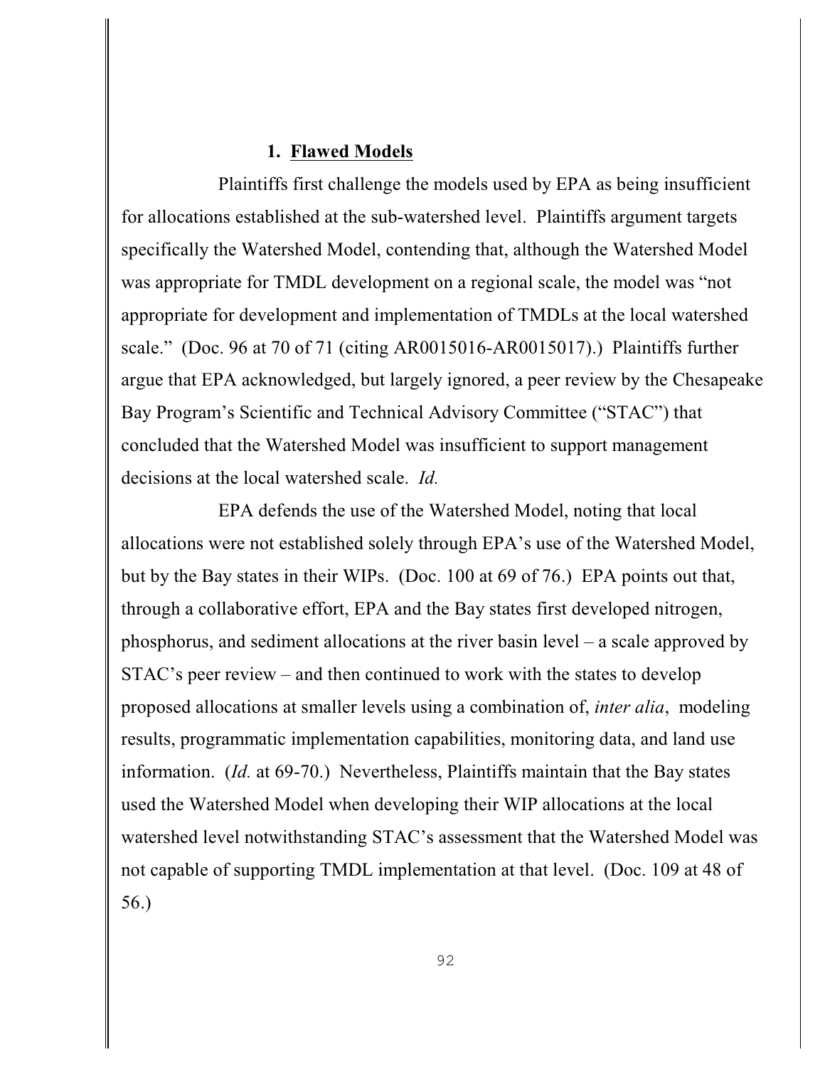### 1. **Flawed Models**

Plaintiffs first challenge the models used by EPA as being insufficient for allocations established at the sub-watershed level. Plaintiffs argument targets specifically the Watershed Model, contending that, although the Watershed Model was appropriate for TMDL development on a regional scale, the model was "not appropriate for development and implementation of TMDLs at the local watershed scale." (Doc. 96 at 70 of 71 (citing AR0015016-AR0015017).) Plaintiffs further argue that EPA acknowledged, but largely ignored, a peer review by the Chesapeake Bay Program's Scientific and Technical Advisory Committee ("STAC") that concluded that the Watershed Model was insufficient to support management decisions at the local watershed scale. *Id.*

EPA defends the use of the Watershed Model, noting that local allocations were not established solely through EPA's use of the Watershed Model, but by the Bay states in their WIPs. (Doc. 100 at 69 of 76.) EPA points out that, through a collaborative effort, EPA and the Bay states first developed nitrogen, phosphorus, and sediment allocations at the river basin level – a scale approved by STAC's peer review – and then continued to work with the states to develop proposed allocations at smaller levels using a combination of, *inter alia*, modeling results, programmatic implementation capabilities, monitoring data, and land use information. (*Id.* at 69-70.) Nevertheless, Plaintiffs maintain that the Bay states used the Watershed Model when developing their WIP allocations at the local watershed level notwithstanding STAC's assessment that the Watershed Model was not capable of supporting TMDL implementation at that level. (Doc. 109 at 48 of 56.)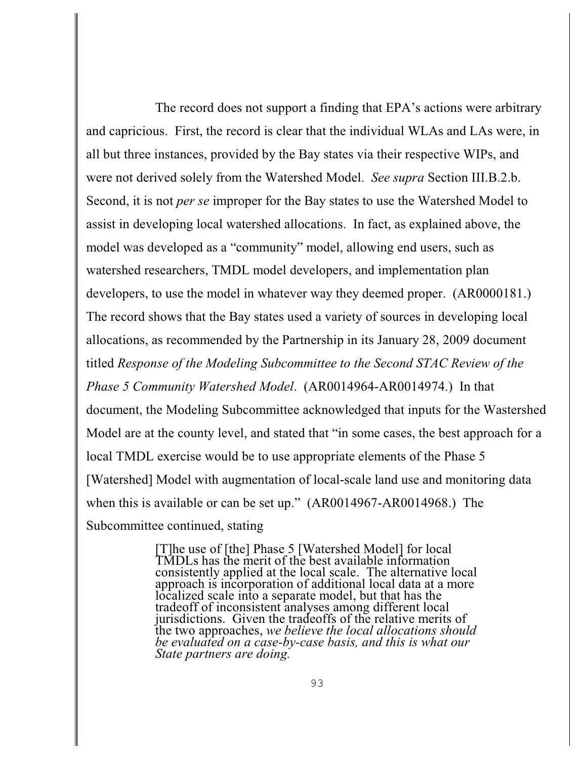The record does not support a finding that EPA's actions were arbitrary and capricious. First, the record is clear that the individual WLAs and LAs were, in all but three instances, provided by the Bay states via their respective WIPs, and were not derived solely from the Watershed Model. *See supra* Section III.B.2.b. Second, it is not *per se* improper for the Bay states to use the Watershed Model to assist in developing local watershed allocations. In fact, as explained above, the model was developed as a "community" model, allowing end users, such as watershed researchers, TMDL model developers, and implementation plan developers, to use the model in whatever way they deemed proper. (AR0000181.) The record shows that the Bay states used a variety of sources in developing local allocations, as recommended by the Partnership in its January 28, 2009 document titled *Response of the Modeling Subcommittee to the Second STAC Review of the Phase 5 Community Watershed Model*. (AR0014964-AR0014974.) In that document, the Modeling Subcommittee acknowledged that inputs for the Wastershed Model are at the county level, and stated that "in some cases, the best approach for a local TMDL exercise would be to use appropriate elements of the Phase 5 [Watershed] Model with augmentation of local-scale land use and monitoring data when this is available or can be set up." (AR0014967-AR0014968.) The Subcommittee continued, stating

> [T]he use of [the] Phase 5 [Watershed Model] for local TMDLs has the merit of the best available information consistently applied at the local scale. The alternative local approach is incorporation of additional local data at a more localized scale into a separate model, but that has the tradeoff of inconsistent analyses among different local jurisdictions. Given the tradeoffs of the relative merits of the two approaches, *we believe the local allocations should be evaluated on a case-by-case basis, and this is what our State partners are doing.*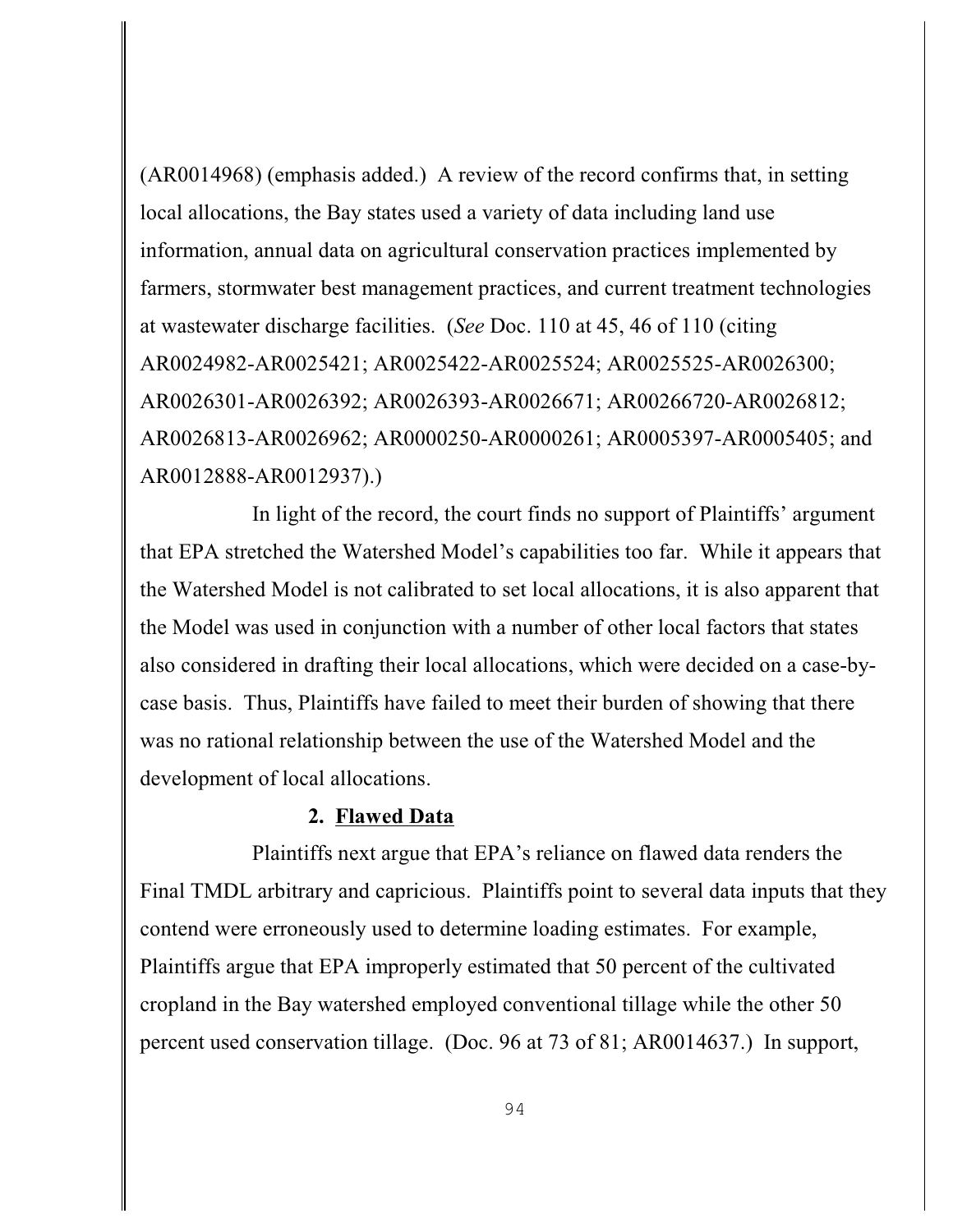(AR0014968) (emphasis added.) A review of the record confirms that, in setting local allocations, the Bay states used a variety of data including land use information, annual data on agricultural conservation practices implemented by farmers, stormwater best management practices, and current treatment technologies at wastewater discharge facilities. (*See* Doc. 110 at 45, 46 of 110 (citing AR0024982-AR0025421; AR0025422-AR0025524; AR0025525-AR0026300; AR0026301-AR0026392; AR0026393-AR0026671; AR00266720-AR0026812; AR0026813-AR0026962; AR0000250-AR0000261; AR0005397-AR0005405; and AR0012888-AR0012937).)

In light of the record, the court finds no support of Plaintiffs' argument that EPA stretched the Watershed Model's capabilities too far. While it appears that the Watershed Model is not calibrated to set local allocations, it is also apparent that the Model was used in conjunction with a number of other local factors that states also considered in drafting their local allocations, which were decided on a case-by-case basis. Thus, Plaintiffs have failed to meet their burden of showing that there was no rational relationship between the use of the Watershed Model and the development of local allocations.

**2. <u>Flawed Data</u>**

Plaintiffs next argue that EPA's reliance on flawed data renders the Final TMDL arbitrary and capricious. Plaintiffs point to several data inputs that they contend were erroneously used to determine loading estimates. For example, Plaintiffs argue that EPA improperly estimated that 50 percent of the cultivated cropland in the Bay watershed employed conventional tillage while the other 50 percent used conservation tillage. (Doc. 96 at 73 of 81; AR0014637.) In support,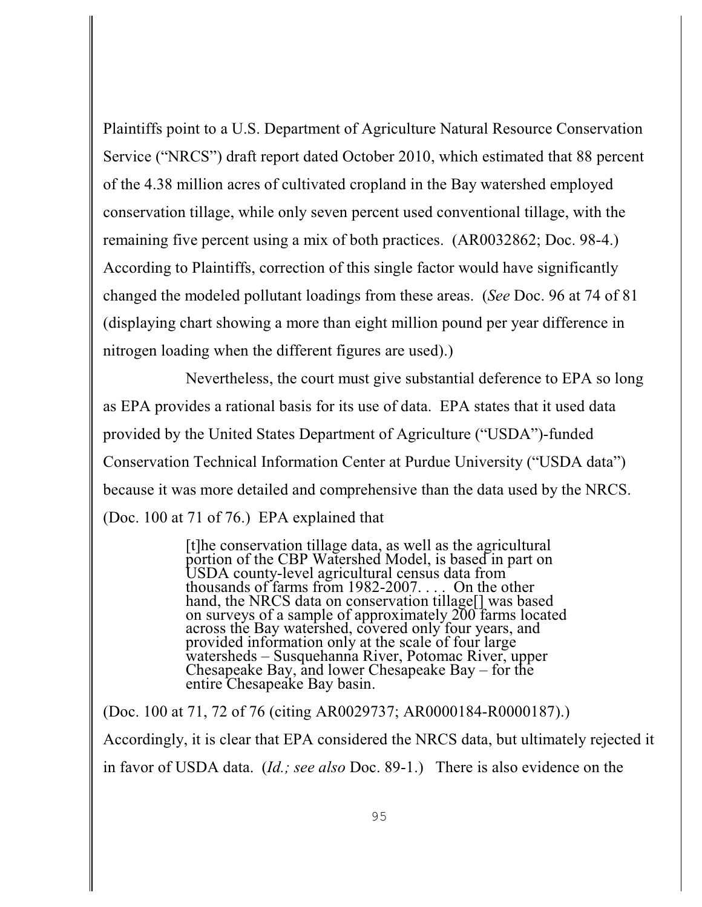Plaintiffs point to a U.S. Department of Agriculture Natural Resource Conservation Service ("NRCS") draft report dated October 2010, which estimated that 88 percent of the 4.38 million acres of cultivated cropland in the Bay watershed employed conservation tillage, while only seven percent used conventional tillage, with the remaining five percent using a mix of both practices. (AR0032862; Doc. 98-4.) According to Plaintiffs, correction of this single factor would have significantly changed the modeled pollutant loadings from these areas. (*See* Doc. 96 at 74 of 81 (displaying chart showing a more than eight million pound per year difference in nitrogen loading when the different figures are used).)

Nevertheless, the court must give substantial deference to EPA so long as EPA provides a rational basis for its use of data. EPA states that it used data provided by the United States Department of Agriculture ("USDA")-funded Conservation Technical Information Center at Purdue University ("USDA data") because it was more detailed and comprehensive than the data used by the NRCS. (Doc. 100 at 71 of 76.) EPA explained that

> [t]he conservation tillage data, as well as the agricultural portion of the CBP Watershed Model, is based in part on USDA county-level agricultural census data from thousands of farms from 1982-2007. . . . On the other hand, the NRCS data on conservation tillage[] was based on surveys of a sample of approximately 200 farms located across the Bay watershed, covered only four years, and provided information only at the scale of four large watersheds – Susquehanna River, Potomac River, upper Chesapeake Bay, and lower Chesapeake Bay – for the entire Chesapeake Bay basin.

(Doc. 100 at 71, 72 of 76 (citing AR0029737; AR0000184-R0000187).) Accordingly, it is clear that EPA considered the NRCS data, but ultimately rejected it in favor of USDA data. (*Id.; see also* Doc. 89-1.) There is also evidence on the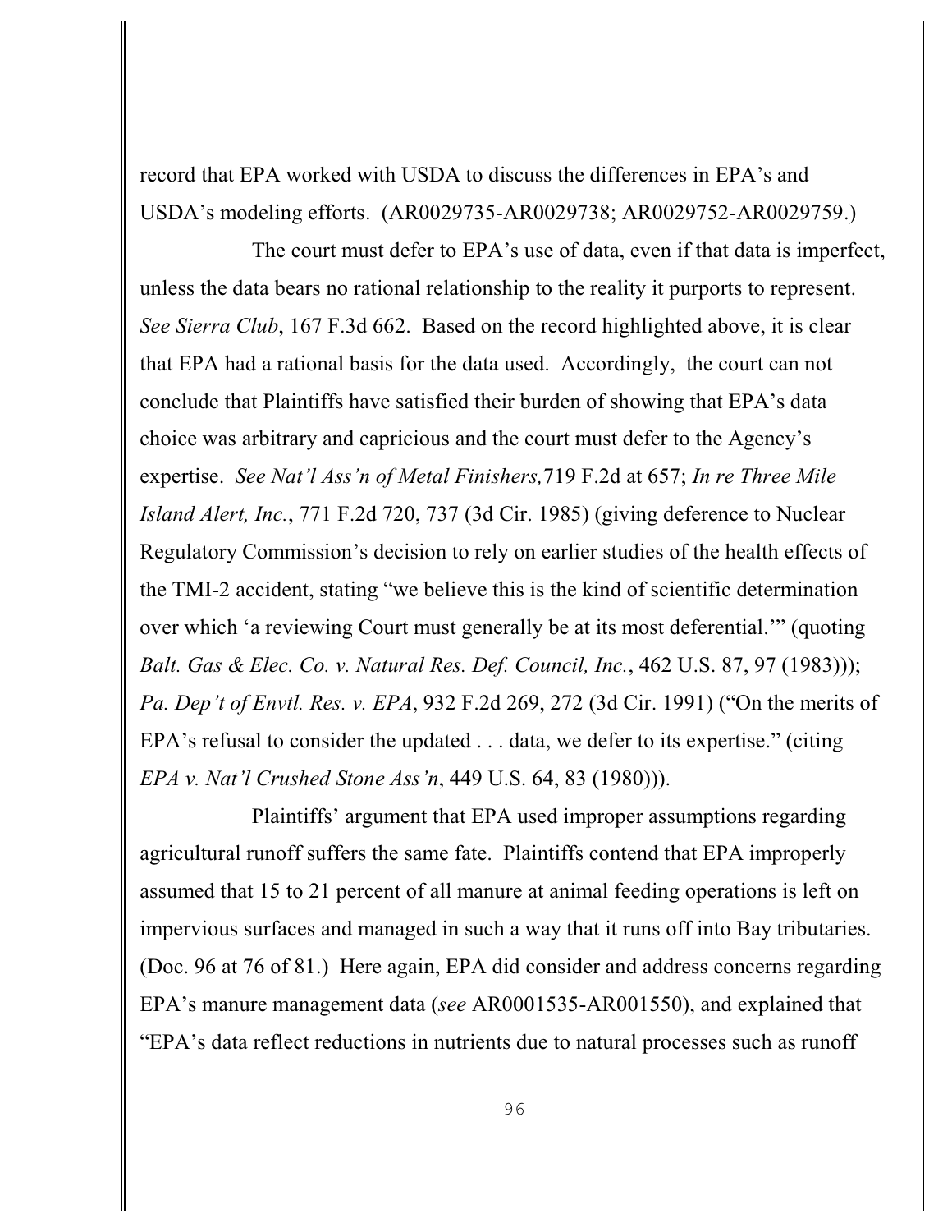record that EPA worked with USDA to discuss the differences in EPA's and USDA's modeling efforts. (AR0029735-AR0029738; AR0029752-AR0029759.)

The court must defer to EPA's use of data, even if that data is imperfect, unless the data bears no rational relationship to the reality it purports to represent. *See Sierra Club*, 167 F.3d 662. Based on the record highlighted above, it is clear that EPA had a rational basis for the data used. Accordingly, the court can not conclude that Plaintiffs have satisfied their burden of showing that EPA's data choice was arbitrary and capricious and the court must defer to the Agency's expertise. *See Nat'l Ass'n of Metal Finishers,*719 F.2d at 657; *In re Three Mile Island Alert, Inc.*, 771 F.2d 720, 737 (3d Cir. 1985) (giving deference to Nuclear Regulatory Commission's decision to rely on earlier studies of the health effects of the TMI-2 accident, stating "we believe this is the kind of scientific determination over which 'a reviewing Court must generally be at its most deferential.'" (quoting *Balt. Gas & Elec. Co. v. Natural Res. Def. Council, Inc.*, 462 U.S. 87, 97 (1983))); *Pa. Dep't of Envtl. Res. v. EPA*, 932 F.2d 269, 272 (3d Cir. 1991) ("On the merits of EPA's refusal to consider the updated . . . data, we defer to its expertise." (citing *EPA v. Nat'l Crushed Stone Ass'n*, 449 U.S. 64, 83 (1980))).

Plaintiffs' argument that EPA used improper assumptions regarding agricultural runoff suffers the same fate. Plaintiffs contend that EPA improperly assumed that 15 to 21 percent of all manure at animal feeding operations is left on impervious surfaces and managed in such a way that it runs off into Bay tributaries. (Doc. 96 at 76 of 81.) Here again, EPA did consider and address concerns regarding EPA's manure management data (*see* AR0001535-AR001550), and explained that "EPA's data reflect reductions in nutrients due to natural processes such as runoff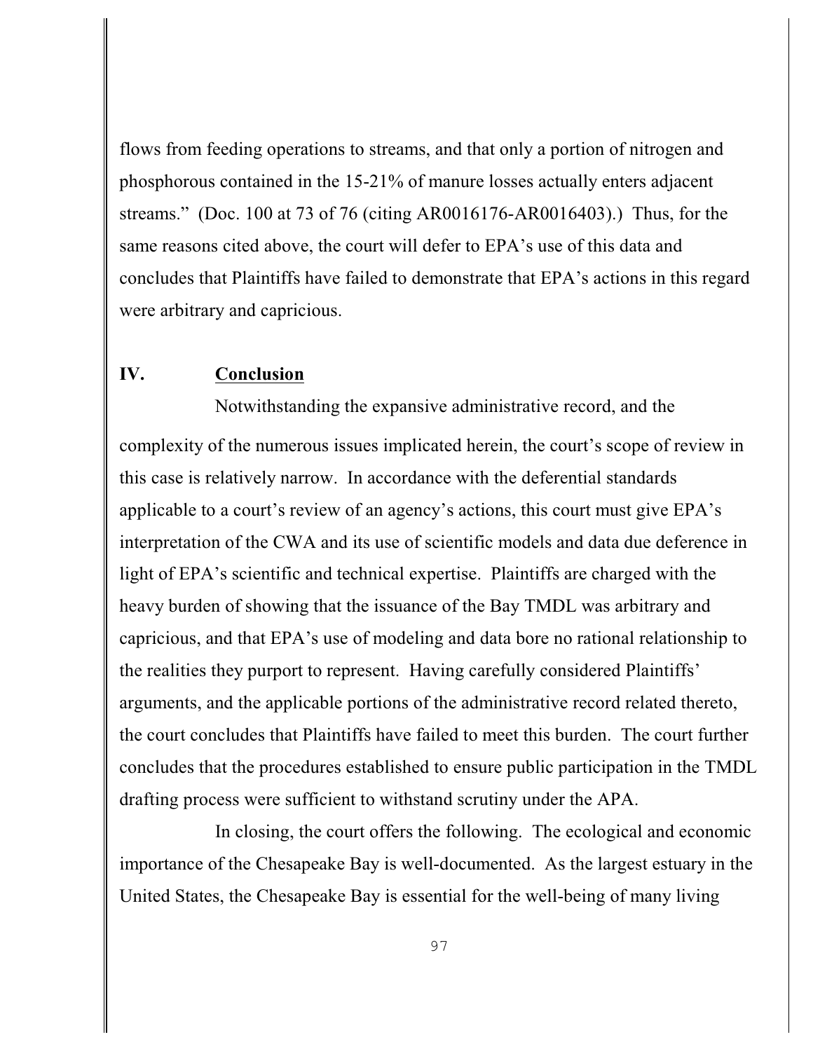flows from feeding operations to streams, and that only a portion of nitrogen and phosphorous contained in the 15-21% of manure losses actually enters adjacent streams." (Doc. 100 at 73 of 76 (citing AR0016176-AR0016403).) Thus, for the same reasons cited above, the court will defer to EPA's use of this data and concludes that Plaintiffs have failed to demonstrate that EPA's actions in this regard were arbitrary and capricious.

## IV. Conclusion

Notwithstanding the expansive administrative record, and the complexity of the numerous issues implicated herein, the court's scope of review in this case is relatively narrow. In accordance with the deferential standards applicable to a court's review of an agency's actions, this court must give EPA's interpretation of the CWA and its use of scientific models and data due deference in light of EPA's scientific and technical expertise. Plaintiffs are charged with the heavy burden of showing that the issuance of the Bay TMDL was arbitrary and capricious, and that EPA's use of modeling and data bore no rational relationship to the realities they purport to represent. Having carefully considered Plaintiffs' arguments, and the applicable portions of the administrative record related thereto, the court concludes that Plaintiffs have failed to meet this burden. The court further concludes that the procedures established to ensure public participation in the TMDL drafting process were sufficient to withstand scrutiny under the APA.

In closing, the court offers the following. The ecological and economic importance of the Chesapeake Bay is well-documented. As the largest estuary in the United States, the Chesapeake Bay is essential for the well-being of many living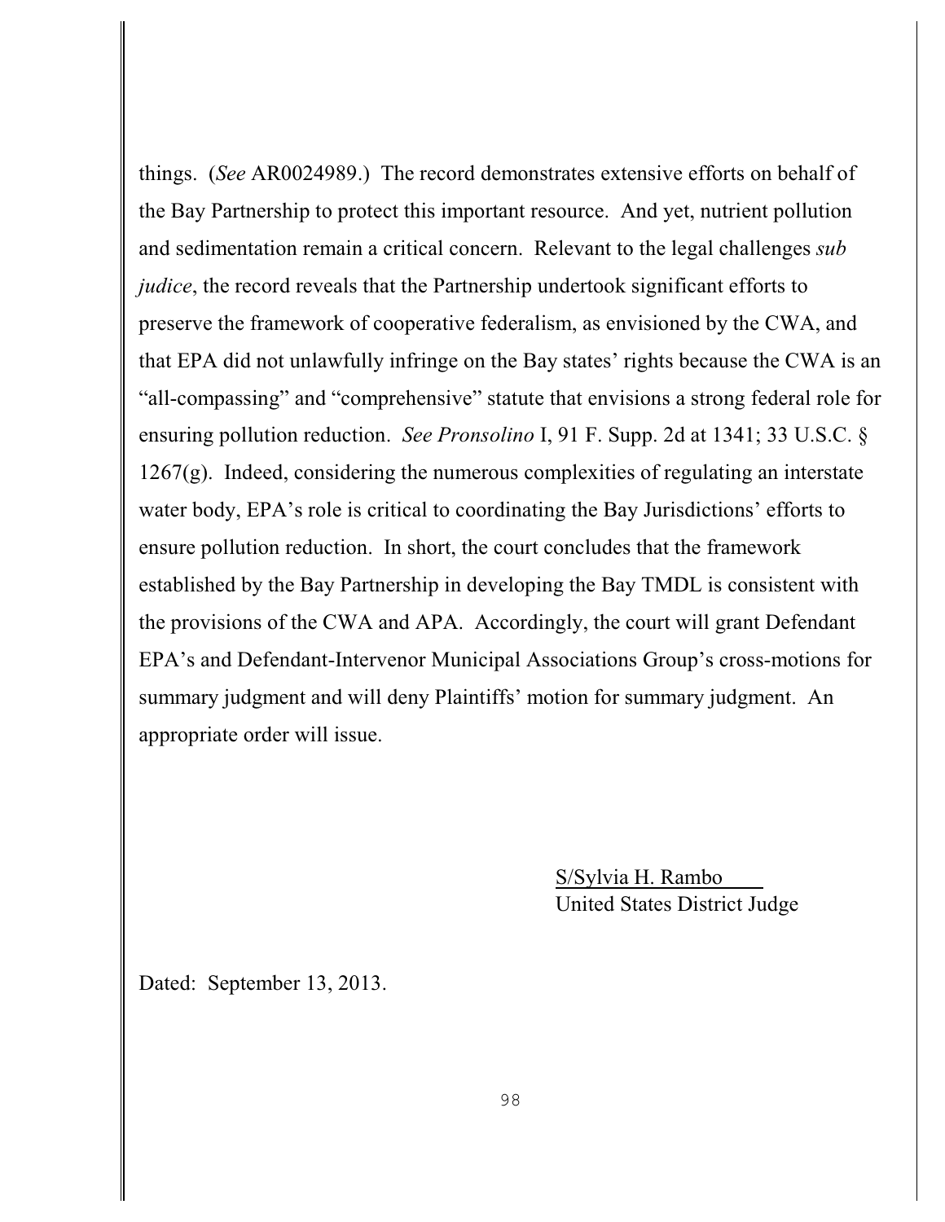things. (*See* AR0024989.) The record demonstrates extensive efforts on behalf of the Bay Partnership to protect this important resource. And yet, nutrient pollution and sedimentation remain a critical concern. Relevant to the legal challenges *sub judice*, the record reveals that the Partnership undertook significant efforts to preserve the framework of cooperative federalism, as envisioned by the CWA, and that EPA did not unlawfully infringe on the Bay states' rights because the CWA is an "all-compassing" and "comprehensive" statute that envisions a strong federal role for ensuring pollution reduction. *See Pronsolino* I, 91 F. Supp. 2d at 1341; 33 U.S.C. § 1267(g). Indeed, considering the numerous complexities of regulating an interstate water body, EPA's role is critical to coordinating the Bay Jurisdictions' efforts to ensure pollution reduction. In short, the court concludes that the framework established by the Bay Partnership in developing the Bay TMDL is consistent with the provisions of the CWA and APA. Accordingly, the court will grant Defendant EPA's and Defendant-Intervenor Municipal Associations Group's cross-motions for summary judgment and will deny Plaintiffs' motion for summary judgment. An appropriate order will issue.

S/Sylvia H. Rambo
United States District Judge

Dated: September 13, 2013.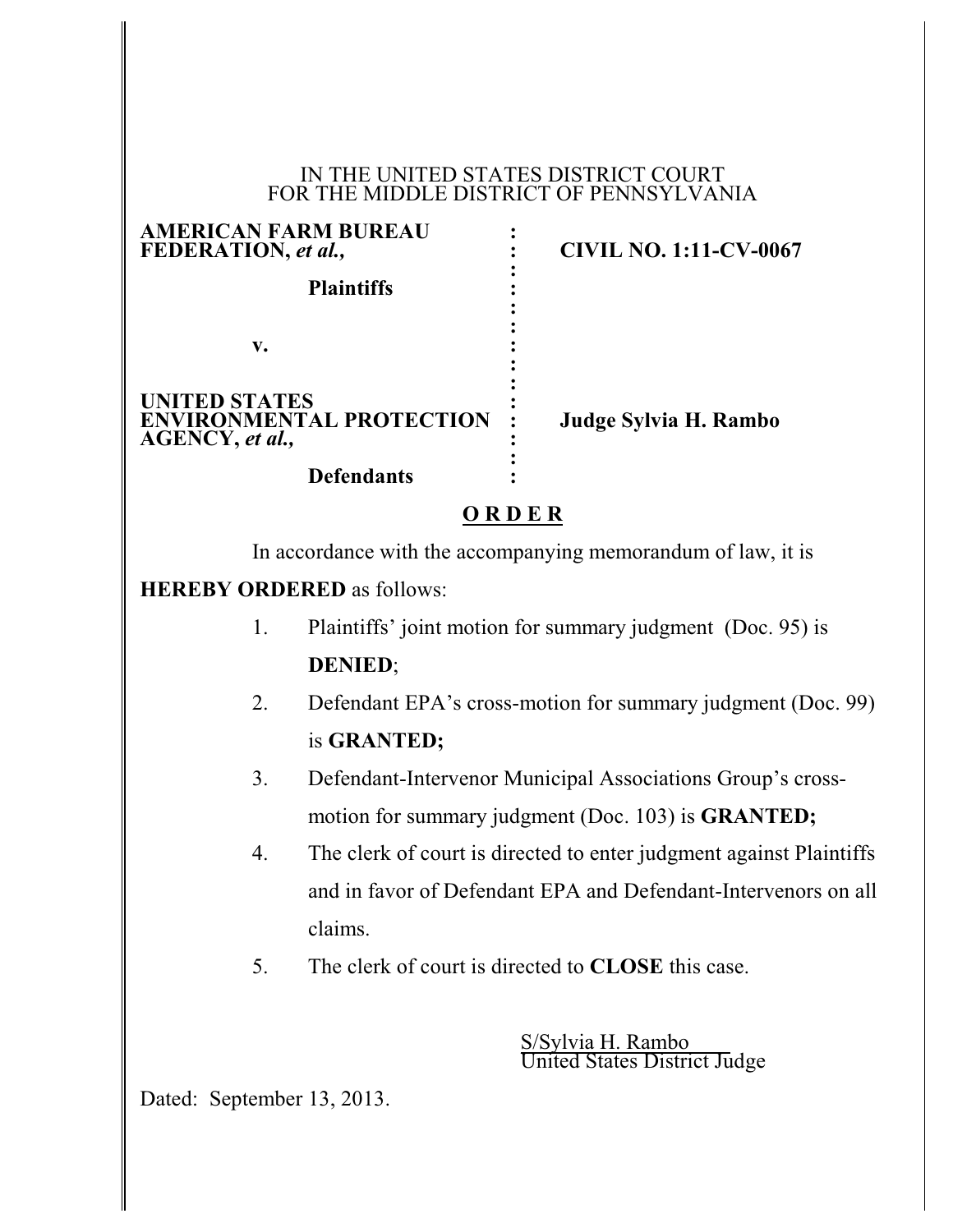IN THE UNITED STATES DISTRICT COURT
FOR THE MIDDLE DISTRICT OF PENNSYLVANIA

| | | |
|---|---|---|
| **AMERICAN FARM BUREAU FEDERATION,** ***et al.,*** | : | **CIVIL NO. 1:11-CV-0067** |
| **Plaintiffs** | : | |
| **v.** | : | |
| **UNITED STATES ENVIRONMENTAL PROTECTION AGENCY,** ***et al.,*** | : | **Judge Sylvia H. Rambo** |
| **Defendants** | : | |

## O R D E R

In accordance with the accompanying memorandum of law, it is **HEREBY ORDERED** as follows:

1. Plaintiffs' joint motion for summary judgment (Doc. 95) is **DENIED**;
2. Defendant EPA's cross-motion for summary judgment (Doc. 99) is **GRANTED;**
3. Defendant-Intervenor Municipal Associations Group's cross-motion for summary judgment (Doc. 103) is **GRANTED;**
4. The clerk of court is directed to enter judgment against Plaintiffs and in favor of Defendant EPA and Defendant-Intervenors on all claims.
5. The clerk of court is directed to **CLOSE** this case.

S/Sylvia H. Rambo
United States District Judge

Dated: September 13, 2013.